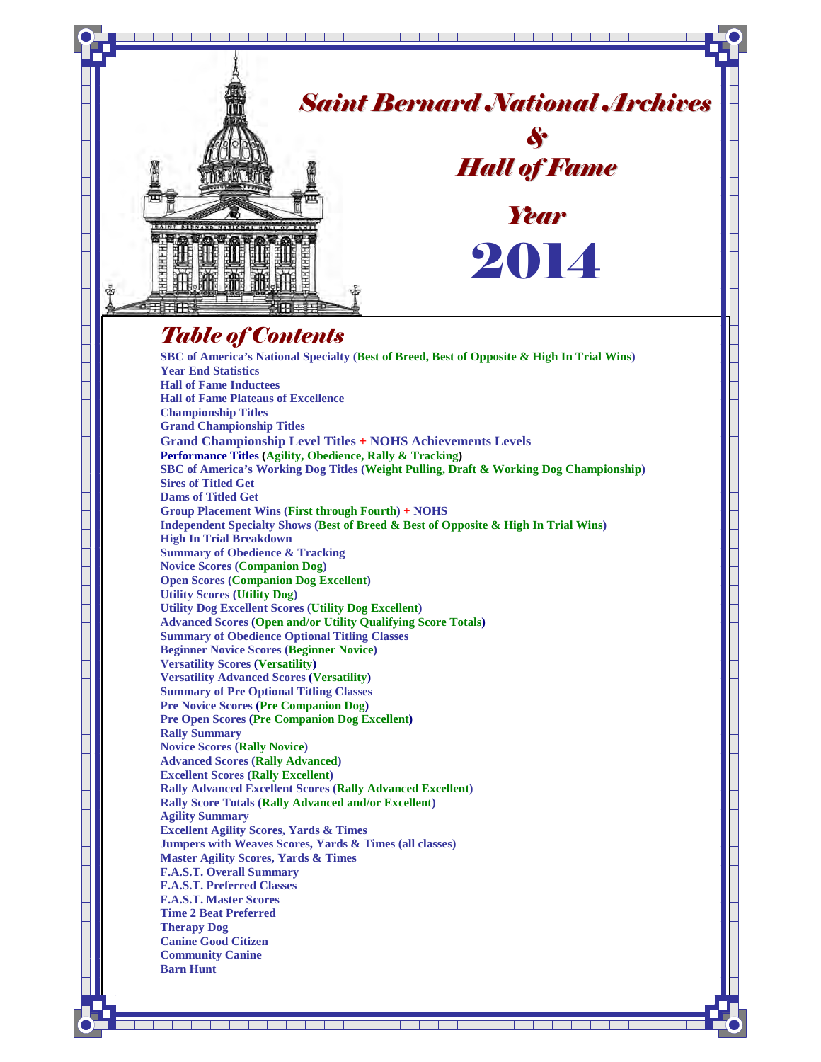# Saint Bernard National Archives

# &

# Hall of Fame

## Year

# 2014

## Table of Contents

- SBC of America's National Specialty (Best of Breed, Best of Opposite & High In Trial Wins)
- Year End Statistics
- Hall of Fame Inductees
- Hall of Fame Plateaus of Excellence
- Championship Titles
- Grand Championship Titles
- Grand Championship Level Titles + NOHS Achievements Levels
- Performance Titles (Agility, Obedience, Rally & Tracking)
- SBC of America's Working Dog Titles (Weight Pulling, Draft & Working Dog Championship)
- Sires of Titled Get
- Dams of Titled Get
- Group Placement Wins (First through Fourth) + NOHS
- Independent Specialty Shows (Best of Breed & Best of Opposite & High In Trial Wins)
- High In Trial Breakdown
- Summary of Obedience & Tracking
- Novice Scores (Companion Dog)
- Open Scores (Companion Dog Excellent)
- Utility Scores (Utility Dog)
- Utility Dog Excellent Scores (Utility Dog Excellent)
- Advanced Scores (Open and/or Utility Qualifying Score Totals)
- Summary of Obedience Optional Titling Classes
- Beginner Novice Scores (Beginner Novice)
- Versatility Scores (Versatility)
- Versatility Advanced Scores (Versatility)
- Summary of Pre Optional Titling Classes
- Pre Novice Scores (Pre Companion Dog)
- Pre Open Scores (Pre Companion Dog Excellent)
- Rally Summary
- Novice Scores (Rally Novice)
- Advanced Scores (Rally Advanced)
- Excellent Scores (Rally Excellent)
- Rally Advanced Excellent Scores (Rally Advanced Excellent)
- Rally Score Totals (Rally Advanced and/or Excellent)
- Agility Summary
- Excellent Agility Scores, Yards & Times
- Jumpers with Weaves Scores, Yards & Times (all classes)
- Master Agility Scores, Yards & Times
- F.A.S.T. Overall Summary
- F.A.S.T. Preferred Classes
- F.A.S.T. Master Scores
- Time 2 Beat Preferred
- Therapy Dog
- Canine Good Citizen
- Community Canine
- Barn Hunt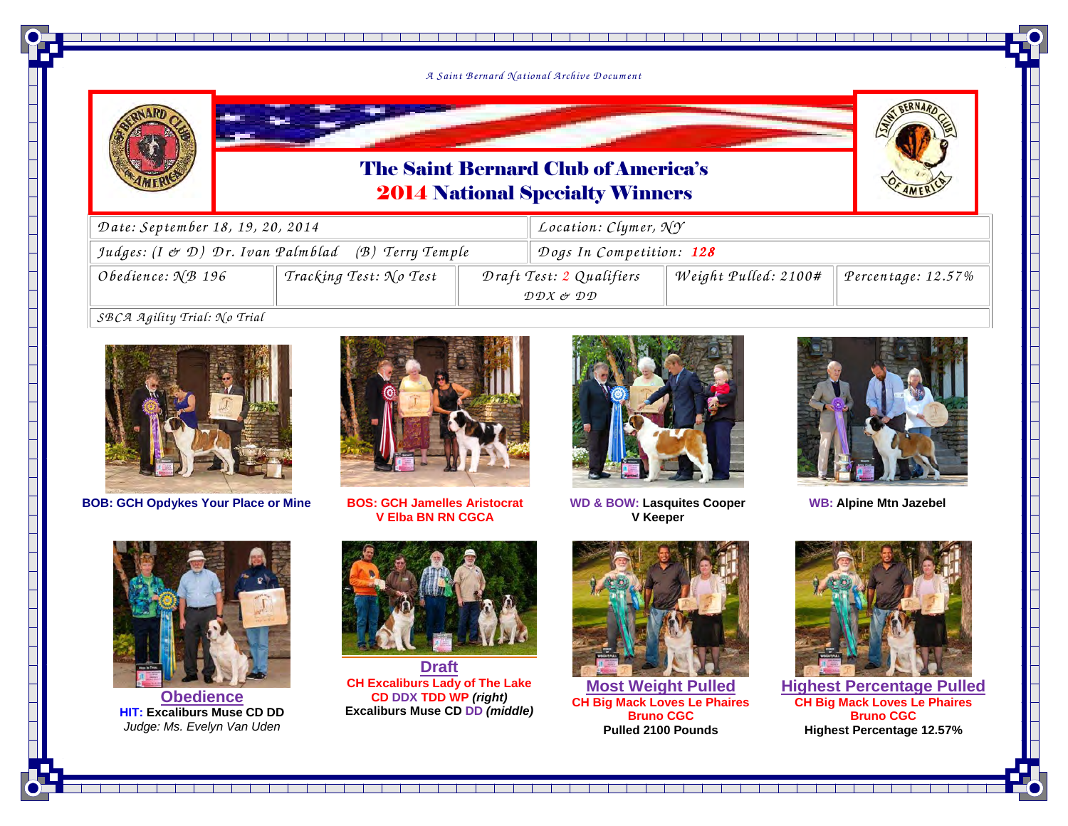*A Saint Bernard National Archive Document*

# The Saint Bernard Club of America's 2014 National Specialty Winners

| Date: September 18, 19, 20, 2014 | | | Location: Clymer, NY | |
|---|---|---|---|---|
| Judges: (I & D) Dr. Ivan Palmblad (B) Terry Temple | | | Dogs In Competition: **128** | |
| Obedience: NB 196 | Tracking Test: No Test | Draft Test: 2 Qualifiers DDX & DD | Weight Pulled: 2100# | Percentage: 12.57% |
| SBCA Agility Trial: No Trial | | | | |

**BOB: GCH Opdykes Your Place or Mine**

**BOS: GCH Jamelles Aristocrat V Elba BN RN CGCA**

**WD & BOW: Lasquites Cooper V Keeper**

**WB: Alpine Mtn Jazebel**

**Obedience**
**HIT: Excaliburs Muse CD DD**
*Judge: Ms. Evelyn Van Uden*

**Draft**
**CH Excaliburs Lady of The Lake CD DDX TDD WP *(right)***
**Excaliburs Muse CD DD *(middle)***

**Most Weight Pulled**
**CH Big Mack Loves Le Phaires Bruno CGC**
**Pulled 2100 Pounds**

**Highest Percentage Pulled**
**CH Big Mack Loves Le Phaires Bruno CGC**
**Highest Percentage 12.57%**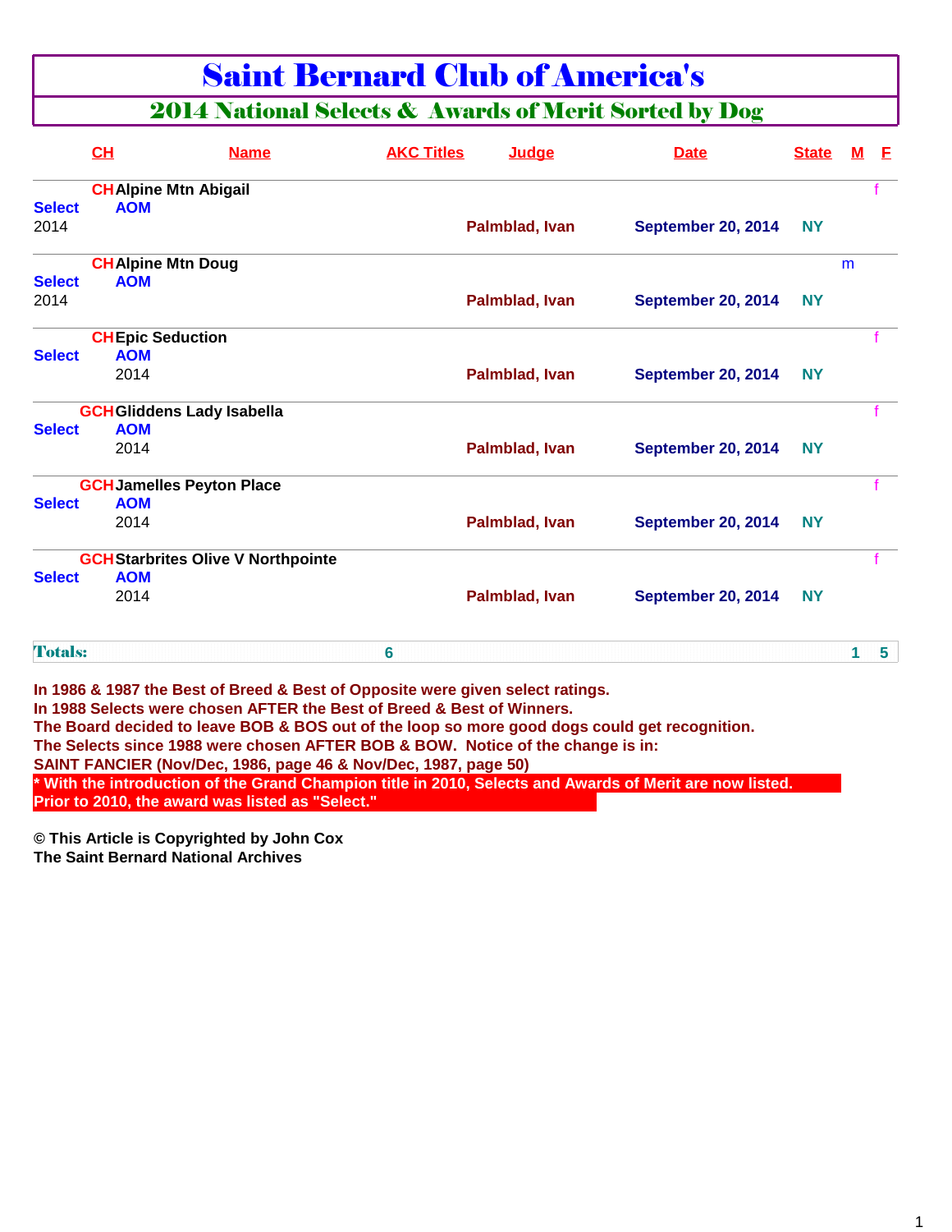# Saint Bernard Club of America's

## 2014 National Selects & Awards of Merit Sorted by Dog

| | CH | Name | AKC Titles | Judge | Date | State | M | F |
|---|---|---|---|---|---|---|---|---|
| | CH | Alpine Mtn Abigail | | | | | | f |
| Select | AOM | | | | | | | |
| 2014 | | | | Palmblad, Ivan | September 20, 2014 | NY | | |
| | CH | Alpine Mtn Doug | | | | | m | |
| Select | AOM | | | | | | | |
| 2014 | | | | Palmblad, Ivan | September 20, 2014 | NY | | |
| | CH | Epic Seduction | | | | | | f |
| Select | AOM | | | | | | | |
| | 2014 | | | Palmblad, Ivan | September 20, 2014 | NY | | |
| | GCH | Gliddens Lady Isabella | | | | | | f |
| Select | AOM | | | | | | | |
| | 2014 | | | Palmblad, Ivan | September 20, 2014 | NY | | |
| | GCH | Jamelles Peyton Place | | | | | | f |
| Select | AOM | | | | | | | |
| | 2014 | | | Palmblad, Ivan | September 20, 2014 | NY | | |
| | GCH | Starbrites Olive V Northpointe | | | | | | f |
| Select | AOM | | | | | | | |
| | 2014 | | | Palmblad, Ivan | September 20, 2014 | NY | | |
| **Totals:** | | | 6 | | | | 1 | 5 |

**In 1986 & 1987 the Best of Breed & Best of Opposite were given select ratings.**
**In 1988 Selects were chosen AFTER the Best of Breed & Best of Winners.**
**The Board decided to leave BOB & BOS out of the loop so more good dogs could get recognition.**
**The Selects since 1988 were chosen AFTER BOB & BOW. Notice of the change is in:**
**SAINT FANCIER (Nov/Dec, 1986, page 46 & Nov/Dec, 1987, page 50)**
**\* With the introduction of the Grand Champion title in 2010, Selects and Awards of Merit are now listed.**
**Prior to 2010, the award was listed as "Select."**

**© This Article is Copyrighted by John Cox**
**The Saint Bernard National Archives**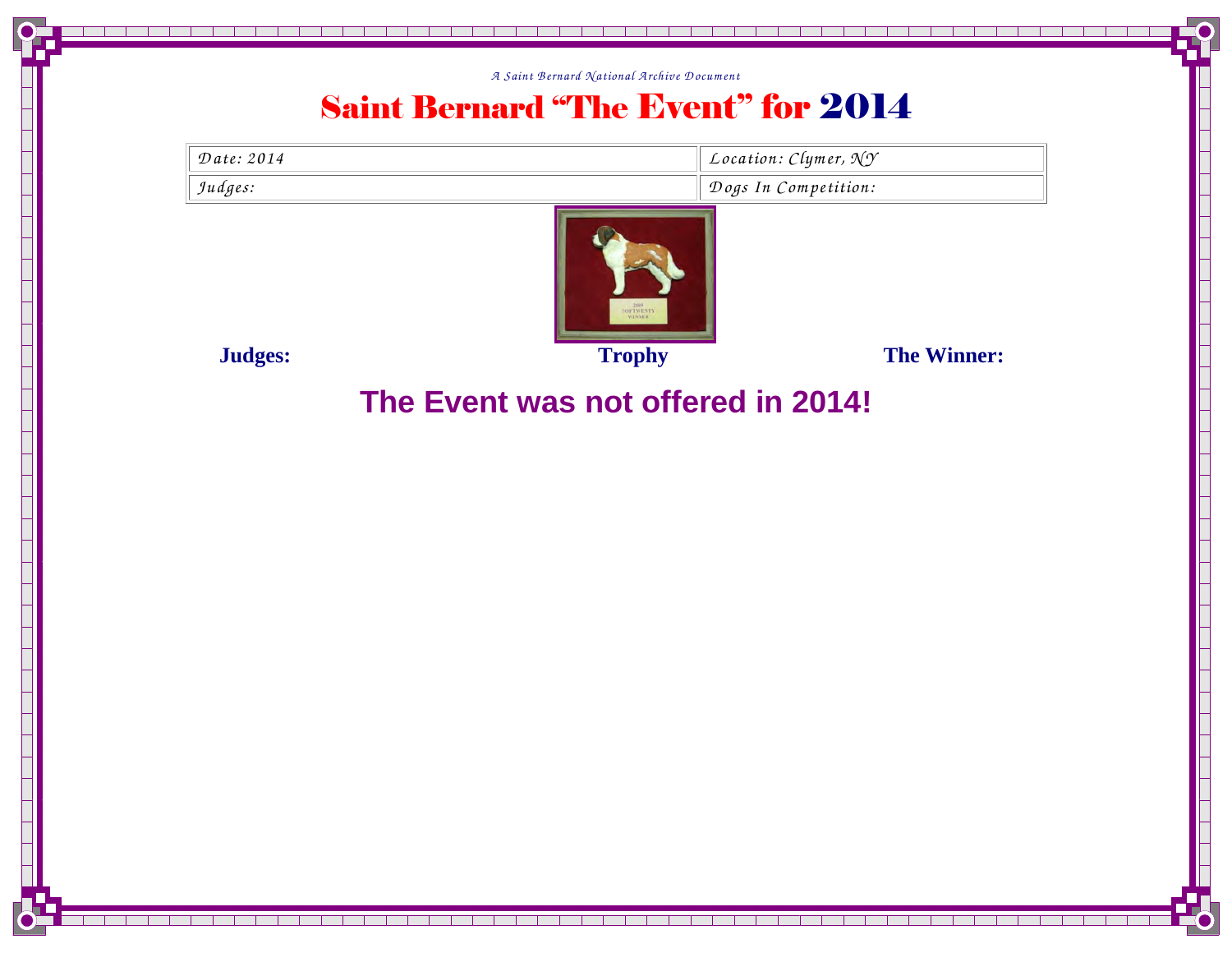*A Saint Bernard National Archive Document*

# Saint Bernard "The Event" for 2014

| Date: 2014 | Location: Clymer, NY |
| --- | --- |
| Judges: | Dogs In Competition: |

**Judges:** **Trophy** **The Winner:**

## The Event was not offered in 2014!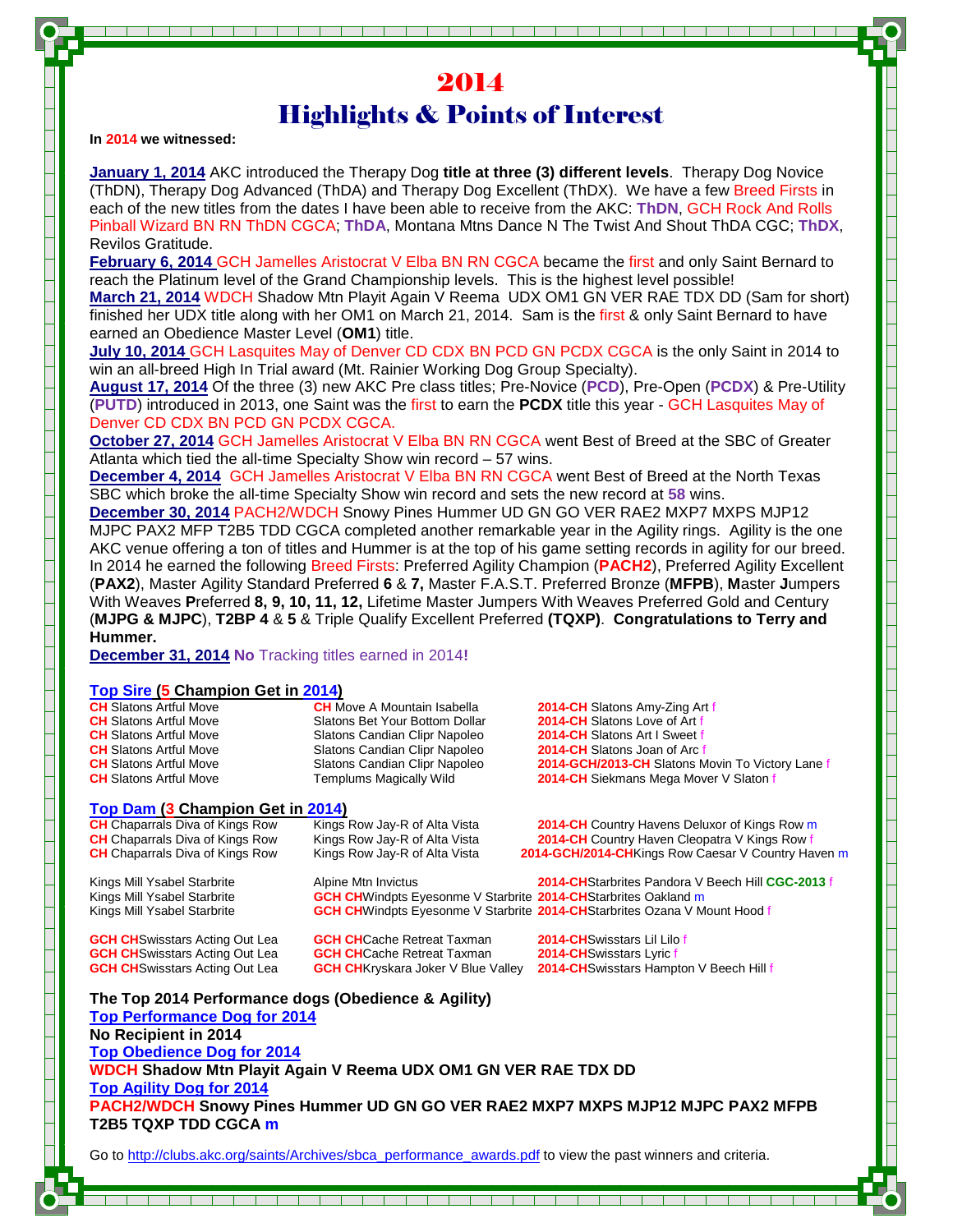# 2014

## Highlights & Points of Interest

**In 2014 we witnessed:**

**January 1, 2014** AKC introduced the Therapy Dog **title at three (3) different levels**. Therapy Dog Novice (ThDN), Therapy Dog Advanced (ThDA) and Therapy Dog Excellent (ThDX). We have a few Breed Firsts in each of the new titles from the dates I have been able to receive from the AKC: **ThDN**, GCH Rock And Rolls Pinball Wizard BN RN ThDN CGCA; **ThDA**, Montana Mtns Dance N The Twist And Shout ThDA CGC; **ThDX**, Revilos Gratitude.

**February 6, 2014** GCH Jamelles Aristocrat V Elba BN RN CGCA became the first and only Saint Bernard to reach the Platinum level of the Grand Championship levels. This is the highest level possible!

**March 21, 2014** WDCH Shadow Mtn Playit Again V Reema UDX OM1 GN VER RAE TDX DD (Sam for short) finished her UDX title along with her OM1 on March 21, 2014. Sam is the first & only Saint Bernard to have earned an Obedience Master Level (**OM1**) title.

**July 10, 2014** GCH Lasquites May of Denver CD CDX BN PCD GN PCDX CGCA is the only Saint in 2014 to win an all-breed High In Trial award (Mt. Rainier Working Dog Group Specialty).

**August 17, 2014** Of the three (3) new AKC Pre class titles; Pre-Novice (**PCD**), Pre-Open (**PCDX**) & Pre-Utility (**PUTD**) introduced in 2013, one Saint was the first to earn the **PCDX** title this year - GCH Lasquites May of Denver CD CDX BN PCD GN PCDX CGCA.

**October 27, 2014** GCH Jamelles Aristocrat V Elba BN RN CGCA went Best of Breed at the SBC of Greater Atlanta which tied the all-time Specialty Show win record – 57 wins.

**December 4, 2014** GCH Jamelles Aristocrat V Elba BN RN CGCA went Best of Breed at the North Texas SBC which broke the all-time Specialty Show win record and sets the new record at **58** wins.

**December 30, 2014** PACH2/WDCH Snowy Pines Hummer UD GN GO VER RAE2 MXP7 MXPS MJP12 MJPC PAX2 MFP T2B5 TDD CGCA completed another remarkable year in the Agility rings. Agility is the one AKC venue offering a ton of titles and Hummer is at the top of his game setting records in agility for our breed. In 2014 he earned the following Breed Firsts: Preferred Agility Champion (**PACH2**), Preferred Agility Excellent (**PAX2**), Master Agility Standard Preferred **6** & **7,** Master F.A.S.T. Preferred Bronze (**MFPB**), **M**aster **J**umpers With Weaves **P**referred **8, 9, 10, 11, 12,** Lifetime Master Jumpers With Weaves Preferred Gold and Century (**MJPG & MJPC**), **T2BP 4** & **5** & Triple Qualify Excellent Preferred **(TQXP)**. **Congratulations to Terry and Hummer.**

**December 31, 2014** **No** Tracking titles earned in 2014**!**

### Top Sire (5 Champion Get in 2014)

| | | |
|---|---|---|
| **CH** Slatons Artful Move | **CH** Move A Mountain Isabella | **2014-CH** Slatons Amy-Zing Art f |
| **CH** Slatons Artful Move | Slatons Bet Your Bottom Dollar | **2014-CH** Slatons Love of Art f |
| **CH** Slatons Artful Move | Slatons Candian Clipr Napoleo | **2014-CH** Slatons Art I Sweet f |
| **CH** Slatons Artful Move | Slatons Candian Clipr Napoleo | **2014-CH** Slatons Joan of Arc f |
| **CH** Slatons Artful Move | Slatons Candian Clipr Napoleo | **2014-GCH/2013-CH** Slatons Movin To Victory Lane f |
| **CH** Slatons Artful Move | Templums Magically Wild | **2014-CH** Siekmans Mega Mover V Slaton f |

### Top Dam (3 Champion Get in 2014)

| | | |
|---|---|---|
| **CH** Chaparrals Diva of Kings Row | Kings Row Jay-R of Alta Vista | **2014-CH** Country Havens Deluxor of Kings Row m |
| **CH** Chaparrals Diva of Kings Row | Kings Row Jay-R of Alta Vista | **2014-CH** Country Haven Cleopatra V Kings Row f |
| **CH** Chaparrals Diva of Kings Row | Kings Row Jay-R of Alta Vista | **2014-GCH/2014-CH** Kings Row Caesar V Country Haven m |
| Kings Mill Ysabel Starbrite | Alpine Mtn Invictus | **2014-CH** Starbrites Pandora V Beech Hill **CGC-2013** f |
| Kings Mill Ysabel Starbrite | **GCH CH** Windpts Eyesonme V Starbrite | **2014-CH** Starbrites Oakland m |
| Kings Mill Ysabel Starbrite | **GCH CH** Windpts Eyesonme V Starbrite | **2014-CH** Starbrites Ozana V Mount Hood f |
| **GCH CH** Swisstars Acting Out Lea | **GCH CH** Cache Retreat Taxman | **2014-CH** Swisstars Lil Lilo f |
| **GCH CH** Swisstars Acting Out Lea | **GCH CH** Cache Retreat Taxman | **2014-CH** Swisstars Lyric f |
| **GCH CH** Swisstars Acting Out Lea | **GCH CH** Kryskara Joker V Blue Valley | **2014-CH** Swisstars Hampton V Beech Hill f |

**The Top 2014 Performance dogs (Obedience & Agility)**

**Top Performance Dog for 2014**

**No Recipient in 2014**

**Top Obedience Dog for 2014**

**WDCH Shadow Mtn Playit Again V Reema UDX OM1 GN VER RAE TDX DD**

**Top Agility Dog for 2014**

**PACH2/WDCH Snowy Pines Hummer UD GN GO VER RAE2 MXP7 MXPS MJP12 MJPC PAX2 MFPB T2B5 TQXP TDD CGCA m**

Go to http://clubs.akc.org/saints/Archives/sbca_performance_awards.pdf to view the past winners and criteria.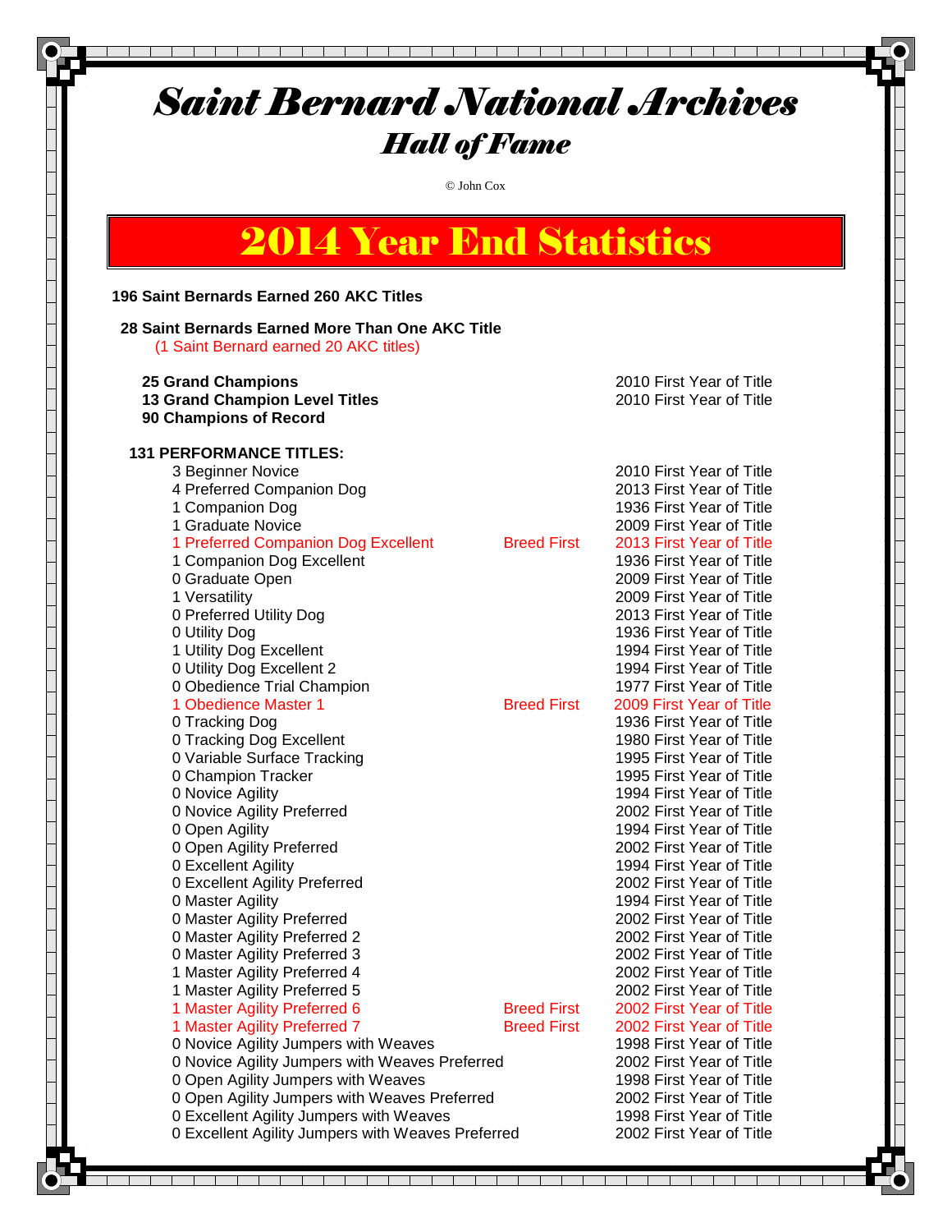# *Saint Bernard National Archives*

## *Hall of Fame*

© John Cox

## 2014 Year End Statistics

**196 Saint Bernards Earned 260 AKC Titles**

**28 Saint Bernards Earned More Than One AKC Title**
(1 Saint Bernard earned 20 AKC titles)

| | | |
|---|---|---|
| **25 Grand Champions** | | 2010 First Year of Title |
| **13 Grand Champion Level Titles** | | 2010 First Year of Title |
| **90 Champions of Record** | | |

**131 PERFORMANCE TITLES:**

| | | |
|---|---|---|
| 3 Beginner Novice | | 2010 First Year of Title |
| 4 Preferred Companion Dog | | 2013 First Year of Title |
| 1 Companion Dog | | 1936 First Year of Title |
| 1 Graduate Novice | | 2009 First Year of Title |
| 1 Preferred Companion Dog Excellent | Breed First | 2013 First Year of Title |
| 1 Companion Dog Excellent | | 1936 First Year of Title |
| 0 Graduate Open | | 2009 First Year of Title |
| 1 Versatility | | 2009 First Year of Title |
| 0 Preferred Utility Dog | | 2013 First Year of Title |
| 0 Utility Dog | | 1936 First Year of Title |
| 1 Utility Dog Excellent | | 1994 First Year of Title |
| 0 Utility Dog Excellent 2 | | 1994 First Year of Title |
| 0 Obedience Trial Champion | | 1977 First Year of Title |
| 1 Obedience Master 1 | Breed First | 2009 First Year of Title |
| 0 Tracking Dog | | 1936 First Year of Title |
| 0 Tracking Dog Excellent | | 1980 First Year of Title |
| 0 Variable Surface Tracking | | 1995 First Year of Title |
| 0 Champion Tracker | | 1995 First Year of Title |
| 0 Novice Agility | | 1994 First Year of Title |
| 0 Novice Agility Preferred | | 2002 First Year of Title |
| 0 Open Agility | | 1994 First Year of Title |
| 0 Open Agility Preferred | | 2002 First Year of Title |
| 0 Excellent Agility | | 1994 First Year of Title |
| 0 Excellent Agility Preferred | | 2002 First Year of Title |
| 0 Master Agility | | 1994 First Year of Title |
| 0 Master Agility Preferred | | 2002 First Year of Title |
| 0 Master Agility Preferred 2 | | 2002 First Year of Title |
| 0 Master Agility Preferred 3 | | 2002 First Year of Title |
| 1 Master Agility Preferred 4 | | 2002 First Year of Title |
| 1 Master Agility Preferred 5 | | 2002 First Year of Title |
| 1 Master Agility Preferred 6 | Breed First | 2002 First Year of Title |
| 1 Master Agility Preferred 7 | Breed First | 2002 First Year of Title |
| 0 Novice Agility Jumpers with Weaves | | 1998 First Year of Title |
| 0 Novice Agility Jumpers with Weaves Preferred | | 2002 First Year of Title |
| 0 Open Agility Jumpers with Weaves | | 1998 First Year of Title |
| 0 Open Agility Jumpers with Weaves Preferred | | 2002 First Year of Title |
| 0 Excellent Agility Jumpers with Weaves | | 1998 First Year of Title |
| 0 Excellent Agility Jumpers with Weaves Preferred | | 2002 First Year of Title |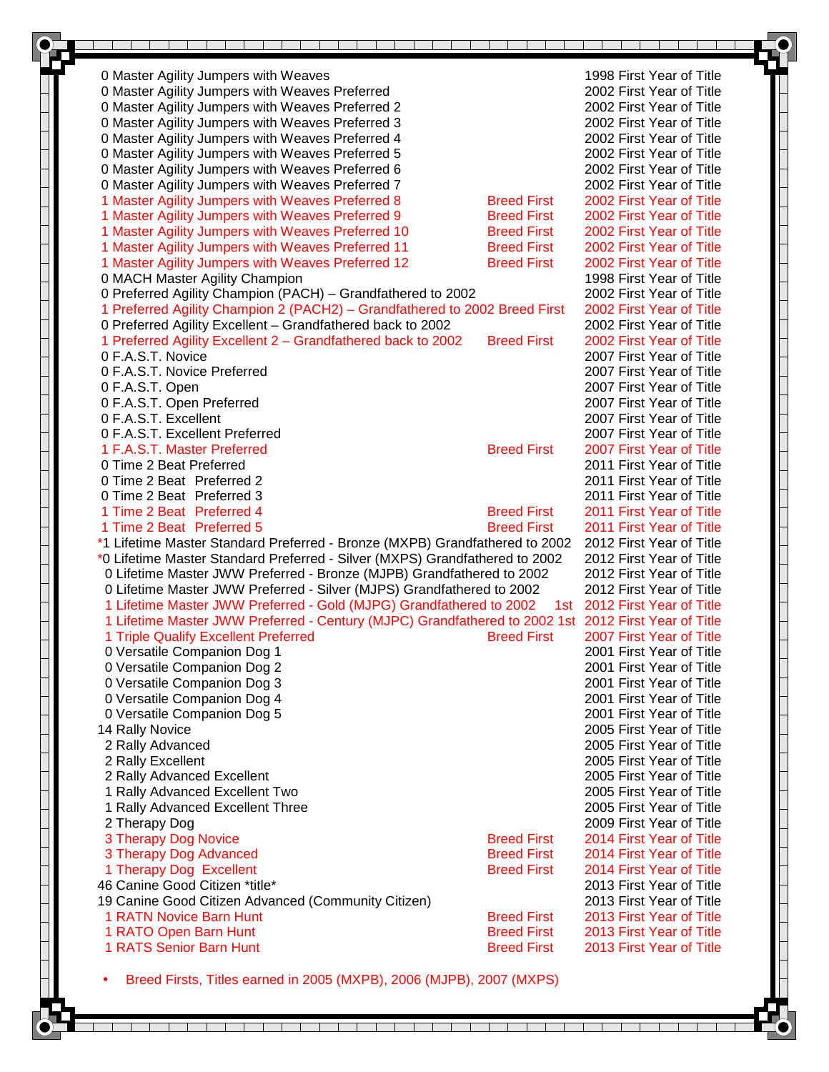| | | |
|---|---|---|
| 0 Master Agility Jumpers with Weaves | | 1998 First Year of Title |
| 0 Master Agility Jumpers with Weaves Preferred | | 2002 First Year of Title |
| 0 Master Agility Jumpers with Weaves Preferred 2 | | 2002 First Year of Title |
| 0 Master Agility Jumpers with Weaves Preferred 3 | | 2002 First Year of Title |
| 0 Master Agility Jumpers with Weaves Preferred 4 | | 2002 First Year of Title |
| 0 Master Agility Jumpers with Weaves Preferred 5 | | 2002 First Year of Title |
| 0 Master Agility Jumpers with Weaves Preferred 6 | | 2002 First Year of Title |
| 0 Master Agility Jumpers with Weaves Preferred 7 | | 2002 First Year of Title |
| 1 Master Agility Jumpers with Weaves Preferred 8 | Breed First | 2002 First Year of Title |
| 1 Master Agility Jumpers with Weaves Preferred 9 | Breed First | 2002 First Year of Title |
| 1 Master Agility Jumpers with Weaves Preferred 10 | Breed First | 2002 First Year of Title |
| 1 Master Agility Jumpers with Weaves Preferred 11 | Breed First | 2002 First Year of Title |
| 1 Master Agility Jumpers with Weaves Preferred 12 | Breed First | 2002 First Year of Title |
| 0 MACH Master Agility Champion | | 1998 First Year of Title |
| 0 Preferred Agility Champion (PACH) – Grandfathered to 2002 | | 2002 First Year of Title |
| 1 Preferred Agility Champion 2 (PACH2) – Grandfathered to 2002 | Breed First | 2002 First Year of Title |
| 0 Preferred Agility Excellent – Grandfathered back to 2002 | | 2002 First Year of Title |
| 1 Preferred Agility Excellent 2 – Grandfathered back to 2002 | Breed First | 2002 First Year of Title |
| 0 F.A.S.T. Novice | | 2007 First Year of Title |
| 0 F.A.S.T. Novice Preferred | | 2007 First Year of Title |
| 0 F.A.S.T. Open | | 2007 First Year of Title |
| 0 F.A.S.T. Open Preferred | | 2007 First Year of Title |
| 0 F.A.S.T. Excellent | | 2007 First Year of Title |
| 0 F.A.S.T. Excellent Preferred | | 2007 First Year of Title |
| 1 F.A.S.T. Master Preferred | Breed First | 2007 First Year of Title |
| 0 Time 2 Beat Preferred | | 2011 First Year of Title |
| 0 Time 2 Beat Preferred 2 | | 2011 First Year of Title |
| 0 Time 2 Beat Preferred 3 | | 2011 First Year of Title |
| 1 Time 2 Beat Preferred 4 | Breed First | 2011 First Year of Title |
| 1 Time 2 Beat Preferred 5 | Breed First | 2011 First Year of Title |
| *1 Lifetime Master Standard Preferred - Bronze (MXPB) Grandfathered to 2002 | | 2012 First Year of Title |
| *0 Lifetime Master Standard Preferred - Silver (MXPS) Grandfathered to 2002 | | 2012 First Year of Title |
| 0 Lifetime Master JWW Preferred - Bronze (MJPB) Grandfathered to 2002 | | 2012 First Year of Title |
| 0 Lifetime Master JWW Preferred - Silver (MJPS) Grandfathered to 2002 | | 2012 First Year of Title |
| 1 Lifetime Master JWW Preferred - Gold (MJPG) Grandfathered to 2002 | 1st | 2012 First Year of Title |
| 1 Lifetime Master JWW Preferred - Century (MJPC) Grandfathered to 2002 | 1st | 2012 First Year of Title |
| 1 Triple Qualify Excellent Preferred | Breed First | 2007 First Year of Title |
| 0 Versatile Companion Dog 1 | | 2001 First Year of Title |
| 0 Versatile Companion Dog 2 | | 2001 First Year of Title |
| 0 Versatile Companion Dog 3 | | 2001 First Year of Title |
| 0 Versatile Companion Dog 4 | | 2001 First Year of Title |
| 0 Versatile Companion Dog 5 | | 2001 First Year of Title |
| 14 Rally Novice | | 2005 First Year of Title |
| 2 Rally Advanced | | 2005 First Year of Title |
| 2 Rally Excellent | | 2005 First Year of Title |
| 2 Rally Advanced Excellent | | 2005 First Year of Title |
| 1 Rally Advanced Excellent Two | | 2005 First Year of Title |
| 1 Rally Advanced Excellent Three | | 2005 First Year of Title |
| 2 Therapy Dog | | 2009 First Year of Title |
| 3 Therapy Dog Novice | Breed First | 2014 First Year of Title |
| 3 Therapy Dog Advanced | Breed First | 2014 First Year of Title |
| 1 Therapy Dog Excellent | Breed First | 2014 First Year of Title |
| 46 Canine Good Citizen *title* | | 2013 First Year of Title |
| 19 Canine Good Citizen Advanced (Community Citizen) | | 2013 First Year of Title |
| 1 RATN Novice Barn Hunt | Breed First | 2013 First Year of Title |
| 1 RATO Open Barn Hunt | Breed First | 2013 First Year of Title |
| 1 RATS Senior Barn Hunt | Breed First | 2013 First Year of Title |

- Breed Firsts, Titles earned in 2005 (MXPB), 2006 (MJPB), 2007 (MXPS)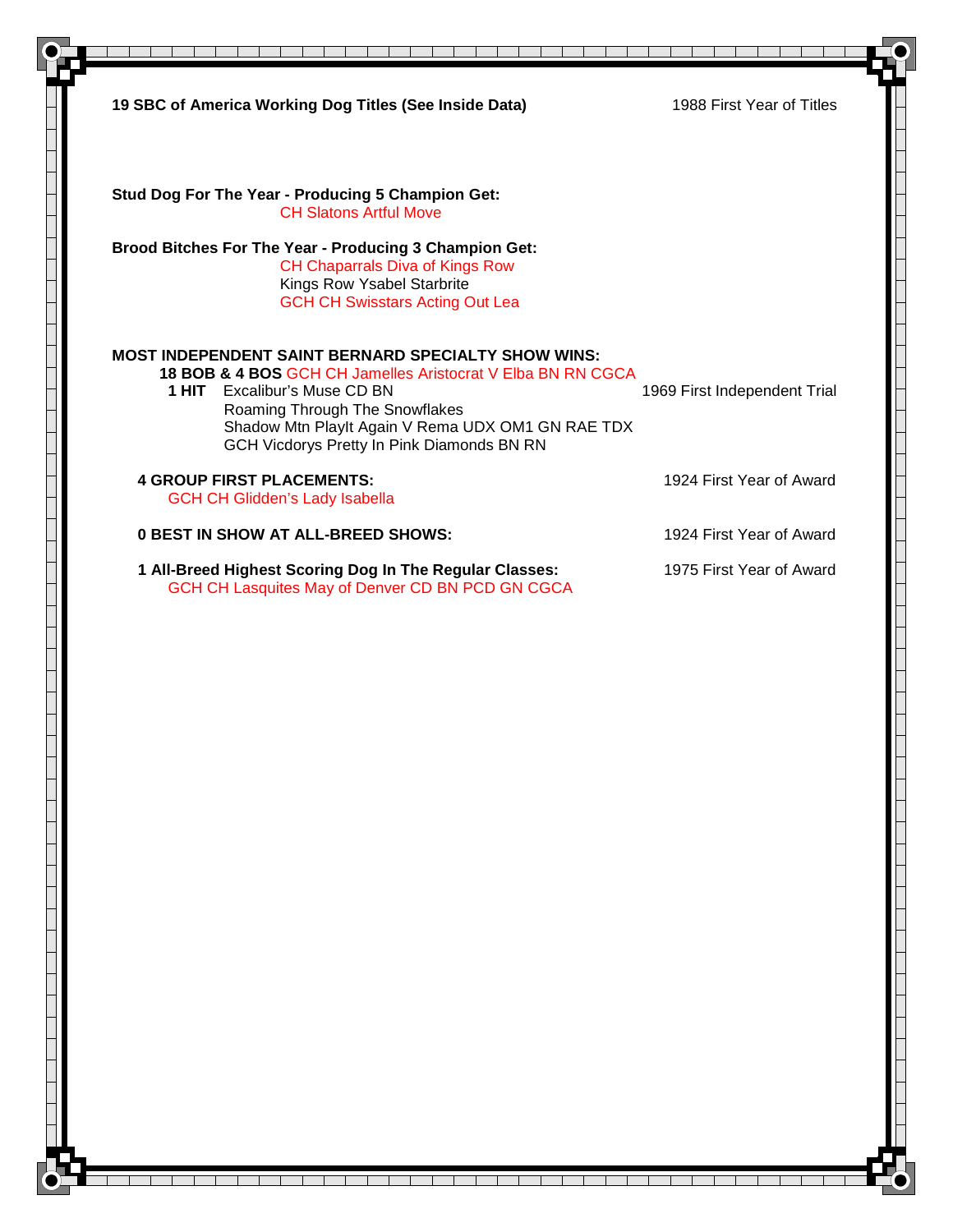**19 SBC of America Working Dog Titles (See Inside Data)** — 1988 First Year of Titles

**Stud Dog For The Year - Producing 5 Champion Get:**

CH Slatons Artful Move

**Brood Bitches For The Year - Producing 3 Champion Get:**

CH Chaparrals Diva of Kings Row
Kings Row Ysabel Starbrite
GCH CH Swisstars Acting Out Lea

**MOST INDEPENDENT SAINT BERNARD SPECIALTY SHOW WINS:**

**18 BOB & 4 BOS** GCH CH Jamelles Aristocrat V Elba BN RN CGCA

**1 HIT** Excalibur's Muse CD BN — 1969 First Independent Trial
Roaming Through The Snowflakes
Shadow Mtn PlayIt Again V Rema UDX OM1 GN RAE TDX
GCH Vicdorys Pretty In Pink Diamonds BN RN

**4 GROUP FIRST PLACEMENTS:** — 1924 First Year of Award

GCH CH Glidden's Lady Isabella

**0 BEST IN SHOW AT ALL-BREED SHOWS:** — 1924 First Year of Award

**1 All-Breed Highest Scoring Dog In The Regular Classes:** — 1975 First Year of Award

GCH CH Lasquites May of Denver CD BN PCD GN CGCA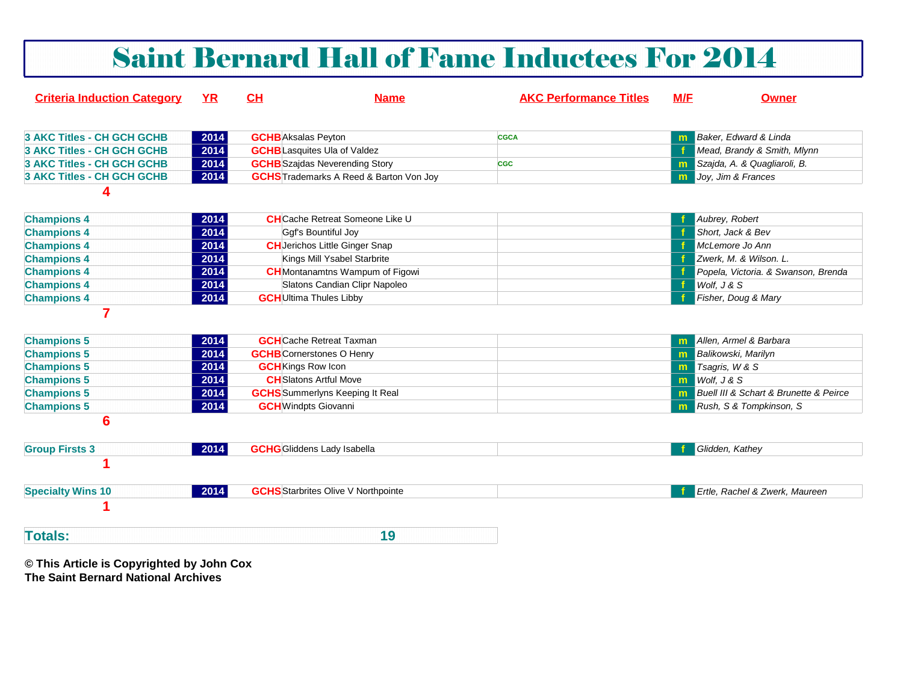# Saint Bernard Hall of Fame Inductees For 2014

| Criteria Induction Category | YR | CH | Name | AKC Performance Titles | M/F | Owner |
|---|---|---|---|---|---|---|
| 3 AKC Titles - CH GCH GCHB | 2014 | GCHB | Aksalas Peyton | CGCA | m | *Baker, Edward & Linda* |
| 3 AKC Titles - CH GCH GCHB | 2014 | GCHB | Lasquites Ula of Valdez | | f | *Mead, Brandy & Smith, Mlynn* |
| 3 AKC Titles - CH GCH GCHB | 2014 | GCHB | Szajdas Neverending Story | CGC | m | *Szajda, A. & Quagliaroli, B.* |
| 3 AKC Titles - CH GCH GCHB | 2014 | GCHS | Trademarks A Reed & Barton Von Joy | | m | *Joy, Jim & Frances* |
| 4 | | | | | | |
| Champions 4 | 2014 | CH | Cache Retreat Someone Like U | | f | *Aubrey, Robert* |
| Champions 4 | 2014 | | Ggf's Bountiful Joy | | f | *Short, Jack & Bev* |
| Champions 4 | 2014 | CH | Jerichos Little Ginger Snap | | f | *McLemore Jo Ann* |
| Champions 4 | 2014 | | Kings Mill Ysabel Starbrite | | f | *Zwerk, M. & Wilson. L.* |
| Champions 4 | 2014 | CH | Montanamtns Wampum of Figowi | | f | *Popela, Victoria. & Swanson, Brenda* |
| Champions 4 | 2014 | | Slatons Candian Clipr Napoleo | | f | *Wolf, J & S* |
| Champions 4 | 2014 | GCH | Ultima Thules Libby | | f | *Fisher, Doug & Mary* |
| 7 | | | | | | |
| Champions 5 | 2014 | GCH | Cache Retreat Taxman | | m | *Allen, Armel & Barbara* |
| Champions 5 | 2014 | GCHB | Cornerstones O Henry | | m | *Balikowski, Marilyn* |
| Champions 5 | 2014 | GCH | Kings Row Icon | | m | *Tsagris, W & S* |
| Champions 5 | 2014 | CH | Slatons Artful Move | | m | *Wolf, J & S* |
| Champions 5 | 2014 | GCHS | Summerlyns Keeping It Real | | m | *Buell III & Schart & Brunette & Peirce* |
| Champions 5 | 2014 | GCH | Windpts Giovanni | | m | *Rush, S & Tompkinson, S* |
| 6 | | | | | | |
| Group Firsts 3 | 2014 | GCHG | Gliddens Lady Isabella | | f | *Glidden, Kathey* |
| 1 | | | | | | |
| Specialty Wins 10 | 2014 | GCHS | Starbrites Olive V Northpointe | | f | *Ertle, Rachel & Zwerk, Maureen* |
| 1 | | | | | | |
| **Totals:** | | | **19** | | | |

**© This Article is Copyrighted by John Cox**
**The Saint Bernard National Archives**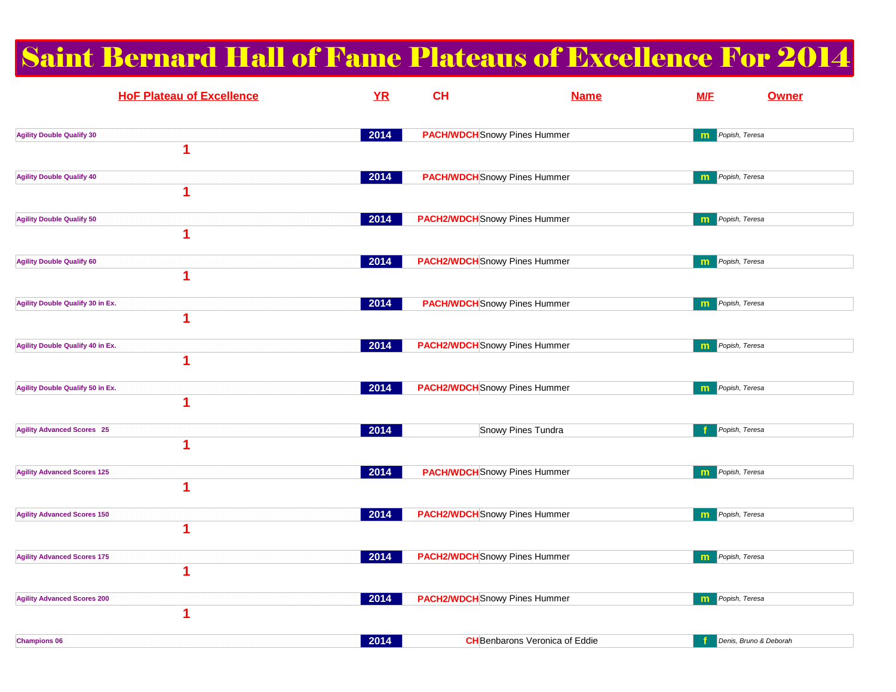# Saint Bernard Hall of Fame Plateaus of Excellence For 2014

| HoF Plateau of Excellence | YR | CH | Name | M/F | Owner |
|---|---|---|---|---|---|
| Agility Double Qualify 30 | 2014 | PACH/WDCH | Snowy Pines Hummer | m | Popish, Teresa |
| 1 | | | | | |
| Agility Double Qualify 40 | 2014 | PACH/WDCH | Snowy Pines Hummer | m | Popish, Teresa |
| 1 | | | | | |
| Agility Double Qualify 50 | 2014 | PACH2/WDCH | Snowy Pines Hummer | m | Popish, Teresa |
| 1 | | | | | |
| Agility Double Qualify 60 | 2014 | PACH2/WDCH | Snowy Pines Hummer | m | Popish, Teresa |
| 1 | | | | | |
| Agility Double Qualify 30 in Ex. | 2014 | PACH/WDCH | Snowy Pines Hummer | m | Popish, Teresa |
| 1 | | | | | |
| Agility Double Qualify 40 in Ex. | 2014 | PACH2/WDCH | Snowy Pines Hummer | m | Popish, Teresa |
| 1 | | | | | |
| Agility Double Qualify 50 in Ex. | 2014 | PACH2/WDCH | Snowy Pines Hummer | m | Popish, Teresa |
| 1 | | | | | |
| Agility Advanced Scores 25 | 2014 | | Snowy Pines Tundra | f | Popish, Teresa |
| 1 | | | | | |
| Agility Advanced Scores 125 | 2014 | PACH/WDCH | Snowy Pines Hummer | m | Popish, Teresa |
| 1 | | | | | |
| Agility Advanced Scores 150 | 2014 | PACH2/WDCH | Snowy Pines Hummer | m | Popish, Teresa |
| 1 | | | | | |
| Agility Advanced Scores 175 | 2014 | PACH2/WDCH | Snowy Pines Hummer | m | Popish, Teresa |
| 1 | | | | | |
| Agility Advanced Scores 200 | 2014 | PACH2/WDCH | Snowy Pines Hummer | m | Popish, Teresa |
| 1 | | | | | |
| Champions 06 | 2014 | CH | Benbarons Veronica of Eddie | f | Denis, Bruno & Deborah |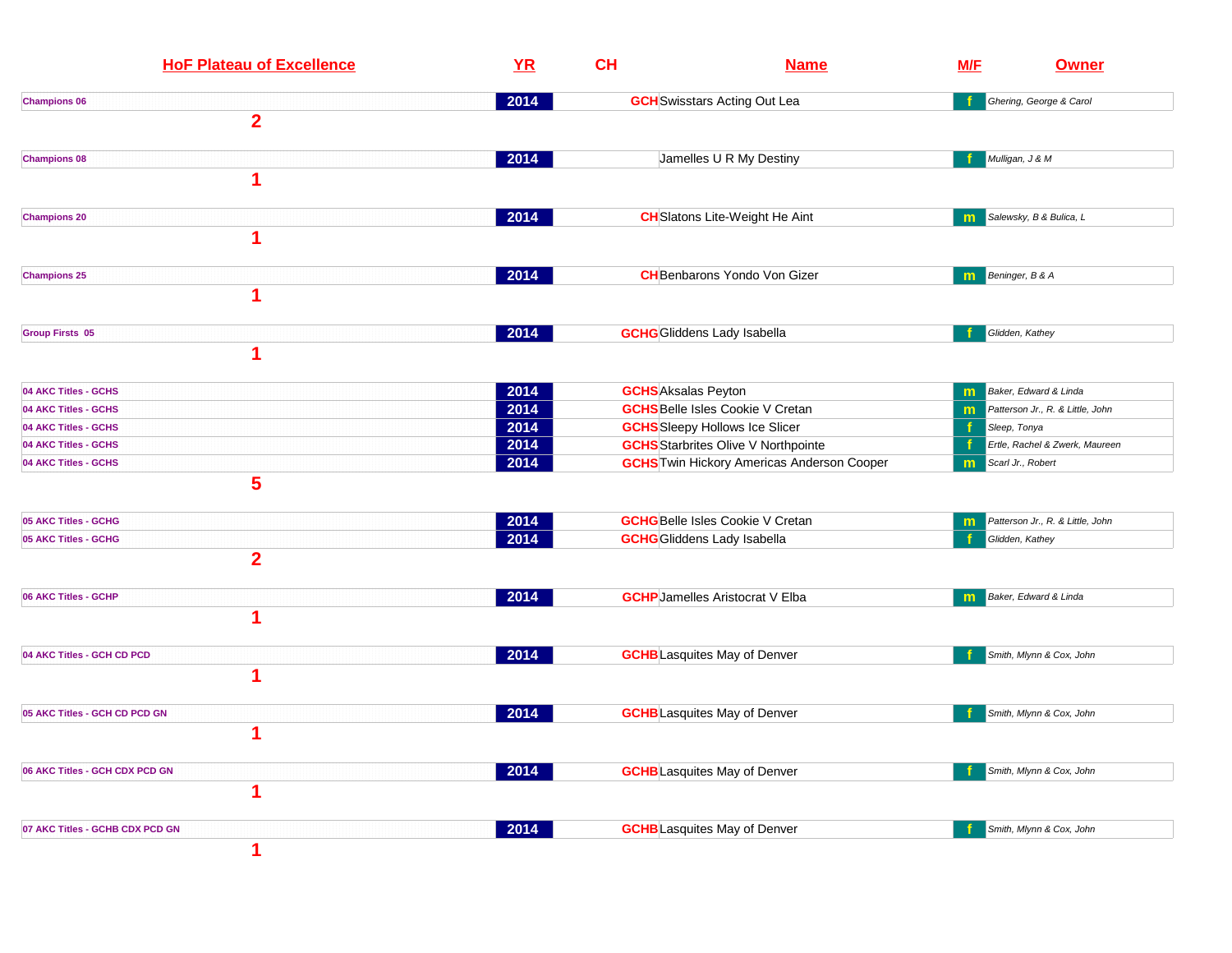| HoF Plateau of Excellence | YR | CH | Name | M/F | Owner |
|---|---|---|---|---|---|
| Champions 06 | 2014 | GCH | Swisstars Acting Out Lea | f | Ghering, George & Carol |
| 2 | | | | | |
| Champions 08 | 2014 | | Jamelles U R My Destiny | f | Mulligan, J & M |
| 1 | | | | | |
| Champions 20 | 2014 | CH | Slatons Lite-Weight He Aint | m | Salewsky, B & Bulica, L |
| 1 | | | | | |
| Champions 25 | 2014 | CH | Benbarons Yondo Von Gizer | m | Beninger, B & A |
| 1 | | | | | |
| Group Firsts 05 | 2014 | GCHG | Gliddens Lady Isabella | f | Glidden, Kathey |
| 1 | | | | | |
| 04 AKC Titles - GCHS | 2014 | GCHS | Aksalas Peyton | m | Baker, Edward & Linda |
| 04 AKC Titles - GCHS | 2014 | GCHS | Belle Isles Cookie V Cretan | m | Patterson Jr., R. & Little, John |
| 04 AKC Titles - GCHS | 2014 | GCHS | Sleepy Hollows Ice Slicer | f | Sleep, Tonya |
| 04 AKC Titles - GCHS | 2014 | GCHS | Starbrites Olive V Northpointe | f | Ertle, Rachel & Zwerk, Maureen |
| 04 AKC Titles - GCHS | 2014 | GCHS | Twin Hickory Americas Anderson Cooper | m | Scarl Jr., Robert |
| 5 | | | | | |
| 05 AKC Titles - GCHG | 2014 | GCHG | Belle Isles Cookie V Cretan | m | Patterson Jr., R. & Little, John |
| 05 AKC Titles - GCHG | 2014 | GCHG | Gliddens Lady Isabella | f | Glidden, Kathey |
| 2 | | | | | |
| 06 AKC Titles - GCHP | 2014 | GCHP | Jamelles Aristocrat V Elba | m | Baker, Edward & Linda |
| 1 | | | | | |
| 04 AKC Titles - GCH CD PCD | 2014 | GCHB | Lasquites May of Denver | f | Smith, Mlynn & Cox, John |
| 1 | | | | | |
| 05 AKC Titles - GCH CD PCD GN | 2014 | GCHB | Lasquites May of Denver | f | Smith, Mlynn & Cox, John |
| 1 | | | | | |
| 06 AKC Titles - GCH CDX PCD GN | 2014 | GCHB | Lasquites May of Denver | f | Smith, Mlynn & Cox, John |
| 1 | | | | | |
| 07 AKC Titles - GCHB CDX PCD GN | 2014 | GCHB | Lasquites May of Denver | f | Smith, Mlynn & Cox, John |
| 1 | | | | | |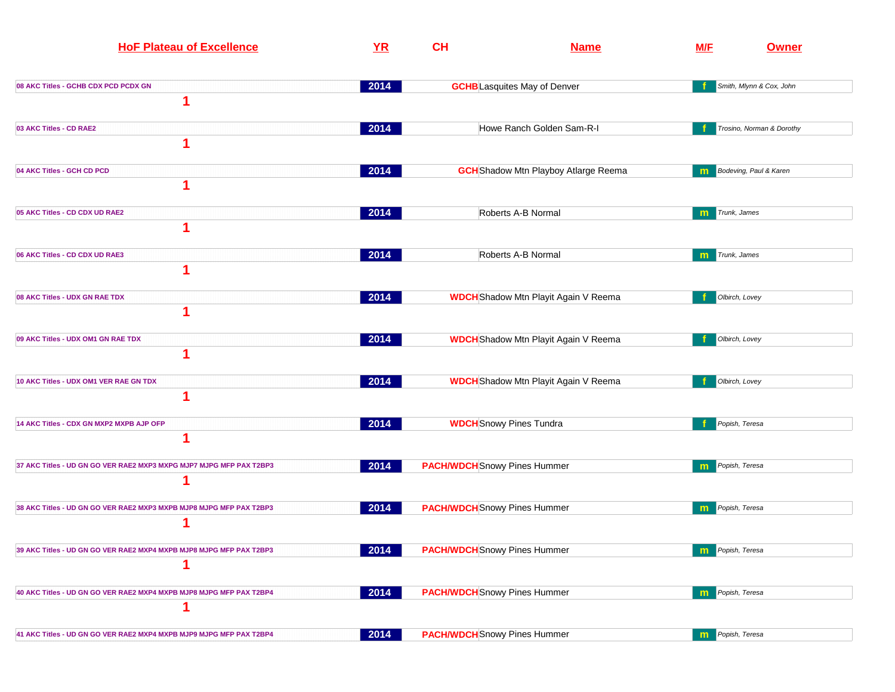| HoF Plateau of Excellence | YR | CH | Name | M/F | Owner |
|---|---|---|---|---|---|
| 08 AKC Titles - GCHB CDX PCD PCDX GN | 2014 | GCHB | Lasquites May of Denver | f | Smith, Mlynn & Cox, John |
| 1 | | | | | |
| 03 AKC Titles - CD RAE2 | 2014 | | Howe Ranch Golden Sam-R-I | f | Trosino, Norman & Dorothy |
| 1 | | | | | |
| 04 AKC Titles - GCH CD PCD | 2014 | GCH | Shadow Mtn Playboy Atlarge Reema | m | Bodeving, Paul & Karen |
| 1 | | | | | |
| 05 AKC Titles - CD CDX UD RAE2 | 2014 | | Roberts A-B Normal | m | Trunk, James |
| 1 | | | | | |
| 06 AKC Titles - CD CDX UD RAE3 | 2014 | | Roberts A-B Normal | m | Trunk, James |
| 1 | | | | | |
| 08 AKC Titles - UDX GN RAE TDX | 2014 | WDCH | Shadow Mtn Playit Again V Reema | f | Olbirch, Lovey |
| 1 | | | | | |
| 09 AKC Titles - UDX OM1 GN RAE TDX | 2014 | WDCH | Shadow Mtn Playit Again V Reema | f | Olbirch, Lovey |
| 1 | | | | | |
| 10 AKC Titles - UDX OM1 VER RAE GN TDX | 2014 | WDCH | Shadow Mtn Playit Again V Reema | f | Olbirch, Lovey |
| 1 | | | | | |
| 14 AKC Titles - CDX GN MXP2 MXPB AJP OFP | 2014 | WDCH | Snowy Pines Tundra | f | Popish, Teresa |
| 1 | | | | | |
| 37 AKC Titles - UD GN GO VER RAE2 MXP3 MXPG MJP7 MJPG MFP PAX T2BP3 | 2014 | PACH/WDCH | Snowy Pines Hummer | m | Popish, Teresa |
| 1 | | | | | |
| 38 AKC Titles - UD GN GO VER RAE2 MXP3 MXPB MJP8 MJPG MFP PAX T2BP3 | 2014 | PACH/WDCH | Snowy Pines Hummer | m | Popish, Teresa |
| 1 | | | | | |
| 39 AKC Titles - UD GN GO VER RAE2 MXP4 MXPB MJP8 MJPG MFP PAX T2BP3 | 2014 | PACH/WDCH | Snowy Pines Hummer | m | Popish, Teresa |
| 1 | | | | | |
| 40 AKC Titles - UD GN GO VER RAE2 MXP4 MXPB MJP8 MJPG MFP PAX T2BP4 | 2014 | PACH/WDCH | Snowy Pines Hummer | m | Popish, Teresa |
| 1 | | | | | |
| 41 AKC Titles - UD GN GO VER RAE2 MXP4 MXPB MJP9 MJPG MFP PAX T2BP4 | 2014 | PACH/WDCH | Snowy Pines Hummer | m | Popish, Teresa |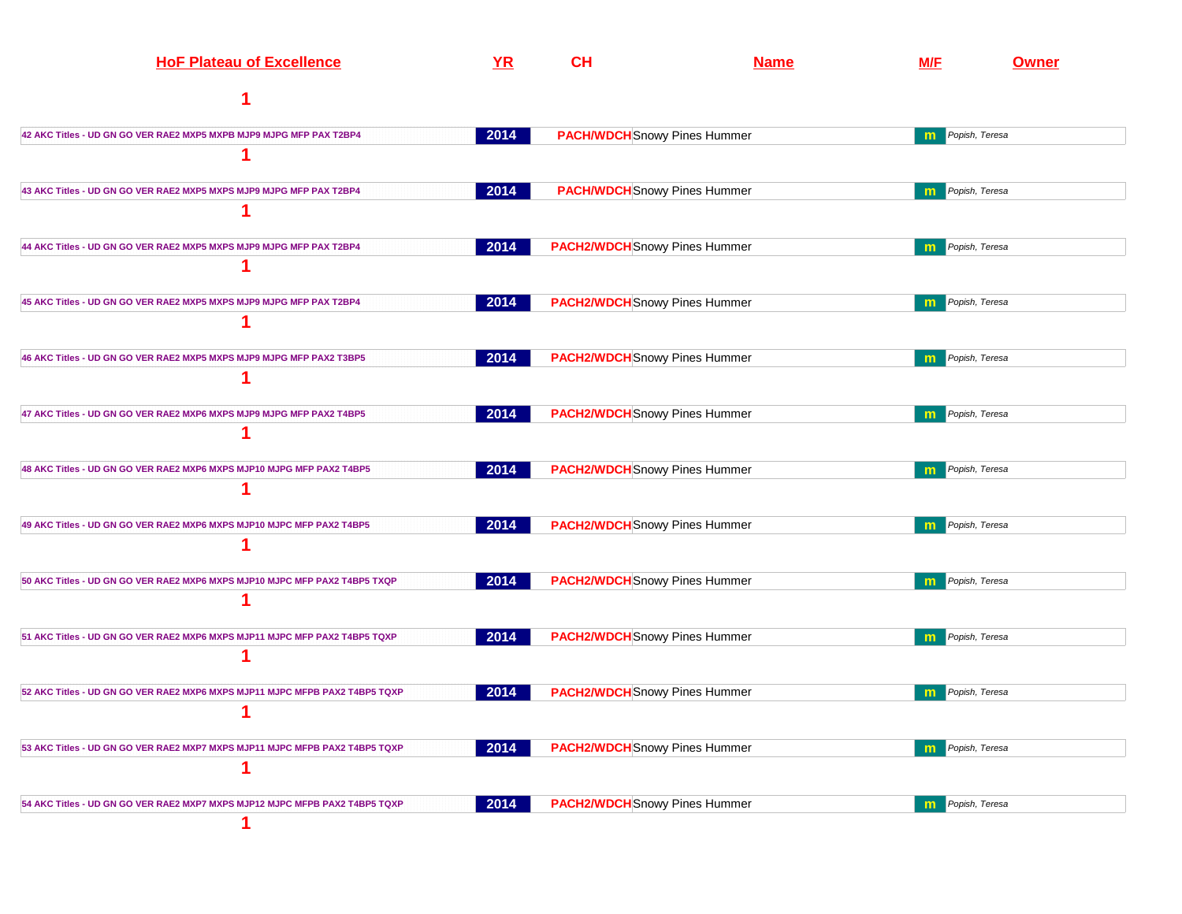| HoF Plateau of Excellence | YR | CH | Name | M/F | Owner |
|---|---|---|---|---|---|
| 1 | | | | | |
| 42 AKC Titles - UD GN GO VER RAE2 MXP5 MXPB MJP9 MJPG MFP PAX T2BP4 | 2014 | PACH/WDCH | Snowy Pines Hummer | m | *Popish, Teresa* |
| 1 | | | | | |
| 43 AKC Titles - UD GN GO VER RAE2 MXP5 MXPS MJP9 MJPG MFP PAX T2BP4 | 2014 | PACH/WDCH | Snowy Pines Hummer | m | *Popish, Teresa* |
| 1 | | | | | |
| 44 AKC Titles - UD GN GO VER RAE2 MXP5 MXPS MJP9 MJPG MFP PAX T2BP4 | 2014 | PACH2/WDCH | Snowy Pines Hummer | m | *Popish, Teresa* |
| 1 | | | | | |
| 45 AKC Titles - UD GN GO VER RAE2 MXP5 MXPS MJP9 MJPG MFP PAX T2BP4 | 2014 | PACH2/WDCH | Snowy Pines Hummer | m | *Popish, Teresa* |
| 1 | | | | | |
| 46 AKC Titles - UD GN GO VER RAE2 MXP5 MXPS MJP9 MJPG MFP PAX2 T3BP5 | 2014 | PACH2/WDCH | Snowy Pines Hummer | m | *Popish, Teresa* |
| 1 | | | | | |
| 47 AKC Titles - UD GN GO VER RAE2 MXP6 MXPS MJP9 MJPG MFP PAX2 T4BP5 | 2014 | PACH2/WDCH | Snowy Pines Hummer | m | *Popish, Teresa* |
| 1 | | | | | |
| 48 AKC Titles - UD GN GO VER RAE2 MXP6 MXPS MJP10 MJPG MFP PAX2 T4BP5 | 2014 | PACH2/WDCH | Snowy Pines Hummer | m | *Popish, Teresa* |
| 1 | | | | | |
| 49 AKC Titles - UD GN GO VER RAE2 MXP6 MXPS MJP10 MJPC MFP PAX2 T4BP5 | 2014 | PACH2/WDCH | Snowy Pines Hummer | m | *Popish, Teresa* |
| 1 | | | | | |
| 50 AKC Titles - UD GN GO VER RAE2 MXP6 MXPS MJP10 MJPC MFP PAX2 T4BP5 TXQP | 2014 | PACH2/WDCH | Snowy Pines Hummer | m | *Popish, Teresa* |
| 1 | | | | | |
| 51 AKC Titles - UD GN GO VER RAE2 MXP6 MXPS MJP11 MJPC MFP PAX2 T4BP5 TQXP | 2014 | PACH2/WDCH | Snowy Pines Hummer | m | *Popish, Teresa* |
| 1 | | | | | |
| 52 AKC Titles - UD GN GO VER RAE2 MXP6 MXPS MJP11 MJPC MFPB PAX2 T4BP5 TQXP | 2014 | PACH2/WDCH | Snowy Pines Hummer | m | *Popish, Teresa* |
| 1 | | | | | |
| 53 AKC Titles - UD GN GO VER RAE2 MXP7 MXPS MJP11 MJPC MFPB PAX2 T4BP5 TQXP | 2014 | PACH2/WDCH | Snowy Pines Hummer | m | *Popish, Teresa* |
| 1 | | | | | |
| 54 AKC Titles - UD GN GO VER RAE2 MXP7 MXPS MJP12 MJPC MFPB PAX2 T4BP5 TQXP | 2014 | PACH2/WDCH | Snowy Pines Hummer | m | *Popish, Teresa* |
| 1 | | | | | |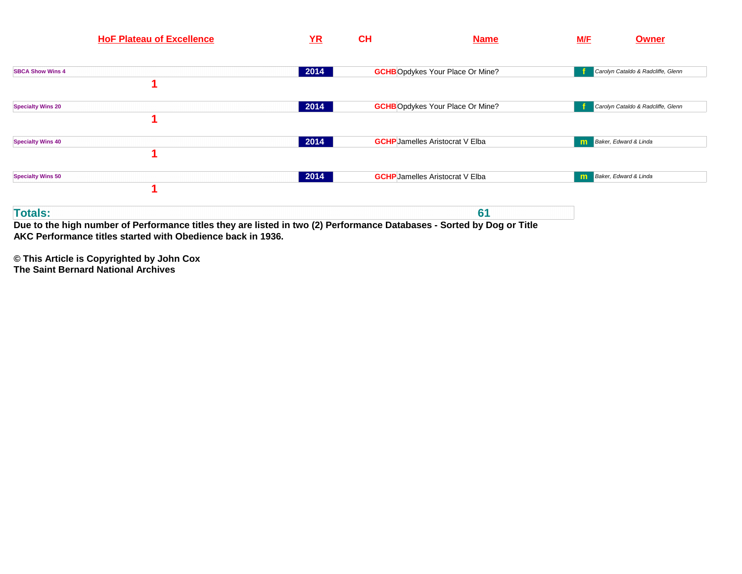| HoF Plateau of Excellence | YR | CH | Name | M/F | Owner |
|---|---|---|---|---|---|
| SBCA Show Wins 4 | 2014 | GCHB | Opdykes Your Place Or Mine? | f | Carolyn Cataldo & Radcliffe, Glenn |
| 1 | | | | | |
| Specialty Wins 20 | 2014 | GCHB | Opdykes Your Place Or Mine? | f | Carolyn Cataldo & Radcliffe, Glenn |
| 1 | | | | | |
| Specialty Wins 40 | 2014 | GCHP | Jamelles Aristocrat V Elba | m | Baker, Edward & Linda |
| 1 | | | | | |
| Specialty Wins 50 | 2014 | GCHP | Jamelles Aristocrat V Elba | m | Baker, Edward & Linda |
| 1 | | | | | |
| **Totals:** | | | 61 | | |

**Due to the high number of Performance titles they are listed in two (2) Performance Databases - Sorted by Dog or Title**
**AKC Performance titles started with Obedience back in 1936.**

**© This Article is Copyrighted by John Cox**
**The Saint Bernard National Archives**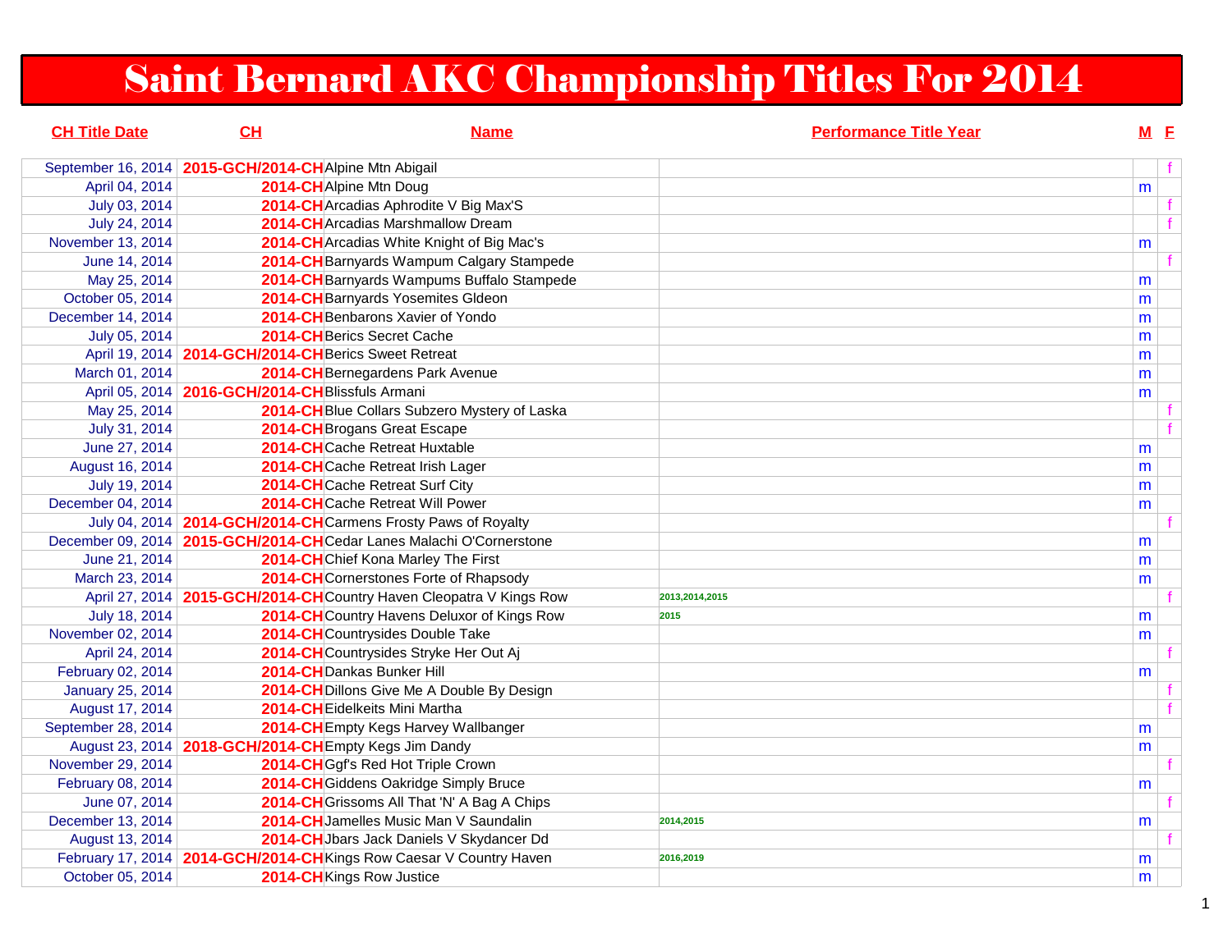# Saint Bernard AKC Championship Titles For 2014

| CH Title Date | CH | Name | Performance Title Year | M | F |
|---|---|---|---|---|---|
| September 16, 2014 | 2015-GCH/2014-CH | Alpine Mtn Abigail | | | f |
| April 04, 2014 | 2014-CH | Alpine Mtn Doug | | m | |
| July 03, 2014 | 2014-CH | Arcadias Aphrodite V Big Max'S | | | f |
| July 24, 2014 | 2014-CH | Arcadias Marshmallow Dream | | | f |
| November 13, 2014 | 2014-CH | Arcadias White Knight of Big Mac's | | m | |
| June 14, 2014 | 2014-CH | Barnyards Wampum Calgary Stampede | | | f |
| May 25, 2014 | 2014-CH | Barnyards Wampums Buffalo Stampede | | m | |
| October 05, 2014 | 2014-CH | Barnyards Yosemites Gldeon | | m | |
| December 14, 2014 | 2014-CH | Benbarons Xavier of Yondo | | m | |
| July 05, 2014 | 2014-CH | Berics Secret Cache | | m | |
| April 19, 2014 | 2014-GCH/2014-CH | Berics Sweet Retreat | | m | |
| March 01, 2014 | 2014-CH | Bernegardens Park Avenue | | m | |
| April 05, 2014 | 2016-GCH/2014-CH | Blissfuls Armani | | m | |
| May 25, 2014 | 2014-CH | Blue Collars Subzero Mystery of Laska | | | f |
| July 31, 2014 | 2014-CH | Brogans Great Escape | | | f |
| June 27, 2014 | 2014-CH | Cache Retreat Huxtable | | m | |
| August 16, 2014 | 2014-CH | Cache Retreat Irish Lager | | m | |
| July 19, 2014 | 2014-CH | Cache Retreat Surf City | | m | |
| December 04, 2014 | 2014-CH | Cache Retreat Will Power | | m | |
| July 04, 2014 | 2014-GCH/2014-CH | Carmens Frosty Paws of Royalty | | | f |
| December 09, 2014 | 2015-GCH/2014-CH | Cedar Lanes Malachi O'Cornerstone | | m | |
| June 21, 2014 | 2014-CH | Chief Kona Marley The First | | m | |
| March 23, 2014 | 2014-CH | Cornerstones Forte of Rhapsody | | m | |
| April 27, 2014 | 2015-GCH/2014-CH | Country Haven Cleopatra V Kings Row | 2013,2014,2015 | | f |
| July 18, 2014 | 2014-CH | Country Havens Deluxor of Kings Row | 2015 | m | |
| November 02, 2014 | 2014-CH | Countrysides Double Take | | m | |
| April 24, 2014 | 2014-CH | Countrysides Stryke Her Out Aj | | | f |
| February 02, 2014 | 2014-CH | Dankas Bunker Hill | | m | |
| January 25, 2014 | 2014-CH | Dillons Give Me A Double By Design | | | f |
| August 17, 2014 | 2014-CH | Eidelkeits Mini Martha | | | f |
| September 28, 2014 | 2014-CH | Empty Kegs Harvey Wallbanger | | m | |
| August 23, 2014 | 2018-GCH/2014-CH | Empty Kegs Jim Dandy | | m | |
| November 29, 2014 | 2014-CH | Ggf's Red Hot Triple Crown | | | f |
| February 08, 2014 | 2014-CH | Giddens Oakridge Simply Bruce | | m | |
| June 07, 2014 | 2014-CH | Grissoms All That 'N' A Bag A Chips | | | f |
| December 13, 2014 | 2014-CH | Jamelles Music Man V Saundalin | 2014,2015 | m | |
| August 13, 2014 | 2014-CH | Jbars Jack Daniels V Skydancer Dd | | | f |
| February 17, 2014 | 2014-GCH/2014-CH | Kings Row Caesar V Country Haven | 2016,2019 | m | |
| October 05, 2014 | 2014-CH | Kings Row Justice | | m | |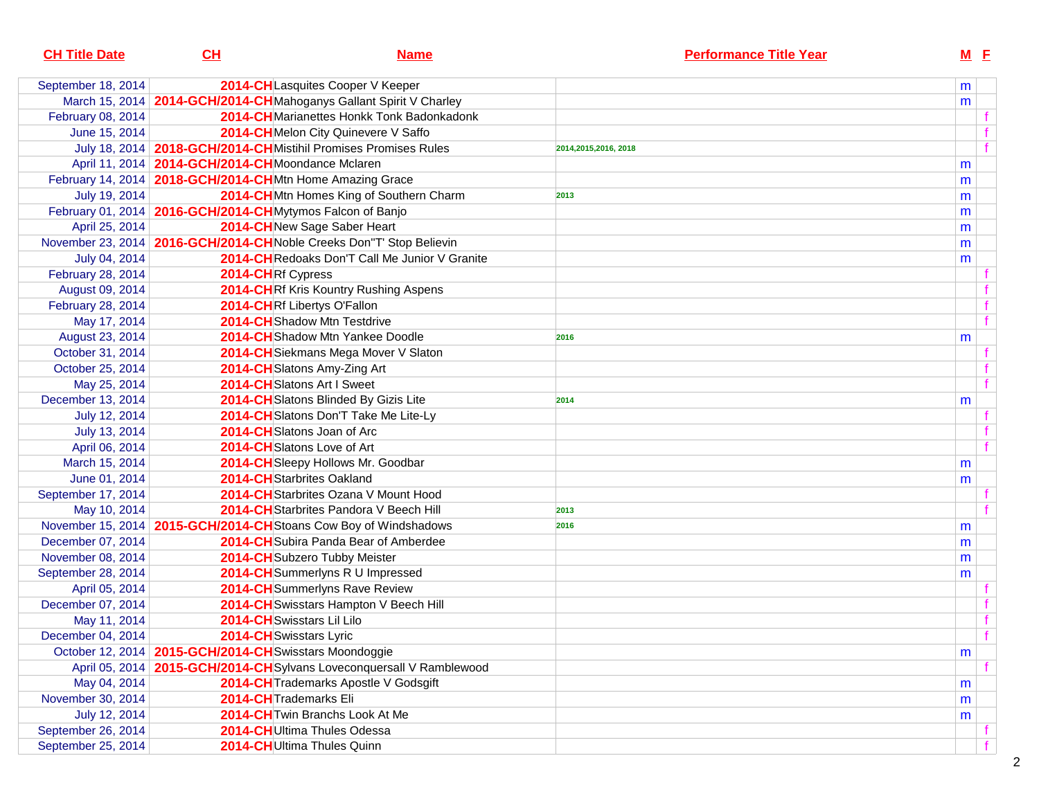| CH Title Date | CH | Name | Performance Title Year | M | F |
|---|---|---|---|---|---|
| September 18, 2014 | 2014-CH | Lasquites Cooper V Keeper | | m | |
| March 15, 2014 | 2014-GCH/2014-CH | Mahoganys Gallant Spirit V Charley | | m | |
| February 08, 2014 | 2014-CH | Marianettes Honkk Tonk Badonkadonk | | | f |
| June 15, 2014 | 2014-CH | Melon City Quinevere V Saffo | | | f |
| July 18, 2014 | 2018-GCH/2014-CH | Mistihil Promises Promises Rules | 2014,2015,2016, 2018 | | f |
| April 11, 2014 | 2014-GCH/2014-CH | Moondance Mclaren | | m | |
| February 14, 2014 | 2018-GCH/2014-CH | Mtn Home Amazing Grace | | m | |
| July 19, 2014 | 2014-CH | Mtn Homes King of Southern Charm | 2013 | m | |
| February 01, 2014 | 2016-GCH/2014-CH | Mytymos Falcon of Banjo | | m | |
| April 25, 2014 | 2014-CH | New Sage Saber Heart | | m | |
| November 23, 2014 | 2016-GCH/2014-CH | Noble Creeks Don"T' Stop Believin | | m | |
| July 04, 2014 | 2014-CH | Redoaks Don'T Call Me Junior V Granite | | m | |
| February 28, 2014 | 2014-CH | Rf Cypress | | | f |
| August 09, 2014 | 2014-CH | Rf Kris Kountry Rushing Aspens | | | f |
| February 28, 2014 | 2014-CH | Rf Libertys O'Fallon | | | f |
| May 17, 2014 | 2014-CH | Shadow Mtn Testdrive | | | f |
| August 23, 2014 | 2014-CH | Shadow Mtn Yankee Doodle | 2016 | m | |
| October 31, 2014 | 2014-CH | Siekmans Mega Mover V Slaton | | | f |
| October 25, 2014 | 2014-CH | Slatons Amy-Zing Art | | | f |
| May 25, 2014 | 2014-CH | Slatons Art I Sweet | | | f |
| December 13, 2014 | 2014-CH | Slatons Blinded By Gizis Lite | 2014 | m | |
| July 12, 2014 | 2014-CH | Slatons Don'T Take Me Lite-Ly | | | f |
| July 13, 2014 | 2014-CH | Slatons Joan of Arc | | | f |
| April 06, 2014 | 2014-CH | Slatons Love of Art | | | f |
| March 15, 2014 | 2014-CH | Sleepy Hollows Mr. Goodbar | | m | |
| June 01, 2014 | 2014-CH | Starbrites Oakland | | m | |
| September 17, 2014 | 2014-CH | Starbrites Ozana V Mount Hood | | | f |
| May 10, 2014 | 2014-CH | Starbrites Pandora V Beech Hill | 2013 | | f |
| November 15, 2014 | 2015-GCH/2014-CH | Stoans Cow Boy of Windshadows | 2016 | m | |
| December 07, 2014 | 2014-CH | Subira Panda Bear of Amberdee | | m | |
| November 08, 2014 | 2014-CH | Subzero Tubby Meister | | m | |
| September 28, 2014 | 2014-CH | Summerlyns R U Impressed | | m | |
| April 05, 2014 | 2014-CH | Summerlyns Rave Review | | | f |
| December 07, 2014 | 2014-CH | Swisstars Hampton V Beech Hill | | | f |
| May 11, 2014 | 2014-CH | Swisstars Lil Lilo | | | f |
| December 04, 2014 | 2014-CH | Swisstars Lyric | | | f |
| October 12, 2014 | 2015-GCH/2014-CH | Swisstars Moondoggie | | m | |
| April 05, 2014 | 2015-GCH/2014-CH | Sylvans Loveconquersall V Ramblewood | | | f |
| May 04, 2014 | 2014-CH | Trademarks Apostle V Godsgift | | m | |
| November 30, 2014 | 2014-CH | Trademarks Eli | | m | |
| July 12, 2014 | 2014-CH | Twin Branchs Look At Me | | m | |
| September 26, 2014 | 2014-CH | Ultima Thules Odessa | | | f |
| September 25, 2014 | 2014-CH | Ultima Thules Quinn | | | f |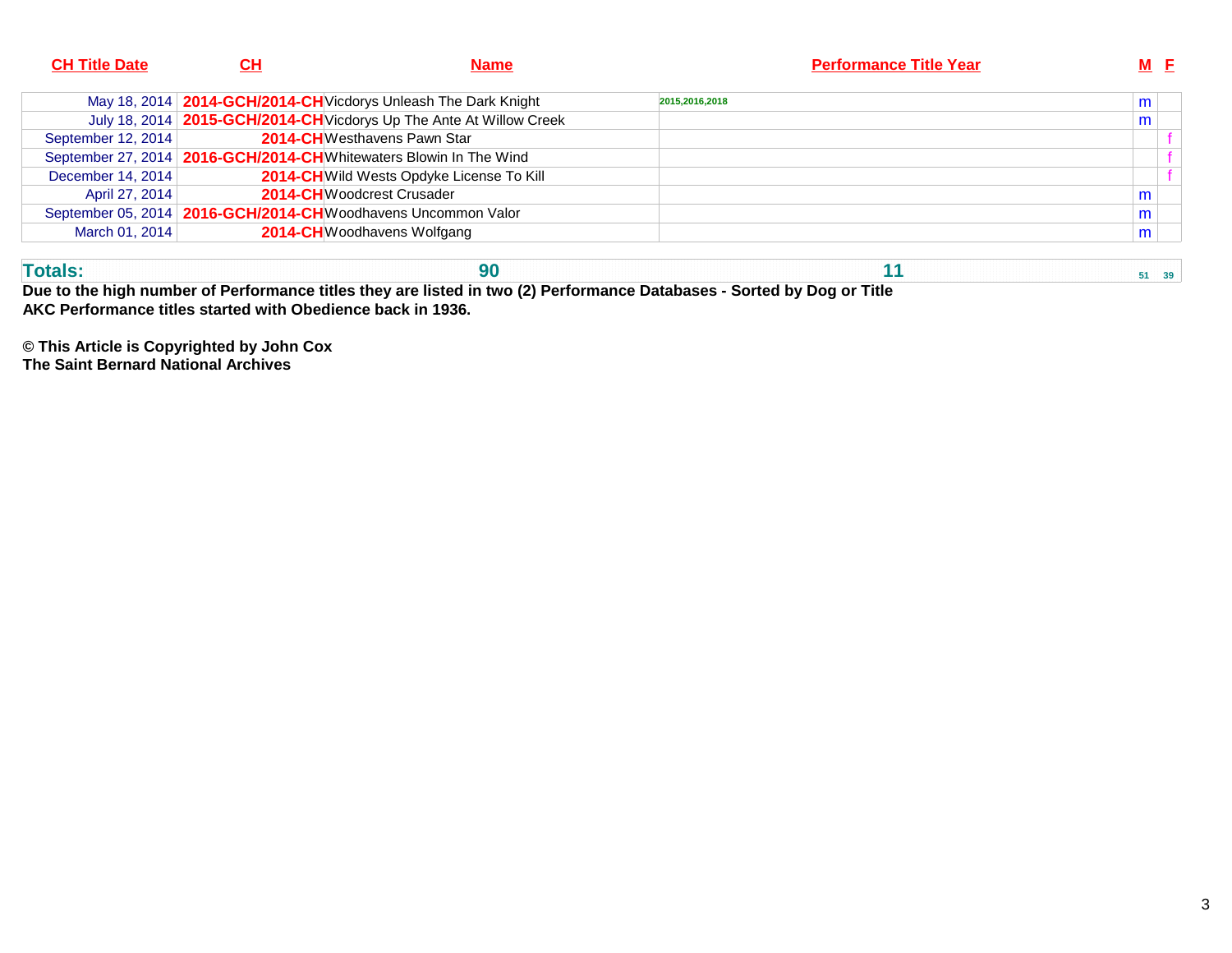| CH Title Date | CH | Name | Performance Title Year | M | F |
|---|---|---|---|---|---|
| May 18, 2014 | 2014-GCH/2014-CH | Vicdorys Unleash The Dark Knight | 2015,2016,2018 | m | |
| July 18, 2014 | 2015-GCH/2014-CH | Vicdorys Up The Ante At Willow Creek | | m | |
| September 12, 2014 | 2014-CH | Westhavens Pawn Star | | | f |
| September 27, 2014 | 2016-GCH/2014-CH | Whitewaters Blowin In The Wind | | | f |
| December 14, 2014 | 2014-CH | Wild Wests Opdyke License To Kill | | | f |
| April 27, 2014 | 2014-CH | Woodcrest Crusader | | m | |
| September 05, 2014 | 2016-GCH/2014-CH | Woodhavens Uncommon Valor | | m | |
| March 01, 2014 | 2014-CH | Woodhavens Wolfgang | | m | |
| **Totals:** | | **90** | **11** | **51** | **39** |

**Due to the high number of Performance titles they are listed in two (2) Performance Databases - Sorted by Dog or Title**
**AKC Performance titles started with Obedience back in 1936.**

**© This Article is Copyrighted by John Cox**
**The Saint Bernard National Archives**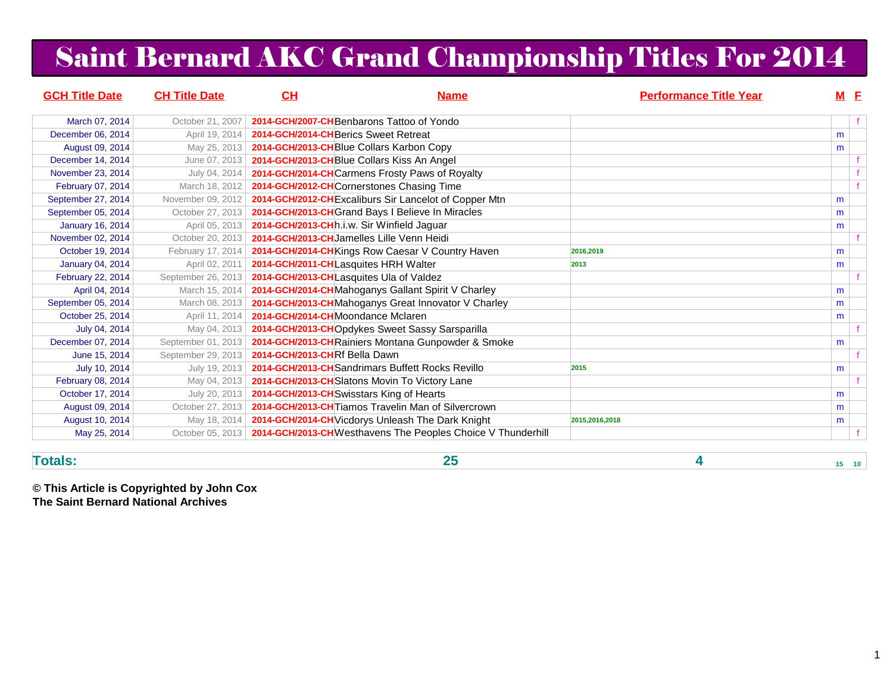# Saint Bernard AKC Grand Championship Titles For 2014

| GCH Title Date | CH Title Date | CH | Name | Performance Title Year | M | F |
|---|---|---|---|---|---|---|
| March 07, 2014 | October 21, 2007 | 2014-GCH/2007-CH | Benbarons Tattoo of Yondo | | | f |
| December 06, 2014 | April 19, 2014 | 2014-GCH/2014-CH | Berics Sweet Retreat | | m | |
| August 09, 2014 | May 25, 2013 | 2014-GCH/2013-CH | Blue Collars Karbon Copy | | m | |
| December 14, 2014 | June 07, 2013 | 2014-GCH/2013-CH | Blue Collars Kiss An Angel | | | f |
| November 23, 2014 | July 04, 2014 | 2014-GCH/2014-CH | Carmens Frosty Paws of Royalty | | | f |
| February 07, 2014 | March 18, 2012 | 2014-GCH/2012-CH | Cornerstones Chasing Time | | | f |
| September 27, 2014 | November 09, 2012 | 2014-GCH/2012-CH | Excaliburs Sir Lancelot of Copper Mtn | | m | |
| September 05, 2014 | October 27, 2013 | 2014-GCH/2013-CH | Grand Bays I Believe In Miracles | | m | |
| January 16, 2014 | April 05, 2013 | 2014-GCH/2013-CH | h.i.w. Sir Winfield Jaguar | | m | |
| November 02, 2014 | October 20, 2013 | 2014-GCH/2013-CH | Jamelles Lille Venn Heidi | | | f |
| October 19, 2014 | February 17, 2014 | 2014-GCH/2014-CH | Kings Row Caesar V Country Haven | 2016,2019 | m | |
| January 04, 2014 | April 02, 2011 | 2014-GCH/2011-CH | Lasquites HRH Walter | 2013 | m | |
| February 22, 2014 | September 26, 2013 | 2014-GCH/2013-CH | Lasquites Ula of Valdez | | | f |
| April 04, 2014 | March 15, 2014 | 2014-GCH/2014-CH | Mahoganys Gallant Spirit V Charley | | m | |
| September 05, 2014 | March 08, 2013 | 2014-GCH/2013-CH | Mahoganys Great Innovator V Charley | | m | |
| October 25, 2014 | April 11, 2014 | 2014-GCH/2014-CH | Moondance Mclaren | | m | |
| July 04, 2014 | May 04, 2013 | 2014-GCH/2013-CH | Opdykes Sweet Sassy Sarsparilla | | | f |
| December 07, 2014 | September 01, 2013 | 2014-GCH/2013-CH | Rainiers Montana Gunpowder & Smoke | | m | |
| June 15, 2014 | September 29, 2013 | 2014-GCH/2013-CH | Rf Bella Dawn | | | f |
| July 10, 2014 | July 19, 2013 | 2014-GCH/2013-CH | Sandrimars Buffett Rocks Revillo | 2015 | m | |
| February 08, 2014 | May 04, 2013 | 2014-GCH/2013-CH | Slatons Movin To Victory Lane | | | f |
| October 17, 2014 | July 20, 2013 | 2014-GCH/2013-CH | Swisstars King of Hearts | | m | |
| August 09, 2014 | October 27, 2013 | 2014-GCH/2013-CH | Tiamos Travelin Man of Silvercrown | | m | |
| August 10, 2014 | May 18, 2014 | 2014-GCH/2014-CH | Vicdorys Unleash The Dark Knight | 2015,2016,2018 | m | |
| May 25, 2014 | October 05, 2013 | 2014-GCH/2013-CH | Westhavens The Peoples Choice V Thunderhill | | | f |
| **Totals:** | | | **25** | **4** | 15 | 10 |

**© This Article is Copyrighted by John Cox**
**The Saint Bernard National Archives**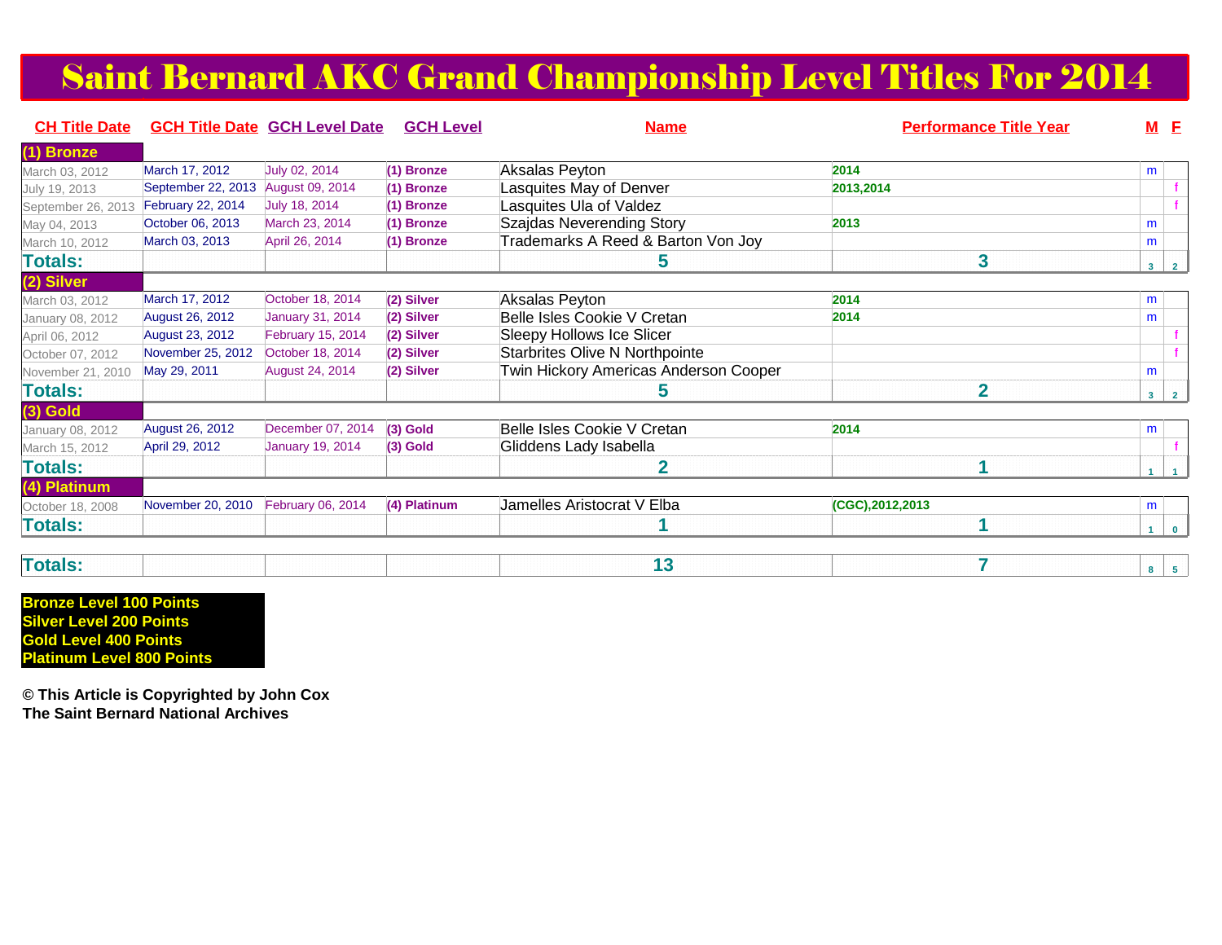# Saint Bernard AKC Grand Championship Level Titles For 2014

| CH Title Date | GCH Title Date | GCH Level Date | GCH Level | Name | Performance Title Year | M | F |
|---|---|---|---|---|---|---|---|
| **(1) Bronze** | | | | | | | |
| March 03, 2012 | March 17, 2012 | July 02, 2014 | (1) Bronze | Aksalas Peyton | 2014 | m | |
| July 19, 2013 | September 22, 2013 | August 09, 2014 | (1) Bronze | Lasquites May of Denver | 2013,2014 | | f |
| September 26, 2013 | February 22, 2014 | July 18, 2014 | (1) Bronze | Lasquites Ula of Valdez | | | f |
| May 04, 2013 | October 06, 2013 | March 23, 2014 | (1) Bronze | Szajdas Neverending Story | 2013 | m | |
| March 10, 2012 | March 03, 2013 | April 26, 2014 | (1) Bronze | Trademarks A Reed & Barton Von Joy | | m | |
| **Totals:** | | | | 5 | 3 | 3 | 2 |
| **(2) Silver** | | | | | | | |
| March 03, 2012 | March 17, 2012 | October 18, 2014 | (2) Silver | Aksalas Peyton | 2014 | m | |
| January 08, 2012 | August 26, 2012 | January 31, 2014 | (2) Silver | Belle Isles Cookie V Cretan | 2014 | m | |
| April 06, 2012 | August 23, 2012 | February 15, 2014 | (2) Silver | Sleepy Hollows Ice Slicer | | | f |
| October 07, 2012 | November 25, 2012 | October 18, 2014 | (2) Silver | Starbrites Olive N Northpointe | | | f |
| November 21, 2010 | May 29, 2011 | August 24, 2014 | (2) Silver | Twin Hickory Americas Anderson Cooper | | m | |
| **Totals:** | | | | 5 | 2 | 3 | 2 |
| **(3) Gold** | | | | | | | |
| January 08, 2012 | August 26, 2012 | December 07, 2014 | (3) Gold | Belle Isles Cookie V Cretan | 2014 | m | |
| March 15, 2012 | April 29, 2012 | January 19, 2014 | (3) Gold | Gliddens Lady Isabella | | | f |
| **Totals:** | | | | 2 | 1 | 1 | 1 |
| **(4) Platinum** | | | | | | | |
| October 18, 2008 | November 20, 2010 | February 06, 2014 | (4) Platinum | Jamelles Aristocrat V Elba | (CGC),2012,2013 | m | |
| **Totals:** | | | | 1 | 1 | 1 | 0 |
| **Totals:** | | | | 13 | 7 | 8 | 5 |

**Bronze Level 100 Points**
**Silver Level 200 Points**
**Gold Level 400 Points**
**Platinum Level 800 Points**

**© This Article is Copyrighted by John Cox**
**The Saint Bernard National Archives**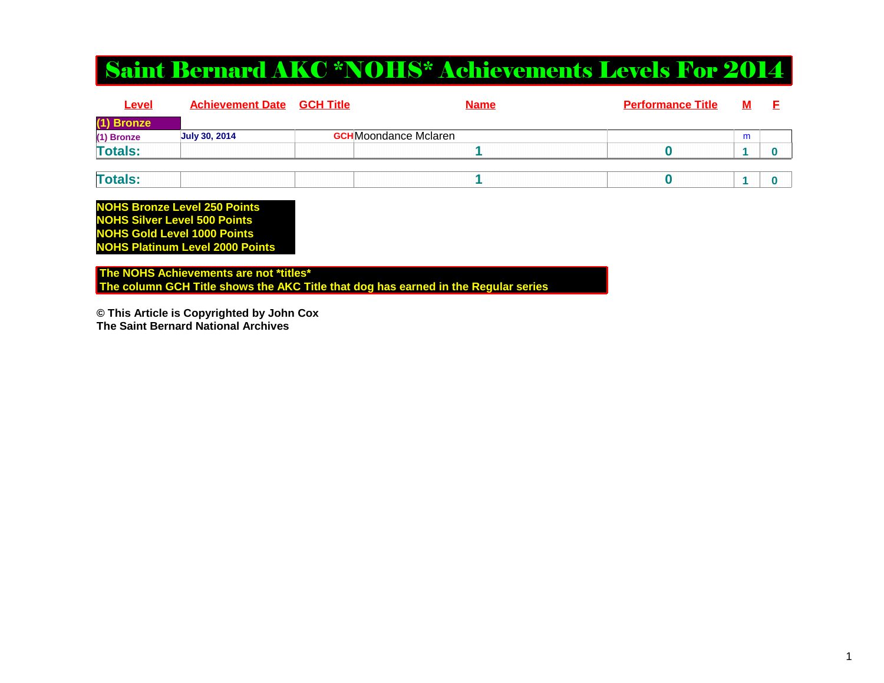# Saint Bernard AKC *NOHS* Achievements Levels For 2014

| Level | Achievement Date | GCH Title | Name | Performance Title | M | F |
|---|---|---|---|---|---|---|
| (1) Bronze | | | | | | |
| (1) Bronze | July 30, 2014 | GCH | Moondance Mclaren | | m | |
| Totals: | | | 1 | 0 | 1 | 0 |
| | | | | | | |
| Totals: | | | 1 | 0 | 1 | 0 |

**NOHS Bronze Level 250 Points**
**NOHS Silver Level 500 Points**
**NOHS Gold Level 1000 Points**
**NOHS Platinum Level 2000 Points**

**The NOHS Achievements are not *titles***
**The column GCH Title shows the AKC Title that dog has earned in the Regular series**

**© This Article is Copyrighted by John Cox**
**The Saint Bernard National Archives**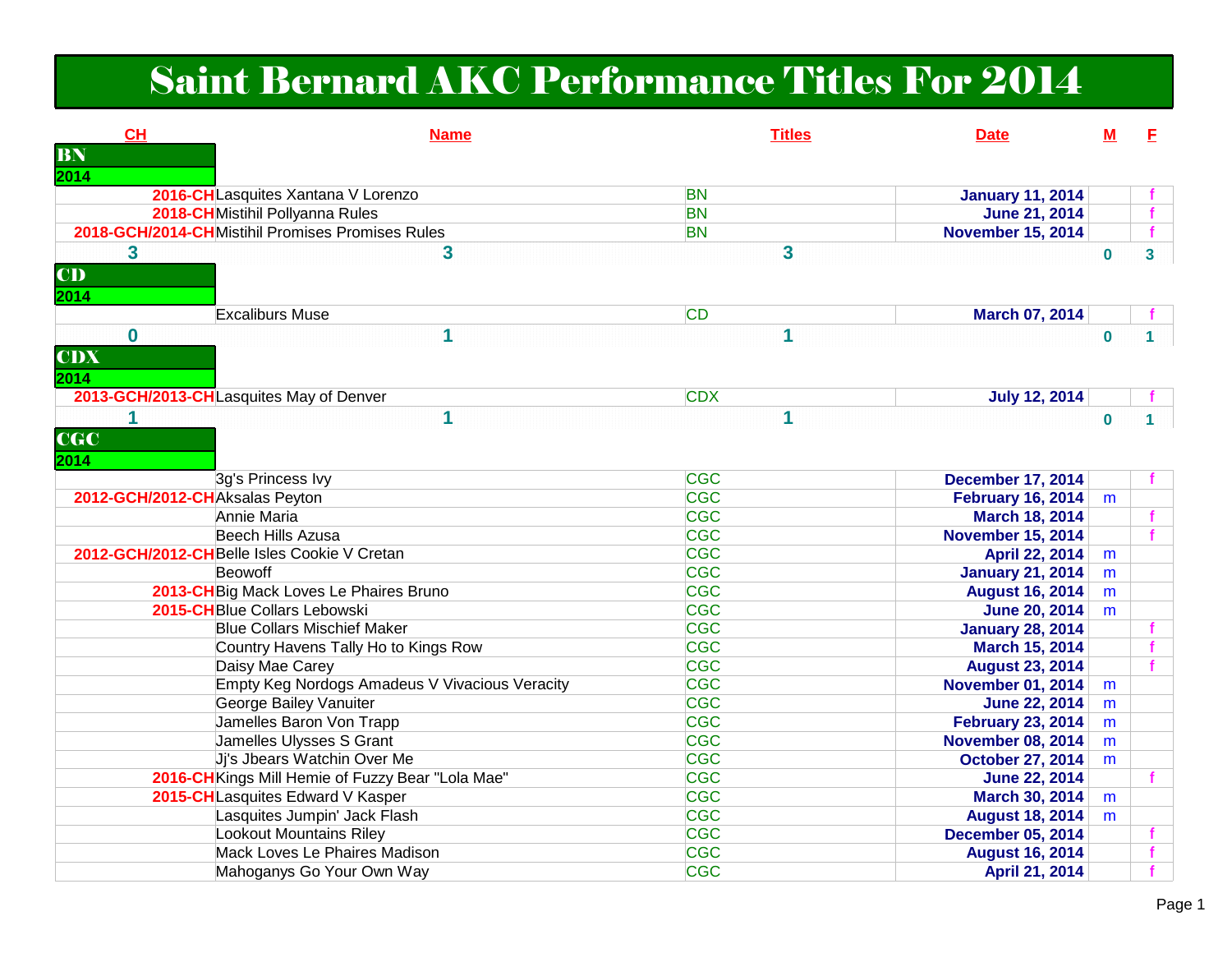# Saint Bernard AKC Performance Titles For 2014

| CH | Name | Titles | Date | M | F |
|---|---|---|---|---|---|
| **BN** | | | | | |
| **2014** | | | | | |
| 2016-CH | Lasquites Xantana V Lorenzo | BN | January 11, 2014 | | f |
| 2018-CH | Mistihil Pollyanna Rules | BN | June 21, 2014 | | f |
| 2018-GCH/2014-CH | Mistihil Promises Promises Rules | BN | November 15, 2014 | | f |
| 3 | 3 | 3 | | 0 | 3 |
| **CD** | | | | | |
| **2014** | | | | | |
| | Excaliburs Muse | CD | March 07, 2014 | | f |
| 0 | 1 | 1 | | 0 | 1 |
| **CDX** | | | | | |
| **2014** | | | | | |
| 2013-GCH/2013-CH | Lasquites May of Denver | CDX | July 12, 2014 | | f |
| 1 | 1 | 1 | | 0 | 1 |
| **CGC** | | | | | |
| **2014** | | | | | |
| | 3g's Princess Ivy | CGC | December 17, 2014 | | f |
| 2012-GCH/2012-CH | Aksalas Peyton | CGC | February 16, 2014 | m | |
| | Annie Maria | CGC | March 18, 2014 | | f |
| | Beech Hills Azusa | CGC | November 15, 2014 | | f |
| 2012-GCH/2012-CH | Belle Isles Cookie V Cretan | CGC | April 22, 2014 | m | |
| | Beowoff | CGC | January 21, 2014 | m | |
| 2013-CH | Big Mack Loves Le Phaires Bruno | CGC | August 16, 2014 | m | |
| 2015-CH | Blue Collars Lebowski | CGC | June 20, 2014 | m | |
| | Blue Collars Mischief Maker | CGC | January 28, 2014 | | f |
| | Country Havens Tally Ho to Kings Row | CGC | March 15, 2014 | | f |
| | Daisy Mae Carey | CGC | August 23, 2014 | | f |
| | Empty Keg Nordogs Amadeus V Vivacious Veracity | CGC | November 01, 2014 | m | |
| | George Bailey Vanuiter | CGC | June 22, 2014 | m | |
| | Jamelles Baron Von Trapp | CGC | February 23, 2014 | m | |
| | Jamelles Ulysses S Grant | CGC | November 08, 2014 | m | |
| | Jj's Jbears Watchin Over Me | CGC | October 27, 2014 | m | |
| 2016-CH | Kings Mill Hemie of Fuzzy Bear "Lola Mae" | CGC | June 22, 2014 | | f |
| 2015-CH | Lasquites Edward V Kasper | CGC | March 30, 2014 | m | |
| | Lasquites Jumpin' Jack Flash | CGC | August 18, 2014 | m | |
| | Lookout Mountains Riley | CGC | December 05, 2014 | | f |
| | Mack Loves Le Phaires Madison | CGC | August 16, 2014 | | f |
| | Mahoganys Go Your Own Way | CGC | April 21, 2014 | | f |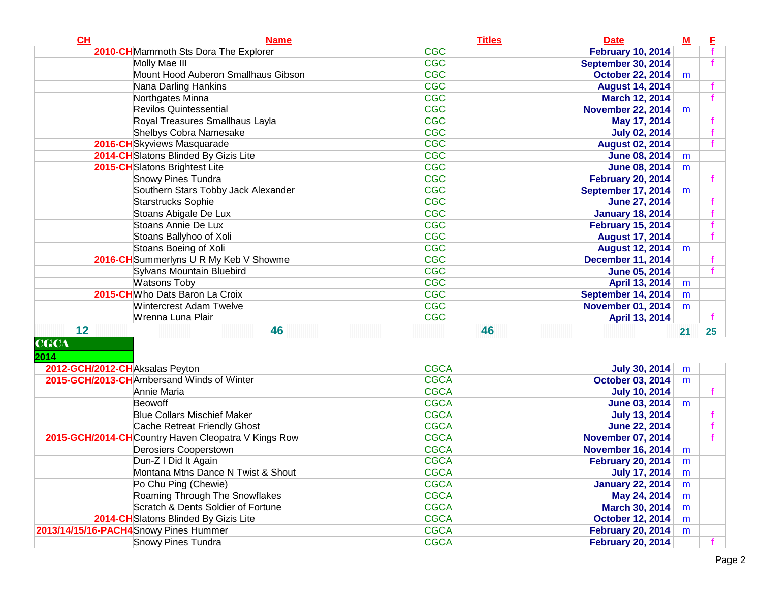| CH | Name | Titles | Date | M | F |
|---|---|---|---|---|---|
| 2010-CH | Mammoth Sts Dora The Explorer | CGC | February 10, 2014 | | f |
| | Molly Mae III | CGC | September 30, 2014 | | f |
| | Mount Hood Auberon Smallhaus Gibson | CGC | October 22, 2014 | m | |
| | Nana Darling Hankins | CGC | August 14, 2014 | | f |
| | Northgates Minna | CGC | March 12, 2014 | | f |
| | Revilos Quintessential | CGC | November 22, 2014 | m | |
| | Royal Treasures Smallhaus Layla | CGC | May 17, 2014 | | f |
| | Shelbys Cobra Namesake | CGC | July 02, 2014 | | f |
| 2016-CH | Skyviews Masquarade | CGC | August 02, 2014 | | f |
| 2014-CH | Slatons Blinded By Gizis Lite | CGC | June 08, 2014 | m | |
| 2015-CH | Slatons Brightest Lite | CGC | June 08, 2014 | m | |
| | Snowy Pines Tundra | CGC | February 20, 2014 | | f |
| | Southern Stars Tobby Jack Alexander | CGC | September 17, 2014 | m | |
| | Starstrucks Sophie | CGC | June 27, 2014 | | f |
| | Stoans Abigale De Lux | CGC | January 18, 2014 | | f |
| | Stoans Annie De Lux | CGC | February 15, 2014 | | f |
| | Stoans Ballyhoo of Xoli | CGC | August 17, 2014 | | f |
| | Stoans Boeing of Xoli | CGC | August 12, 2014 | m | |
| 2016-CH | Summerlyns U R My Keb V Showme | CGC | December 11, 2014 | | f |
| | Sylvans Mountain Bluebird | CGC | June 05, 2014 | | f |
| | Watsons Toby | CGC | April 13, 2014 | m | |
| 2015-CH | Who Dats Baron La Croix | CGC | September 14, 2014 | m | |
| | Wintercrest Adam Twelve | CGC | November 01, 2014 | m | |
| | Wrenna Luna Plair | CGC | April 13, 2014 | | f |
| 12 | 46 | 46 | | 21 | 25 |

**CGCA**

**2014**

| CH | Name | Titles | Date | M | F |
|---|---|---|---|---|---|
| 2012-GCH/2012-CH | Aksalas Peyton | CGCA | July 30, 2014 | m | |
| 2015-GCH/2013-CH | Ambersand Winds of Winter | CGCA | October 03, 2014 | m | |
| | Annie Maria | CGCA | July 10, 2014 | | f |
| | Beowoff | CGCA | June 03, 2014 | m | |
| | Blue Collars Mischief Maker | CGCA | July 13, 2014 | | f |
| | Cache Retreat Friendly Ghost | CGCA | June 22, 2014 | | f |
| 2015-GCH/2014-CH | Country Haven Cleopatra V Kings Row | CGCA | November 07, 2014 | | f |
| | Derosiers Cooperstown | CGCA | November 16, 2014 | m | |
| | Dun-Z I Did It Again | CGCA | February 20, 2014 | m | |
| | Montana Mtns Dance N Twist & Shout | CGCA | July 17, 2014 | m | |
| | Po Chu Ping (Chewie) | CGCA | January 22, 2014 | m | |
| | Roaming Through The Snowflakes | CGCA | May 24, 2014 | m | |
| | Scratch & Dents Soldier of Fortune | CGCA | March 30, 2014 | m | |
| 2014-CH | Slatons Blinded By Gizis Lite | CGCA | October 12, 2014 | m | |
| 2013/14/15/16-PACH4 | Snowy Pines Hummer | CGCA | February 20, 2014 | m | |
| | Snowy Pines Tundra | CGCA | February 20, 2014 | | f |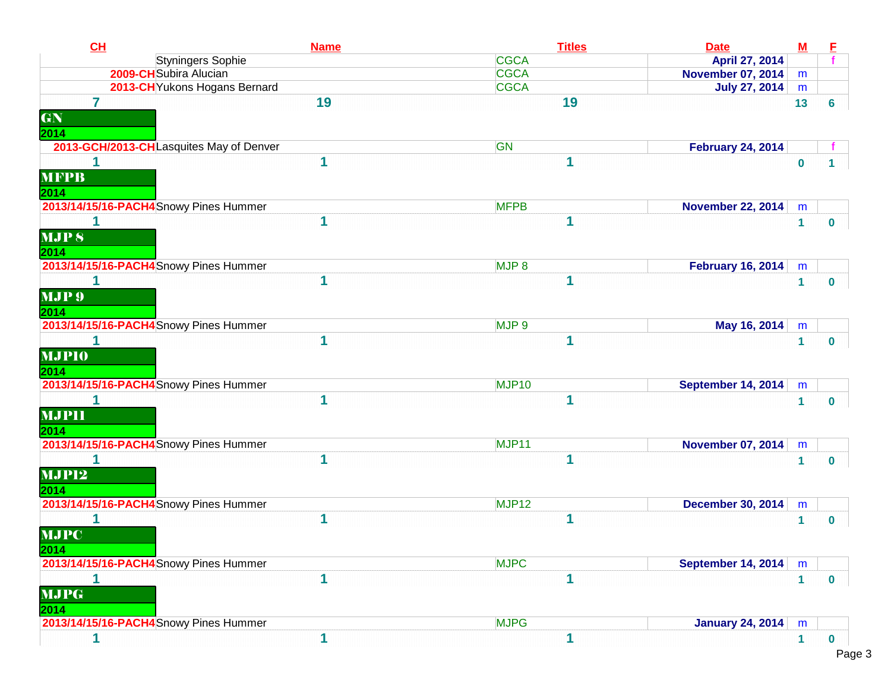| CH | Name | Titles | Date | M | F |
|---|---|---|---|---|---|
| | Styningers Sophie | CGCA | April 27, 2014 | | f |
| 2009-CH | Subira Alucian | CGCA | November 07, 2014 | m | |
| 2013-CH | Yukons Hogans Bernard | CGCA | July 27, 2014 | m | |
| 7 | 19 | 19 | | 13 | 6 |

## GN

**2014**

| CH | Name | Titles | Date | M | F |
|---|---|---|---|---|---|
| 2013-GCH/2013-CH | Lasquites May of Denver | GN | February 24, 2014 | | f |
| 1 | 1 | 1 | | 0 | 1 |

## MFPB

**2014**

| CH | Name | Titles | Date | M | F |
|---|---|---|---|---|---|
| 2013/14/15/16-PACH4 | Snowy Pines Hummer | MFPB | November 22, 2014 | m | |
| 1 | 1 | 1 | | 1 | 0 |

## MJP 8

**2014**

| CH | Name | Titles | Date | M | F |
|---|---|---|---|---|---|
| 2013/14/15/16-PACH4 | Snowy Pines Hummer | MJP 8 | February 16, 2014 | m | |
| 1 | 1 | 1 | | 1 | 0 |

## MJP 9

**2014**

| CH | Name | Titles | Date | M | F |
|---|---|---|---|---|---|
| 2013/14/15/16-PACH4 | Snowy Pines Hummer | MJP 9 | May 16, 2014 | m | |
| 1 | 1 | 1 | | 1 | 0 |

## MJP10

**2014**

| CH | Name | Titles | Date | M | F |
|---|---|---|---|---|---|
| 2013/14/15/16-PACH4 | Snowy Pines Hummer | MJP10 | September 14, 2014 | m | |
| 1 | 1 | 1 | | 1 | 0 |

## MJP11

**2014**

| CH | Name | Titles | Date | M | F |
|---|---|---|---|---|---|
| 2013/14/15/16-PACH4 | Snowy Pines Hummer | MJP11 | November 07, 2014 | m | |
| 1 | 1 | 1 | | 1 | 0 |

## MJP12

**2014**

| CH | Name | Titles | Date | M | F |
|---|---|---|---|---|---|
| 2013/14/15/16-PACH4 | Snowy Pines Hummer | MJP12 | December 30, 2014 | m | |
| 1 | 1 | 1 | | 1 | 0 |

## MJPC

**2014**

| CH | Name | Titles | Date | M | F |
|---|---|---|---|---|---|
| 2013/14/15/16-PACH4 | Snowy Pines Hummer | MJPC | September 14, 2014 | m | |
| 1 | 1 | 1 | | 1 | 0 |

## MJPG

**2014**

| CH | Name | Titles | Date | M | F |
|---|---|---|---|---|---|
| 2013/14/15/16-PACH4 | Snowy Pines Hummer | MJPG | January 24, 2014 | m | |
| 1 | 1 | 1 | | 1 | 0 |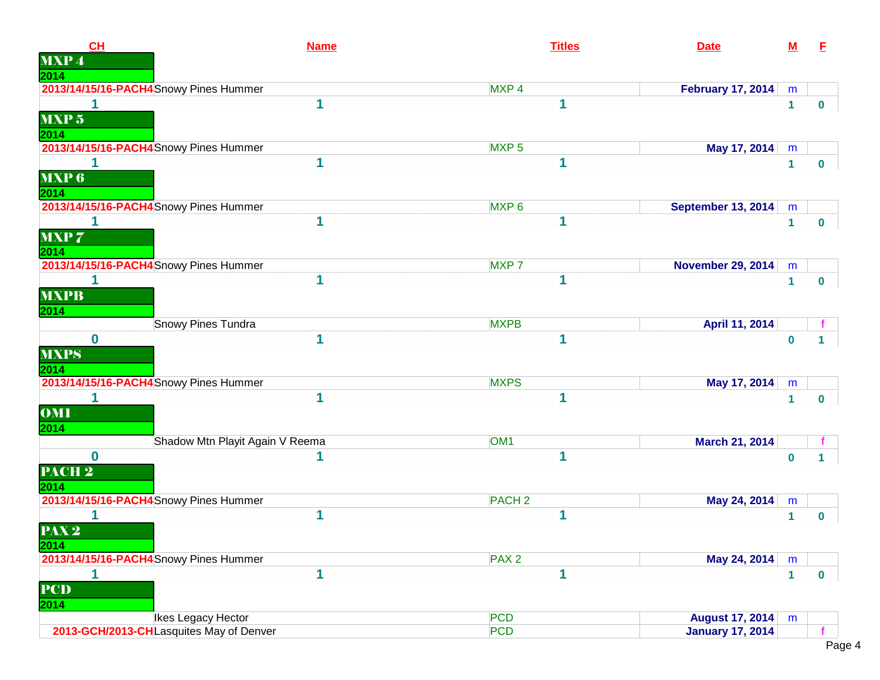| CH | Name | Titles | Date | M | F |
|---|---|---|---|---|---|
| **MXP 4** | | | | | |
| **2014** | | | | | |
| 2013/14/15/16-PACH4 | Snowy Pines Hummer | MXP 4 | February 17, 2014 | m | |
| 1 | 1 | 1 | | 1 | 0 |
| **MXP 5** | | | | | |
| **2014** | | | | | |
| 2013/14/15/16-PACH4 | Snowy Pines Hummer | MXP 5 | May 17, 2014 | m | |
| 1 | 1 | 1 | | 1 | 0 |
| **MXP 6** | | | | | |
| **2014** | | | | | |
| 2013/14/15/16-PACH4 | Snowy Pines Hummer | MXP 6 | September 13, 2014 | m | |
| 1 | 1 | 1 | | 1 | 0 |
| **MXP 7** | | | | | |
| **2014** | | | | | |
| 2013/14/15/16-PACH4 | Snowy Pines Hummer | MXP 7 | November 29, 2014 | m | |
| 1 | 1 | 1 | | 1 | 0 |
| **MXPB** | | | | | |
| **2014** | | | | | |
| | Snowy Pines Tundra | MXPB | April 11, 2014 | | f |
| 0 | 1 | 1 | | 0 | 1 |
| **MXPS** | | | | | |
| **2014** | | | | | |
| 2013/14/15/16-PACH4 | Snowy Pines Hummer | MXPS | May 17, 2014 | m | |
| 1 | 1 | 1 | | 1 | 0 |
| **OM1** | | | | | |
| **2014** | | | | | |
| | Shadow Mtn Playit Again V Reema | OM1 | March 21, 2014 | | f |
| 0 | 1 | 1 | | 0 | 1 |
| **PACH 2** | | | | | |
| **2014** | | | | | |
| 2013/14/15/16-PACH4 | Snowy Pines Hummer | PACH 2 | May 24, 2014 | m | |
| 1 | 1 | 1 | | 1 | 0 |
| **PAX 2** | | | | | |
| **2014** | | | | | |
| 2013/14/15/16-PACH4 | Snowy Pines Hummer | PAX 2 | May 24, 2014 | m | |
| 1 | 1 | 1 | | 1 | 0 |
| **PCD** | | | | | |
| **2014** | | | | | |
| | Ikes Legacy Hector | PCD | August 17, 2014 | m | |
| 2013-GCH/2013-CH | Lasquites May of Denver | PCD | January 17, 2014 | | f |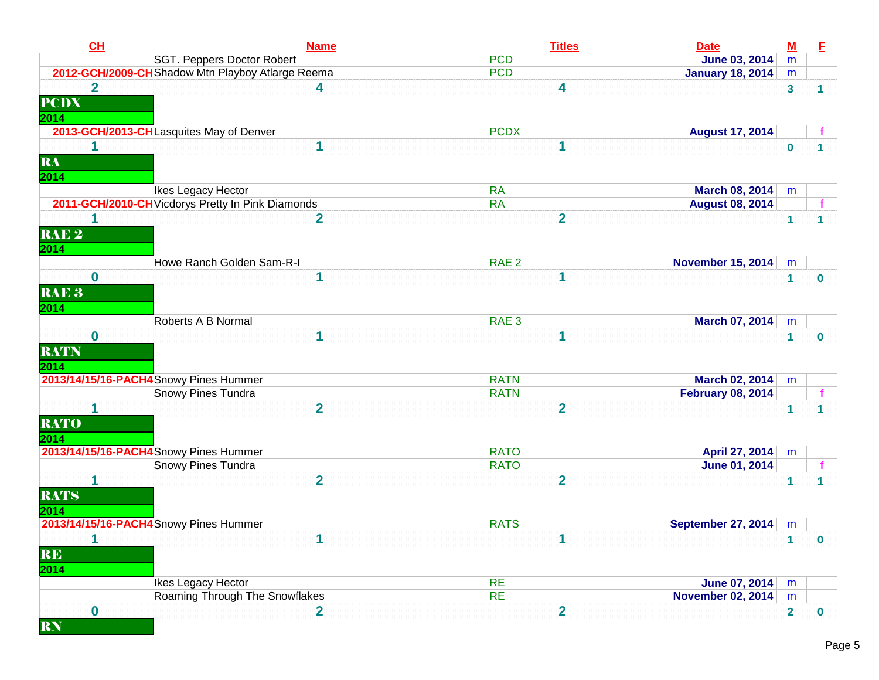| CH | Name | Titles | Date | M | F |
|---|---|---|---|---|---|
| | SGT. Peppers Doctor Robert | PCD | June 03, 2014 | m | |
| 2012-GCH/2009-CH | Shadow Mtn Playboy Atlarge Reema | PCD | January 18, 2014 | m | |
| 2 | 4 | 4 | | 3 | 1 |

## PCDX

2014

| CH | Name | Titles | Date | M | F |
|---|---|---|---|---|---|
| 2013-GCH/2013-CH | Lasquites May of Denver | PCDX | August 17, 2014 | | f |
| 1 | 1 | 1 | | 0 | 1 |

## RA

2014

| CH | Name | Titles | Date | M | F |
|---|---|---|---|---|---|
| | Ikes Legacy Hector | RA | March 08, 2014 | m | |
| 2011-GCH/2010-CH | Vicdorys Pretty In Pink Diamonds | RA | August 08, 2014 | | f |
| 1 | 2 | 2 | | 1 | 1 |

## RAE 2

2014

| CH | Name | Titles | Date | M | F |
|---|---|---|---|---|---|
| | Howe Ranch Golden Sam-R-I | RAE 2 | November 15, 2014 | m | |
| 0 | 1 | 1 | | 1 | 0 |

## RAE 3

2014

| CH | Name | Titles | Date | M | F |
|---|---|---|---|---|---|
| | Roberts A B Normal | RAE 3 | March 07, 2014 | m | |
| 0 | 1 | 1 | | 1 | 0 |

## RATN

2014

| CH | Name | Titles | Date | M | F |
|---|---|---|---|---|---|
| 2013/14/15/16-PACH4 | Snowy Pines Hummer | RATN | March 02, 2014 | m | |
| | Snowy Pines Tundra | RATN | February 08, 2014 | | f |
| 1 | 2 | 2 | | 1 | 1 |

## RATO

2014

| CH | Name | Titles | Date | M | F |
|---|---|---|---|---|---|
| 2013/14/15/16-PACH4 | Snowy Pines Hummer | RATO | April 27, 2014 | m | |
| | Snowy Pines Tundra | RATO | June 01, 2014 | | f |
| 1 | 2 | 2 | | 1 | 1 |

## RATS

2014

| CH | Name | Titles | Date | M | F |
|---|---|---|---|---|---|
| 2013/14/15/16-PACH4 | Snowy Pines Hummer | RATS | September 27, 2014 | m | |
| 1 | 1 | 1 | | 1 | 0 |

## RE

2014

| CH | Name | Titles | Date | M | F |
|---|---|---|---|---|---|
| | Ikes Legacy Hector | RE | June 07, 2014 | m | |
| | Roaming Through The Snowflakes | RE | November 02, 2014 | m | |
| 0 | 2 | 2 | | 2 | 0 |

## RN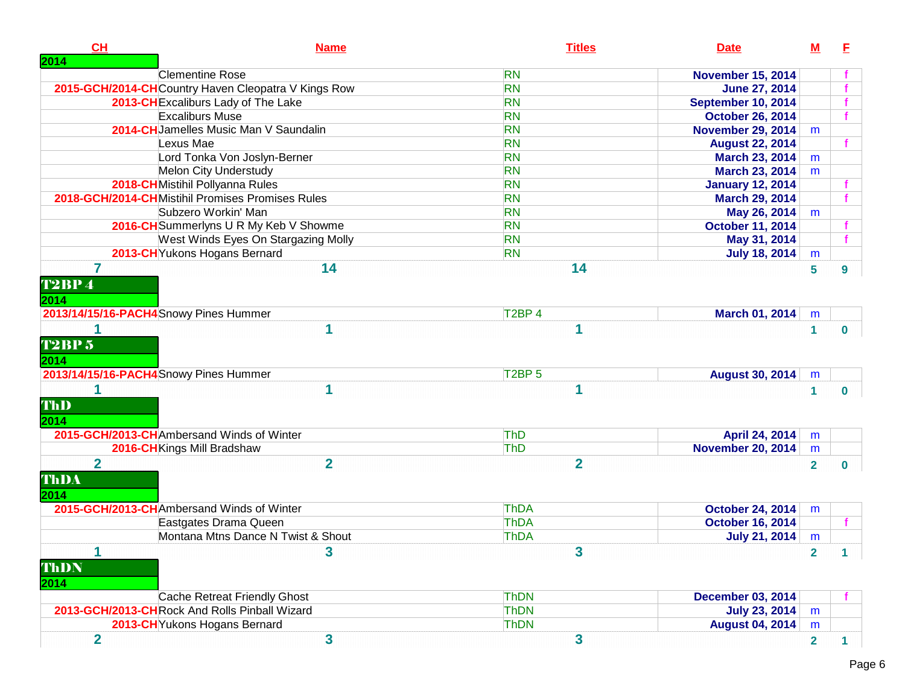| CH | Name | Titles | Date | M | F |
|---|---|---|---|---|---|
| **2014** | | | | | |
| | Clementine Rose | RN | November 15, 2014 | | f |
| 2015-GCH/2014-CH | Country Haven Cleopatra V Kings Row | RN | June 27, 2014 | | f |
| 2013-CH | Excaliburs Lady of The Lake | RN | September 10, 2014 | | f |
| | Excaliburs Muse | RN | October 26, 2014 | | f |
| 2014-CH | Jamelles Music Man V Saundalin | RN | November 29, 2014 | m | |
| | Lexus Mae | RN | August 22, 2014 | | f |
| | Lord Tonka Von Joslyn-Berner | RN | March 23, 2014 | m | |
| | Melon City Understudy | RN | March 23, 2014 | m | |
| 2018-CH | Mistihil Pollyanna Rules | RN | January 12, 2014 | | f |
| 2018-GCH/2014-CH | Mistihil Promises Promises Rules | RN | March 29, 2014 | | f |
| | Subzero Workin' Man | RN | May 26, 2014 | m | |
| 2016-CH | Summerlyns U R My Keb V Showme | RN | October 11, 2014 | | f |
| | West Winds Eyes On Stargazing Molly | RN | May 31, 2014 | | f |
| 2013-CH | Yukons Hogans Bernard | RN | July 18, 2014 | m | |
| 7 | 14 | 14 | | 5 | 9 |

## T2BP 4

| CH | Name | Titles | Date | M | F |
|---|---|---|---|---|---|
| **2014** | | | | | |
| 2013/14/15/16-PACH4 | Snowy Pines Hummer | T2BP 4 | March 01, 2014 | m | |
| 1 | 1 | 1 | | 1 | 0 |

## T2BP 5

| CH | Name | Titles | Date | M | F |
|---|---|---|---|---|---|
| **2014** | | | | | |
| 2013/14/15/16-PACH4 | Snowy Pines Hummer | T2BP 5 | August 30, 2014 | m | |
| 1 | 1 | 1 | | 1 | 0 |

## ThD

| CH | Name | Titles | Date | M | F |
|---|---|---|---|---|---|
| **2014** | | | | | |
| 2015-GCH/2013-CH | Ambersand Winds of Winter | ThD | April 24, 2014 | m | |
| 2016-CH | Kings Mill Bradshaw | ThD | November 20, 2014 | m | |
| 2 | 2 | 2 | | 2 | 0 |

## ThDA

| CH | Name | Titles | Date | M | F |
|---|---|---|---|---|---|
| **2014** | | | | | |
| 2015-GCH/2013-CH | Ambersand Winds of Winter | ThDA | October 24, 2014 | m | |
| | Eastgates Drama Queen | ThDA | October 16, 2014 | | f |
| | Montana Mtns Dance N Twist & Shout | ThDA | July 21, 2014 | m | |
| 1 | 3 | 3 | | 2 | 1 |

## ThDN

| CH | Name | Titles | Date | M | F |
|---|---|---|---|---|---|
| **2014** | | | | | |
| | Cache Retreat Friendly Ghost | ThDN | December 03, 2014 | | f |
| 2013-GCH/2013-CH | Rock And Rolls Pinball Wizard | ThDN | July 23, 2014 | m | |
| 2013-CH | Yukons Hogans Bernard | ThDN | August 04, 2014 | m | |
| 2 | 3 | 3 | | 2 | 1 |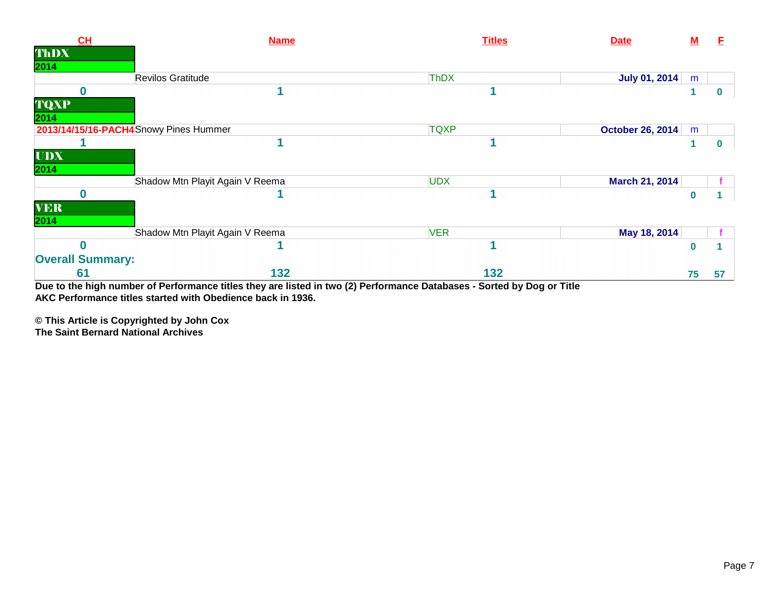| CH | Name | Titles | Date | M | F |
|---|---|---|---|---|---|
| **ThDX** | | | | | |
| **2014** | | | | | |
| | Revilos Gratitude | ThDX | July 01, 2014 | m | |
| 0 | 1 | 1 | | 1 | 0 |
| **TQXP** | | | | | |
| **2014** | | | | | |
| 2013/14/15/16-PACH4 | Snowy Pines Hummer | TQXP | October 26, 2014 | m | |
| 1 | 1 | 1 | | 1 | 0 |
| **UDX** | | | | | |
| **2014** | | | | | |
| | Shadow Mtn Playit Again V Reema | UDX | March 21, 2014 | | f |
| 0 | 1 | 1 | | 0 | 1 |
| **VER** | | | | | |
| **2014** | | | | | |
| | Shadow Mtn Playit Again V Reema | VER | May 18, 2014 | | f |
| 0 | 1 | 1 | | 0 | 1 |
| **Overall Summary:** | | | | | |
| 61 | 132 | 132 | | 75 | 57 |

**Due to the high number of Performance titles they are listed in two (2) Performance Databases - Sorted by Dog or Title**
**AKC Performance titles started with Obedience back in 1936.**

**© This Article is Copyrighted by John Cox**
**The Saint Bernard National Archives**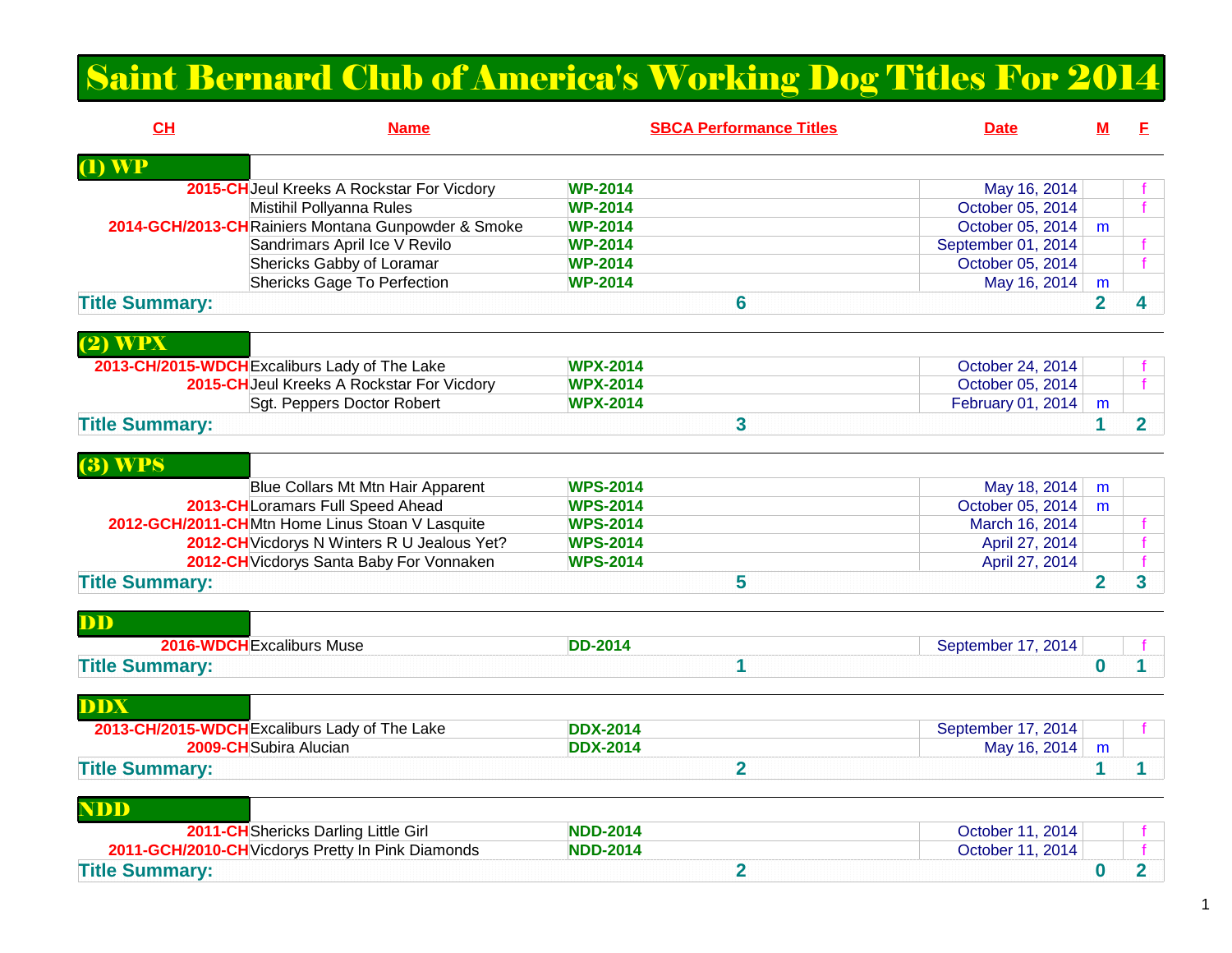# Saint Bernard Club of America's Working Dog Titles For 2014

| CH | Name | SBCA Performance Titles | Date | M | F |
|---|---|---|---|---|---|
| **(1) WP** | | | | | |
| 2015-CH | Jeul Kreeks A Rockstar For Vicdory | WP-2014 | May 16, 2014 | | f |
| | Mistihil Pollyanna Rules | WP-2014 | October 05, 2014 | | f |
| 2014-GCH/2013-CH | Rainiers Montana Gunpowder & Smoke | WP-2014 | October 05, 2014 | m | |
| | Sandrimars April Ice V Revilo | WP-2014 | September 01, 2014 | | f |
| | Shericks Gabby of Loramar | WP-2014 | October 05, 2014 | | f |
| | Shericks Gage To Perfection | WP-2014 | May 16, 2014 | m | |
| **Title Summary:** | | 6 | | 2 | 4 |
| **(2) WPX** | | | | | |
| 2013-CH/2015-WDCH | Excaliburs Lady of The Lake | WPX-2014 | October 24, 2014 | | f |
| 2015-CH | Jeul Kreeks A Rockstar For Vicdory | WPX-2014 | October 05, 2014 | | f |
| | Sgt. Peppers Doctor Robert | WPX-2014 | February 01, 2014 | m | |
| **Title Summary:** | | 3 | | 1 | 2 |
| **(3) WPS** | | | | | |
| | Blue Collars Mt Mtn Hair Apparent | WPS-2014 | May 18, 2014 | m | |
| 2013-CH | Loramars Full Speed Ahead | WPS-2014 | October 05, 2014 | m | |
| 2012-GCH/2011-CH | Mtn Home Linus Stoan V Lasquite | WPS-2014 | March 16, 2014 | | f |
| 2012-CH | Vicdorys N Winters R U Jealous Yet? | WPS-2014 | April 27, 2014 | | f |
| 2012-CH | Vicdorys Santa Baby For Vonnaken | WPS-2014 | April 27, 2014 | | f |
| **Title Summary:** | | 5 | | 2 | 3 |
| **DD** | | | | | |
| 2016-WDCH | Excaliburs Muse | DD-2014 | September 17, 2014 | | f |
| **Title Summary:** | | 1 | | 0 | 1 |
| **DDX** | | | | | |
| 2013-CH/2015-WDCH | Excaliburs Lady of The Lake | DDX-2014 | September 17, 2014 | | f |
| 2009-CH | Subira Alucian | DDX-2014 | May 16, 2014 | m | |
| **Title Summary:** | | 2 | | 1 | 1 |
| **NDD** | | | | | |
| 2011-CH | Shericks Darling Little Girl | NDD-2014 | October 11, 2014 | | f |
| 2011-GCH/2010-CH | Vicdorys Pretty In Pink Diamonds | NDD-2014 | October 11, 2014 | | f |
| **Title Summary:** | | 2 | | 0 | 2 |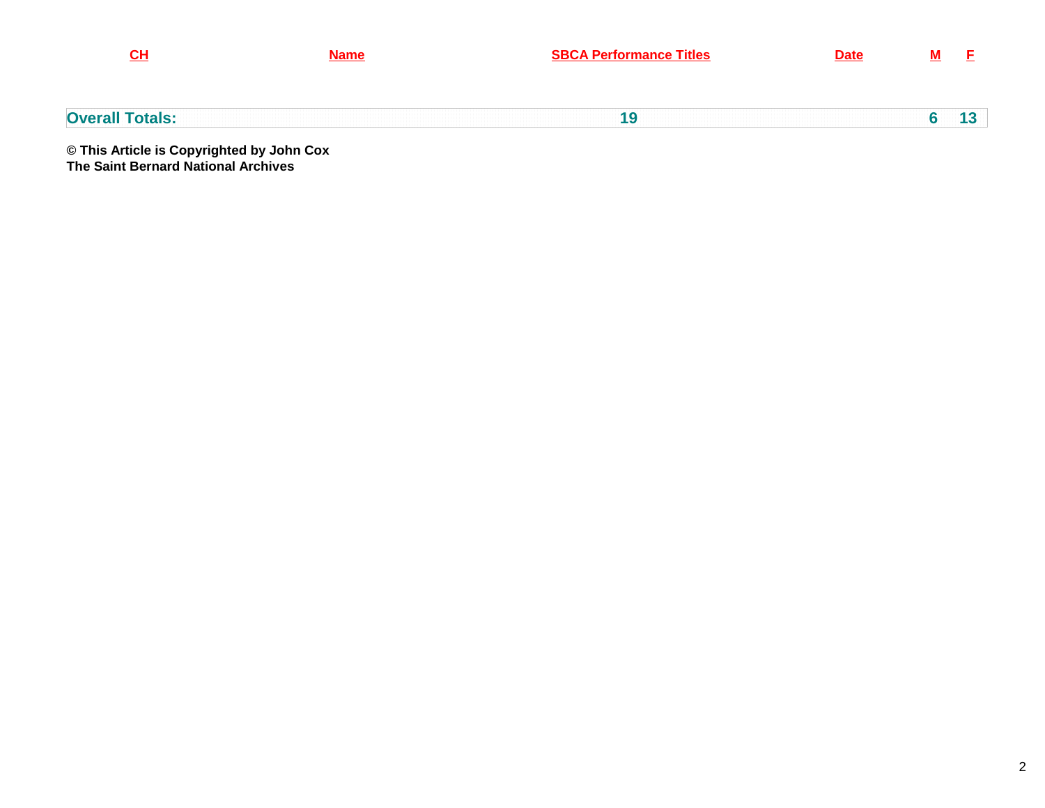| CH | Name | SBCA Performance Titles | Date | M | F |
| --- | --- | --- | --- | --- | --- |
| **Overall Totals:** | | **19** | | **6** | **13** |

**© This Article is Copyrighted by John Cox**
**The Saint Bernard National Archives**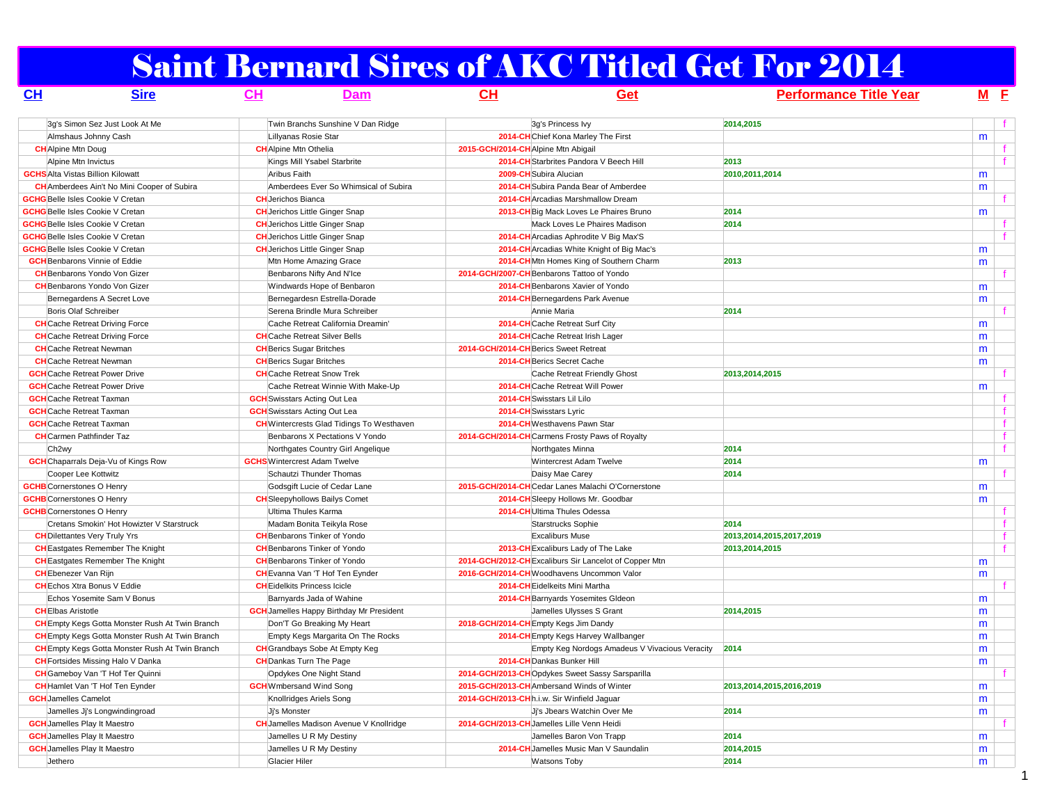# Saint Bernard Sires of AKC Titled Get For 2014

| CH | Sire | CH | Dam | CH | Get | Performance Title Year | M | F |
|---|---|---|---|---|---|---|---|---|
| | 3g's Simon Sez Just Look At Me | | Twin Branchs Sunshine V Dan Ridge | | 3g's Princess Ivy | 2014,2015 | | f |
| | Almshaus Johnny Cash | | Lillyanas Rosie Star | 2014-CH | Chief Kona Marley The First | | m | |
| CH | Alpine Mtn Doug | CH | Alpine Mtn Othelia | 2015-GCH/2014-CH | Alpine Mtn Abigail | | | f |
| | Alpine Mtn Invictus | | Kings Mill Ysabel Starbrite | 2014-CH | Starbrites Pandora V Beech Hill | 2013 | | f |
| GCHS | Alta Vistas Billion Kilowatt | | Aribus Faith | 2009-CH | Subira Alucian | 2010,2011,2014 | m | |
| CH | Amberdees Ain't No Mini Cooper of Subira | | Amberdees Ever So Whimsical of Subira | 2014-CH | Subira Panda Bear of Amberdee | | m | |
| GCHG | Belle Isles Cookie V Cretan | CH | Jerichos Bianca | 2014-CH | Arcadias Marshmallow Dream | | | f |
| GCHG | Belle Isles Cookie V Cretan | CH | Jerichos Little Ginger Snap | 2013-CH | Big Mack Loves Le Phaires Bruno | 2014 | m | |
| GCHG | Belle Isles Cookie V Cretan | CH | Jerichos Little Ginger Snap | | Mack Loves Le Phaires Madison | 2014 | | f |
| GCHG | Belle Isles Cookie V Cretan | CH | Jerichos Little Ginger Snap | 2014-CH | Arcadias Aphrodite V Big Max'S | | | f |
| GCHG | Belle Isles Cookie V Cretan | CH | Jerichos Little Ginger Snap | 2014-CH | Arcadias White Knight of Big Mac's | | m | |
| GCH | Benbarons Vinnie of Eddie | | Mtn Home Amazing Grace | 2014-CH | Mtn Homes King of Southern Charm | 2013 | m | |
| CH | Benbarons Yondo Von Gizer | | Benbarons Nifty And N'Ice | 2014-GCH/2007-CH | Benbarons Tattoo of Yondo | | | f |
| CH | Benbarons Yondo Von Gizer | | Windwards Hope of Benbaron | 2014-CH | Benbarons Xavier of Yondo | | m | |
| | Bernegardens A Secret Love | | Bernegardesn Estrella-Dorade | 2014-CH | Bernegardens Park Avenue | | m | |
| | Boris Olaf Schreiber | | Serena Brindle Mura Schreiber | | Annie Maria | 2014 | | f |
| CH | Cache Retreat Driving Force | | Cache Retreat California Dreamin' | 2014-CH | Cache Retreat Surf City | | m | |
| CH | Cache Retreat Driving Force | CH | Cache Retreat Silver Bells | 2014-CH | Cache Retreat Irish Lager | | m | |
| CH | Cache Retreat Newman | CH | Berics Sugar Britches | 2014-GCH/2014-CH | Berics Sweet Retreat | | m | |
| CH | Cache Retreat Newman | CH | Berics Sugar Britches | 2014-CH | Berics Secret Cache | | m | |
| GCH | Cache Retreat Power Drive | CH | Cache Retreat Snow Trek | | Cache Retreat Friendly Ghost | 2013,2014,2015 | | f |
| GCH | Cache Retreat Power Drive | | Cache Retreat Winnie With Make-Up | 2014-CH | Cache Retreat Will Power | | m | |
| GCH | Cache Retreat Taxman | GCH | Swisstars Acting Out Lea | 2014-CH | Swisstars Lil Lilo | | | f |
| GCH | Cache Retreat Taxman | GCH | Swisstars Acting Out Lea | 2014-CH | Swisstars Lyric | | | f |
| GCH | Cache Retreat Taxman | CH | Wintercrests Glad Tidings To Westhaven | 2014-CH | Westhavens Pawn Star | | | f |
| CH | Carmen Pathfinder Taz | | Benbarons X Pectations V Yondo | 2014-GCH/2014-CH | Carmens Frosty Paws of Royalty | | | f |
| | Ch2wy | | Northgates Country Girl Angelique | | Northgates Minna | 2014 | | f |
| GCH | Chaparrals Deja-Vu of Kings Row | GCHS | Wintercrest Adam Twelve | | Wintercrest Adam Twelve | 2014 | m | |
| | Cooper Lee Kottwitz | | Schautzi Thunder Thomas | | Daisy Mae Carey | 2014 | | f |
| GCHB | Cornerstones O Henry | | Godsgift Lucie of Cedar Lane | 2015-GCH/2014-CH | Cedar Lanes Malachi O'Cornerstone | | m | |
| GCHB | Cornerstones O Henry | CH | Sleepyhollows Bailys Comet | 2014-CH | Sleepy Hollows Mr. Goodbar | | m | |
| GCHB | Cornerstones O Henry | | Ultima Thules Karma | 2014-CH | Ultima Thules Odessa | | | f |
| | Cretans Smokin' Hot Howitzer V Starstruck | | Madam Bonita Teikyla Rose | | Starstrucks Sophie | 2014 | | f |
| CH | Dilettantes Very Truly Yrs | CH | Benbarons Tinker of Yondo | | Excaliburs Muse | 2013,2014,2015,2017,2019 | | f |
| CH | Eastgates Remember The Knight | CH | Benbarons Tinker of Yondo | 2013-CH | Excaliburs Lady of The Lake | 2013,2014,2015 | | f |
| CH | Eastgates Remember The Knight | CH | Benbarons Tinker of Yondo | 2014-GCH/2012-CH | Excaliburs Sir Lancelot of Copper Mtn | | m | |
| CH | Ebenezer Van Rijn | CH | Evanna Van 'T Hof Ten Eynder | 2016-GCH/2014-CH | Woodhavens Uncommon Valor | | m | |
| CH | Echos Xtra Bonus V Eddie | CH | Eidelkits Princess Icicle | 2014-CH | Eidelkeits Mini Martha | | | f |
| | Echos Yosemite Sam V Bonus | | Barnyards Jada of Wahine | 2014-CH | Barnyards Yosemites GIdeon | | m | |
| CH | Elbas Aristotle | GCH | Jamelles Happy Birthday Mr President | | Jamelles Ulysses S Grant | 2014,2015 | m | |
| CH | Empty Kegs Gotta Monster Rush At Twin Branch | | Don'T Go Breaking My Heart | 2018-GCH/2014-CH | Empty Kegs Jim Dandy | | m | |
| CH | Empty Kegs Gotta Monster Rush At Twin Branch | | Empty Kegs Margarita On The Rocks | 2014-CH | Empty Kegs Harvey Wallbanger | | m | |
| CH | Empty Kegs Gotta Monster Rush At Twin Branch | CH | Grandbays Sobe At Empty Keg | | Empty Keg Nordogs Amadeus V Vivacious Veracity | 2014 | m | |
| CH | Fortsides Missing Halo V Danka | CH | Dankas Turn The Page | 2014-CH | Dankas Bunker Hill | | m | |
| CH | Gameboy Van 'T Hof Ter Quinni | | Opdykes One Night Stand | 2014-GCH/2013-CH | Opdykes Sweet Sassy Sarsparilla | | | f |
| CH | Hamlet Van 'T Hof Ten Eynder | GCH | Wmbersand Wind Song | 2015-GCH/2013-CH | Ambersand Winds of Winter | 2013,2014,2015,2016,2019 | m | |
| GCH | Jamelles Camelot | | Knollridges Ariels Song | 2014-GCH/2013-CH | h.i.w. Sir Winfield Jaguar | | m | |
| | Jamelles Jj's Longwindingroad | | Jj's Monster | | Jj's Jbears Watchin Over Me | 2014 | m | |
| GCH | Jamelles Play It Maestro | CH | Jamelles Madison Avenue V Knollridge | 2014-GCH/2013-CH | Jamelles Lille Venn Heidi | | | f |
| GCH | Jamelles Play It Maestro | | Jamelles U R My Destiny | | Jamelles Baron Von Trapp | 2014 | m | |
| GCH | Jamelles Play It Maestro | | Jamelles U R My Destiny | 2014-CH | Jamelles Music Man V Saundalin | 2014,2015 | m | |
| | Jethero | | Glacier Hiler | | Watsons Toby | 2014 | m | |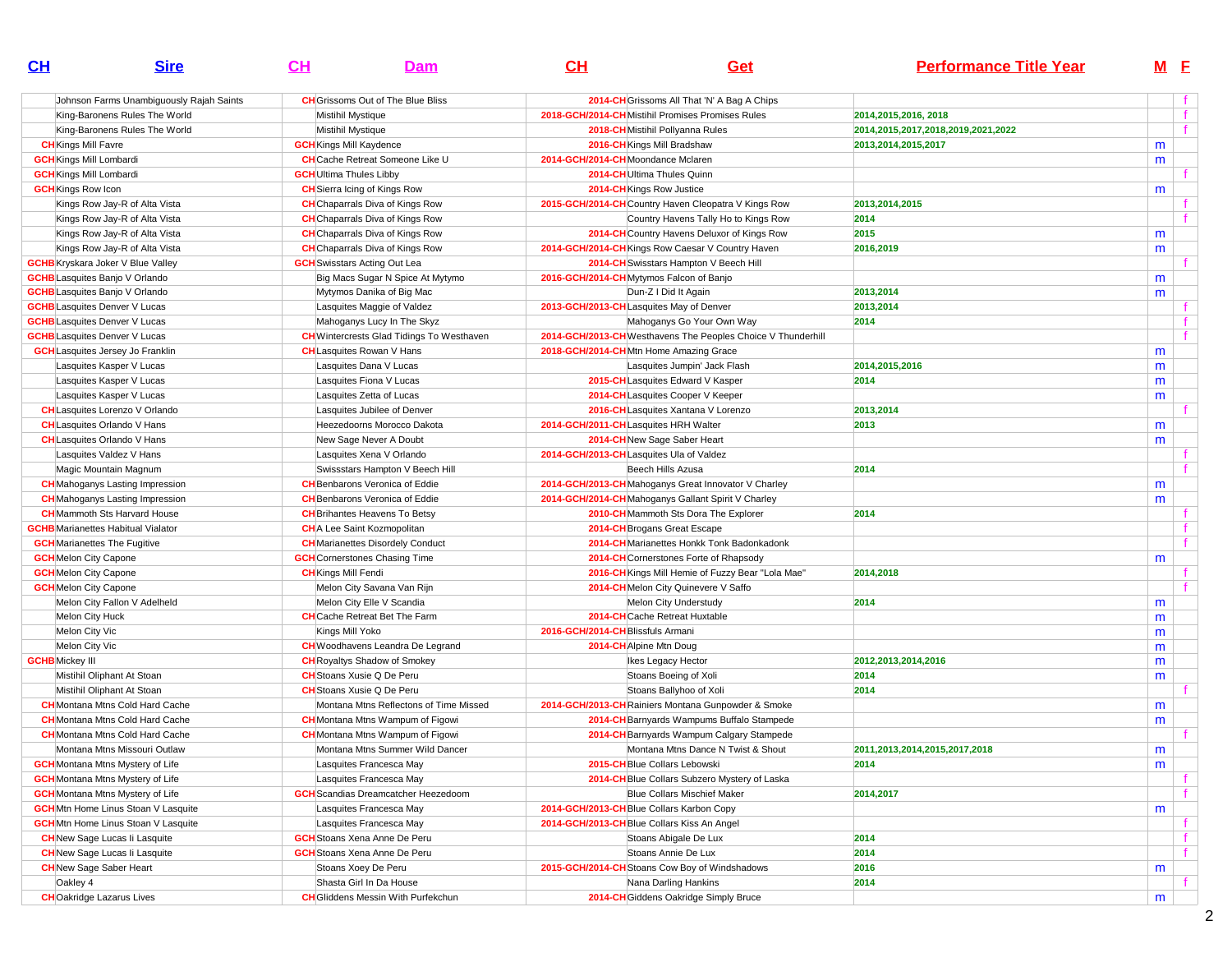| CH | Sire | CH | Dam | CH | Get | Performance Title Year | M | F |
|---|---|---|---|---|---|---|---|---|
| | Johnson Farms Unambiguously Rajah Saints | CH | Grissoms Out of The Blue Bliss | 2014-CH | Grissoms All That 'N' A Bag A Chips | | | f |
| | King-Baronens Rules The World | | Mistihil Mystique | 2018-GCH/2014-CH | Mistihil Promises Promises Rules | 2014,2015,2016, 2018 | | f |
| | King-Baronens Rules The World | | Mistihil Mystique | 2018-CH | Mistihil Pollyanna Rules | 2014,2015,2017,2018,2019,2021,2022 | | f |
| CH | Kings Mill Favre | GCH | Kings Mill Kaydence | 2016-CH | Kings Mill Bradshaw | 2013,2014,2015,2017 | m | |
| GCH | Kings Mill Lombardi | CH | Cache Retreat Someone Like U | 2014-GCH/2014-CH | Moondance Mclaren | | m | |
| GCH | Kings Mill Lombardi | GCH | Ultima Thules Libby | 2014-CH | Ultima Thules Quinn | | | f |
| GCH | Kings Row Icon | CH | Sierra Icing of Kings Row | 2014-CH | Kings Row Justice | | m | |
| | Kings Row Jay-R of Alta Vista | CH | Chaparrals Diva of Kings Row | 2015-GCH/2014-CH | Country Haven Cleopatra V Kings Row | 2013,2014,2015 | | f |
| | Kings Row Jay-R of Alta Vista | CH | Chaparrals Diva of Kings Row | | Country Havens Tally Ho to Kings Row | 2014 | | f |
| | Kings Row Jay-R of Alta Vista | CH | Chaparrals Diva of Kings Row | 2014-CH | Country Havens Deluxor of Kings Row | 2015 | m | |
| | Kings Row Jay-R of Alta Vista | CH | Chaparrals Diva of Kings Row | 2014-GCH/2014-CH | Kings Row Caesar V Country Haven | 2016,2019 | m | |
| GCHB | Kryskara Joker V Blue Valley | GCH | Swisstars Acting Out Lea | 2014-CH | Swisstars Hampton V Beech Hill | | | f |
| GCHB | Lasquites Banjo V Orlando | | Big Macs Sugar N Spice At Mytymo | 2016-GCH/2014-CH | Mytymos Falcon of Banjo | | m | |
| GCHB | Lasquites Banjo V Orlando | | Mytymos Danika of Big Mac | | Dun-Z I Did It Again | 2013,2014 | m | |
| GCHB | Lasquites Denver V Lucas | | Lasquites Maggie of Valdez | 2013-GCH/2013-CH | Lasquites May of Denver | 2013,2014 | | f |
| GCHB | Lasquites Denver V Lucas | | Mahoganys Lucy In The Skyz | | Mahoganys Go Your Own Way | 2014 | | f |
| GCHB | Lasquites Denver V Lucas | CH | Wintercrests Glad Tidings To Westhaven | 2014-GCH/2013-CH | Westhavens The Peoples Choice V Thunderhill | | | f |
| GCH | Lasquites Jersey Jo Franklin | CH | Lasquites Rowan V Hans | 2018-GCH/2014-CH | Mtn Home Amazing Grace | | m | |
| | Lasquites Kasper V Lucas | | Lasquites Dana V Lucas | | Lasquites Jumpin' Jack Flash | 2014,2015,2016 | m | |
| | Lasquites Kasper V Lucas | | Lasquites Fiona V Lucas | 2015-CH | Lasquites Edward V Kasper | 2014 | m | |
| | Lasquites Kasper V Lucas | | Lasquites Zetta of Lucas | 2014-CH | Lasquites Cooper V Keeper | | m | |
| CH | Lasquites Lorenzo V Orlando | | Lasquites Jubilee of Denver | 2016-CH | Lasquites Xantana V Lorenzo | 2013,2014 | | f |
| CH | Lasquites Orlando V Hans | | Heezedoorns Morocco Dakota | 2014-GCH/2011-CH | Lasquites HRH Walter | 2013 | m | |
| CH | Lasquites Orlando V Hans | | New Sage Never A Doubt | 2014-CH | New Sage Saber Heart | | m | |
| | Lasquites Valdez V Hans | | Lasquites Xena V Orlando | 2014-GCH/2013-CH | Lasquites Ula of Valdez | | | f |
| | Magic Mountain Magnum | | Swissstars Hampton V Beech Hill | | Beech Hills Azusa | 2014 | | f |
| CH | Mahoganys Lasting Impression | CH | Benbarons Veronica of Eddie | 2014-GCH/2013-CH | Mahoganys Great Innovator V Charley | | m | |
| CH | Mahoganys Lasting Impression | CH | Benbarons Veronica of Eddie | 2014-GCH/2014-CH | Mahoganys Gallant Spirit V Charley | | m | |
| CH | Mammoth Sts Harvard House | CH | Brihantes Heavens To Betsy | 2010-CH | Mammoth Sts Dora The Explorer | 2014 | | f |
| GCHB | Marianettes Habitual Vialator | CH | A Lee Saint Kozmopolitan | 2014-CH | Brogans Great Escape | | | f |
| GCH | Marianettes The Fugitive | CH | Marianettes Disordely Conduct | 2014-CH | Marianettes Honkk Tonk Badonkadonk | | | f |
| GCH | Melon City Capone | GCH | Cornerstones Chasing Time | 2014-CH | Cornerstones Forte of Rhapsody | | m | |
| GCH | Melon City Capone | CH | Kings Mill Fendi | 2016-CH | Kings Mill Hemie of Fuzzy Bear "Lola Mae" | 2014,2018 | | f |
| GCH | Melon City Capone | | Melon City Savana Van Rijn | 2014-CH | Melon City Quinevere V Saffo | | | f |
| | Melon City Fallon V Adelheld | | Melon City Elle V Scandia | | Melon City Understudy | 2014 | m | |
| | Melon City Huck | CH | Cache Retreat Bet The Farm | 2014-CH | Cache Retreat Huxtable | | m | |
| | Melon City Vic | | Kings Mill Yoko | 2016-GCH/2014-CH | Blissfuls Armani | | m | |
| | Melon City Vic | CH | Woodhavens Leandra De Legrand | 2014-CH | Alpine Mtn Doug | | m | |
| GCHB | Mickey III | CH | Royaltys Shadow of Smokey | | Ikes Legacy Hector | 2012,2013,2014,2016 | m | |
| | Mistihil Oliphant At Stoan | CH | Stoans Xusie Q De Peru | | Stoans Boeing of Xoli | 2014 | m | |
| | Mistihil Oliphant At Stoan | CH | Stoans Xusie Q De Peru | | Stoans Ballyhoo of Xoli | 2014 | | f |
| CH | Montana Mtns Cold Hard Cache | | Montana Mtns Reflectons of Time Missed | 2014-GCH/2013-CH | Rainiers Montana Gunpowder & Smoke | | m | |
| CH | Montana Mtns Cold Hard Cache | CH | Montana Mtns Wampum of Figowi | 2014-CH | Barnyards Wampums Buffalo Stampede | | m | |
| CH | Montana Mtns Cold Hard Cache | CH | Montana Mtns Wampum of Figowi | 2014-CH | Barnyards Wampum Calgary Stampede | | | f |
| | Montana Mtns Missouri Outlaw | | Montana Mtns Summer Wild Dancer | | Montana Mtns Dance N Twist & Shout | 2011,2013,2014,2015,2017,2018 | m | |
| GCH | Montana Mtns Mystery of Life | | Lasquites Francesca May | 2015-CH | Blue Collars Lebowski | 2014 | m | |
| GCH | Montana Mtns Mystery of Life | | Lasquites Francesca May | 2014-CH | Blue Collars Subzero Mystery of Laska | | | f |
| GCH | Montana Mtns Mystery of Life | GCH | Scandias Dreamcatcher Heezedoom | | Blue Collars Mischief Maker | 2014,2017 | | f |
| GCH | Mtn Home Linus Stoan V Lasquite | | Lasquites Francesca May | 2014-GCH/2013-CH | Blue Collars Karbon Copy | | m | |
| GCH | Mtn Home Linus Stoan V Lasquite | | Lasquites Francesca May | 2014-GCH/2013-CH | Blue Collars Kiss An Angel | | | f |
| CH | New Sage Lucas Ii Lasquite | GCH | Stoans Xena Anne De Peru | | Stoans Abigale De Lux | 2014 | | f |
| CH | New Sage Lucas Ii Lasquite | GCH | Stoans Xena Anne De Peru | | Stoans Annie De Lux | 2014 | | f |
| CH | New Sage Saber Heart | | Stoans Xoey De Peru | 2015-GCH/2014-CH | Stoans Cow Boy of Windshadows | 2016 | m | |
| | Oakley 4 | | Shasta Girl In Da House | | Nana Darling Hankins | 2014 | | f |
| CH | Oakridge Lazarus Lives | CH | Gliddens Messin With Purfekchun | 2014-CH | Giddens Oakridge Simply Bruce | | m | |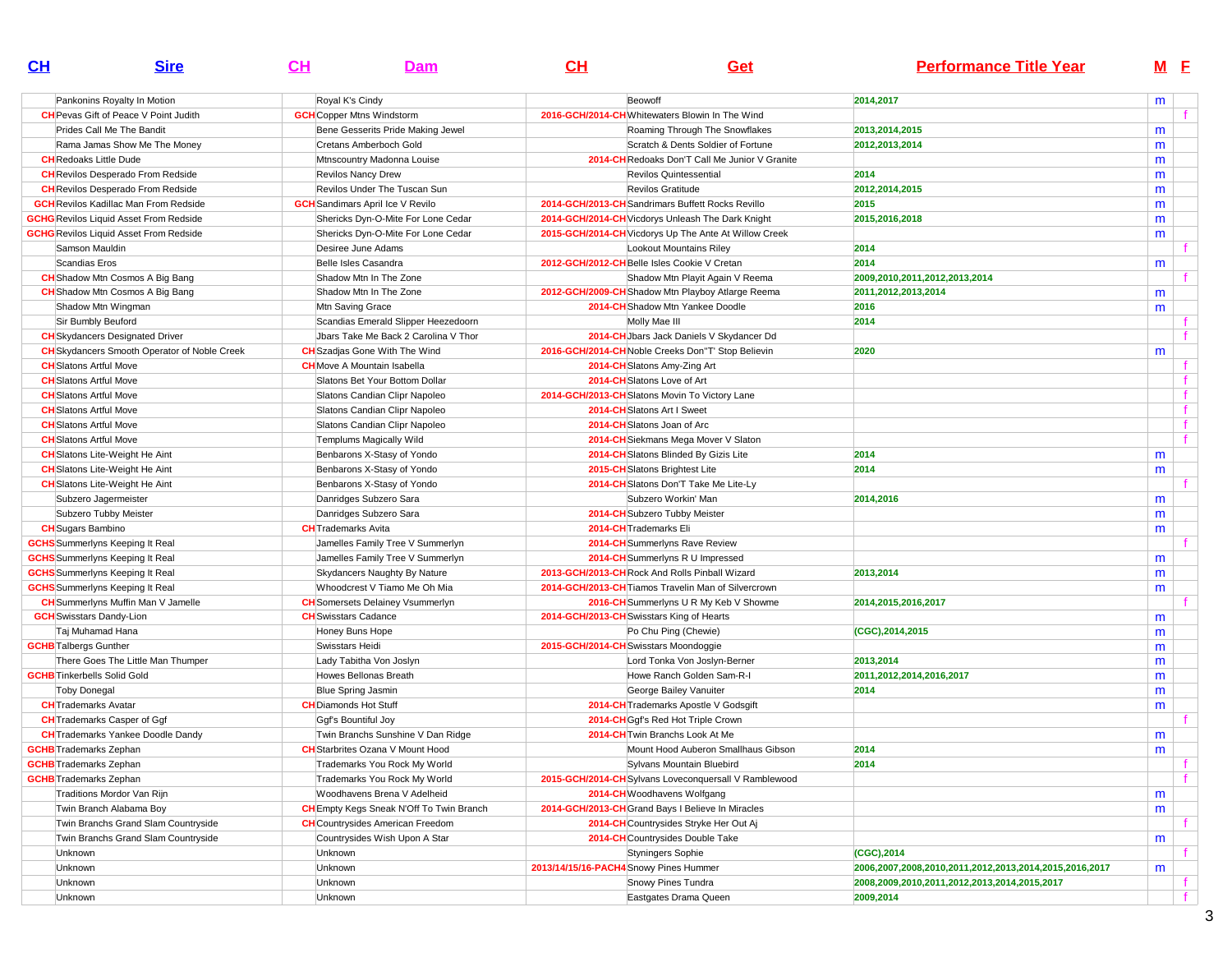| CH | Sire | CH | Dam | CH | Get | Performance Title Year | M | F |
|---|---|---|---|---|---|---|---|---|
| | Pankonins Royalty In Motion | | Royal K's Cindy | | Beowoff | 2014,2017 | m | |
| CH | Pevas Gift of Peace V Point Judith | GCH | Copper Mtns Windstorm | 2016-GCH/2014-CH | Whitewaters Blowin In The Wind | | | f |
| | Prides Call Me The Bandit | | Bene Gesserits Pride Making Jewel | | Roaming Through The Snowflakes | 2013,2014,2015 | m | |
| | Rama Jamas Show Me The Money | | Cretans Amberboch Gold | | Scratch & Dents Soldier of Fortune | 2012,2013,2014 | m | |
| CH | Redoaks Little Dude | | Mtnscountry Madonna Louise | 2014-CH | Redoaks Don'T Call Me Junior V Granite | | m | |
| CH | Revilos Desperado From Redside | | Revilos Nancy Drew | | Revilos Quintessential | 2014 | m | |
| CH | Revilos Desperado From Redside | | Revilos Under The Tuscan Sun | | Revilos Gratitude | 2012,2014,2015 | m | |
| GCH | Revilos Kadillac Man From Redside | GCH | Sandimars April Ice V Revilo | 2014-GCH/2013-CH | Sandrimars Buffett Rocks Revillo | 2015 | m | |
| GCHG | Revilos Liquid Asset From Redside | | Shericks Dyn-O-Mite For Lone Cedar | 2014-GCH/2014-CH | Vicdorys Unleash The Dark Knight | 2015,2016,2018 | m | |
| GCHG | Revilos Liquid Asset From Redside | | Shericks Dyn-O-Mite For Lone Cedar | 2015-GCH/2014-CH | Vicdorys Up The Ante At Willow Creek | | m | |
| | Samson Mauldin | | Desiree June Adams | | Lookout Mountains Riley | 2014 | | f |
| | Scandias Eros | | Belle Isles Casandra | 2012-GCH/2012-CH | Belle Isles Cookie V Cretan | 2014 | m | |
| CH | Shadow Mtn Cosmos A Big Bang | | Shadow Mtn In The Zone | | Shadow Mtn Playit Again V Reema | 2009,2010,2011,2012,2013,2014 | | f |
| CH | Shadow Mtn Cosmos A Big Bang | | Shadow Mtn In The Zone | 2012-GCH/2009-CH | Shadow Mtn Playboy Atlarge Reema | 2011,2012,2013,2014 | m | |
| | Shadow Mtn Wingman | | Mtn Saving Grace | 2014-CH | Shadow Mtn Yankee Doodle | 2016 | m | |
| | Sir Bumbly Beuford | | Scandias Emerald Slipper Heezedoorn | | Molly Mae III | 2014 | | f |
| CH | Skydancers Designated Driver | | Jbars Take Me Back 2 Carolina V Thor | 2014-CH | Jbars Jack Daniels V Skydancer Dd | | | f |
| CH | Skydancers Smooth Operator of Noble Creek | CH | Szadjas Gone With The Wind | 2016-GCH/2014-CH | Noble Creeks Don"T' Stop Believin | 2020 | m | |
| CH | Slatons Artful Move | CH | Move A Mountain Isabella | 2014-CH | Slatons Amy-Zing Art | | | f |
| CH | Slatons Artful Move | | Slatons Bet Your Bottom Dollar | 2014-CH | Slatons Love of Art | | | f |
| CH | Slatons Artful Move | | Slatons Candian Clipr Napoleo | 2014-GCH/2013-CH | Slatons Movin To Victory Lane | | | f |
| CH | Slatons Artful Move | | Slatons Candian Clipr Napoleo | 2014-CH | Slatons Art I Sweet | | | f |
| CH | Slatons Artful Move | | Slatons Candian Clipr Napoleo | 2014-CH | Slatons Joan of Arc | | | f |
| CH | Slatons Artful Move | | Templums Magically Wild | 2014-CH | Siekmans Mega Mover V Slaton | | | f |
| CH | Slatons Lite-Weight He Aint | | Benbarons X-Stasy of Yondo | 2014-CH | Slatons Blinded By Gizis Lite | 2014 | m | |
| CH | Slatons Lite-Weight He Aint | | Benbarons X-Stasy of Yondo | 2015-CH | Slatons Brightest Lite | 2014 | m | |
| CH | Slatons Lite-Weight He Aint | | Benbarons X-Stasy of Yondo | 2014-CH | Slatons Don'T Take Me Lite-Ly | | | f |
| | Subzero Jagermeister | | Danridges Subzero Sara | | Subzero Workin' Man | 2014,2016 | m | |
| | Subzero Tubby Meister | | Danridges Subzero Sara | 2014-CH | Subzero Tubby Meister | | m | |
| CH | Sugars Bambino | CH | Trademarks Avita | 2014-CH | Trademarks Eli | | m | |
| GCHS | Summerlyns Keeping It Real | | Jamelles Family Tree V Summerlyn | 2014-CH | Summerlyns Rave Review | | | f |
| GCHS | Summerlyns Keeping It Real | | Jamelles Family Tree V Summerlyn | 2014-CH | Summerlyns R U Impressed | | m | |
| GCHS | Summerlyns Keeping It Real | | Skydancers Naughty By Nature | 2013-GCH/2013-CH | Rock And Rolls Pinball Wizard | 2013,2014 | m | |
| GCHS | Summerlyns Keeping It Real | | Whoodcrest V Tiamo Me Oh Mia | 2014-GCH/2013-CH | Tiamos Travelin Man of Silvercrown | | m | |
| CH | Summerlyns Muffin Man V Jamelle | CH | Somersets Delainey Vsummerlyn | 2016-CH | Summerlyns U R My Keb V Showme | 2014,2015,2016,2017 | | f |
| GCH | Swisstars Dandy-Lion | CH | Swisstars Cadance | 2014-GCH/2013-CH | Swisstars King of Hearts | | m | |
| | Taj Muhamad Hana | | Honey Buns Hope | | Po Chu Ping (Chewie) | (CGC),2014,2015 | m | |
| GCHB | Talbergs Gunther | | Swisstars Heidi | 2015-GCH/2014-CH | Swisstars Moondoggie | | m | |
| | There Goes The Little Man Thumper | | Lady Tabitha Von Joslyn | | Lord Tonka Von Joslyn-Berner | 2013,2014 | m | |
| GCHB | Tinkerbells Solid Gold | | Howes Bellonas Breath | | Howe Ranch Golden Sam-R-I | 2011,2012,2014,2016,2017 | m | |
| | Toby Donegal | | Blue Spring Jasmin | | George Bailey Vanuiter | 2014 | m | |
| CH | Trademarks Avatar | CH | Diamonds Hot Stuff | 2014-CH | Trademarks Apostle V Godsgift | | m | |
| CH | Trademarks Casper of Ggf | | Ggf's Bountiful Joy | 2014-CH | Ggf's Red Hot Triple Crown | | | f |
| CH | Trademarks Yankee Doodle Dandy | | Twin Branchs Sunshine V Dan Ridge | 2014-CH | Twin Branchs Look At Me | | m | |
| GCHB | Trademarks Zephan | CH | Starbrites Ozana V Mount Hood | | Mount Hood Auberon Smallhaus Gibson | 2014 | m | |
| GCHB | Trademarks Zephan | | Trademarks You Rock My World | | Sylvans Mountain Bluebird | 2014 | | f |
| GCHB | Trademarks Zephan | | Trademarks You Rock My World | 2015-GCH/2014-CH | Sylvans Loveconquersall V Ramblewood | | | f |
| | Traditions Mordor Van Rijn | | Woodhavens Brena V Adelheid | 2014-CH | Woodhavens Wolfgang | | m | |
| | Twin Branch Alabama Boy | CH | Empty Kegs Sneak N'Off To Twin Branch | 2014-GCH/2013-CH | Grand Bays I Believe In Miracles | | m | |
| | Twin Branchs Grand Slam Countryside | CH | Countrysides American Freedom | 2014-CH | Countrysides Stryke Her Out Aj | | | f |
| | Twin Branchs Grand Slam Countryside | | Countrysides Wish Upon A Star | 2014-CH | Countrysides Double Take | | m | |
| | Unknown | | Unknown | | Styningers Sophie | (CGC),2014 | | f |
| | Unknown | | Unknown | 2013/14/15/16-PACH4 | Snowy Pines Hummer | 2006,2007,2008,2010,2011,2012,2013,2014,2015,2016,2017 | m | |
| | Unknown | | Unknown | | Snowy Pines Tundra | 2008,2009,2010,2011,2012,2013,2014,2015,2017 | | f |
| | Unknown | | Unknown | | Eastgates Drama Queen | 2009,2014 | | f |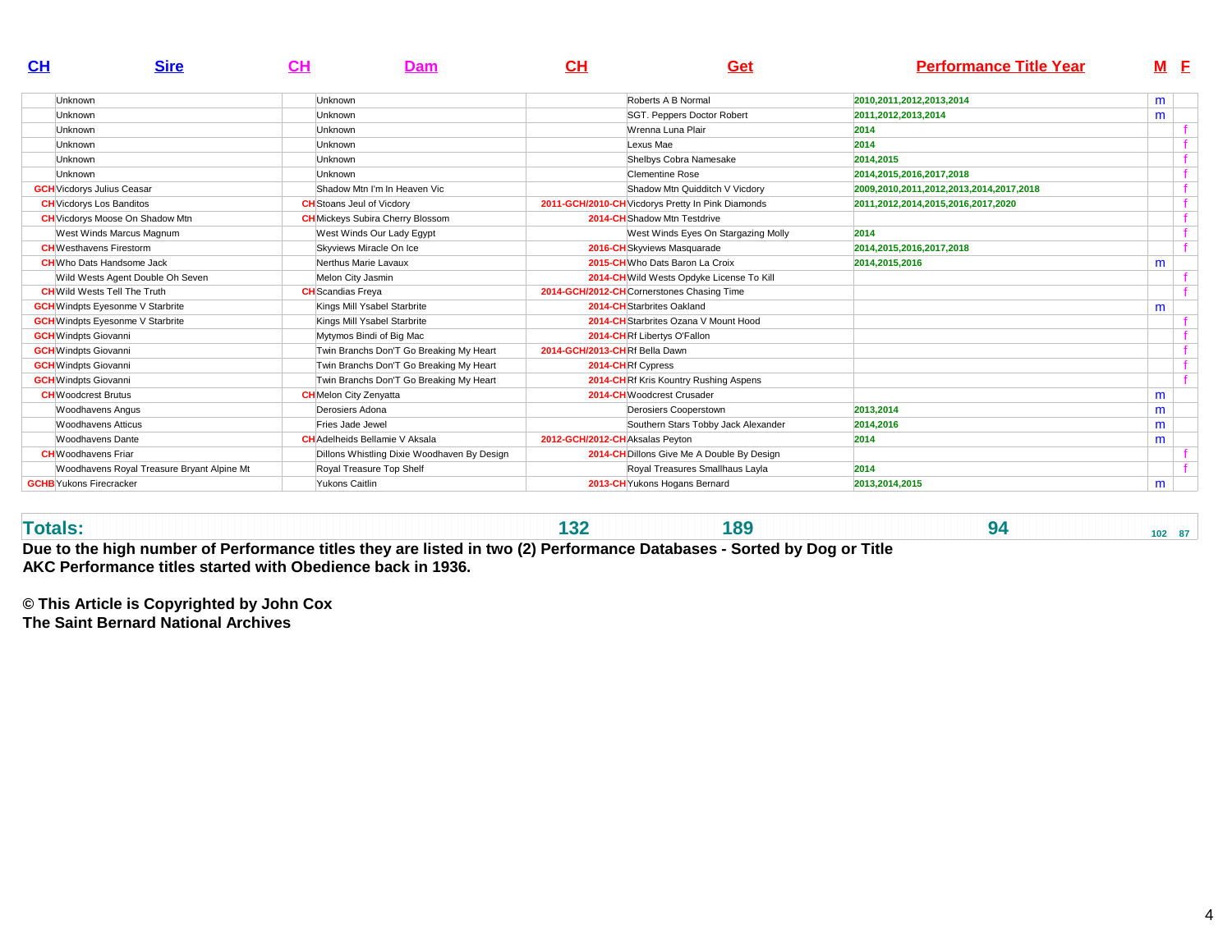| CH | Sire | CH | Dam | CH | Get | Performance Title Year | M | F |
|---|---|---|---|---|---|---|---|---|
| | Unknown | | Unknown | | Roberts A B Normal | 2010,2011,2012,2013,2014 | m | |
| | Unknown | | Unknown | | SGT. Peppers Doctor Robert | 2011,2012,2013,2014 | m | |
| | Unknown | | Unknown | | Wrenna Luna Plair | 2014 | | f |
| | Unknown | | Unknown | | Lexus Mae | 2014 | | f |
| | Unknown | | Unknown | | Shelbys Cobra Namesake | 2014,2015 | | f |
| | Unknown | | Unknown | | Clementine Rose | 2014,2015,2016,2017,2018 | | f |
| GCH | Vicdorys Julius Ceasar | | Shadow Mtn I'm In Heaven Vic | | Shadow Mtn Quidditch V Vicdory | 2009,2010,2011,2012,2013,2014,2017,2018 | | f |
| CH | Vicdorys Los Banditos | CH | Stoans Jeul of Vicdory | 2011-GCH/2010-CH | Vicdorys Pretty In Pink Diamonds | 2011,2012,2014,2015,2016,2017,2020 | | f |
| CH | Vicdorys Moose On Shadow Mtn | CH | Mickeys Subira Cherry Blossom | 2014-CH | Shadow Mtn Testdrive | | | f |
| | West Winds Marcus Magnum | | West Winds Our Lady Egypt | | West Winds Eyes On Stargazing Molly | 2014 | | f |
| CH | Westhavens Firestorm | | Skyviews Miracle On Ice | 2016-CH | Skyviews Masquarade | 2014,2015,2016,2017,2018 | | f |
| CH | Who Dats Handsome Jack | | Nerthus Marie Lavaux | 2015-CH | Who Dats Baron La Croix | 2014,2015,2016 | m | |
| | Wild Wests Agent Double Oh Seven | | Melon City Jasmin | 2014-CH | Wild Wests Opdyke License To Kill | | | f |
| CH | Wild Wests Tell The Truth | CH | Scandias Freya | 2014-GCH/2012-CH | Cornerstones Chasing Time | | | f |
| GCH | Windpts Eyesonme V Starbrite | | Kings Mill Ysabel Starbrite | 2014-CH | Starbrites Oakland | | m | |
| GCH | Windpts Eyesonme V Starbrite | | Kings Mill Ysabel Starbrite | 2014-CH | Starbrites Ozana V Mount Hood | | | f |
| GCH | Windpts Giovanni | | Mytymos Bindi of Big Mac | 2014-CH | Rf Libertys O'Fallon | | | f |
| GCH | Windpts Giovanni | | Twin Branchs Don'T Go Breaking My Heart | 2014-GCH/2013-CH | Rf Bella Dawn | | | f |
| GCH | Windpts Giovanni | | Twin Branchs Don'T Go Breaking My Heart | 2014-CH | Rf Cypress | | | f |
| GCH | Windpts Giovanni | | Twin Branchs Don'T Go Breaking My Heart | 2014-CH | Rf Kris Kountry Rushing Aspens | | | f |
| CH | Woodcrest Brutus | CH | Melon City Zenyatta | 2014-CH | Woodcrest Crusader | | m | |
| | Woodhavens Angus | | Derosiers Adona | | Derosiers Cooperstown | 2013,2014 | m | |
| | Woodhavens Atticus | | Fries Jade Jewel | | Southern Stars Tobby Jack Alexander | 2014,2016 | m | |
| | Woodhavens Dante | CH | Adelheids Bellamie V Aksala | 2012-GCH/2012-CH | Aksalas Peyton | 2014 | m | |
| CH | Woodhavens Friar | | Dillons Whistling Dixie Woodhaven By Design | 2014-CH | Dillons Give Me A Double By Design | | | f |
| | Woodhavens Royal Treasure Bryant Alpine Mt | | Royal Treasure Top Shelf | | Royal Treasures Smallhaus Layla | 2014 | | f |
| GCHB | Yukons Firecracker | | Yukons Caitlin | 2013-CH | Yukons Hogans Bernard | 2013,2014,2015 | m | |
| **Totals:** | | | | **132** | **189** | **94** | **102** | **87** |

**Due to the high number of Performance titles they are listed in two (2) Performance Databases - Sorted by Dog or Title**
**AKC Performance titles started with Obedience back in 1936.**

**© This Article is Copyrighted by John Cox**
**The Saint Bernard National Archives**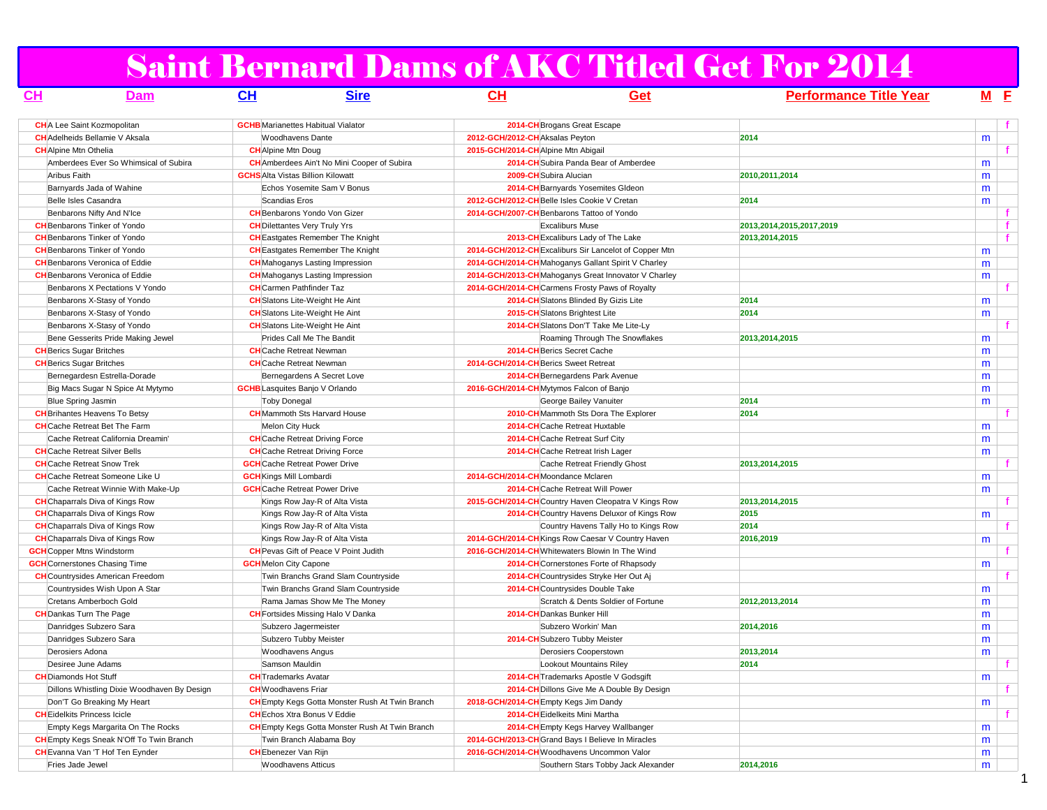# Saint Bernard Dams of AKC Titled Get For 2014

| CH | Dam | CH | Sire | CH | Get | Performance Title Year | M | F |
|---|---|---|---|---|---|---|---|---|
| CH | A Lee Saint Kozmopolitan | GCHB | Marianettes Habitual Vialator | 2014-CH | Brogans Great Escape | | | f |
| CH | Adelheids Bellamie V Aksala | | Woodhavens Dante | 2012-GCH/2012-CH | Aksalas Peyton | 2014 | m | |
| CH | Alpine Mtn Othelia | CH | Alpine Mtn Doug | 2015-GCH/2014-CH | Alpine Mtn Abigail | | | f |
| | Amberdees Ever So Whimsical of Subira | CH | Amberdees Ain't No Mini Cooper of Subira | 2014-CH | Subira Panda Bear of Amberdee | | m | |
| | Aribus Faith | GCHS | Alta Vistas Billion Kilowatt | 2009-CH | Subira Alucian | 2010,2011,2014 | m | |
| | Barnyards Jada of Wahine | | Echos Yosemite Sam V Bonus | 2014-CH | Barnyards Yosemites GIdeon | | m | |
| | Belle Isles Casandra | | Scandias Eros | 2012-GCH/2012-CH | Belle Isles Cookie V Cretan | 2014 | m | |
| | Benbarons Nifty And N'Ice | CH | Benbarons Yondo Von Gizer | 2014-GCH/2007-CH | Benbarons Tattoo of Yondo | | | f |
| CH | Benbarons Tinker of Yondo | CH | Dilettantes Very Truly Yrs | | Excaliburs Muse | 2013,2014,2015,2017,2019 | | f |
| CH | Benbarons Tinker of Yondo | CH | Eastgates Remember The Knight | 2013-CH | Excaliburs Lady of The Lake | 2013,2014,2015 | | f |
| CH | Benbarons Tinker of Yondo | CH | Eastgates Remember The Knight | 2014-GCH/2012-CH | Excaliburs Sir Lancelot of Copper Mtn | | m | |
| CH | Benbarons Veronica of Eddie | CH | Mahoganys Lasting Impression | 2014-GCH/2014-CH | Mahoganys Gallant Spirit V Charley | | m | |
| CH | Benbarons Veronica of Eddie | CH | Mahoganys Lasting Impression | 2014-GCH/2013-CH | Mahoganys Great Innovator V Charley | | m | |
| | Benbarons X Pectations V Yondo | CH | Carmen Pathfinder Taz | 2014-GCH/2014-CH | Carmens Frosty Paws of Royalty | | | f |
| | Benbarons X-Stasy of Yondo | CH | Slatons Lite-Weight He Aint | 2014-CH | Slatons Blinded By Gizis Lite | 2014 | m | |
| | Benbarons X-Stasy of Yondo | CH | Slatons Lite-Weight He Aint | 2015-CH | Slatons Brightest Lite | 2014 | m | |
| | Benbarons X-Stasy of Yondo | CH | Slatons Lite-Weight He Aint | 2014-CH | Slatons Don'T Take Me Lite-Ly | | | f |
| | Bene Gesserits Pride Making Jewel | | Prides Call Me The Bandit | | Roaming Through The Snowflakes | 2013,2014,2015 | m | |
| CH | Berics Sugar Britches | CH | Cache Retreat Newman | 2014-CH | Berics Secret Cache | | m | |
| CH | Berics Sugar Britches | CH | Cache Retreat Newman | 2014-GCH/2014-CH | Berics Sweet Retreat | | m | |
| | Bernegardesn Estrella-Dorade | | Bernegardens A Secret Love | 2014-CH | Bernegardens Park Avenue | | m | |
| | Big Macs Sugar N Spice At Mytymo | GCHB | Lasquites Banjo V Orlando | 2016-GCH/2014-CH | Mytymos Falcon of Banjo | | m | |
| | Blue Spring Jasmin | | Toby Donegal | | George Bailey Vanuiter | 2014 | m | |
| CH | Brihantes Heavens To Betsy | CH | Mammoth Sts Harvard House | 2010-CH | Mammoth Sts Dora The Explorer | 2014 | | f |
| CH | Cache Retreat Bet The Farm | | Melon City Huck | 2014-CH | Cache Retreat Huxtable | | m | |
| | Cache Retreat California Dreamin' | CH | Cache Retreat Driving Force | 2014-CH | Cache Retreat Surf City | | m | |
| CH | Cache Retreat Silver Bells | CH | Cache Retreat Driving Force | 2014-CH | Cache Retreat Irish Lager | | m | |
| CH | Cache Retreat Snow Trek | GCH | Cache Retreat Power Drive | | Cache Retreat Friendly Ghost | 2013,2014,2015 | | f |
| CH | Cache Retreat Someone Like U | GCH | Kings Mill Lombardi | 2014-GCH/2014-CH | Moondance Mclaren | | m | |
| | Cache Retreat Winnie With Make-Up | GCH | Cache Retreat Power Drive | 2014-CH | Cache Retreat Will Power | | m | |
| CH | Chaparrals Diva of Kings Row | | Kings Row Jay-R of Alta Vista | 2015-GCH/2014-CH | Country Haven Cleopatra V Kings Row | 2013,2014,2015 | | f |
| CH | Chaparrals Diva of Kings Row | | Kings Row Jay-R of Alta Vista | 2014-CH | Country Havens Deluxor of Kings Row | 2015 | m | |
| CH | Chaparrals Diva of Kings Row | | Kings Row Jay-R of Alta Vista | | Country Havens Tally Ho to Kings Row | 2014 | | f |
| CH | Chaparrals Diva of Kings Row | | Kings Row Jay-R of Alta Vista | 2014-GCH/2014-CH | Kings Row Caesar V Country Haven | 2016,2019 | m | |
| GCH | Copper Mtns Windstorm | CH | Pevas Gift of Peace V Point Judith | 2016-GCH/2014-CH | Whitewaters Blowin In The Wind | | | f |
| GCH | Cornerstones Chasing Time | GCH | Melon City Capone | 2014-CH | Cornerstones Forte of Rhapsody | | m | |
| CH | Countrysides American Freedom | | Twin Branchs Grand Slam Countryside | 2014-CH | Countrysides Stryke Her Out Aj | | | f |
| | Countrysides Wish Upon A Star | | Twin Branchs Grand Slam Countryside | 2014-CH | Countrysides Double Take | | m | |
| | Cretans Amberboch Gold | | Rama Jamas Show Me The Money | | Scratch & Dents Soldier of Fortune | 2012,2013,2014 | m | |
| CH | Dankas Turn The Page | CH | Fortsides Missing Halo V Danka | 2014-CH | Dankas Bunker Hill | | m | |
| | Danridges Subzero Sara | | Subzero Jagermeister | | Subzero Workin' Man | 2014,2016 | m | |
| | Danridges Subzero Sara | | Subzero Tubby Meister | 2014-CH | Subzero Tubby Meister | | m | |
| | Derosiers Adona | | Woodhavens Angus | | Derosiers Cooperstown | 2013,2014 | m | |
| | Desiree June Adams | | Samson Mauldin | | Lookout Mountains Riley | 2014 | | f |
| CH | Diamonds Hot Stuff | CH | Trademarks Avatar | 2014-CH | Trademarks Apostle V Godsgift | | m | |
| | Dillons Whistling Dixie Woodhaven By Design | CH | Woodhavens Friar | 2014-CH | Dillons Give Me A Double By Design | | | f |
| | Don'T Go Breaking My Heart | CH | Empty Kegs Gotta Monster Rush At Twin Branch | 2018-GCH/2014-CH | Empty Kegs Jim Dandy | | m | |
| CH | Eidelkits Princess Icicle | CH | Echos Xtra Bonus V Eddie | 2014-CH | Eidelkeits Mini Martha | | | f |
| | Empty Kegs Margarita On The Rocks | CH | Empty Kegs Gotta Monster Rush At Twin Branch | 2014-CH | Empty Kegs Harvey Wallbanger | | m | |
| CH | Empty Kegs Sneak N'Off To Twin Branch | | Twin Branch Alabama Boy | 2014-GCH/2013-CH | Grand Bays I Believe In Miracles | | m | |
| CH | Evanna Van 'T Hof Ten Eynder | CH | Ebenezer Van Rijn | 2016-GCH/2014-CH | Woodhavens Uncommon Valor | | m | |
| | Fries Jade Jewel | | Woodhavens Atticus | | Southern Stars Tobby Jack Alexander | 2014,2016 | m | |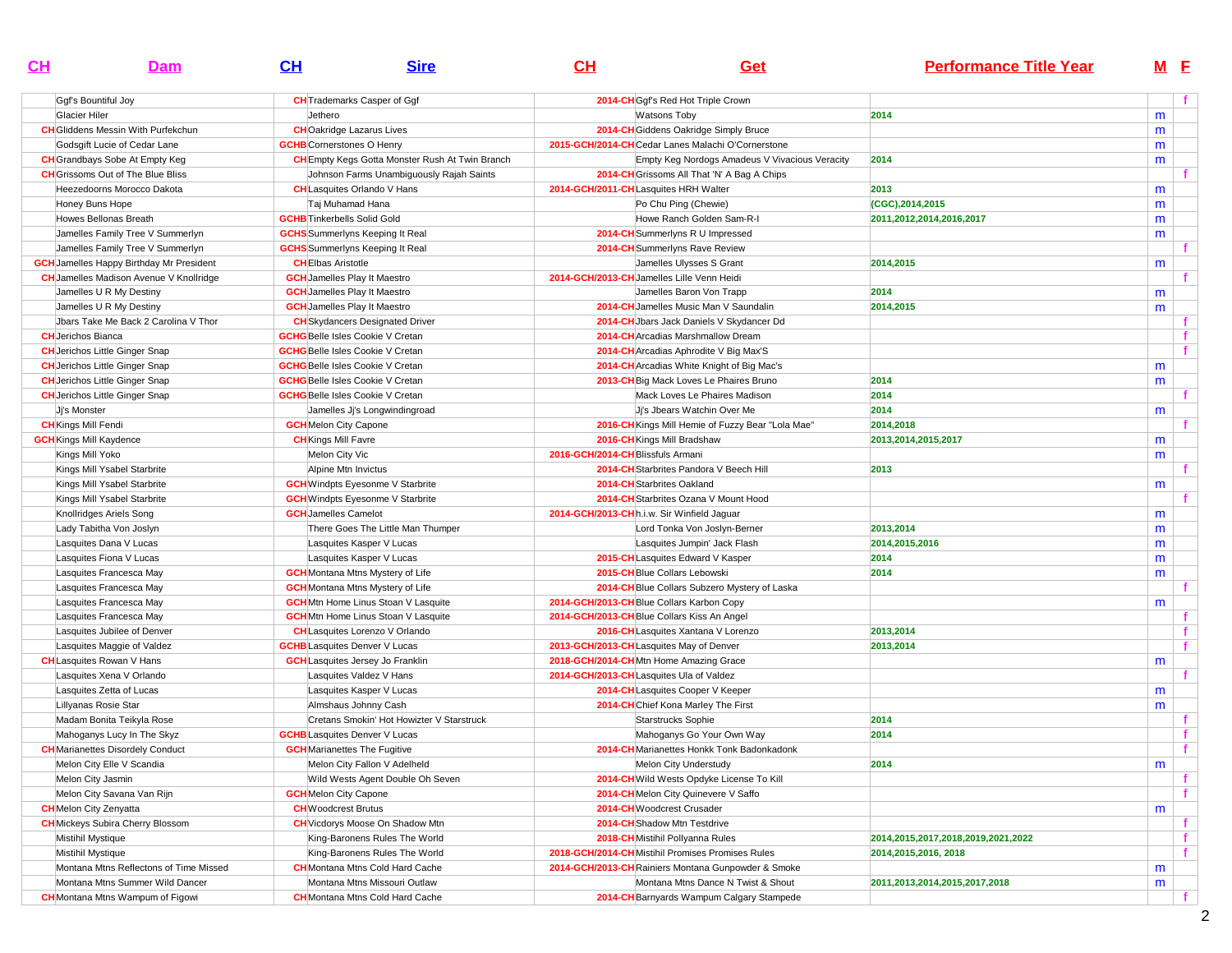| CH | Dam | CH | Sire | CH | Get | Performance Title Year | M | F |
|---|---|---|---|---|---|---|---|---|
| | Ggf's Bountiful Joy | CH | Trademarks Casper of Ggf | 2014-CH | Ggf's Red Hot Triple Crown | | | f |
| | Glacier Hiler | | Jethero | | Watsons Toby | 2014 | m | |
| CH | Gliddens Messin With Purfekchun | CH | Oakridge Lazarus Lives | 2014-CH | Giddens Oakridge Simply Bruce | | m | |
| | Godsgift Lucie of Cedar Lane | GCHB | Cornerstones O Henry | 2015-GCH/2014-CH | Cedar Lanes Malachi O'Cornerstone | | m | |
| CH | Grandbays Sobe At Empty Keg | CH | Empty Kegs Gotta Monster Rush At Twin Branch | | Empty Keg Nordogs Amadeus V Vivacious Veracity | 2014 | m | |
| CH | Grissoms Out of The Blue Bliss | | Johnson Farms Unambiguously Rajah Saints | 2014-CH | Grissoms All That 'N' A Bag A Chips | | | f |
| | Heezedoorns Morocco Dakota | CH | Lasquites Orlando V Hans | 2014-GCH/2011-CH | Lasquites HRH Walter | 2013 | m | |
| | Honey Buns Hope | | Taj Muhamad Hana | | Po Chu Ping (Chewie) | (CGC),2014,2015 | m | |
| | Howes Bellonas Breath | GCHB | Tinkerbells Solid Gold | | Howe Ranch Golden Sam-R-I | 2011,2012,2014,2016,2017 | m | |
| | Jamelles Family Tree V Summerlyn | GCHS | Summerlyns Keeping It Real | 2014-CH | Summerlyns R U Impressed | | m | |
| | Jamelles Family Tree V Summerlyn | GCHS | Summerlyns Keeping It Real | 2014-CH | Summerlyns Rave Review | | | f |
| GCH | Jamelles Happy Birthday Mr President | CH | Elbas Aristotle | | Jamelles Ulysses S Grant | 2014,2015 | m | |
| CH | Jamelles Madison Avenue V Knollridge | GCH | Jamelles Play It Maestro | 2014-GCH/2013-CH | Jamelles Lille Venn Heidi | | | f |
| | Jamelles U R My Destiny | GCH | Jamelles Play It Maestro | | Jamelles Baron Von Trapp | 2014 | m | |
| | Jamelles U R My Destiny | GCH | Jamelles Play It Maestro | 2014-CH | Jamelles Music Man V Saundalin | 2014,2015 | m | |
| | Jbars Take Me Back 2 Carolina V Thor | CH | Skydancers Designated Driver | 2014-CH | Jbars Jack Daniels V Skydancer Dd | | | f |
| CH | Jerichos Bianca | GCHG | Belle Isles Cookie V Cretan | 2014-CH | Arcadias Marshmallow Dream | | | f |
| CH | Jerichos Little Ginger Snap | GCHG | Belle Isles Cookie V Cretan | 2014-CH | Arcadias Aphrodite V Big Max'S | | | f |
| CH | Jerichos Little Ginger Snap | GCHG | Belle Isles Cookie V Cretan | 2014-CH | Arcadias White Knight of Big Mac's | | m | |
| CH | Jerichos Little Ginger Snap | GCHG | Belle Isles Cookie V Cretan | 2013-CH | Big Mack Loves Le Phaires Bruno | 2014 | m | |
| CH | Jerichos Little Ginger Snap | GCHG | Belle Isles Cookie V Cretan | | Mack Loves Le Phaires Madison | 2014 | | f |
| | Jj's Monster | | Jamelles Jj's Longwindingroad | | Jj's Jbears Watchin Over Me | 2014 | m | |
| CH | Kings Mill Fendi | GCH | Melon City Capone | 2016-CH | Kings Mill Hemie of Fuzzy Bear "Lola Mae" | 2014,2018 | | f |
| GCH | Kings Mill Kaydence | CH | Kings Mill Favre | 2016-CH | Kings Mill Bradshaw | 2013,2014,2015,2017 | m | |
| | Kings Mill Yoko | | Melon City Vic | 2016-GCH/2014-CH | Blissfuls Armani | | m | |
| | Kings Mill Ysabel Starbrite | | Alpine Mtn Invictus | 2014-CH | Starbrites Pandora V Beech Hill | 2013 | | f |
| | Kings Mill Ysabel Starbrite | GCH | Windpts Eyesonme V Starbrite | 2014-CH | Starbrites Oakland | | m | |
| | Kings Mill Ysabel Starbrite | GCH | Windpts Eyesonme V Starbrite | 2014-CH | Starbrites Ozana V Mount Hood | | | f |
| | Knollridges Ariels Song | GCH | Jamelles Camelot | 2014-GCH/2013-CH | h.i.w. Sir Winfield Jaguar | | m | |
| | Lady Tabitha Von Joslyn | | There Goes The Little Man Thumper | | Lord Tonka Von Joslyn-Berner | 2013,2014 | m | |
| | Lasquites Dana V Lucas | | Lasquites Kasper V Lucas | | Lasquites Jumpin' Jack Flash | 2014,2015,2016 | m | |
| | Lasquites Fiona V Lucas | | Lasquites Kasper V Lucas | 2015-CH | Lasquites Edward V Kasper | 2014 | m | |
| | Lasquites Francesca May | GCH | Montana Mtns Mystery of Life | 2015-CH | Blue Collars Lebowski | 2014 | m | |
| | Lasquites Francesca May | GCH | Montana Mtns Mystery of Life | 2014-CH | Blue Collars Subzero Mystery of Laska | | | f |
| | Lasquites Francesca May | GCH | Mtn Home Linus Stoan V Lasquite | 2014-GCH/2013-CH | Blue Collars Karbon Copy | | m | |
| | Lasquites Francesca May | GCH | Mtn Home Linus Stoan V Lasquite | 2014-GCH/2013-CH | Blue Collars Kiss An Angel | | | f |
| | Lasquites Jubilee of Denver | CH | Lasquites Lorenzo V Orlando | 2016-CH | Lasquites Xantana V Lorenzo | 2013,2014 | | f |
| | Lasquites Maggie of Valdez | GCHB | Lasquites Denver V Lucas | 2013-GCH/2013-CH | Lasquites May of Denver | 2013,2014 | | f |
| CH | Lasquites Rowan V Hans | GCH | Lasquites Jersey Jo Franklin | 2018-GCH/2014-CH | Mtn Home Amazing Grace | | m | |
| | Lasquites Xena V Orlando | | Lasquites Valdez V Hans | 2014-GCH/2013-CH | Lasquites Ula of Valdez | | | f |
| | Lasquites Zetta of Lucas | | Lasquites Kasper V Lucas | 2014-CH | Lasquites Cooper V Keeper | | m | |
| | Lillyanas Rosie Star | | Almshaus Johnny Cash | 2014-CH | Chief Kona Marley The First | | m | |
| | Madam Bonita Teikyla Rose | | Cretans Smokin' Hot Howitzer V Starstruck | | Starstrucks Sophie | 2014 | | f |
| | Mahoganys Lucy In The Skyz | GCHB | Lasquites Denver V Lucas | | Mahoganys Go Your Own Way | 2014 | | f |
| CH | Marianettes Disordely Conduct | GCH | Marianettes The Fugitive | 2014-CH | Marianettes Honkk Tonk Badonkadonk | | | f |
| | Melon City Elle V Scandia | | Melon City Fallon V Adelheld | | Melon City Understudy | 2014 | m | |
| | Melon City Jasmin | | Wild Wests Agent Double Oh Seven | 2014-CH | Wild Wests Opdyke License To Kill | | | f |
| | Melon City Savana Van Rijn | GCH | Melon City Capone | 2014-CH | Melon City Quinevere V Saffo | | | f |
| CH | Melon City Zenyatta | CH | Woodcrest Brutus | 2014-CH | Woodcrest Crusader | | m | |
| CH | Mickeys Subira Cherry Blossom | CH | Vicdorys Moose On Shadow Mtn | 2014-CH | Shadow Mtn Testdrive | | | f |
| | Mistihil Mystique | | King-Baronens Rules The World | 2018-CH | Mistihil Pollyanna Rules | 2014,2015,2017,2018,2019,2021,2022 | | f |
| | Mistihil Mystique | | King-Baronens Rules The World | 2018-GCH/2014-CH | Mistihil Promises Promises Rules | 2014,2015,2016, 2018 | | f |
| | Montana Mtns Reflectons of Time Missed | CH | Montana Mtns Cold Hard Cache | 2014-GCH/2013-CH | Rainiers Montana Gunpowder & Smoke | | m | |
| | Montana Mtns Summer Wild Dancer | | Montana Mtns Missouri Outlaw | | Montana Mtns Dance N Twist & Shout | 2011,2013,2014,2015,2017,2018 | m | |
| CH | Montana Mtns Wampum of Figowi | CH | Montana Mtns Cold Hard Cache | 2014-CH | Barnyards Wampum Calgary Stampede | | | f |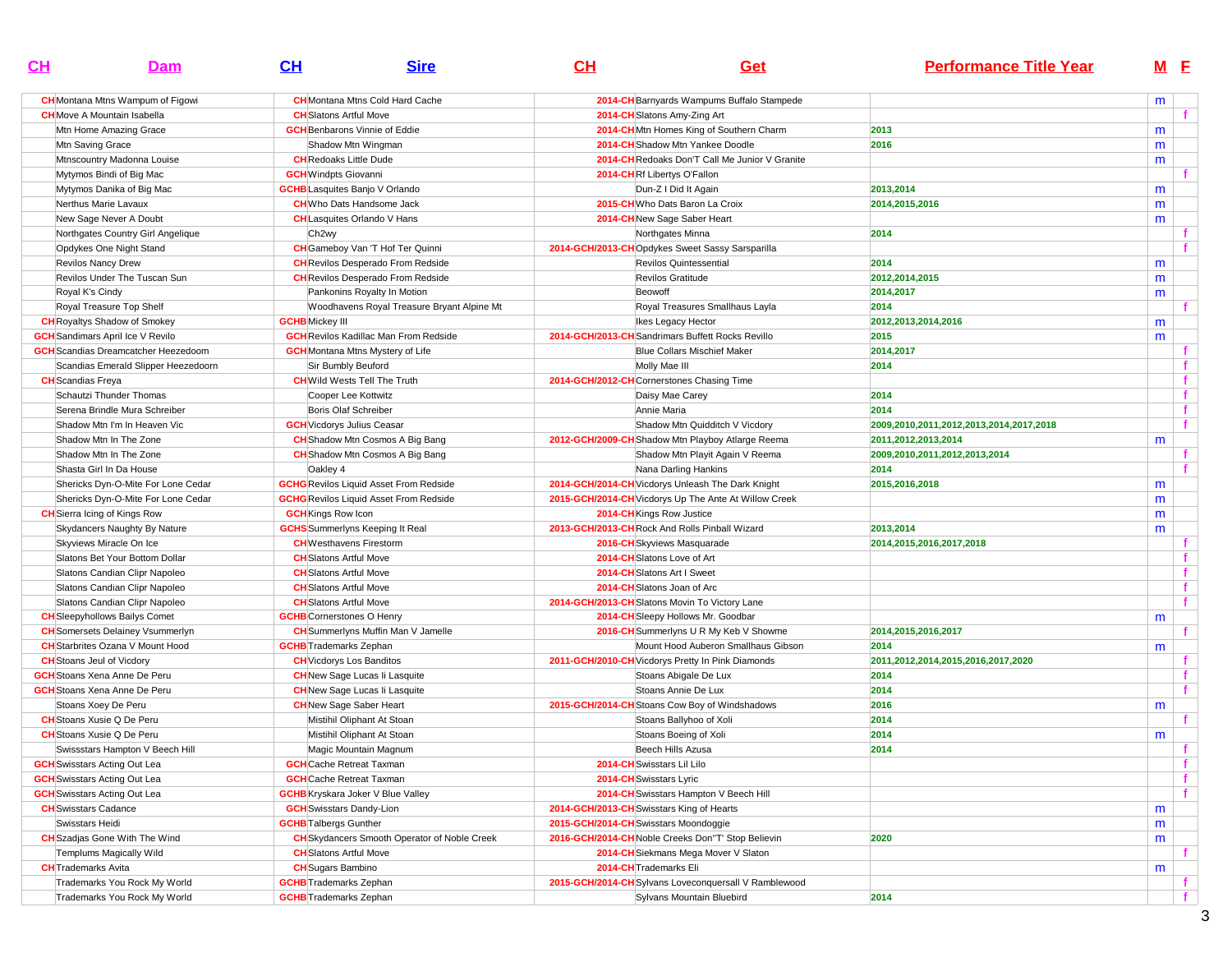| CH | Dam | CH | Sire | CH | Get | Performance Title Year | M | F |
|---|---|---|---|---|---|---|---|---|
| CH | Montana Mtns Wampum of Figowi | CH | Montana Mtns Cold Hard Cache | 2014-CH | Barnyards Wampums Buffalo Stampede | | m | |
| CH | Move A Mountain Isabella | CH | Slatons Artful Move | 2014-CH | Slatons Amy-Zing Art | | | f |
| | Mtn Home Amazing Grace | GCH | Benbarons Vinnie of Eddie | 2014-CH | Mtn Homes King of Southern Charm | 2013 | m | |
| | Mtn Saving Grace | | Shadow Mtn Wingman | 2014-CH | Shadow Mtn Yankee Doodle | 2016 | m | |
| | Mtnscountry Madonna Louise | CH | Redoaks Little Dude | 2014-CH | Redoaks Don'T Call Me Junior V Granite | | m | |
| | Mytymos Bindi of Big Mac | GCH | Windpts Giovanni | 2014-CH | Rf Libertys O'Fallon | | | f |
| | Mytymos Danika of Big Mac | GCHB | Lasquites Banjo V Orlando | | Dun-Z I Did It Again | 2013,2014 | m | |
| | Nerthus Marie Lavaux | CH | Who Dats Handsome Jack | 2015-CH | Who Dats Baron La Croix | 2014,2015,2016 | m | |
| | New Sage Never A Doubt | CH | Lasquites Orlando V Hans | 2014-CH | New Sage Saber Heart | | m | |
| | Northgates Country Girl Angelique | | Ch2wy | | Northgates Minna | 2014 | | f |
| | Opdykes One Night Stand | CH | Gameboy Van 'T Hof Ter Quinni | 2014-GCH/2013-CH | Opdykes Sweet Sassy Sarsparilla | | | f |
| | Revilos Nancy Drew | CH | Revilos Desperado From Redside | | Revilos Quintessential | 2014 | m | |
| | Revilos Under The Tuscan Sun | CH | Revilos Desperado From Redside | | Revilos Gratitude | 2012,2014,2015 | m | |
| | Royal K's Cindy | | Pankonins Royalty In Motion | | Beowoff | 2014,2017 | m | |
| | Royal Treasure Top Shelf | | Woodhavens Royal Treasure Bryant Alpine Mt | | Royal Treasures Smallhaus Layla | 2014 | | f |
| CH | Royaltys Shadow of Smokey | GCHB | Mickey III | | Ikes Legacy Hector | 2012,2013,2014,2016 | m | |
| GCH | Sandimars April Ice V Revilo | GCH | Revilos Kadillac Man From Redside | 2014-GCH/2013-CH | Sandrimars Buffett Rocks Revillo | 2015 | m | |
| GCH | Scandias Dreamcatcher Heezedoom | GCH | Montana Mtns Mystery of Life | | Blue Collars Mischief Maker | 2014,2017 | | f |
| | Scandias Emerald Slipper Heezedoorn | | Sir Bumbly Beuford | | Molly Mae III | 2014 | | f |
| CH | Scandias Freya | CH | Wild Wests Tell The Truth | 2014-GCH/2012-CH | Cornerstones Chasing Time | | | f |
| | Schautzi Thunder Thomas | | Cooper Lee Kottwitz | | Daisy Mae Carey | 2014 | | f |
| | Serena Brindle Mura Schreiber | | Boris Olaf Schreiber | | Annie Maria | 2014 | | f |
| | Shadow Mtn I'm In Heaven Vic | GCH | Vicdorys Julius Ceasar | | Shadow Mtn Quidditch V Vicdory | 2009,2010,2011,2012,2013,2014,2017,2018 | | f |
| | Shadow Mtn In The Zone | CH | Shadow Mtn Cosmos A Big Bang | 2012-GCH/2009-CH | Shadow Mtn Playboy Atlarge Reema | 2011,2012,2013,2014 | m | |
| | Shadow Mtn In The Zone | CH | Shadow Mtn Cosmos A Big Bang | | Shadow Mtn Playit Again V Reema | 2009,2010,2011,2012,2013,2014 | | f |
| | Shasta Girl In Da House | | Oakley 4 | | Nana Darling Hankins | 2014 | | f |
| | Shericks Dyn-O-Mite For Lone Cedar | GCHG | Revilos Liquid Asset From Redside | 2014-GCH/2014-CH | Vicdorys Unleash The Dark Knight | 2015,2016,2018 | m | |
| | Shericks Dyn-O-Mite For Lone Cedar | GCHG | Revilos Liquid Asset From Redside | 2015-GCH/2014-CH | Vicdorys Up The Ante At Willow Creek | | m | |
| CH | Sierra Icing of Kings Row | GCH | Kings Row Icon | 2014-CH | Kings Row Justice | | m | |
| | Skydancers Naughty By Nature | GCHS | Summerlyns Keeping It Real | 2013-GCH/2013-CH | Rock And Rolls Pinball Wizard | 2013,2014 | m | |
| | Skyviews Miracle On Ice | CH | Westhavens Firestorm | 2016-CH | Skyviews Masquarade | 2014,2015,2016,2017,2018 | | f |
| | Slatons Bet Your Bottom Dollar | CH | Slatons Artful Move | 2014-CH | Slatons Love of Art | | | f |
| | Slatons Candian Clipr Napoleo | CH | Slatons Artful Move | 2014-CH | Slatons Art I Sweet | | | f |
| | Slatons Candian Clipr Napoleo | CH | Slatons Artful Move | 2014-CH | Slatons Joan of Arc | | | f |
| | Slatons Candian Clipr Napoleo | CH | Slatons Artful Move | 2014-GCH/2013-CH | Slatons Movin To Victory Lane | | | f |
| CH | Sleepyhollows Bailys Comet | GCHB | Cornerstones O Henry | 2014-CH | Sleepy Hollows Mr. Goodbar | | m | |
| CH | Somersets Delainey Vicmurlyn | CH | Summerlyns Muffin Man V Jamelle | 2016-CH | Summerlyns U R My Keb V Showme | 2014,2015,2016,2017 | | f |
| CH | Starbrites Ozana V Mount Hood | GCHB | Trademarks Zephan | | Mount Hood Auberon Smallhaus Gibson | 2014 | m | |
| CH | Stoans Jeul of Vicdory | CH | Vicdorys Los Banditos | 2011-GCH/2010-CH | Vicdorys Pretty In Pink Diamonds | 2011,2012,2014,2015,2016,2017,2020 | | f |
| GCH | Stoans Xena Anne De Peru | CH | New Sage Lucas Ii Lasquite | | Stoans Abigale De Lux | 2014 | | f |
| GCH | Stoans Xena Anne De Peru | CH | New Sage Lucas Ii Lasquite | | Stoans Annie De Lux | 2014 | | f |
| | Stoans Xoey De Peru | CH | New Sage Saber Heart | 2015-GCH/2014-CH | Stoans Cow Boy of Windshadows | 2016 | m | |
| CH | Stoans Xusie Q De Peru | | Mistihil Oliphant At Stoan | | Stoans Ballyhoo of Xoli | 2014 | | f |
| CH | Stoans Xusie Q De Peru | | Mistihil Oliphant At Stoan | | Stoans Boeing of Xoli | 2014 | m | |
| | Swissstars Hampton V Beech Hill | | Magic Mountain Magnum | | Beech Hills Azusa | 2014 | | f |
| GCH | Swisstars Acting Out Lea | GCH | Cache Retreat Taxman | 2014-CH | Swisstars Lil Lilo | | | f |
| GCH | Swisstars Acting Out Lea | GCH | Cache Retreat Taxman | 2014-CH | Swisstars Lyric | | | f |
| GCH | Swisstars Acting Out Lea | GCHB | Kryskara Joker V Blue Valley | 2014-CH | Swisstars Hampton V Beech Hill | | | f |
| CH | Swisstars Cadance | GCH | Swisstars Dandy-Lion | 2014-GCH/2013-CH | Swisstars King of Hearts | | m | |
| | Swisstars Heidi | GCHB | Talbergs Gunther | 2015-GCH/2014-CH | Swisstars Moondoggie | | m | |
| CH | Szadjas Gone With The Wind | CH | Skydancers Smooth Operator of Noble Creek | 2016-GCH/2014-CH | Noble Creeks Don"T' Stop Believin | 2020 | m | |
| | Templums Magically Wild | CH | Slatons Artful Move | 2014-CH | Siekmans Mega Mover V Slaton | | | f |
| CH | Trademarks Avita | CH | Sugars Bambino | 2014-CH | Trademarks Eli | | m | |
| | Trademarks You Rock My World | GCHB | Trademarks Zephan | 2015-GCH/2014-CH | Sylvans Loveconquersall V Ramblewood | | | f |
| | Trademarks You Rock My World | GCHB | Trademarks Zephan | | Sylvans Mountain Bluebird | 2014 | | f |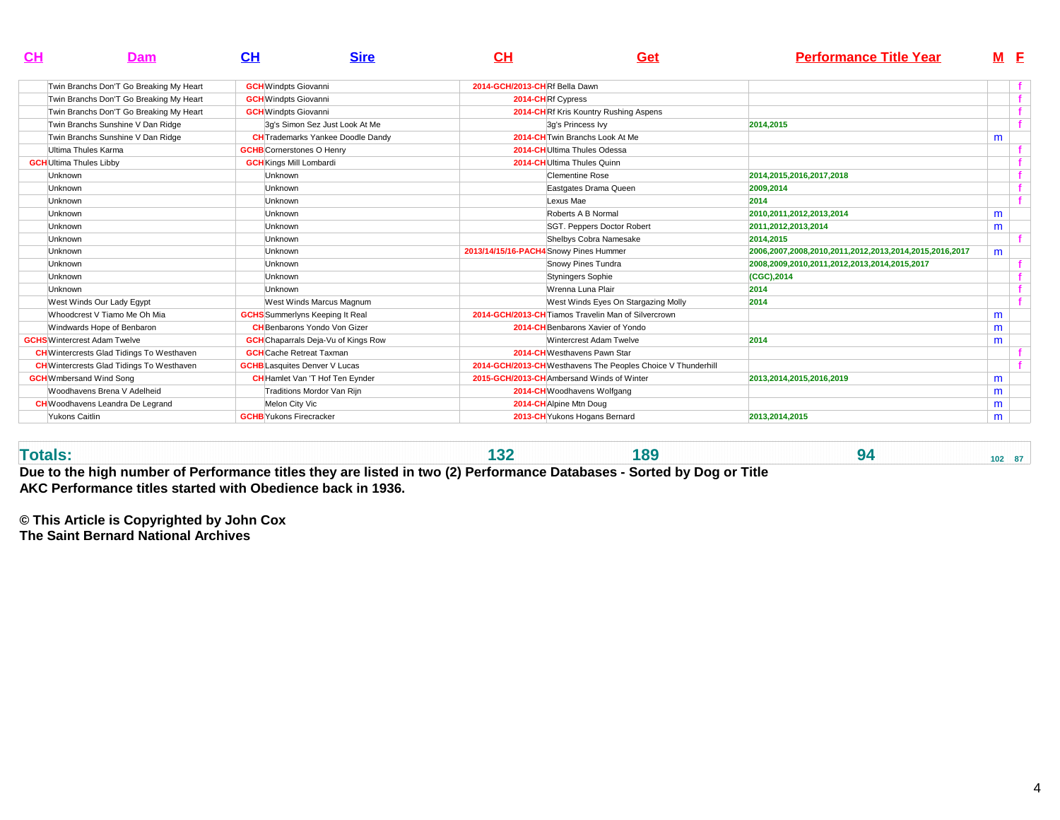| CH | Dam | CH | Sire | CH | Get | Performance Title Year | M | F |
|---|---|---|---|---|---|---|---|---|
| | Twin Branchs Don'T Go Breaking My Heart | GCH | Windpts Giovanni | 2014-GCH/2013-CH | Rf Bella Dawn | | | f |
| | Twin Branchs Don'T Go Breaking My Heart | GCH | Windpts Giovanni | 2014-CH | Rf Cypress | | | f |
| | Twin Branchs Don'T Go Breaking My Heart | GCH | Windpts Giovanni | 2014-CH | Rf Kris Kountry Rushing Aspens | | | f |
| | Twin Branchs Sunshine V Dan Ridge | | 3g's Simon Sez Just Look At Me | | 3g's Princess Ivy | 2014,2015 | | f |
| | Twin Branchs Sunshine V Dan Ridge | CH | Trademarks Yankee Doodle Dandy | 2014-CH | Twin Branchs Look At Me | | m | |
| | Ultima Thules Karma | GCHB | Cornerstones O Henry | 2014-CH | Ultima Thules Odessa | | | f |
| GCH | Ultima Thules Libby | GCH | Kings Mill Lombardi | 2014-CH | Ultima Thules Quinn | | | f |
| | Unknown | | Unknown | | Clementine Rose | 2014,2015,2016,2017,2018 | | f |
| | Unknown | | Unknown | | Eastgates Drama Queen | 2009,2014 | | f |
| | Unknown | | Unknown | | Lexus Mae | 2014 | | f |
| | Unknown | | Unknown | | Roberts A B Normal | 2010,2011,2012,2013,2014 | m | |
| | Unknown | | Unknown | | SGT. Peppers Doctor Robert | 2011,2012,2013,2014 | m | |
| | Unknown | | Unknown | | Shelbys Cobra Namesake | 2014,2015 | | f |
| | Unknown | | Unknown | 2013/14/15/16-PACH4 | Snowy Pines Hummer | 2006,2007,2008,2010,2011,2012,2013,2014,2015,2016,2017 | m | |
| | Unknown | | Unknown | | Snowy Pines Tundra | 2008,2009,2010,2011,2012,2013,2014,2015,2017 | | f |
| | Unknown | | Unknown | | Styningers Sophie | (CGC),2014 | | f |
| | Unknown | | Unknown | | Wrenna Luna Plair | 2014 | | f |
| | West Winds Our Lady Egypt | | West Winds Marcus Magnum | | West Winds Eyes On Stargazing Molly | 2014 | | f |
| | Whoodcrest V Tiamo Me Oh Mia | GCHS | Summerlyns Keeping It Real | 2014-GCH/2013-CH | Tiamos Travelin Man of Silvercrown | | m | |
| | Windwards Hope of Benbaron | CH | Benbarons Yondo Von Gizer | 2014-CH | Benbarons Xavier of Yondo | | m | |
| GCHS | Wintercrest Adam Twelve | GCH | Chaparrals Deja-Vu of Kings Row | | Wintercrest Adam Twelve | 2014 | m | |
| CH | Wintercrests Glad Tidings To Westhaven | GCH | Cache Retreat Taxman | 2014-CH | Westhavens Pawn Star | | | f |
| CH | Wintercrests Glad Tidings To Westhaven | GCHB | Lasquites Denver V Lucas | 2014-GCH/2013-CH | Westhavens The Peoples Choice V Thunderhill | | | f |
| GCH | Wmbersand Wind Song | CH | Hamlet Van 'T Hof Ten Eynder | 2015-GCH/2013-CH | Ambersand Winds of Winter | 2013,2014,2015,2016,2019 | m | |
| | Woodhavens Brena V Adelheid | | Traditions Mordor Van Rijn | 2014-CH | Woodhavens Wolfgang | | m | |
| CH | Woodhavens Leandra De Legrand | | Melon City Vic | 2014-CH | Alpine Mtn Doug | | m | |
| | Yukons Caitlin | GCHB | Yukons Firecracker | 2013-CH | Yukons Hogans Bernard | 2013,2014,2015 | m | |
| **Totals:** | | | | **132** | **189** | **94** | **102** | **87** |

**Due to the high number of Performance titles they are listed in two (2) Performance Databases - Sorted by Dog or Title**

**AKC Performance titles started with Obedience back in 1936.**

**© This Article is Copyrighted by John Cox**
**The Saint Bernard National Archives**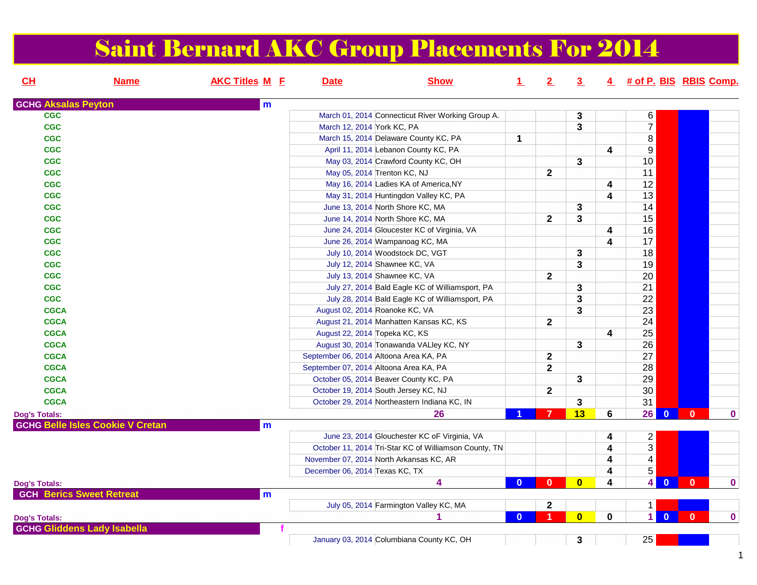# Saint Bernard AKC Group Placements For 2014

| CH | Name | AKC Titles | M | F | Date | Show | 1 | 2 | 3 | 4 | # of P. | BIS | RBIS | Comp. |
|---|---|---|---|---|---|---|---|---|---|---|---|---|---|---|
| GCHG | Aksalas Peyton | | m | | | | | | | | | | | |
| | CGC | | | | March 01, 2014 | Connecticut River Working Group A. | | | 3 | | 6 | | | |
| | CGC | | | | March 12, 2014 | York KC, PA | | | 3 | | 7 | | | |
| | CGC | | | | March 15, 2014 | Delaware County KC, PA | 1 | | | | 8 | | | |
| | CGC | | | | April 11, 2014 | Lebanon County KC, PA | | | | 4 | 9 | | | |
| | CGC | | | | May 03, 2014 | Crawford County KC, OH | | | 3 | | 10 | | | |
| | CGC | | | | May 05, 2014 | Trenton KC, NJ | | 2 | | | 11 | | | |
| | CGC | | | | May 16, 2014 | Ladies KA of America,NY | | | | 4 | 12 | | | |
| | CGC | | | | May 31, 2014 | Huntingdon Valley KC, PA | | | | 4 | 13 | | | |
| | CGC | | | | June 13, 2014 | North Shore KC, MA | | | 3 | | 14 | | | |
| | CGC | | | | June 14, 2014 | North Shore KC, MA | | 2 | 3 | | 15 | | | |
| | CGC | | | | June 24, 2014 | Gloucester KC of Virginia, VA | | | | 4 | 16 | | | |
| | CGC | | | | June 26, 2014 | Wampanoag KC, MA | | | | 4 | 17 | | | |
| | CGC | | | | July 10, 2014 | Woodstock DC, VGT | | | 3 | | 18 | | | |
| | CGC | | | | July 12, 2014 | Shawnee KC, VA | | | 3 | | 19 | | | |
| | CGC | | | | July 13, 2014 | Shawnee KC, VA | | 2 | | | 20 | | | |
| | CGC | | | | July 27, 2014 | Bald Eagle KC of Williamsport, PA | | | 3 | | 21 | | | |
| | CGC | | | | July 28, 2014 | Bald Eagle KC of Williamsport, PA | | | 3 | | 22 | | | |
| | CGCA | | | | August 02, 2014 | Roanoke KC, VA | | | 3 | | 23 | | | |
| | CGCA | | | | August 21, 2014 | Manhatten Kansas KC, KS | | 2 | | | 24 | | | |
| | CGCA | | | | August 22, 2014 | Topeka KC, KS | | | | 4 | 25 | | | |
| | CGCA | | | | August 30, 2014 | Tonawanda VALley KC, NY | | | 3 | | 26 | | | |
| | CGCA | | | | September 06, 2014 | Altoona Area KA, PA | | 2 | | | 27 | | | |
| | CGCA | | | | September 07, 2014 | Altoona Area KA, PA | | 2 | | | 28 | | | |
| | CGCA | | | | October 05, 2014 | Beaver County KC, PA | | | 3 | | 29 | | | |
| | CGCA | | | | October 19, 2014 | South Jersey KC, NJ | | 2 | | | 30 | | | |
| | CGCA | | | | October 29, 2014 | Northeastern Indiana KC, IN | | | 3 | | 31 | | | |
| Dog's Totals: | | | | | | 26 | 1 | 7 | 13 | 6 | 26 | 0 | 0 | 0 |
| GCHG | Belle Isles Cookie V Cretan | | m | | | | | | | | | | | |
| | | | | | June 23, 2014 | Glouchester KC oF Virginia, VA | | | | 4 | 2 | | | |
| | | | | | October 11, 2014 | Tri-Star KC of Williamson County, TN | | | | 4 | 3 | | | |
| | | | | | November 07, 2014 | North Arkansas KC, AR | | | | 4 | 4 | | | |
| | | | | | December 06, 2014 | Texas KC, TX | | | | 4 | 5 | | | |
| Dog's Totals: | | | | | | 4 | 0 | 0 | 0 | 4 | 4 | 0 | 0 | 0 |
| GCH | Berics Sweet Retreat | | m | | | | | | | | | | | |
| | | | | | July 05, 2014 | Farmington Valley KC, MA | | 2 | | | 1 | | | |
| Dog's Totals: | | | | | | 1 | 0 | 1 | 0 | 0 | 1 | 0 | 0 | 0 |
| GCHG | Gliddens Lady Isabella | | | f | | | | | | | | | | |
| | | | | | January 03, 2014 | Columbiana County KC, OH | | | 3 | | 25 | | | |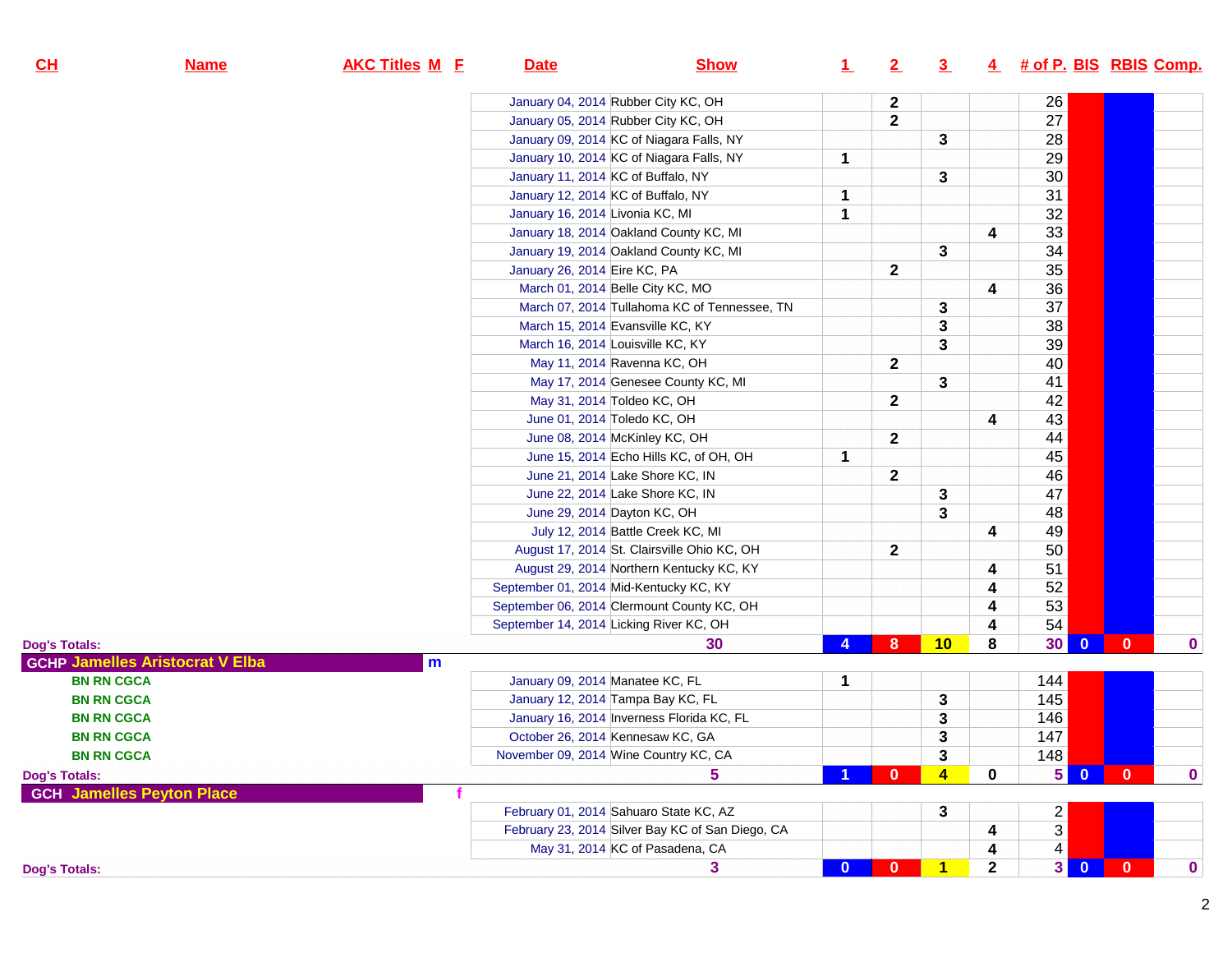| CH | Name | AKC Titles | M | F | Date | Show | 1 | 2 | 3 | 4 | # of P. | BIS | RBIS | Comp. |
|---|---|---|---|---|---|---|---|---|---|---|---|---|---|---|
| | | | | | January 04, 2014 | Rubber City KC, OH | | 2 | | | 26 | | | |
| | | | | | January 05, 2014 | Rubber City KC, OH | | 2 | | | 27 | | | |
| | | | | | January 09, 2014 | KC of Niagara Falls, NY | | | 3 | | 28 | | | |
| | | | | | January 10, 2014 | KC of Niagara Falls, NY | 1 | | | | 29 | | | |
| | | | | | January 11, 2014 | KC of Buffalo, NY | | | 3 | | 30 | | | |
| | | | | | January 12, 2014 | KC of Buffalo, NY | 1 | | | | 31 | | | |
| | | | | | January 16, 2014 | Livonia KC, MI | 1 | | | | 32 | | | |
| | | | | | January 18, 2014 | Oakland County KC, MI | | | | 4 | 33 | | | |
| | | | | | January 19, 2014 | Oakland County KC, MI | | | 3 | | 34 | | | |
| | | | | | January 26, 2014 | Eire KC, PA | | 2 | | | 35 | | | |
| | | | | | March 01, 2014 | Belle City KC, MO | | | | 4 | 36 | | | |
| | | | | | March 07, 2014 | Tullahoma KC of Tennessee, TN | | | 3 | | 37 | | | |
| | | | | | March 15, 2014 | Evansville KC, KY | | | 3 | | 38 | | | |
| | | | | | March 16, 2014 | Louisville KC, KY | | | 3 | | 39 | | | |
| | | | | | May 11, 2014 | Ravenna KC, OH | | 2 | | | 40 | | | |
| | | | | | May 17, 2014 | Genesee County KC, MI | | | 3 | | 41 | | | |
| | | | | | May 31, 2014 | Toldeo KC, OH | | 2 | | | 42 | | | |
| | | | | | June 01, 2014 | Toledo KC, OH | | | | 4 | 43 | | | |
| | | | | | June 08, 2014 | McKinley KC, OH | | 2 | | | 44 | | | |
| | | | | | June 15, 2014 | Echo Hills KC, of OH, OH | 1 | | | | 45 | | | |
| | | | | | June 21, 2014 | Lake Shore KC, IN | | 2 | | | 46 | | | |
| | | | | | June 22, 2014 | Lake Shore KC, IN | | | 3 | | 47 | | | |
| | | | | | June 29, 2014 | Dayton KC, OH | | | 3 | | 48 | | | |
| | | | | | July 12, 2014 | Battle Creek KC, MI | | | | 4 | 49 | | | |
| | | | | | August 17, 2014 | St. Clairsville Ohio KC, OH | | 2 | | | 50 | | | |
| | | | | | August 29, 2014 | Northern Kentucky KC, KY | | | | 4 | 51 | | | |
| | | | | | September 01, 2014 | Mid-Kentucky KC, KY | | | | 4 | 52 | | | |
| | | | | | September 06, 2014 | Clermount County KC, OH | | | | 4 | 53 | | | |
| | | | | | September 14, 2014 | Licking River KC, OH | | | | 4 | 54 | | | |
| **Dog's Totals:** | | | | | | **30** | **4** | **8** | **10** | **8** | **30** | **0** | **0** | **0** |
| **GCHP** | **Jamelles Aristocrat V Elba** | | **m** | | | | | | | | | | | |
| | | **BN RN CGCA** | | | January 09, 2014 | Manatee KC, FL | 1 | | | | 144 | | | |
| | | **BN RN CGCA** | | | January 12, 2014 | Tampa Bay KC, FL | | | 3 | | 145 | | | |
| | | **BN RN CGCA** | | | January 16, 2014 | Inverness Florida KC, FL | | | 3 | | 146 | | | |
| | | **BN RN CGCA** | | | October 26, 2014 | Kennesaw KC, GA | | | 3 | | 147 | | | |
| | | **BN RN CGCA** | | | November 09, 2014 | Wine Country KC, CA | | | 3 | | 148 | | | |
| **Dog's Totals:** | | | | | | **5** | **1** | **0** | **4** | **0** | **5** | **0** | **0** | **0** |
| **GCH** | **Jamelles Peyton Place** | | | **f** | | | | | | | | | | |
| | | | | | February 01, 2014 | Sahuaro State KC, AZ | | | 3 | | 2 | | | |
| | | | | | February 23, 2014 | Silver Bay KC of San Diego, CA | | | | 4 | 3 | | | |
| | | | | | May 31, 2014 | KC of Pasadena, CA | | | | 4 | 4 | | | |
| **Dog's Totals:** | | | | | | **3** | **0** | **0** | **1** | **2** | **3** | **0** | **0** | **0** |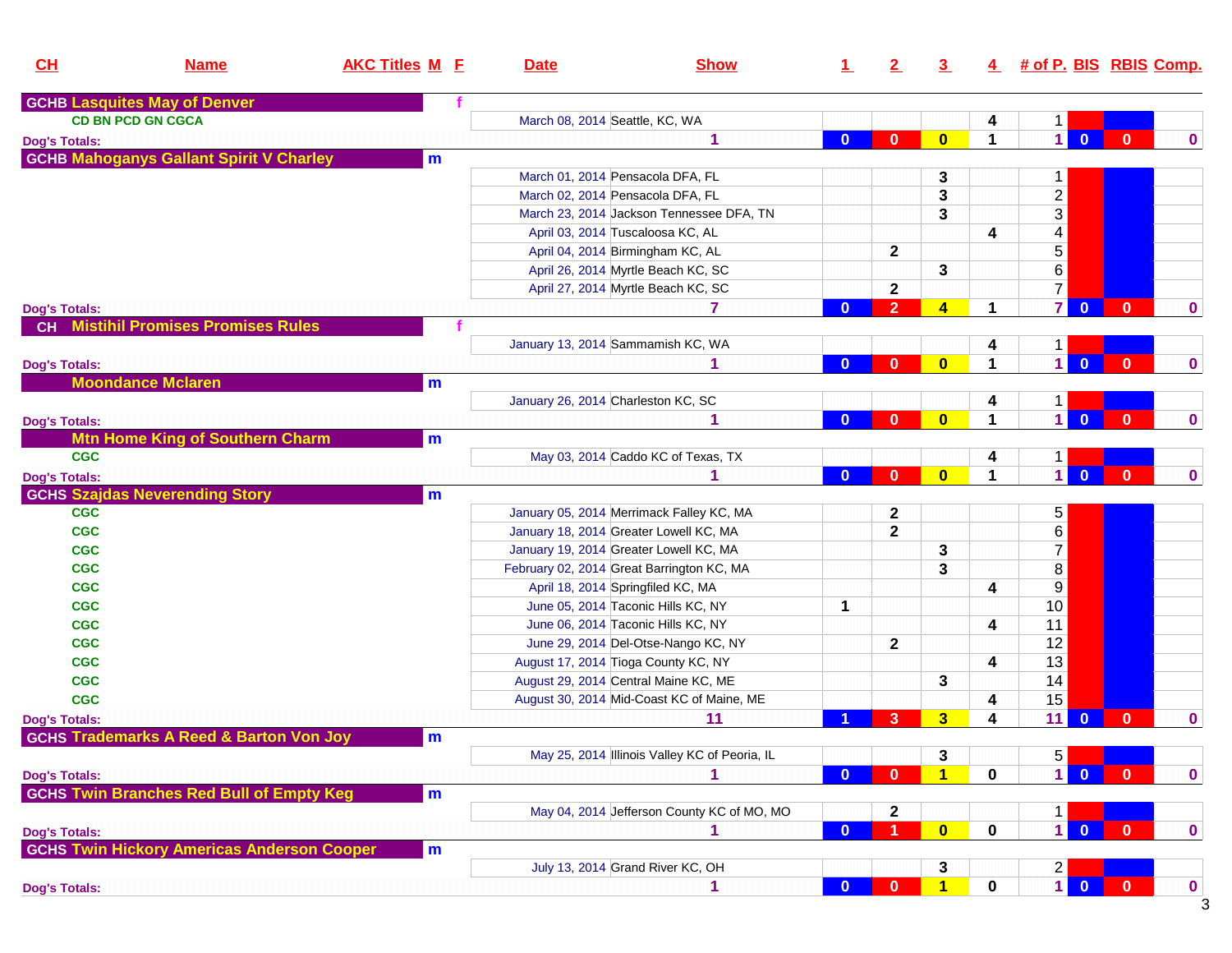| CH | Name | AKC Titles | M | F | Date | Show | 1 | 2 | 3 | 4 | # of P. | BIS | RBIS | Comp. |
|---|---|---|---|---|---|---|---|---|---|---|---|---|---|---|
| GCHB | Lasquites May of Denver | | | f | | | | | | | | | | |
| | | CD BN PCD GN CGCA | | | March 08, 2014 | Seattle, KC, WA | | | | 4 | 1 | | | |
| Dog's Totals: | | | | | | 1 | 0 | 0 | 0 | 1 | 1 | 0 | 0 | 0 |
| GCHB | Mahoganys Gallant Spirit V Charley | | m | | | | | | | | | | | |
| | | | | | March 01, 2014 | Pensacola DFA, FL | | | 3 | | 1 | | | |
| | | | | | March 02, 2014 | Pensacola DFA, FL | | | 3 | | 2 | | | |
| | | | | | March 23, 2014 | Jackson Tennessee DFA, TN | | | 3 | | 3 | | | |
| | | | | | April 03, 2014 | Tuscaloosa KC, AL | | | | 4 | 4 | | | |
| | | | | | April 04, 2014 | Birmingham KC, AL | | 2 | | | 5 | | | |
| | | | | | April 26, 2014 | Myrtle Beach KC, SC | | | 3 | | 6 | | | |
| | | | | | April 27, 2014 | Myrtle Beach KC, SC | | 2 | | | 7 | | | |
| Dog's Totals: | | | | | | 7 | 0 | 2 | 4 | 1 | 7 | 0 | 0 | 0 |
| CH | Mistihil Promises Promises Rules | | | f | | | | | | | | | | |
| | | | | | January 13, 2014 | Sammamish KC, WA | | | | 4 | 1 | | | |
| Dog's Totals: | | | | | | 1 | 0 | 0 | 0 | 1 | 1 | 0 | 0 | 0 |
| | Moondance Mclaren | | m | | | | | | | | | | | |
| | | | | | January 26, 2014 | Charleston KC, SC | | | | 4 | 1 | | | |
| Dog's Totals: | | | | | | 1 | 0 | 0 | 0 | 1 | 1 | 0 | 0 | 0 |
| | Mtn Home King of Southern Charm | | m | | | | | | | | | | | |
| | | CGC | | | May 03, 2014 | Caddo KC of Texas, TX | | | | 4 | 1 | | | |
| Dog's Totals: | | | | | | 1 | 0 | 0 | 0 | 1 | 1 | 0 | 0 | 0 |
| GCHS | Szajdas Neverending Story | | m | | | | | | | | | | | |
| | | CGC | | | January 05, 2014 | Merrimack Falley KC, MA | | 2 | | | 5 | | | |
| | | CGC | | | January 18, 2014 | Greater Lowell KC, MA | | 2 | | | 6 | | | |
| | | CGC | | | January 19, 2014 | Greater Lowell KC, MA | | | 3 | | 7 | | | |
| | | CGC | | | February 02, 2014 | Great Barrington KC, MA | | | 3 | | 8 | | | |
| | | CGC | | | April 18, 2014 | Springfiled KC, MA | | | | 4 | 9 | | | |
| | | CGC | | | June 05, 2014 | Taconic Hills KC, NY | 1 | | | | 10 | | | |
| | | CGC | | | June 06, 2014 | Taconic Hills KC, NY | | | | 4 | 11 | | | |
| | | CGC | | | June 29, 2014 | Del-Otse-Nango KC, NY | | 2 | | | 12 | | | |
| | | CGC | | | August 17, 2014 | Tioga County KC, NY | | | | 4 | 13 | | | |
| | | CGC | | | August 29, 2014 | Central Maine KC, ME | | | 3 | | 14 | | | |
| | | CGC | | | August 30, 2014 | Mid-Coast KC of Maine, ME | | | | 4 | 15 | | | |
| Dog's Totals: | | | | | | 11 | 1 | 3 | 3 | 4 | 11 | 0 | 0 | 0 |
| GCHS | Trademarks A Reed & Barton Von Joy | | m | | | | | | | | | | | |
| | | | | | May 25, 2014 | Illinois Valley KC of Peoria, IL | | | 3 | | 5 | | | |
| Dog's Totals: | | | | | | 1 | 0 | 0 | 1 | 0 | 1 | 0 | 0 | 0 |
| GCHS | Twin Branches Red Bull of Empty Keg | | m | | | | | | | | | | | |
| | | | | | May 04, 2014 | Jefferson County KC of MO, MO | | 2 | | | 1 | | | |
| Dog's Totals: | | | | | | 1 | 0 | 1 | 0 | 0 | 1 | 0 | 0 | 0 |
| GCHS | Twin Hickory Americas Anderson Cooper | | m | | | | | | | | | | | |
| | | | | | July 13, 2014 | Grand River KC, OH | | | 3 | | 2 | | | |
| Dog's Totals: | | | | | | 1 | 0 | 0 | 1 | 0 | 1 | 0 | 0 | 0 |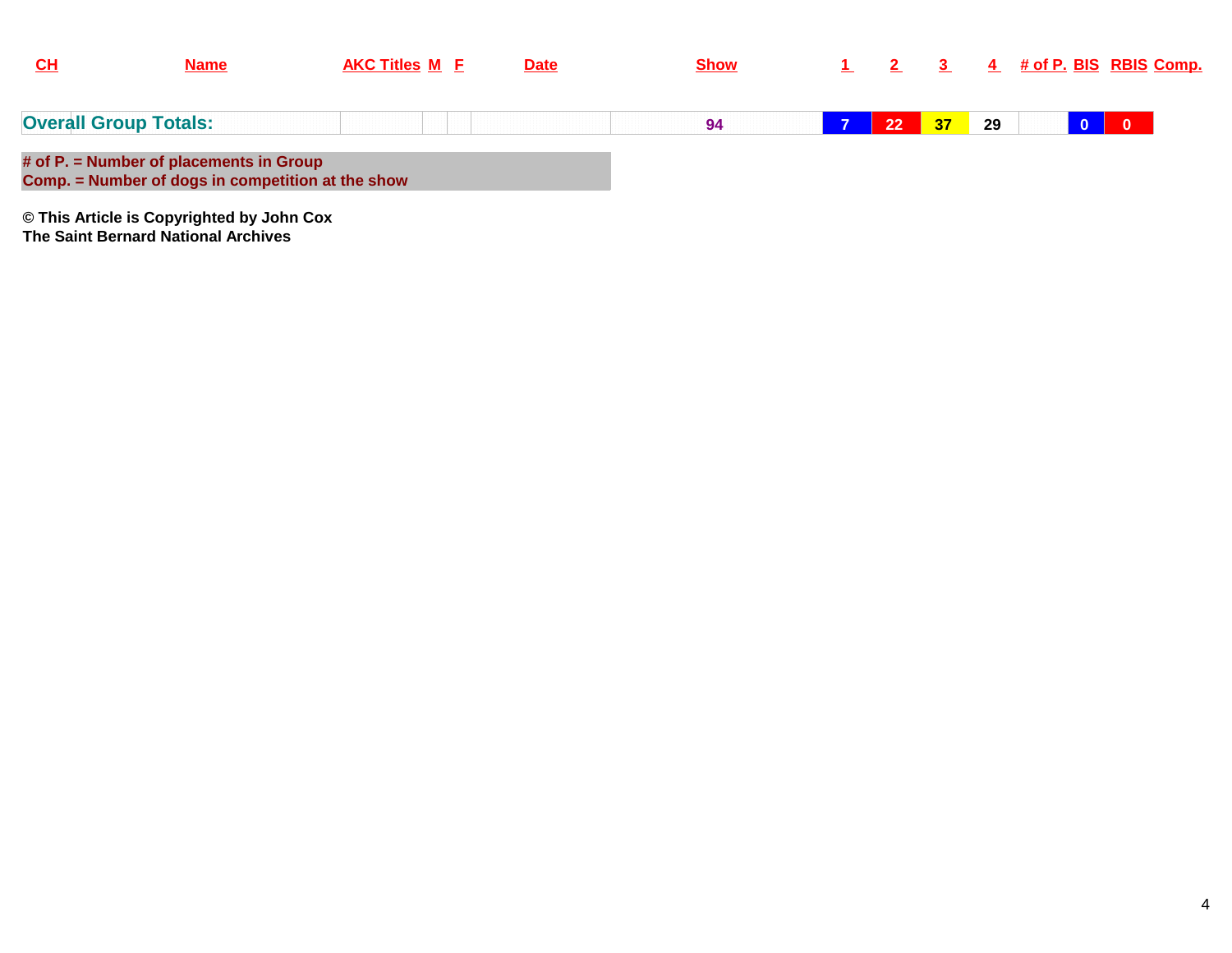| CH | Name | AKC Titles | M | F | Date | Show | 1 | 2 | 3 | 4 | # of P. | BIS | RBIS | Comp. |
|---|---|---|---|---|---|---|---|---|---|---|---|---|---|---|
| **Overall Group Totals:** | | | | | | 94 | 7 | 22 | 37 | 29 | | 0 | 0 | |

**# of P. = Number of placements in Group**
**Comp. = Number of dogs in competition at the show**

**© This Article is Copyrighted by John Cox**
**The Saint Bernard National Archives**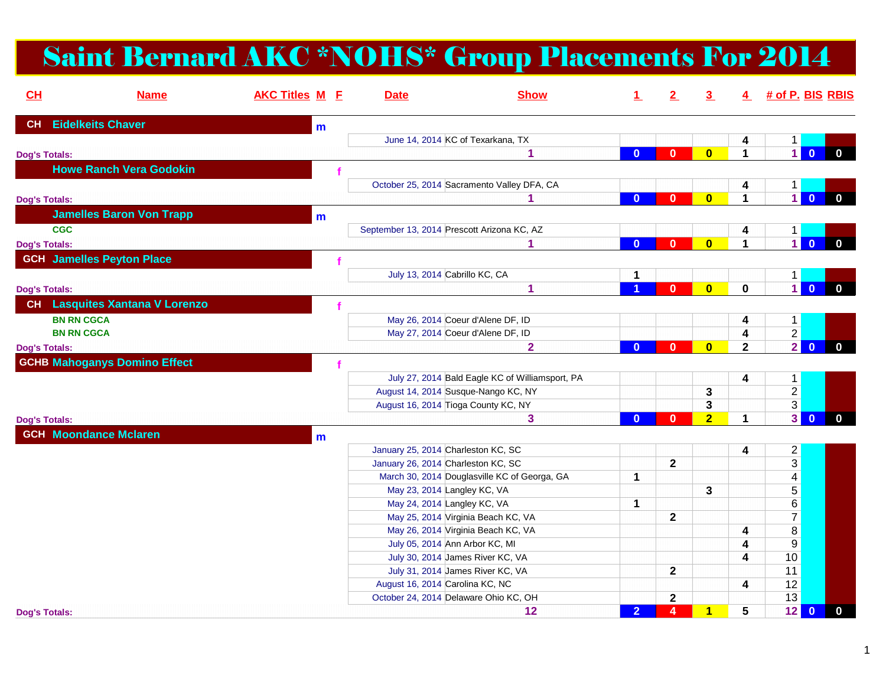# Saint Bernard AKC *NOHS* Group Placements For 2014

| CH | Name | AKC Titles | M | F | Date | Show | 1 | 2 | 3 | 4 | # of P. | BIS | RBIS |
|---|---|---|---|---|---|---|---|---|---|---|---|---|---|
| CH | Eidelkeits Chaver | | m | | | | | | | | | | |
| | | | | | June 14, 2014 | KC of Texarkana, TX | | | | 4 | 1 | | |
| Dog's Totals: | | | | | | 1 | 0 | 0 | 0 | 1 | 1 | 0 | 0 |
| | Howe Ranch Vera Godokin | | | f | | | | | | | | | |
| | | | | | October 25, 2014 | Sacramento Valley DFA, CA | | | | 4 | 1 | | |
| Dog's Totals: | | | | | | 1 | 0 | 0 | 0 | 1 | 1 | 0 | 0 |
| | Jamelles Baron Von Trapp | | m | | | | | | | | | | |
| | CGC | | | | September 13, 2014 | Prescott Arizona KC, AZ | | | | 4 | 1 | | |
| Dog's Totals: | | | | | | 1 | 0 | 0 | 0 | 1 | 1 | 0 | 0 |
| GCH | Jamelles Peyton Place | | | f | | | | | | | | | |
| | | | | | July 13, 2014 | Cabrillo KC, CA | 1 | | | | 1 | | |
| Dog's Totals: | | | | | | 1 | 1 | 0 | 0 | 0 | 1 | 0 | 0 |
| CH | Lasquites Xantana V Lorenzo | | | f | | | | | | | | | |
| | BN RN CGCA | | | | May 26, 2014 | Coeur d'Alene DF, ID | | | | 4 | 1 | | |
| | BN RN CGCA | | | | May 27, 2014 | Coeur d'Alene DF, ID | | | | 4 | 2 | | |
| Dog's Totals: | | | | | | 2 | 0 | 0 | 0 | 2 | 2 | 0 | 0 |
| GCHB | Mahoganys Domino Effect | | | f | | | | | | | | | |
| | | | | | July 27, 2014 | Bald Eagle KC of Williamsport, PA | | | | 4 | 1 | | |
| | | | | | August 14, 2014 | Susque-Nango KC, NY | | | 3 | | 2 | | |
| | | | | | August 16, 2014 | Tioga County KC, NY | | | 3 | | 3 | | |
| Dog's Totals: | | | | | | 3 | 0 | 0 | 2 | 1 | 3 | 0 | 0 |
| GCH | Moondance Mclaren | | m | | | | | | | | | | |
| | | | | | January 25, 2014 | Charleston KC, SC | | | | 4 | 2 | | |
| | | | | | January 26, 2014 | Charleston KC, SC | | 2 | | | 3 | | |
| | | | | | March 30, 2014 | Douglasville KC of Georga, GA | 1 | | | | 4 | | |
| | | | | | May 23, 2014 | Langley KC, VA | | | 3 | | 5 | | |
| | | | | | May 24, 2014 | Langley KC, VA | 1 | | | | 6 | | |
| | | | | | May 25, 2014 | Virginia Beach KC, VA | | 2 | | | 7 | | |
| | | | | | May 26, 2014 | Virginia Beach KC, VA | | | | 4 | 8 | | |
| | | | | | July 05, 2014 | Ann Arbor KC, MI | | | | 4 | 9 | | |
| | | | | | July 30, 2014 | James River KC, VA | | | | 4 | 10 | | |
| | | | | | July 31, 2014 | James River KC, VA | | 2 | | | 11 | | |
| | | | | | August 16, 2014 | Carolina KC, NC | | | | 4 | 12 | | |
| | | | | | October 24, 2014 | Delaware Ohio KC, OH | | 2 | | | 13 | | |
| Dog's Totals: | | | | | | 12 | 2 | 4 | 1 | 5 | 12 | 0 | 0 |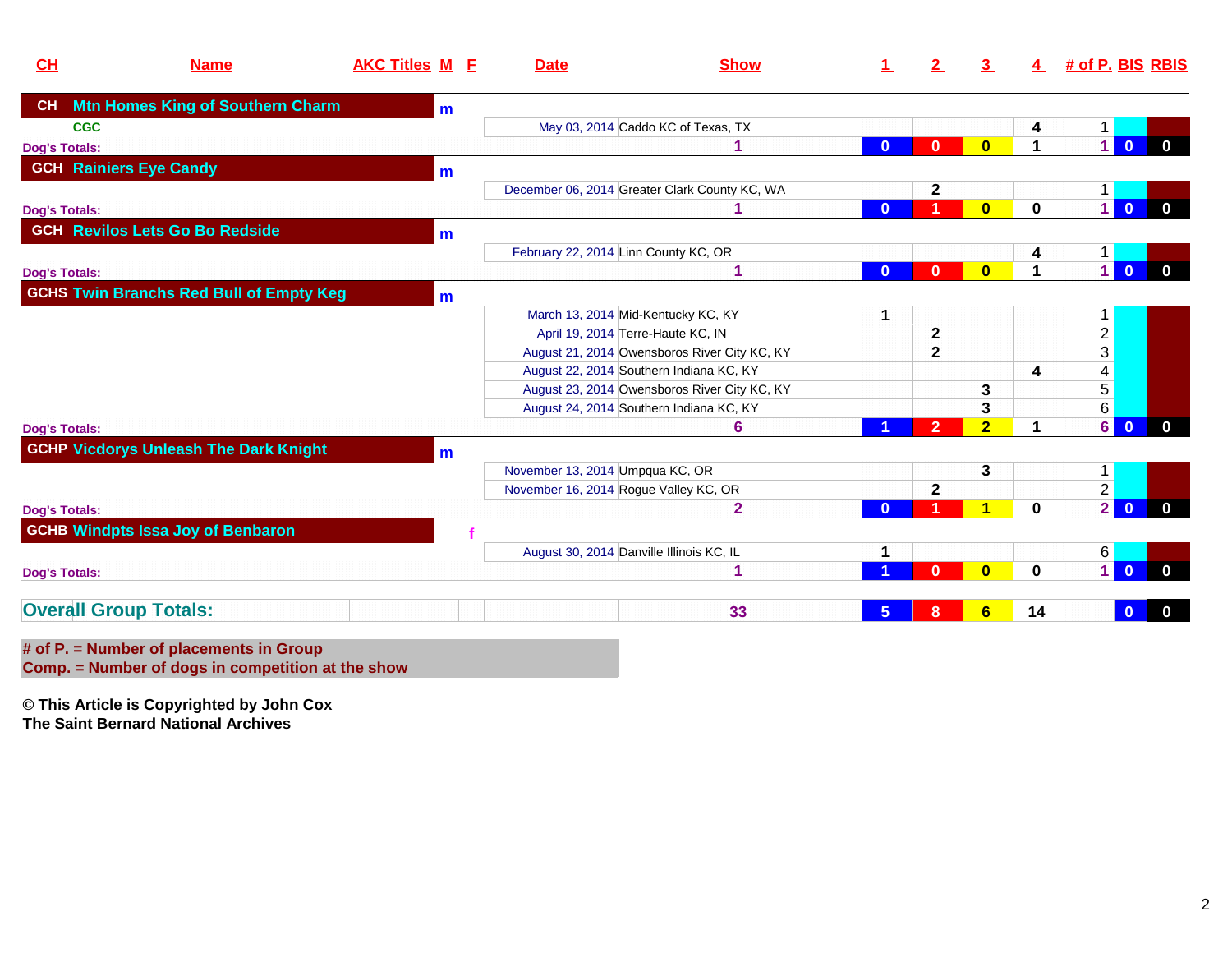| CH | Name | AKC Titles | M | F | Date | Show | 1 | 2 | 3 | 4 | # of P. | BIS | RBIS |
|---|---|---|---|---|---|---|---|---|---|---|---|---|---|
| CH | Mtn Homes King of Southern Charm | | m | | | | | | | | | | |
| | CGC | | | | May 03, 2014 | Caddo KC of Texas, TX | | | | 4 | 1 | | |
| Dog's Totals: | | | | | | 1 | 0 | 0 | 0 | 1 | 1 | 0 | 0 |
| GCH | Rainiers Eye Candy | | m | | | | | | | | | | |
| | | | | | December 06, 2014 | Greater Clark County KC, WA | | 2 | | | 1 | | |
| Dog's Totals: | | | | | | 1 | 0 | 1 | 0 | 0 | 1 | 0 | 0 |
| GCH | Revilos Lets Go Bo Redside | | m | | | | | | | | | | |
| | | | | | February 22, 2014 | Linn County KC, OR | | | | 4 | 1 | | |
| Dog's Totals: | | | | | | 1 | 0 | 0 | 0 | 1 | 1 | 0 | 0 |
| GCHS | Twin Branchs Red Bull of Empty Keg | | m | | | | | | | | | | |
| | | | | | March 13, 2014 | Mid-Kentucky KC, KY | 1 | | | | 1 | | |
| | | | | | April 19, 2014 | Terre-Haute KC, IN | | 2 | | | 2 | | |
| | | | | | August 21, 2014 | Owensboros River City KC, KY | | 2 | | | 3 | | |
| | | | | | August 22, 2014 | Southern Indiana KC, KY | | | | 4 | 4 | | |
| | | | | | August 23, 2014 | Owensboros River City KC, KY | | | 3 | | 5 | | |
| | | | | | August 24, 2014 | Southern Indiana KC, KY | | | 3 | | 6 | | |
| Dog's Totals: | | | | | | 6 | 1 | 2 | 2 | 1 | 6 | 0 | 0 |
| GCHP | Vicdorys Unleash The Dark Knight | | m | | | | | | | | | | |
| | | | | | November 13, 2014 | Umpqua KC, OR | | | 3 | | 1 | | |
| | | | | | November 16, 2014 | Rogue Valley KC, OR | | 2 | | | 2 | | |
| Dog's Totals: | | | | | | 2 | 0 | 1 | 1 | 0 | 2 | 0 | 0 |
| GCHB | Windpts Issa Joy of Benbaron | | | f | | | | | | | | | |
| | | | | | August 30, 2014 | Danville Illinois KC, IL | 1 | | | | 6 | | |
| Dog's Totals: | | | | | | 1 | 1 | 0 | 0 | 0 | 1 | 0 | 0 |
| **Overall Group Totals:** | | | | | | 33 | 5 | 8 | 6 | 14 | | 0 | 0 |

**# of P. = Number of placements in Group**
**Comp. = Number of dogs in competition at the show**

**© This Article is Copyrighted by John Cox**
**The Saint Bernard National Archives**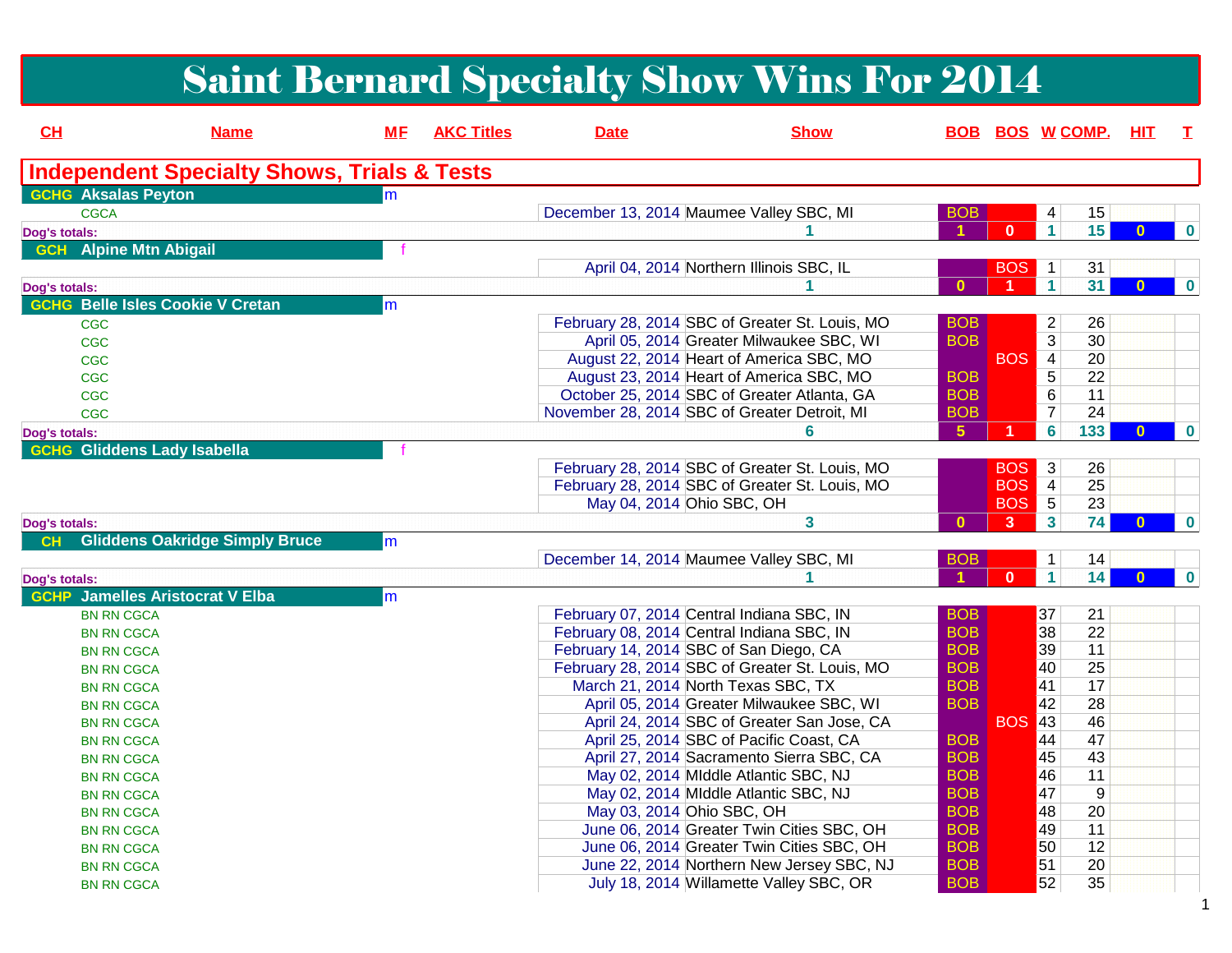# Saint Bernard Specialty Show Wins For 2014

| CH | Name | MF | AKC Titles | Date | Show | BOB | BOS | W | COMP. | HIT | T |
|---|---|---|---|---|---|---|---|---|---|---|---|
| **Independent Specialty Shows, Trials & Tests** | | | | | | | | | | | |
| GCHG | Aksalas Peyton | m | | | | | | | | | |
| | CGCA | | | December 13, 2014 | Maumee Valley SBC, MI | BOB | | 4 | 15 | | |
| Dog's totals: | | | | | 1 | 1 | 0 | 1 | 15 | 0 | 0 |
| GCH | Alpine Mtn Abigail | f | | | | | | | | | |
| | | | | April 04, 2014 | Northern Illinois SBC, IL | | BOS | 1 | 31 | | |
| Dog's totals: | | | | | 1 | 0 | 1 | 1 | 31 | 0 | 0 |
| GCHG | Belle Isles Cookie V Cretan | m | | | | | | | | | |
| | CGC | | | February 28, 2014 | SBC of Greater St. Louis, MO | BOB | | 2 | 26 | | |
| | CGC | | | April 05, 2014 | Greater Milwaukee SBC, WI | BOB | | 3 | 30 | | |
| | CGC | | | August 22, 2014 | Heart of America SBC, MO | | BOS | 4 | 20 | | |
| | CGC | | | August 23, 2014 | Heart of America SBC, MO | BOB | | 5 | 22 | | |
| | CGC | | | October 25, 2014 | SBC of Greater Atlanta, GA | BOB | | 6 | 11 | | |
| | CGC | | | November 28, 2014 | SBC of Greater Detroit, MI | BOB | | 7 | 24 | | |
| Dog's totals: | | | | | 6 | 5 | 1 | 6 | 133 | 0 | 0 |
| GCHG | Gliddens Lady Isabella | f | | | | | | | | | |
| | | | | February 28, 2014 | SBC of Greater St. Louis, MO | | BOS | 3 | 26 | | |
| | | | | February 28, 2014 | SBC of Greater St. Louis, MO | | BOS | 4 | 25 | | |
| | | | | May 04, 2014 | Ohio SBC, OH | | BOS | 5 | 23 | | |
| Dog's totals: | | | | | 3 | 0 | 3 | 3 | 74 | 0 | 0 |
| CH | Gliddens Oakridge Simply Bruce | m | | | | | | | | | |
| | | | | December 14, 2014 | Maumee Valley SBC, MI | BOB | | 1 | 14 | | |
| Dog's totals: | | | | | 1 | 1 | 0 | 1 | 14 | 0 | 0 |
| GCHP | Jamelles Aristocrat V Elba | m | | | | | | | | | |
| | BN RN CGCA | | | February 07, 2014 | Central Indiana SBC, IN | BOB | | 37 | 21 | | |
| | BN RN CGCA | | | February 08, 2014 | Central Indiana SBC, IN | BOB | | 38 | 22 | | |
| | BN RN CGCA | | | February 14, 2014 | SBC of San Diego, CA | BOB | | 39 | 11 | | |
| | BN RN CGCA | | | February 28, 2014 | SBC of Greater St. Louis, MO | BOB | | 40 | 25 | | |
| | BN RN CGCA | | | March 21, 2014 | North Texas SBC, TX | BOB | | 41 | 17 | | |
| | BN RN CGCA | | | April 05, 2014 | Greater Milwaukee SBC, WI | BOB | | 42 | 28 | | |
| | BN RN CGCA | | | April 24, 2014 | SBC of Greater San Jose, CA | | BOS | 43 | 46 | | |
| | BN RN CGCA | | | April 25, 2014 | SBC of Pacific Coast, CA | BOB | | 44 | 47 | | |
| | BN RN CGCA | | | April 27, 2014 | Sacramento Sierra SBC, CA | BOB | | 45 | 43 | | |
| | BN RN CGCA | | | May 02, 2014 | MIddle Atlantic SBC, NJ | BOB | | 46 | 11 | | |
| | BN RN CGCA | | | May 02, 2014 | MIddle Atlantic SBC, NJ | BOB | | 47 | 9 | | |
| | BN RN CGCA | | | May 03, 2014 | Ohio SBC, OH | BOB | | 48 | 20 | | |
| | BN RN CGCA | | | June 06, 2014 | Greater Twin Cities SBC, OH | BOB | | 49 | 11 | | |
| | BN RN CGCA | | | June 06, 2014 | Greater Twin Cities SBC, OH | BOB | | 50 | 12 | | |
| | BN RN CGCA | | | June 22, 2014 | Northern New Jersey SBC, NJ | BOB | | 51 | 20 | | |
| | BN RN CGCA | | | July 18, 2014 | Willamette Valley SBC, OR | BOB | | 52 | 35 | | |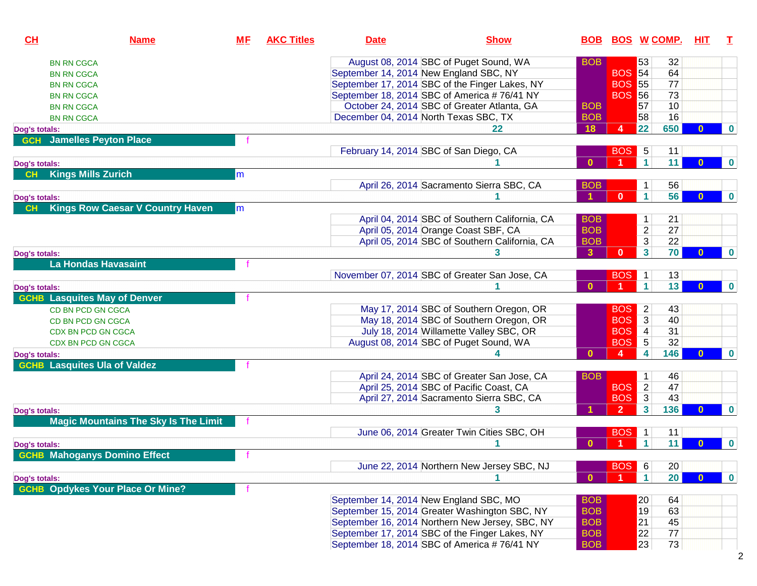| CH | Name | MF | AKC Titles | Date | Show | BOB | BOS | W | COMP. | HIT | T |
|---|---|---|---|---|---|---|---|---|---|---|---|
| | | | BN RN CGCA | August 08, 2014 | SBC of Puget Sound, WA | BOB | | 53 | 32 | | |
| | | | BN RN CGCA | September 14, 2014 | New England SBC, NY | | BOS | 54 | 64 | | |
| | | | BN RN CGCA | September 17, 2014 | SBC of the Finger Lakes, NY | | BOS | 55 | 77 | | |
| | | | BN RN CGCA | September 18, 2014 | SBC of America # 76/41 NY | | BOS | 56 | 73 | | |
| | | | BN RN CGCA | October 24, 2014 | SBC of Greater Atlanta, GA | BOB | | 57 | 10 | | |
| | | | BN RN CGCA | December 04, 2014 | North Texas SBC, TX | BOB | | 58 | 16 | | |
| Dog's totals: | | | | | 22 | 18 | 4 | 22 | 650 | 0 | 0 |
| GCH | Jamelles Peyton Place | f | | | | | | | | | |
| | | | | February 14, 2014 | SBC of San Diego, CA | | BOS | 5 | 11 | | |
| Dog's totals: | | | | | 1 | 0 | 1 | 1 | 11 | 0 | 0 |
| CH | Kings Mills Zurich | m | | | | | | | | | |
| | | | | April 26, 2014 | Sacramento Sierra SBC, CA | BOB | | 1 | 56 | | |
| Dog's totals: | | | | | 1 | 1 | 0 | 1 | 56 | 0 | 0 |
| CH | Kings Row Caesar V Country Haven | m | | | | | | | | | |
| | | | | April 04, 2014 | SBC of Southern California, CA | BOB | | 1 | 21 | | |
| | | | | April 05, 2014 | Orange Coast SBF, CA | BOB | | 2 | 27 | | |
| | | | | April 05, 2014 | SBC of Southern California, CA | BOB | | 3 | 22 | | |
| Dog's totals: | | | | | 3 | 3 | 0 | 3 | 70 | 0 | 0 |
| | La Hondas Havasaint | f | | | | | | | | | |
| | | | | November 07, 2014 | SBC of Greater San Jose, CA | | BOS | 1 | 13 | | |
| Dog's totals: | | | | | 1 | 0 | 1 | 1 | 13 | 0 | 0 |
| GCHB | Lasquites May of Denver | f | | | | | | | | | |
| | | | CD BN PCD GN CGCA | May 17, 2014 | SBC of Southern Oregon, OR | | BOS | 2 | 43 | | |
| | | | CD BN PCD GN CGCA | May 18, 2014 | SBC of Southern Oregon, OR | | BOS | 3 | 40 | | |
| | | | CDX BN PCD GN CGCA | July 18, 2014 | Willamette Valley SBC, OR | | BOS | 4 | 31 | | |
| | | | CDX BN PCD GN CGCA | August 08, 2014 | SBC of Puget Sound, WA | | BOS | 5 | 32 | | |
| Dog's totals: | | | | | 4 | 0 | 4 | 4 | 146 | 0 | 0 |
| GCHB | Lasquites Ula of Valdez | f | | | | | | | | | |
| | | | | April 24, 2014 | SBC of Greater San Jose, CA | BOB | | 1 | 46 | | |
| | | | | April 25, 2014 | SBC of Pacific Coast, CA | | BOS | 2 | 47 | | |
| | | | | April 27, 2014 | Sacramento Sierra SBC, CA | | BOS | 3 | 43 | | |
| Dog's totals: | | | | | 3 | 1 | 2 | 3 | 136 | 0 | 0 |
| | Magic Mountains The Sky Is The Limit | f | | | | | | | | | |
| | | | | June 06, 2014 | Greater Twin Cities SBC, OH | | BOS | 1 | 11 | | |
| Dog's totals: | | | | | 1 | 0 | 1 | 1 | 11 | 0 | 0 |
| GCHB | Mahoganys Domino Effect | f | | | | | | | | | |
| | | | | June 22, 2014 | Northern New Jersey SBC, NJ | | BOS | 6 | 20 | | |
| Dog's totals: | | | | | 1 | 0 | 1 | 1 | 20 | 0 | 0 |
| GCHB | Opdykes Your Place Or Mine? | f | | | | | | | | | |
| | | | | September 14, 2014 | New England SBC, MO | BOB | | 20 | 64 | | |
| | | | | September 15, 2014 | Greater Washington SBC, NY | BOB | | 19 | 63 | | |
| | | | | September 16, 2014 | Northern New Jersey, SBC, NY | BOB | | 21 | 45 | | |
| | | | | September 17, 2014 | SBC of the Finger Lakes, NY | BOB | | 22 | 77 | | |
| | | | | September 18, 2014 | SBC of America # 76/41 NY | BOB | | 23 | 73 | | |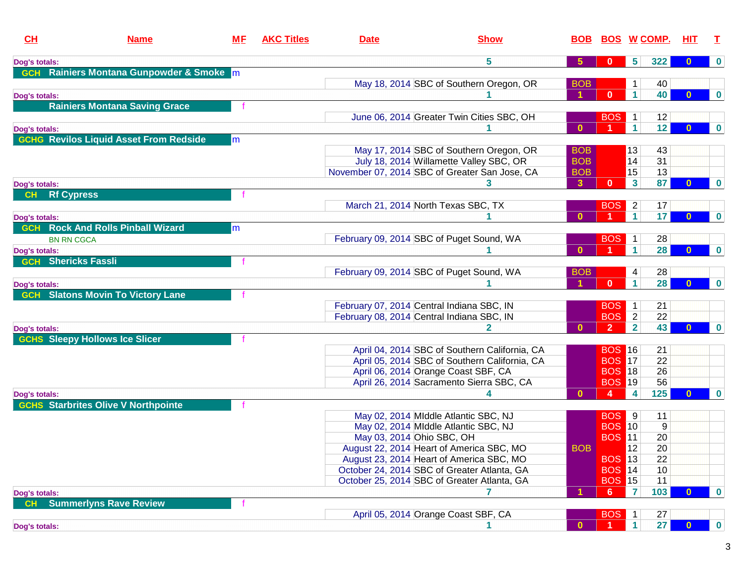| CH | Name | MF | AKC Titles | Date | Show | BOB | BOS | W | COMP. | HIT | T |
|---|---|---|---|---|---|---|---|---|---|---|---|
| Dog's totals: | | | | | 5 | 5 | 0 | 5 | 322 | 0 | 0 |
| GCH | Rainiers Montana Gunpowder & Smoke | m | | | | | | | | | |
| | | | | May 18, 2014 | SBC of Southern Oregon, OR | BOB | | 1 | 40 | | |
| Dog's totals: | | | | | 1 | 1 | 0 | 1 | 40 | 0 | 0 |
| | Rainiers Montana Saving Grace | f | | | | | | | | | |
| | | | | June 06, 2014 | Greater Twin Cities SBC, OH | | BOS | 1 | 12 | | |
| Dog's totals: | | | | | 1 | 0 | 1 | 1 | 12 | 0 | 0 |
| GCHG | Revilos Liquid Asset From Redside | m | | | | | | | | | |
| | | | | May 17, 2014 | SBC of Southern Oregon, OR | BOB | | 13 | 43 | | |
| | | | | July 18, 2014 | Willamette Valley SBC, OR | BOB | | 14 | 31 | | |
| | | | | November 07, 2014 | SBC of Greater San Jose, CA | BOB | | 15 | 13 | | |
| Dog's totals: | | | | | 3 | 3 | 0 | 3 | 87 | 0 | 0 |
| CH | Rf Cypress | f | | | | | | | | | |
| | | | | March 21, 2014 | North Texas SBC, TX | | BOS | 2 | 17 | | |
| Dog's totals: | | | | | 1 | 0 | 1 | 1 | 17 | 0 | 0 |
| GCH | Rock And Rolls Pinball Wizard | m | | | | | | | | | |
| | BN RN CGCA | | | February 09, 2014 | SBC of Puget Sound, WA | | BOS | 1 | 28 | | |
| Dog's totals: | | | | | 1 | 0 | 1 | 1 | 28 | 0 | 0 |
| GCH | Shericks Fassli | f | | | | | | | | | |
| | | | | February 09, 2014 | SBC of Puget Sound, WA | BOB | | 4 | 28 | | |
| Dog's totals: | | | | | 1 | 1 | 0 | 1 | 28 | 0 | 0 |
| GCH | Slatons Movin To Victory Lane | f | | | | | | | | | |
| | | | | February 07, 2014 | Central Indiana SBC, IN | | BOS | 1 | 21 | | |
| | | | | February 08, 2014 | Central Indiana SBC, IN | | BOS | 2 | 22 | | |
| Dog's totals: | | | | | 2 | 0 | 2 | 2 | 43 | 0 | 0 |
| GCHS | Sleepy Hollows Ice Slicer | f | | | | | | | | | |
| | | | | April 04, 2014 | SBC of Southern California, CA | | BOS | 16 | 21 | | |
| | | | | April 05, 2014 | SBC of Southern California, CA | | BOS | 17 | 22 | | |
| | | | | April 06, 2014 | Orange Coast SBF, CA | | BOS | 18 | 26 | | |
| | | | | April 26, 2014 | Sacramento Sierra SBC, CA | | BOS | 19 | 56 | | |
| Dog's totals: | | | | | 4 | 0 | 4 | 4 | 125 | 0 | 0 |
| GCHS | Starbrites Olive V Northpointe | f | | | | | | | | | |
| | | | | May 02, 2014 | MIddle Atlantic SBC, NJ | | BOS | 9 | 11 | | |
| | | | | May 02, 2014 | MIddle Atlantic SBC, NJ | | BOS | 10 | 9 | | |
| | | | | May 03, 2014 | Ohio SBC, OH | | BOS | 11 | 20 | | |
| | | | | August 22, 2014 | Heart of America SBC, MO | BOB | | 12 | 20 | | |
| | | | | August 23, 2014 | Heart of America SBC, MO | | BOS | 13 | 22 | | |
| | | | | October 24, 2014 | SBC of Greater Atlanta, GA | | BOS | 14 | 10 | | |
| | | | | October 25, 2014 | SBC of Greater Atlanta, GA | | BOS | 15 | 11 | | |
| Dog's totals: | | | | | 7 | 1 | 6 | 7 | 103 | 0 | 0 |
| CH | Summerlyns Rave Review | f | | | | | | | | | |
| | | | | April 05, 2014 | Orange Coast SBF, CA | | BOS | 1 | 27 | | |
| Dog's totals: | | | | | 1 | 0 | 1 | 1 | 27 | 0 | 0 |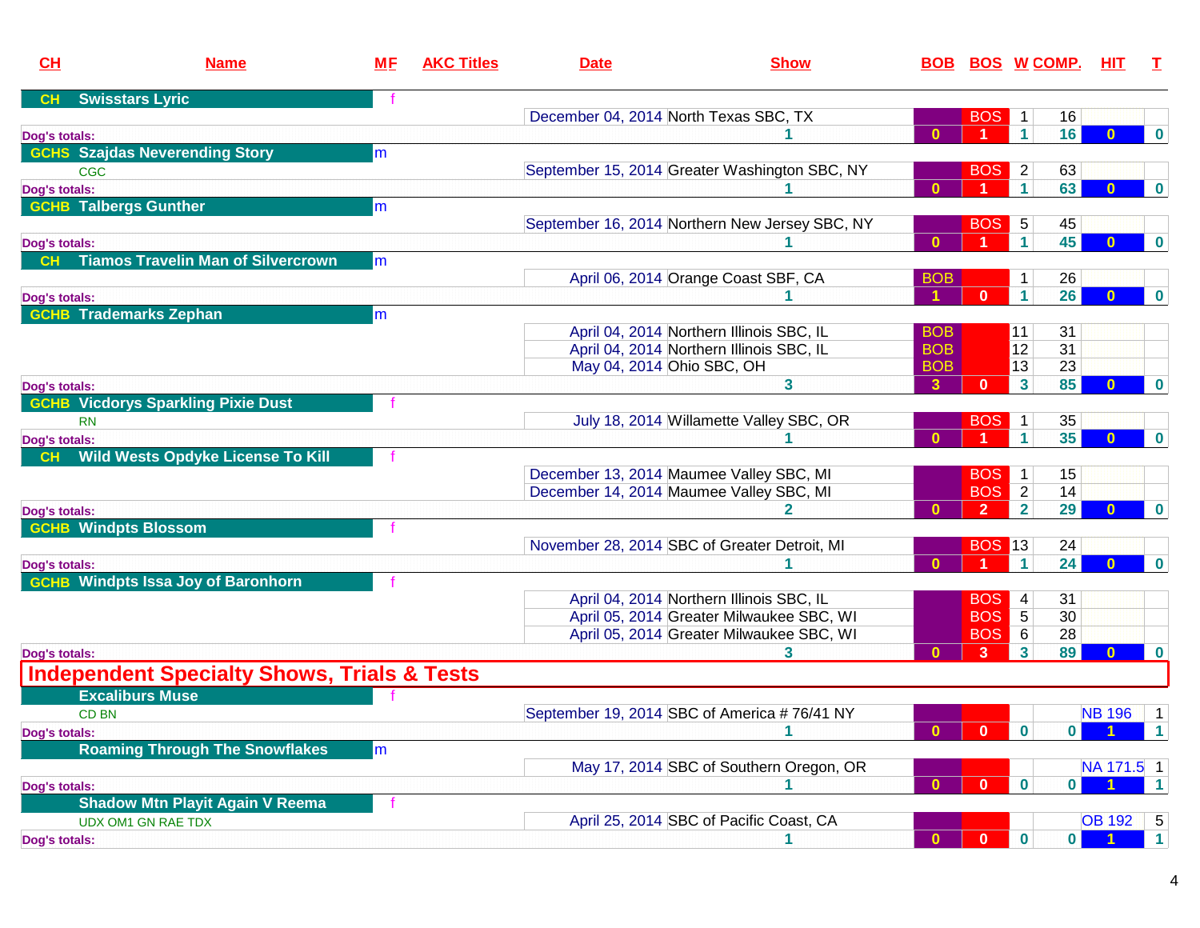| CH | Name | MF | AKC Titles | Date | Show | BOB | BOS | W | COMP. | HIT | T |
|---|---|---|---|---|---|---|---|---|---|---|---|
| CH | Swisstars Lyric | f | | | | | | | | | |
| | | | | December 04, 2014 | North Texas SBC, TX | | BOS | 1 | 16 | | |
| Dog's totals: | | | | | 1 | 0 | 1 | 1 | 16 | 0 | 0 |
| GCHS | Szajdas Neverending Story | m | | | | | | | | | |
| | CGC | | | September 15, 2014 | Greater Washington SBC, NY | | BOS | 2 | 63 | | |
| Dog's totals: | | | | | 1 | 0 | 1 | 1 | 63 | 0 | 0 |
| GCHB | Talbergs Gunther | m | | | | | | | | | |
| | | | | September 16, 2014 | Northern New Jersey SBC, NY | | BOS | 5 | 45 | | |
| Dog's totals: | | | | | 1 | 0 | 1 | 1 | 45 | 0 | 0 |
| CH | Tiamos Travelin Man of Silvercrown | m | | | | | | | | | |
| | | | | April 06, 2014 | Orange Coast SBF, CA | BOB | | 1 | 26 | | |
| Dog's totals: | | | | | 1 | 1 | 0 | 1 | 26 | 0 | 0 |
| GCHB | Trademarks Zephan | m | | | | | | | | | |
| | | | | April 04, 2014 | Northern Illinois SBC, IL | BOB | | 11 | 31 | | |
| | | | | April 04, 2014 | Northern Illinois SBC, IL | BOB | | 12 | 31 | | |
| | | | | May 04, 2014 | Ohio SBC, OH | BOB | | 13 | 23 | | |
| Dog's totals: | | | | | 3 | 3 | 0 | 3 | 85 | 0 | 0 |
| GCHB | Vicdorys Sparkling Pixie Dust | f | | | | | | | | | |
| | RN | | | July 18, 2014 | Willamette Valley SBC, OR | | BOS | 1 | 35 | | |
| Dog's totals: | | | | | 1 | 0 | 1 | 1 | 35 | 0 | 0 |
| CH | Wild Wests Opdyke License To Kill | f | | | | | | | | | |
| | | | | December 13, 2014 | Maumee Valley SBC, MI | | BOS | 1 | 15 | | |
| | | | | December 14, 2014 | Maumee Valley SBC, MI | | BOS | 2 | 14 | | |
| Dog's totals: | | | | | 2 | 0 | 2 | 2 | 29 | 0 | 0 |
| GCHB | Windpts Blossom | f | | | | | | | | | |
| | | | | November 28, 2014 | SBC of Greater Detroit, MI | | BOS | 13 | 24 | | |
| Dog's totals: | | | | | 1 | 0 | 1 | 1 | 24 | 0 | 0 |
| GCHB | Windpts Issa Joy of Baronhorn | f | | | | | | | | | |
| | | | | April 04, 2014 | Northern Illinois SBC, IL | | BOS | 4 | 31 | | |
| | | | | April 05, 2014 | Greater Milwaukee SBC, WI | | BOS | 5 | 30 | | |
| | | | | April 05, 2014 | Greater Milwaukee SBC, WI | | BOS | 6 | 28 | | |
| Dog's totals: | | | | | 3 | 0 | 3 | 3 | 89 | 0 | 0 |

## Independent Specialty Shows, Trials & Tests

| CH | Name | MF | AKC Titles | Date | Show | BOB | BOS | W | COMP. | HIT | T |
|---|---|---|---|---|---|---|---|---|---|---|---|
| | Excaliburs Muse | f | | | | | | | | | |
| | CD BN | | | September 19, 2014 | SBC of America # 76/41 NY | | | | | NB 196 | 1 |
| Dog's totals: | | | | | 1 | 0 | 0 | 0 | 0 | 1 | 1 |
| | Roaming Through The Snowflakes | m | | | | | | | | | |
| | | | | May 17, 2014 | SBC of Southern Oregon, OR | | | | | NA 171.5 | 1 |
| Dog's totals: | | | | | 1 | 0 | 0 | 0 | 0 | 1 | 1 |
| | Shadow Mtn Playit Again V Reema | f | | | | | | | | | |
| | UDX OM1 GN RAE TDX | | | April 25, 2014 | SBC of Pacific Coast, CA | | | | | OB 192 | 5 |
| Dog's totals: | | | | | 1 | 0 | 0 | 0 | 0 | 1 | 1 |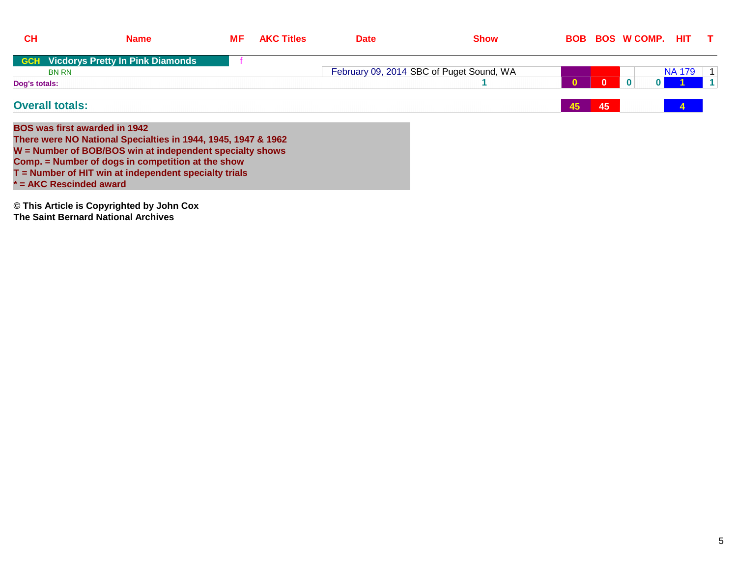| CH | Name | MF | AKC Titles | Date | Show | BOB | BOS | W | COMP. | HIT | T |
|---|---|---|---|---|---|---|---|---|---|---|---|
| GCH | Vicdorys Pretty In Pink Diamonds | f | | | | | | | | | |
| | BN RN | | | February 09, 2014 | SBC of Puget Sound, WA | | | | | NA 179 | 1 |
| Dog's totals: | | | | | 1 | 0 | 0 | 0 | 0 | 1 | 1 |
| Overall totals: | | | | | | 45 | 45 | | | 4 | |

**BOS was first awarded in 1942**
**There were NO National Specialties in 1944, 1945, 1947 & 1962**
**W = Number of BOB/BOS win at independent specialty shows**
**Comp. = Number of dogs in competition at the show**
**T = Number of HIT win at independent specialty trials**
**\* = AKC Rescinded award**

**© This Article is Copyrighted by John Cox**
**The Saint Bernard National Archives**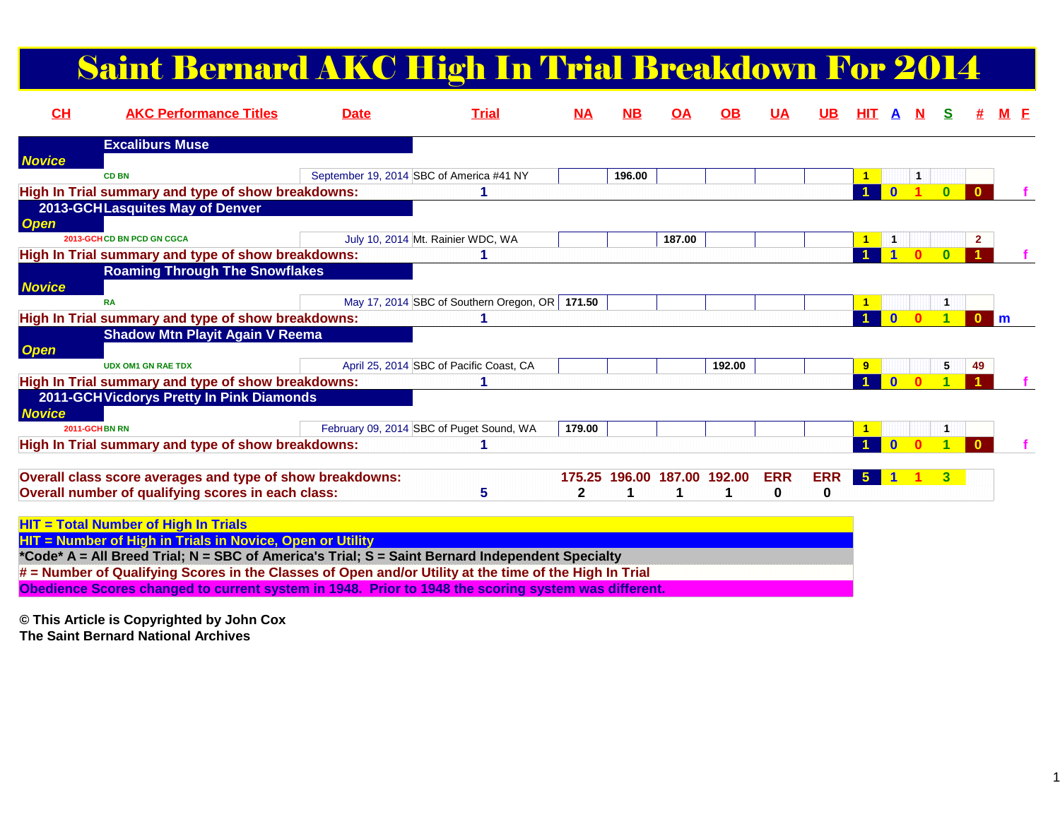# Saint Bernard AKC High In Trial Breakdown For 2014

| CH | AKC Performance Titles | Date | Trial | NA | NB | OA | OB | UA | UB | HIT | A | N | S | # | M | F |
|---|---|---|---|---|---|---|---|---|---|---|---|---|---|---|---|---|
| | **Excaliburs Muse** | | | | | | | | | | | | | | | |
| *Novice* | | | | | | | | | | | | | | | | |
| | CD BN | September 19, 2014 | SBC of America #41 NY | | 196.00 | | | | | 1 | | 1 | | | | |
| **High In Trial summary and type of show breakdowns:** | | | 1 | | | | | | | 1 | 0 | 1 | 0 | 0 | | f |
| 2013-GCH | **Lasquites May of Denver** | | | | | | | | | | | | | | | |
| *Open* | | | | | | | | | | | | | | | | |
| 2013-GCH | CD BN PCD GN CGCA | July 10, 2014 | Mt. Rainier WDC, WA | | | 187.00 | | | | 1 | 1 | | | 2 | | |
| **High In Trial summary and type of show breakdowns:** | | | 1 | | | | | | | 1 | 1 | 0 | 0 | 1 | | f |
| | **Roaming Through The Snowflakes** | | | | | | | | | | | | | | | |
| *Novice* | | | | | | | | | | | | | | | | |
| | RA | May 17, 2014 | SBC of Southern Oregon, OR | 171.50 | | | | | | 1 | | | 1 | | | |
| **High In Trial summary and type of show breakdowns:** | | | 1 | | | | | | | 1 | 0 | 0 | 1 | 0 | m | |
| | **Shadow Mtn Playit Again V Reema** | | | | | | | | | | | | | | | |
| *Open* | | | | | | | | | | | | | | | | |
| | UDX OM1 GN RAE TDX | April 25, 2014 | SBC of Pacific Coast, CA | | | | 192.00 | | | 9 | | | 5 | 49 | | |
| **High In Trial summary and type of show breakdowns:** | | | 1 | | | | | | | 1 | 0 | 0 | 1 | 1 | | f |
| 2011-GCH | **Vicdorys Pretty In Pink Diamonds** | | | | | | | | | | | | | | | |
| *Novice* | | | | | | | | | | | | | | | | |
| 2011-GCH | BN RN | February 09, 2014 | SBC of Puget Sound, WA | 179.00 | | | | | | 1 | | | 1 | | | |
| **High In Trial summary and type of show breakdowns:** | | | 1 | | | | | | | 1 | 0 | 0 | 1 | 0 | | f |
| **Overall class score averages and type of show breakdowns:** | | | | 175.25 | 196.00 | 187.00 | 192.00 | ERR | ERR | 5 | 1 | 1 | 3 | | | |
| **Overall number of qualifying scores in each class:** | | | 5 | 2 | 1 | 1 | 1 | 0 | 0 | | | | | | | |

**HIT = Total Number of High In Trials**
**HIT = Number of High in Trials in Novice, Open or Utility**
***Code* A = All Breed Trial; N = SBC of America's Trial; S = Saint Bernard Independent Specialty**
**# = Number of Qualifying Scores in the Classes of Open and/or Utility at the time of the High In Trial**
**Obedience Scores changed to current system in 1948. Prior to 1948 the scoring system was different.**

**© This Article is Copyrighted by John Cox**
**The Saint Bernard National Archives**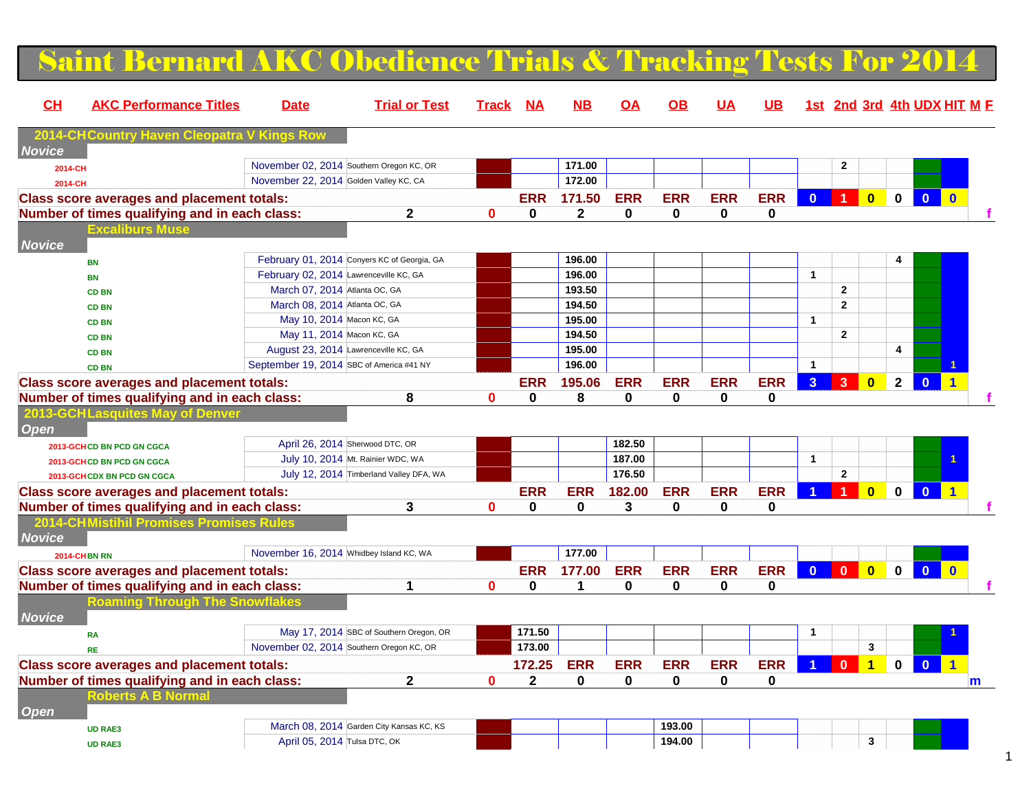# Saint Bernard AKC Obedience Trials & Tracking Tests For 2014

| CH | AKC Performance Titles | Date | Trial or Test | Track | NA | NB | OA | OB | UA | UB | 1st | 2nd | 3rd | 4th | UDX | HIT | M | F |
|---|---|---|---|---|---|---|---|---|---|---|---|---|---|---|---|---|---|---|
| **2014-CH** | **Country Haven Cleopatra V Kings Row** | | | | | | | | | | | | | | | | | |
| *Novice* | | | | | | | | | | | | | | | | | | |
| 2014-CH | | November 02, 2014 | Southern Oregon KC, OR | | | 171.00 | | | | | | 2 | | | | | | |
| 2014-CH | | November 22, 2014 | Golden Valley KC, CA | | | 172.00 | | | | | | | | | | | | |
| **Class score averages and placement totals:** | | | | | ERR | 171.50 | ERR | ERR | ERR | ERR | 0 | 1 | 0 | 0 | 0 | 0 | | |
| **Number of times qualifying and in each class:** | | 2 | | 0 | 0 | 2 | 0 | 0 | 0 | 0 | | | | | | | | f |
| | **Excaliburs Muse** | | | | | | | | | | | | | | | | | |
| *Novice* | | | | | | | | | | | | | | | | | | |
| | BN | February 01, 2014 | Conyers KC of Georgia, GA | | | 196.00 | | | | | | | | 4 | | | | |
| | BN | February 02, 2014 | Lawrenceville KC, GA | | | 196.00 | | | | | 1 | | | | | | | |
| | CD BN | March 07, 2014 | Atlanta OC, GA | | | 193.50 | | | | | | 2 | | | | | | |
| | CD BN | March 08, 2014 | Atlanta OC, GA | | | 194.50 | | | | | | 2 | | | | | | |
| | CD BN | May 10, 2014 | Macon KC, GA | | | 195.00 | | | | | 1 | | | | | | | |
| | CD BN | May 11, 2014 | Macon KC, GA | | | 194.50 | | | | | | 2 | | | | | | |
| | CD BN | August 23, 2014 | Lawrenceville KC, GA | | | 195.00 | | | | | | | | 4 | | | | |
| | CD BN | September 19, 2014 | SBC of America #41 NY | | | 196.00 | | | | | 1 | | | | | 1 | | |
| **Class score averages and placement totals:** | | | | | ERR | 195.06 | ERR | ERR | ERR | ERR | 3 | 3 | 0 | 2 | 0 | 1 | | |
| **Number of times qualifying and in each class:** | | 8 | | 0 | 0 | 8 | 0 | 0 | 0 | 0 | | | | | | | | f |
| **2013-GCH** | **Lasquites May of Denver** | | | | | | | | | | | | | | | | | |
| *Open* | | | | | | | | | | | | | | | | | | |
| 2013-GCH | CD BN PCD GN CGCA | April 26, 2014 | Sherwood DTC, OR | | | | 182.50 | | | | | | | | | | | |
| 2013-GCH | CD BN PCD GN CGCA | July 10, 2014 | Mt. Rainier WDC, WA | | | | 187.00 | | | | 1 | | | | | 1 | | |
| 2013-GCH | CDX BN PCD GN CGCA | July 12, 2014 | Timberland Valley DFA, WA | | | | 176.50 | | | | | 2 | | | | | | |
| **Class score averages and placement totals:** | | | | | ERR | ERR | 182.00 | ERR | ERR | ERR | 1 | 1 | 0 | 0 | 0 | 1 | | |
| **Number of times qualifying and in each class:** | | 3 | | 0 | 0 | 0 | 3 | 0 | 0 | 0 | | | | | | | | f |
| **2014-CH** | **Mistihil Promises Promises Rules** | | | | | | | | | | | | | | | | | |
| *Novice* | | | | | | | | | | | | | | | | | | |
| 2014-CH | BN RN | November 16, 2014 | Whidbey Island KC, WA | | | 177.00 | | | | | | | | | | | | |
| **Class score averages and placement totals:** | | | | | ERR | 177.00 | ERR | ERR | ERR | ERR | 0 | 0 | 0 | 0 | 0 | 0 | | |
| **Number of times qualifying and in each class:** | | 1 | | 0 | 0 | 1 | 0 | 0 | 0 | 0 | | | | | | | | f |
| | **Roaming Through The Snowflakes** | | | | | | | | | | | | | | | | | |
| *Novice* | | | | | | | | | | | | | | | | | | |
| | RA | May 17, 2014 | SBC of Southern Oregon, OR | | 171.50 | | | | | | 1 | | | | | 1 | | |
| | RE | November 02, 2014 | Southern Oregon KC, OR | | 173.00 | | | | | | | | 3 | | | | | |
| **Class score averages and placement totals:** | | | | | 172.25 | ERR | ERR | ERR | ERR | ERR | 1 | 0 | 1 | 0 | 0 | 1 | | |
| **Number of times qualifying and in each class:** | | 2 | | 0 | 2 | 0 | 0 | 0 | 0 | 0 | | | | | | | m | |
| | **Roberts A B Normal** | | | | | | | | | | | | | | | | | |
| *Open* | | | | | | | | | | | | | | | | | | |
| | UD RAE3 | March 08, 2014 | Garden City Kansas KC, KS | | | | | 193.00 | | | | | | | | | | |
| | UD RAE3 | April 05, 2014 | Tulsa DTC, OK | | | | | 194.00 | | | | | 3 | | | | | |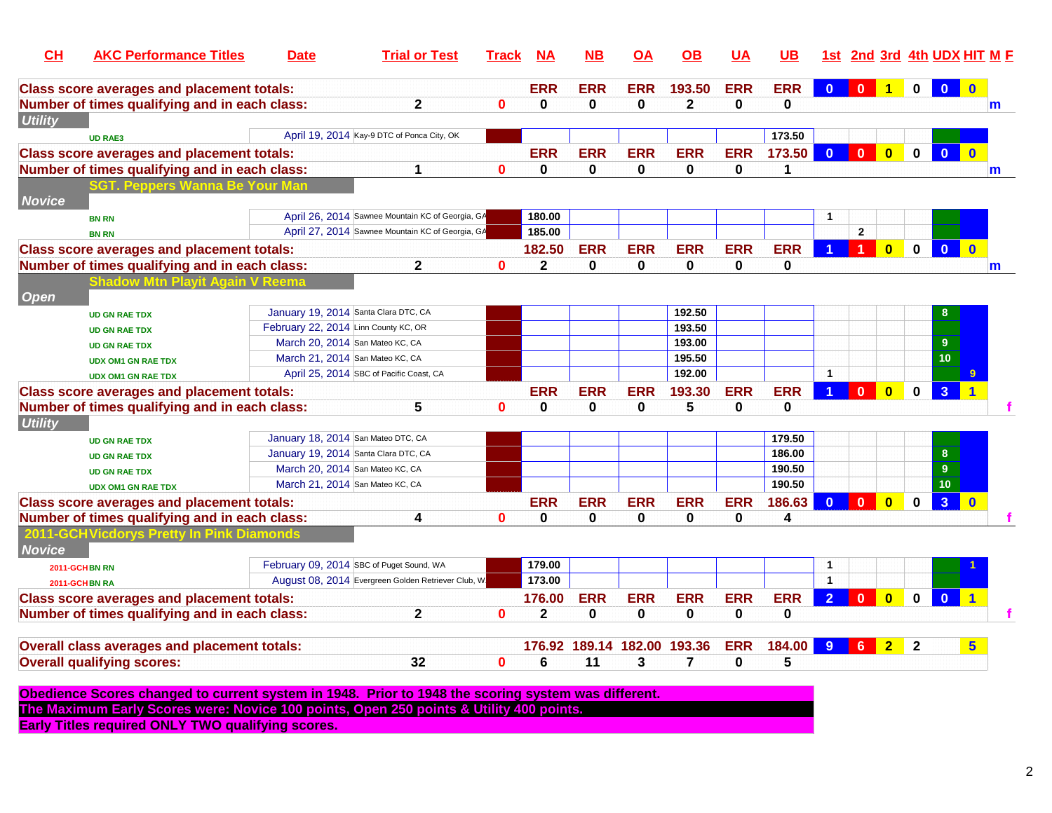| CH | AKC Performance Titles | Date | Trial or Test | Track | NA | NB | OA | OB | UA | UB | 1st | 2nd | 3rd | 4th | UDX | HIT | M | F |
|---|---|---|---|---|---|---|---|---|---|---|---|---|---|---|---|---|---|---|
| Class score averages and placement totals: | | | | | ERR | ERR | ERR | 193.50 | ERR | ERR | 0 | 0 | 1 | 0 | 0 | 0 | | |
| Number of times qualifying and in each class: | | 2 | | 0 | 0 | 0 | 0 | 2 | 0 | 0 | | | | | | | m | |
| ***Utility*** | | | | | | | | | | | | | | | | | | |
| | UD RAE3 | April 19, 2014 | Kay-9 DTC of Ponca City, OK | | | | | | | 173.50 | | | | | | | | |
| Class score averages and placement totals: | | | | | ERR | ERR | ERR | ERR | ERR | 173.50 | 0 | 0 | 0 | 0 | 0 | 0 | | |
| Number of times qualifying and in each class: | | 1 | | 0 | 0 | 0 | 0 | 0 | 0 | 1 | | | | | | | m | |
| **SGT. Peppers Wanna Be Your Man** | | | | | | | | | | | | | | | | | | |
| ***Novice*** | | | | | | | | | | | | | | | | | | |
| | BN RN | April 26, 2014 | Sawnee Mountain KC of Georgia, GA | | 180.00 | | | | | | 1 | | | | | | | |
| | BN RN | April 27, 2014 | Sawnee Mountain KC of Georgia, GA | | 185.00 | | | | | | | 2 | | | | | | |
| Class score averages and placement totals: | | | | | 182.50 | ERR | ERR | ERR | ERR | ERR | 1 | 1 | 0 | 0 | 0 | 0 | | |
| Number of times qualifying and in each class: | | 2 | | 0 | 2 | 0 | 0 | 0 | 0 | 0 | | | | | | | m | |
| **Shadow Mtn Playit Again V Reema** | | | | | | | | | | | | | | | | | | |
| ***Open*** | | | | | | | | | | | | | | | | | | |
| | UD GN RAE TDX | January 19, 2014 | Santa Clara DTC, CA | | | | | 192.50 | | | | | | | 8 | | | |
| | UD GN RAE TDX | February 22, 2014 | Linn County KC, OR | | | | | 193.50 | | | | | | | | | | |
| | UD GN RAE TDX | March 20, 2014 | San Mateo KC, CA | | | | | 193.00 | | | | | | | 9 | | | |
| | UDX OM1 GN RAE TDX | March 21, 2014 | San Mateo KC, CA | | | | | 195.50 | | | | | | | 10 | | | |
| | UDX OM1 GN RAE TDX | April 25, 2014 | SBC of Pacific Coast, CA | | | | | 192.00 | | | 1 | | | | | 9 | | |
| Class score averages and placement totals: | | | | | ERR | ERR | ERR | 193.30 | ERR | ERR | 1 | 0 | 0 | 0 | 3 | 1 | | |
| Number of times qualifying and in each class: | | 5 | | 0 | 0 | 0 | 0 | 5 | 0 | 0 | | | | | | | | f |
| ***Utility*** | | | | | | | | | | | | | | | | | | |
| | UD GN RAE TDX | January 18, 2014 | San Mateo DTC, CA | | | | | | | 179.50 | | | | | | | | |
| | UD GN RAE TDX | January 19, 2014 | Santa Clara DTC, CA | | | | | | | 186.00 | | | | | 8 | | | |
| | UD GN RAE TDX | March 20, 2014 | San Mateo KC, CA | | | | | | | 190.50 | | | | | 9 | | | |
| | UDX OM1 GN RAE TDX | March 21, 2014 | San Mateo KC, CA | | | | | | | 190.50 | | | | | 10 | | | |
| Class score averages and placement totals: | | | | | ERR | ERR | ERR | ERR | ERR | 186.63 | 0 | 0 | 0 | 0 | 3 | 0 | | |
| Number of times qualifying and in each class: | | 4 | | 0 | 0 | 0 | 0 | 0 | 0 | 4 | | | | | | | | f |
| **2011-GCH Vicdorys Pretty In Pink Diamonds** | | | | | | | | | | | | | | | | | | |
| ***Novice*** | | | | | | | | | | | | | | | | | | |
| 2011-GCH | BN RN | February 09, 2014 | SBC of Puget Sound, WA | | 179.00 | | | | | | 1 | | | | | 1 | | |
| 2011-GCH | BN RA | August 08, 2014 | Evergreen Golden Retriever Club, WA | | 173.00 | | | | | | 1 | | | | | | | |
| Class score averages and placement totals: | | | | | 176.00 | ERR | ERR | ERR | ERR | ERR | 2 | 0 | 0 | 0 | 0 | 1 | | |
| Number of times qualifying and in each class: | | 2 | | 0 | 2 | 0 | 0 | 0 | 0 | 0 | | | | | | | | f |
| Overall class averages and placement totals: | | | | | 176.92 | 189.14 | 182.00 | 193.36 | ERR | 184.00 | 9 | 6 | 2 | 2 | | 5 | | |
| Overall qualifying scores: | | 32 | | 0 | 6 | 11 | 3 | 7 | 0 | 5 | | | | | | | | |

**Obedience Scores changed to current system in 1948. Prior to 1948 the scoring system was different.**

**The Maximum Early Scores were: Novice 100 points, Open 250 points & Utility 400 points.**

**Early Titles required ONLY TWO qualifying scores.**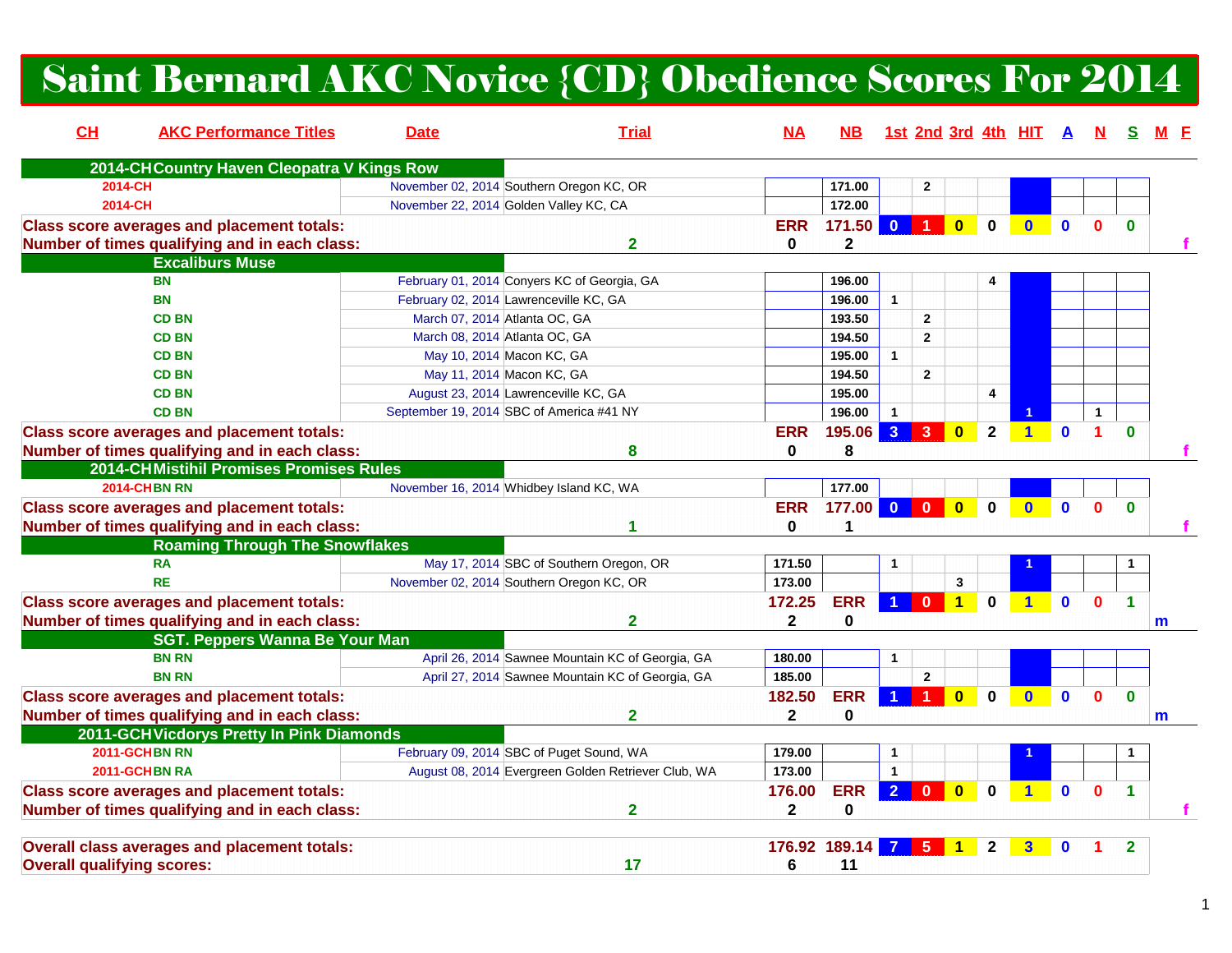# Saint Bernard AKC Novice {CD} Obedience Scores For 2014

| CH | AKC Performance Titles | Date | Trial | NA | NB | 1st | 2nd | 3rd | 4th | HIT | A | N | S | M | F |
|---|---|---|---|---|---|---|---|---|---|---|---|---|---|---|---|
| **2014-CH** | **Country Haven Cleopatra V Kings Row** | | | | | | | | | | | | | | |
| 2014-CH | | November 02, 2014 | Southern Oregon KC, OR | | 171.00 | | 2 | | | | | | | | |
| 2014-CH | | November 22, 2014 | Golden Valley KC, CA | | 172.00 | | | | | | | | | | |
| **Class score averages and placement totals:** | | | | ERR | 171.50 | 0 | 1 | 0 | 0 | 0 | 0 | 0 | 0 | | |
| **Number of times qualifying and in each class:** | | | 2 | 0 | 2 | | | | | | | | | | f |
| | **Excaliburs Muse** | | | | | | | | | | | | | | |
| | BN | February 01, 2014 | Conyers KC of Georgia, GA | | 196.00 | | | | 4 | | | | | | |
| | BN | February 02, 2014 | Lawrenceville KC, GA | | 196.00 | 1 | | | | | | | | | |
| | CD BN | March 07, 2014 | Atlanta OC, GA | | 193.50 | | 2 | | | | | | | | |
| | CD BN | March 08, 2014 | Atlanta OC, GA | | 194.50 | | 2 | | | | | | | | |
| | CD BN | May 10, 2014 | Macon KC, GA | | 195.00 | 1 | | | | | | | | | |
| | CD BN | May 11, 2014 | Macon KC, GA | | 194.50 | | 2 | | | | | | | | |
| | CD BN | August 23, 2014 | Lawrenceville KC, GA | | 195.00 | | | | 4 | | | | | | |
| | CD BN | September 19, 2014 | SBC of America #41 NY | | 196.00 | 1 | | | | 1 | | 1 | | | |
| **Class score averages and placement totals:** | | | | ERR | 195.06 | 3 | 3 | 0 | 2 | 1 | 0 | 1 | 0 | | |
| **Number of times qualifying and in each class:** | | | 8 | 0 | 8 | | | | | | | | | | f |
| **2014-CH** | **Mistihil Promises Promises Rules** | | | | | | | | | | | | | | |
| 2014-CH | BN RN | November 16, 2014 | Whidbey Island KC, WA | | 177.00 | | | | | | | | | | |
| **Class score averages and placement totals:** | | | | ERR | 177.00 | 0 | 0 | 0 | 0 | 0 | 0 | 0 | 0 | | |
| **Number of times qualifying and in each class:** | | | 1 | 0 | 1 | | | | | | | | | | f |
| | **Roaming Through The Snowflakes** | | | | | | | | | | | | | | |
| | RA | May 17, 2014 | SBC of Southern Oregon, OR | 171.50 | | 1 | | | | 1 | | | 1 | | |
| | RE | November 02, 2014 | Southern Oregon KC, OR | 173.00 | | | | 3 | | | | | | | |
| **Class score averages and placement totals:** | | | | 172.25 | ERR | 1 | 0 | 1 | 0 | 1 | 0 | 0 | 1 | | |
| **Number of times qualifying and in each class:** | | | 2 | 2 | 0 | | | | | | | | | m | |
| | **SGT. Peppers Wanna Be Your Man** | | | | | | | | | | | | | | |
| | BN RN | April 26, 2014 | Sawnee Mountain KC of Georgia, GA | 180.00 | | 1 | | | | | | | | | |
| | BN RN | April 27, 2014 | Sawnee Mountain KC of Georgia, GA | 185.00 | | | 2 | | | | | | | | |
| **Class score averages and placement totals:** | | | | 182.50 | ERR | 1 | 1 | 0 | 0 | 0 | 0 | 0 | 0 | | |
| **Number of times qualifying and in each class:** | | | 2 | 2 | 0 | | | | | | | | | m | |
| **2011-GCH** | **Vicdorys Pretty In Pink Diamonds** | | | | | | | | | | | | | | |
| 2011-GCH | BN RN | February 09, 2014 | SBC of Puget Sound, WA | 179.00 | | 1 | | | | 1 | | | 1 | | |
| 2011-GCH | BN RA | August 08, 2014 | Evergreen Golden Retriever Club, WA | 173.00 | | 1 | | | | | | | | | |
| **Class score averages and placement totals:** | | | | 176.00 | ERR | 2 | 0 | 0 | 0 | 1 | 0 | 0 | 1 | | |
| **Number of times qualifying and in each class:** | | | 2 | 2 | 0 | | | | | | | | | | f |
| **Overall class averages and placement totals:** | | | | 176.92 | 189.14 | 7 | 5 | 1 | 2 | 3 | 0 | 1 | 2 | | |
| **Overall qualifying scores:** | | | 17 | 6 | 11 | | | | | | | | | | |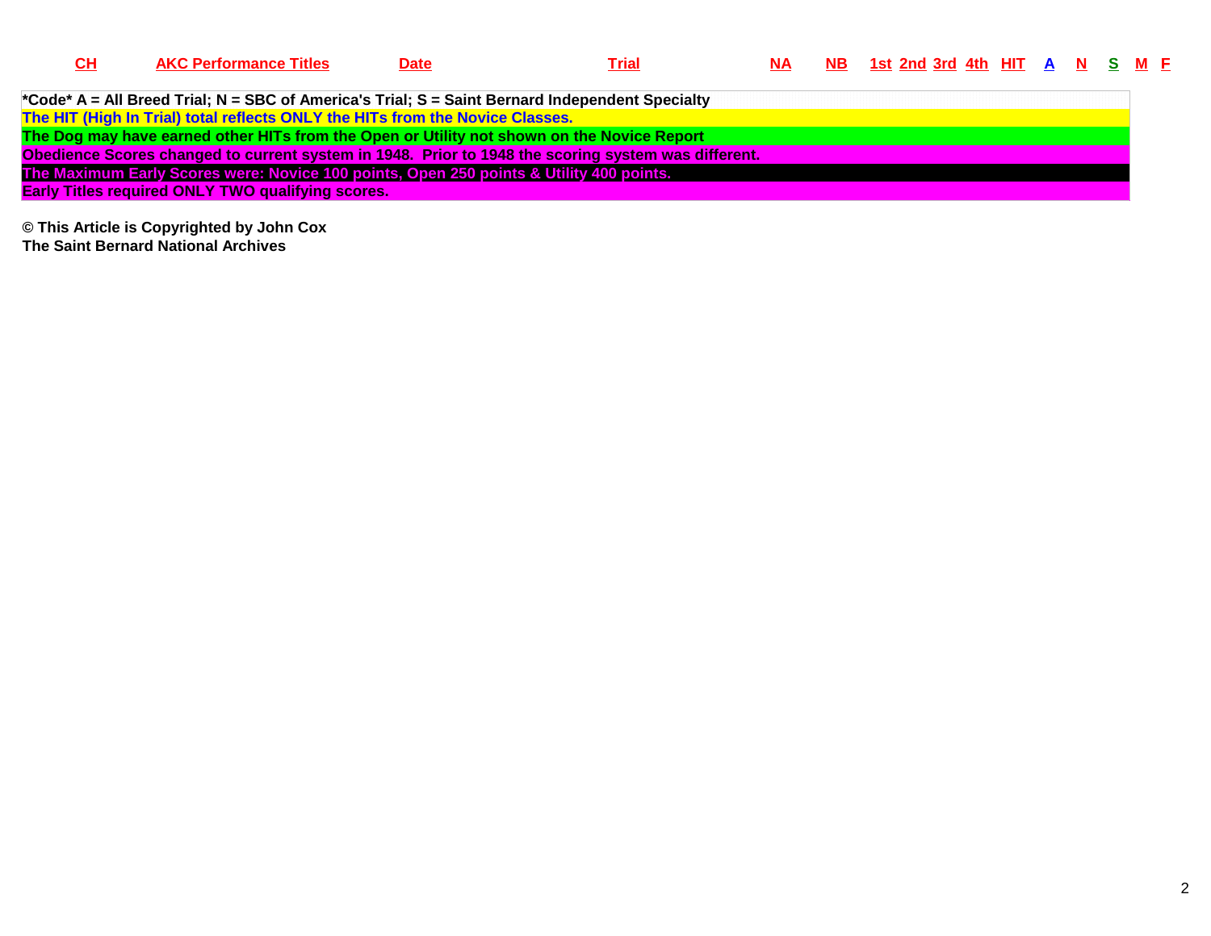| CH | AKC Performance Titles | Date | Trial | NA | NB | 1st | 2nd | 3rd | 4th | HIT | A | N | S | M | F |
|---|---|---|---|---|---|---|---|---|---|---|---|---|---|---|---|

*Code* A = All Breed Trial; N = SBC of America's Trial; S = Saint Bernard Independent Specialty

The HIT (High In Trial) total reflects ONLY the HITs from the Novice Classes.

The Dog may have earned other HITs from the Open or Utility not shown on the Novice Report

Obedience Scores changed to current system in 1948. Prior to 1948 the scoring system was different.

The Maximum Early Scores were: Novice 100 points, Open 250 points & Utility 400 points.

Early Titles required ONLY TWO qualifying scores.

**© This Article is Copyrighted by John Cox**
**The Saint Bernard National Archives**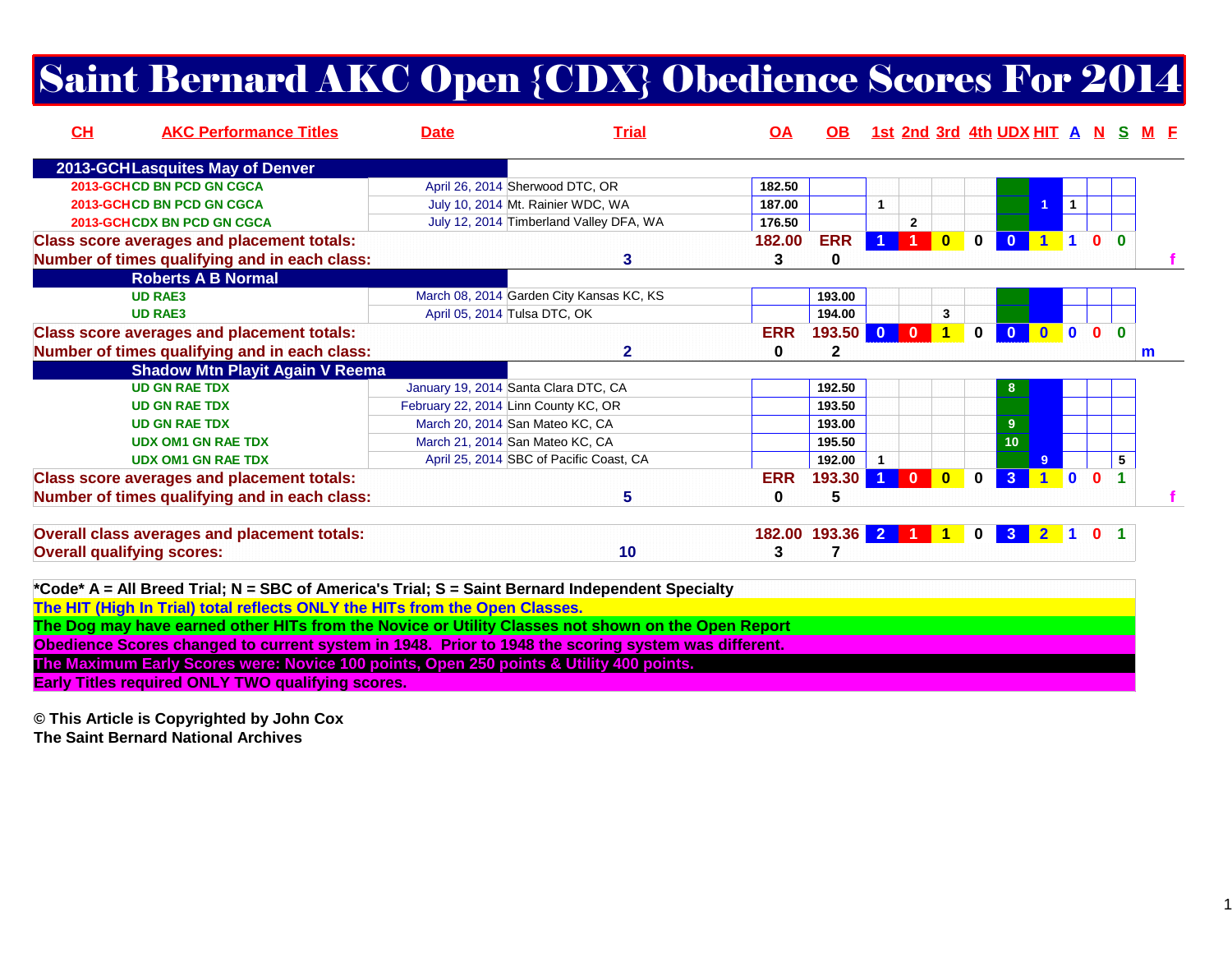# Saint Bernard AKC Open {CDX} Obedience Scores For 2014

| CH | AKC Performance Titles | Date | Trial | OA | OB | 1st | 2nd | 3rd | 4th | UDX | HIT | A | N | S | M | F |
|---|---|---|---|---|---|---|---|---|---|---|---|---|---|---|---|---|
| **2013-GCH Lasquites May of Denver** | | | | | | | | | | | | | | | | |
| 2013-GCH | CD BN PCD GN CGCA | April 26, 2014 | Sherwood DTC, OR | 182.50 | | | | | | | | | | | | |
| 2013-GCH | CD BN PCD GN CGCA | July 10, 2014 | Mt. Rainier WDC, WA | 187.00 | | 1 | | | | | 1 | 1 | | | | |
| 2013-GCH | CDX BN PCD GN CGCA | July 12, 2014 | Timberland Valley DFA, WA | 176.50 | | | 2 | | | | | | | | | |
| **Class score averages and placement totals:** | | | | 182.00 | ERR | 1 | 1 | 0 | 0 | 0 | 1 | 1 | 0 | 0 | | |
| **Number of times qualifying and in each class:** | | | 3 | 3 | 0 | | | | | | | | | | | f |
| **Roberts A B Normal** | | | | | | | | | | | | | | | | |
| | UD RAE3 | March 08, 2014 | Garden City Kansas KC, KS | | 193.00 | | | | | | | | | | | |
| | UD RAE3 | April 05, 2014 | Tulsa DTC, OK | | 194.00 | | | 3 | | | | | | | | |
| **Class score averages and placement totals:** | | | | ERR | 193.50 | 0 | 0 | 1 | 0 | 0 | 0 | 0 | 0 | 0 | | |
| **Number of times qualifying and in each class:** | | | 2 | 0 | 2 | | | | | | | | | | m | |
| **Shadow Mtn Playit Again V Reema** | | | | | | | | | | | | | | | | |
| | UD GN RAE TDX | January 19, 2014 | Santa Clara DTC, CA | | 192.50 | | | | | 8 | | | | | | |
| | UD GN RAE TDX | February 22, 2014 | Linn County KC, OR | | 193.50 | | | | | | | | | | | |
| | UD GN RAE TDX | March 20, 2014 | San Mateo KC, CA | | 193.00 | | | | | 9 | | | | | | |
| | UDX OM1 GN RAE TDX | March 21, 2014 | San Mateo KC, CA | | 195.50 | | | | | 10 | | | | | | |
| | UDX OM1 GN RAE TDX | April 25, 2014 | SBC of Pacific Coast, CA | | 192.00 | 1 | | | | | 9 | | | 5 | | |
| **Class score averages and placement totals:** | | | | ERR | 193.30 | 1 | 0 | 0 | 0 | 3 | 1 | 0 | 0 | 1 | | |
| **Number of times qualifying and in each class:** | | | 5 | 0 | 5 | | | | | | | | | | | f |
| **Overall class averages and placement totals:** | | | | 182.00 | 193.36 | 2 | 1 | 1 | 0 | 3 | 2 | 1 | 0 | 1 | | |
| **Overall qualifying scores:** | | | 10 | 3 | 7 | | | | | | | | | | | |

*Code* A = All Breed Trial; N = SBC of America's Trial; S = Saint Bernard Independent Specialty

The HIT (High In Trial) total reflects ONLY the HITs from the Open Classes.

The Dog may have earned other HITs from the Novice or Utility Classes not shown on the Open Report

Obedience Scores changed to current system in 1948. Prior to 1948 the scoring system was different.

The Maximum Early Scores were: Novice 100 points, Open 250 points & Utility 400 points.

Early Titles required ONLY TWO qualifying scores.

© This Article is Copyrighted by John Cox
The Saint Bernard National Archives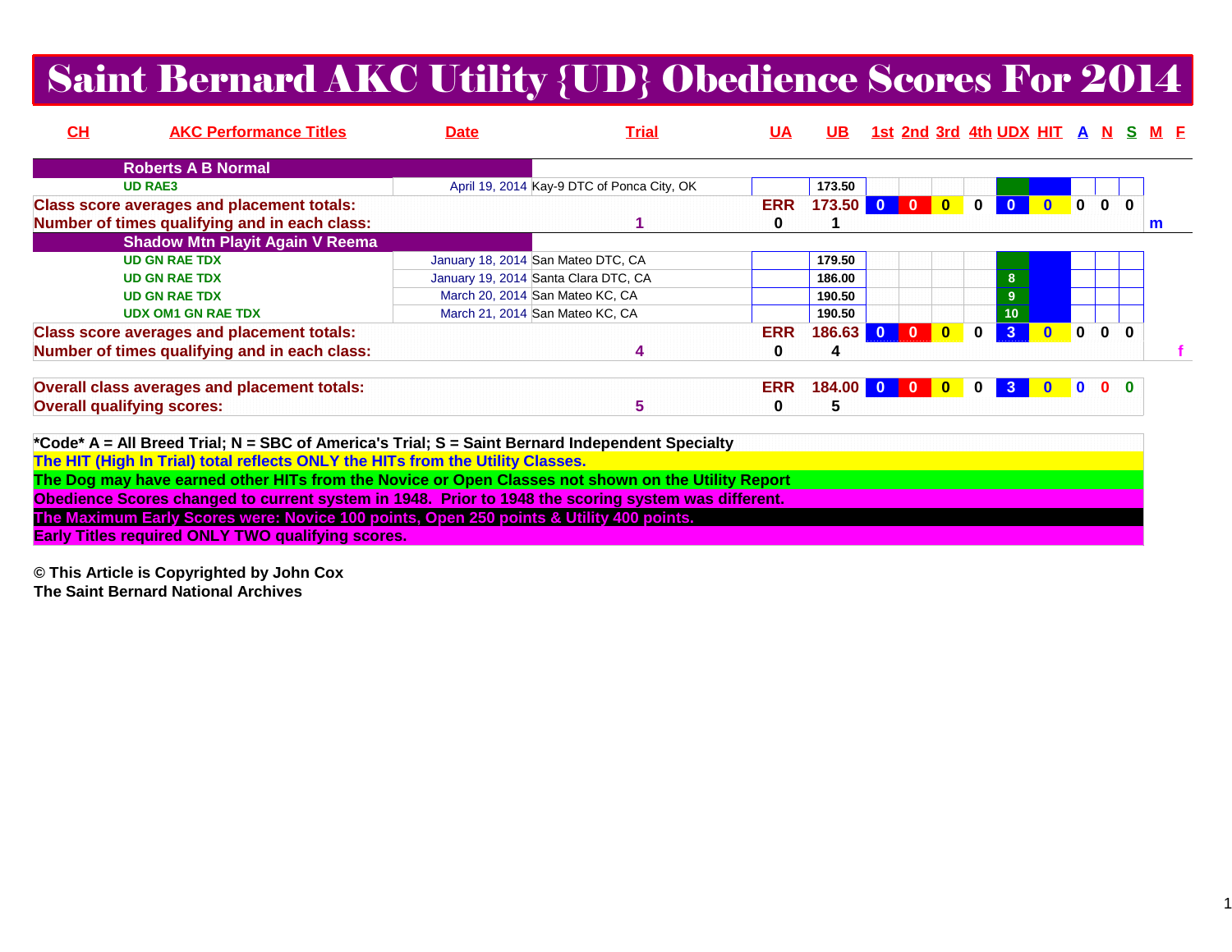# Saint Bernard AKC Utility {UD} Obedience Scores For 2014

| CH | AKC Performance Titles | Date | Trial | UA | UB | 1st | 2nd | 3rd | 4th | UDX | HIT | A | N | S | M | F |
|---|---|---|---|---|---|---|---|---|---|---|---|---|---|---|---|---|
| **Roberts A B Normal** | | | | | | | | | | | | | | | | |
| | UD RAE3 | April 19, 2014 | Kay-9 DTC of Ponca City, OK | | 173.50 | | | | | | | | | | | |
| **Class score averages and placement totals:** | | | | ERR | 173.50 | 0 | 0 | 0 | 0 | 0 | 0 | 0 | 0 | 0 | | |
| **Number of times qualifying and in each class:** | | | 1 | 0 | 1 | | | | | | | | | | m | |
| **Shadow Mtn Playit Again V Reema** | | | | | | | | | | | | | | | | |
| | UD GN RAE TDX | January 18, 2014 | San Mateo DTC, CA | | 179.50 | | | | | | | | | | | |
| | UD GN RAE TDX | January 19, 2014 | Santa Clara DTC, CA | | 186.00 | | | | | 8 | | | | | | |
| | UD GN RAE TDX | March 20, 2014 | San Mateo KC, CA | | 190.50 | | | | | 9 | | | | | | |
| | UDX OM1 GN RAE TDX | March 21, 2014 | San Mateo KC, CA | | 190.50 | | | | | 10 | | | | | | |
| **Class score averages and placement totals:** | | | | ERR | 186.63 | 0 | 0 | 0 | 0 | 3 | 0 | 0 | 0 | 0 | | |
| **Number of times qualifying and in each class:** | | | 4 | 0 | 4 | | | | | | | | | | | f |
| **Overall class averages and placement totals:** | | | | ERR | 184.00 | 0 | 0 | 0 | 0 | 3 | 0 | 0 | 0 | 0 | | |
| **Overall qualifying scores:** | | | 5 | 0 | 5 | | | | | | | | | | | |

**\*Code\* A = All Breed Trial; N = SBC of America's Trial; S = Saint Bernard Independent Specialty**

**The HIT (High In Trial) total reflects ONLY the HITs from the Utility Classes.**

**The Dog may have earned other HITs from the Novice or Open Classes not shown on the Utility Report**

**Obedience Scores changed to current system in 1948. Prior to 1948 the scoring system was different.**

**The Maximum Early Scores were: Novice 100 points, Open 250 points & Utility 400 points.**

**Early Titles required ONLY TWO qualifying scores.**

**© This Article is Copyrighted by John Cox**
**The Saint Bernard National Archives**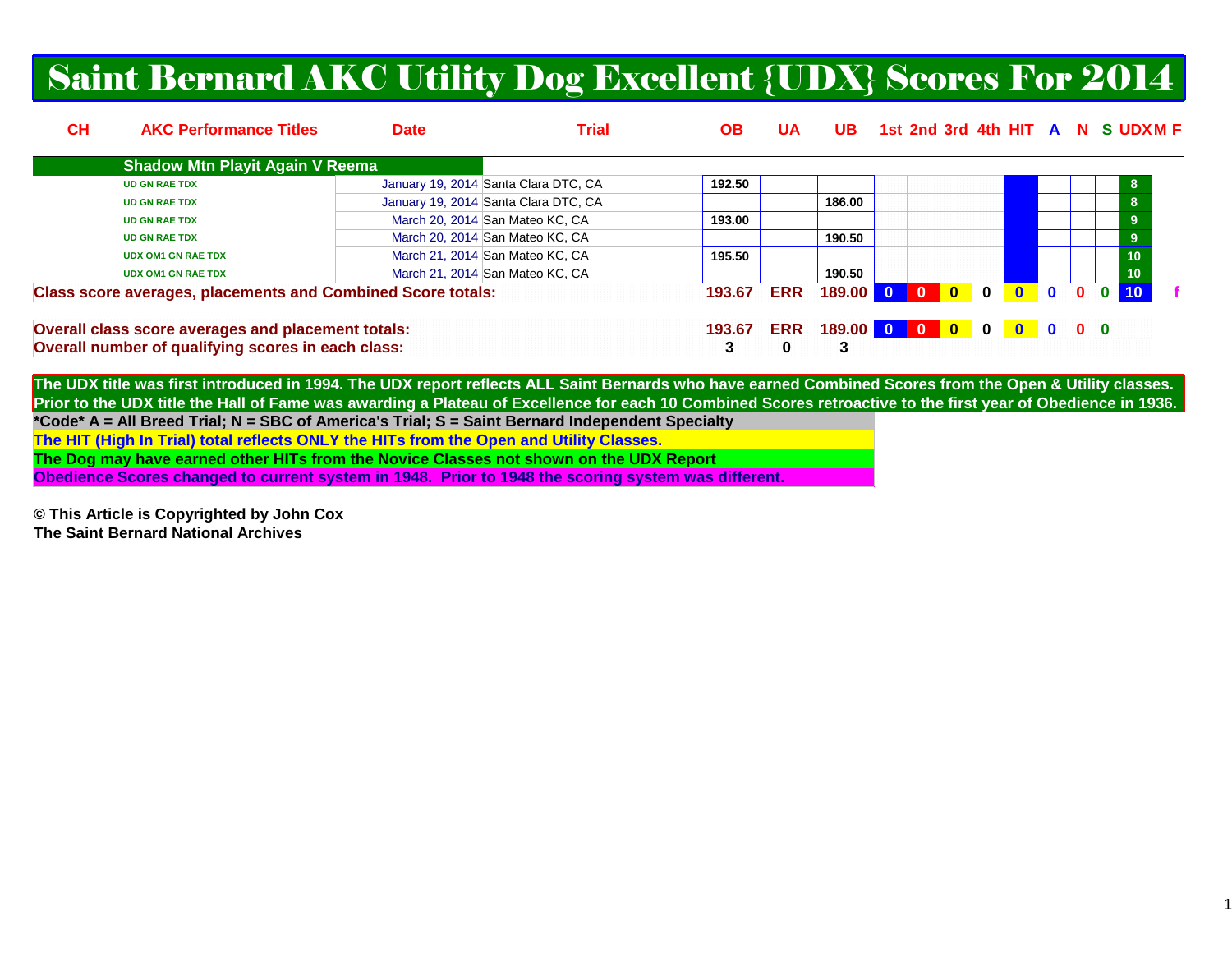# Saint Bernard AKC Utility Dog Excellent {UDX} Scores For 2014

| CH | AKC Performance Titles | Date | Trial | OB | UA | UB | 1st | 2nd | 3rd | 4th | HIT | A | N | S | UDX | M | F |
|---|---|---|---|---|---|---|---|---|---|---|---|---|---|---|---|---|---|
| | **Shadow Mtn Playit Again V Reema** | | | | | | | | | | | | | | | | |
| | UD GN RAE TDX | January 19, 2014 | Santa Clara DTC, CA | 192.50 | | | | | | | | | | | 8 | | |
| | UD GN RAE TDX | January 19, 2014 | Santa Clara DTC, CA | | | 186.00 | | | | | | | | | 8 | | |
| | UD GN RAE TDX | March 20, 2014 | San Mateo KC, CA | 193.00 | | | | | | | | | | | 9 | | |
| | UD GN RAE TDX | March 20, 2014 | San Mateo KC, CA | | | 190.50 | | | | | | | | | 9 | | |
| | UDX OM1 GN RAE TDX | March 21, 2014 | San Mateo KC, CA | 195.50 | | | | | | | | | | | 10 | | |
| | UDX OM1 GN RAE TDX | March 21, 2014 | San Mateo KC, CA | | | 190.50 | | | | | | | | | 10 | | |
| **Class score averages, placements and Combined Score totals:** | | | | **193.67** | **ERR** | **189.00** | **0** | **0** | **0** | **0** | **0** | **0** | **0** | **0** | **10** | | **f** |
| **Overall class score averages and placement totals:** | | | | **193.67** | **ERR** | **189.00** | **0** | **0** | **0** | **0** | **0** | **0** | **0** | **0** | | | |
| **Overall number of qualifying scores in each class:** | | | | **3** | **0** | **3** | | | | | | | | | | | |

**The UDX title was first introduced in 1994. The UDX report reflects ALL Saint Bernards who have earned Combined Scores from the Open & Utility classes. Prior to the UDX title the Hall of Fame was awarding a Plateau of Excellence for each 10 Combined Scores retroactive to the first year of Obedience in 1936.**

**\*Code\* A = All Breed Trial; N = SBC of America's Trial; S = Saint Bernard Independent Specialty**

**The HIT (High In Trial) total reflects ONLY the HITs from the Open and Utility Classes.**

**The Dog may have earned other HITs from the Novice Classes not shown on the UDX Report**

**Obedience Scores changed to current system in 1948. Prior to 1948 the scoring system was different.**

**© This Article is Copyrighted by John Cox**
**The Saint Bernard National Archives**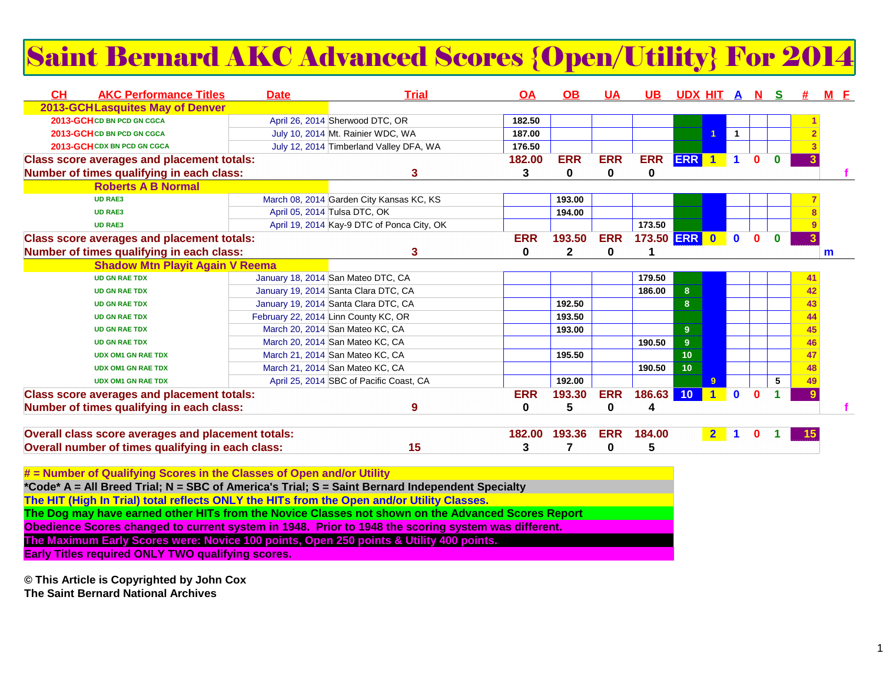# Saint Bernard AKC Advanced Scores {Open/Utility} For 2014

| CH | AKC Performance Titles | Date | Trial | OA | OB | UA | UB | UDX | HIT | A | N | S | # | M | F |
|---|---|---|---|---|---|---|---|---|---|---|---|---|---|---|---|
| | **2013-GCH Lasquites May of Denver** | | | | | | | | | | | | | | |
| 2013-GCH | CD BN PCD GN CGCA | April 26, 2014 | Sherwood DTC, OR | 182.50 | | | | | | | | | 1 | | |
| 2013-GCH | CD BN PCD GN CGCA | July 10, 2014 | Mt. Rainier WDC, WA | 187.00 | | | | | 1 | 1 | | | 2 | | |
| 2013-GCH | CDX BN PCD GN CGCA | July 12, 2014 | Timberland Valley DFA, WA | 176.50 | | | | | | | | | 3 | | |
| **Class score averages and placement totals:** | | | | 182.00 | ERR | ERR | ERR | ERR | 1 | 1 | 0 | 0 | 3 | | |
| **Number of times qualifying in each class:** | | | 3 | 3 | 0 | 0 | 0 | | | | | | | | f |
| | **Roberts A B Normal** | | | | | | | | | | | | | | |
| | UD RAE3 | March 08, 2014 | Garden City Kansas KC, KS | | 193.00 | | | | | | | | 7 | | |
| | UD RAE3 | April 05, 2014 | Tulsa DTC, OK | | 194.00 | | | | | | | | 8 | | |
| | UD RAE3 | April 19, 2014 | Kay-9 DTC of Ponca City, OK | | | | 173.50 | | | | | | 9 | | |
| **Class score averages and placement totals:** | | | | ERR | 193.50 | ERR | 173.50 | ERR | 0 | 0 | 0 | 0 | 3 | | |
| **Number of times qualifying in each class:** | | | 3 | 0 | 2 | 0 | 1 | | | | | | | m | |
| | **Shadow Mtn Playit Again V Reema** | | | | | | | | | | | | | | |
| | UD GN RAE TDX | January 18, 2014 | San Mateo DTC, CA | | | | 179.50 | | | | | | 41 | | |
| | UD GN RAE TDX | January 19, 2014 | Santa Clara DTC, CA | | | | 186.00 | 8 | | | | | 42 | | |
| | UD GN RAE TDX | January 19, 2014 | Santa Clara DTC, CA | | 192.50 | | | 8 | | | | | 43 | | |
| | UD GN RAE TDX | February 22, 2014 | Linn County KC, OR | | 193.50 | | | | | | | | 44 | | |
| | UD GN RAE TDX | March 20, 2014 | San Mateo KC, CA | | 193.00 | | | 9 | | | | | 45 | | |
| | UD GN RAE TDX | March 20, 2014 | San Mateo KC, CA | | | | 190.50 | 9 | | | | | 46 | | |
| | UDX OM1 GN RAE TDX | March 21, 2014 | San Mateo KC, CA | | 195.50 | | | 10 | | | | | 47 | | |
| | UDX OM1 GN RAE TDX | March 21, 2014 | San Mateo KC, CA | | | | 190.50 | 10 | | | | | 48 | | |
| | UDX OM1 GN RAE TDX | April 25, 2014 | SBC of Pacific Coast, CA | | 192.00 | | | | 9 | | | 5 | 49 | | |
| **Class score averages and placement totals:** | | | | ERR | 193.30 | ERR | 186.63 | 10 | 1 | 0 | 0 | 1 | 9 | | |
| **Number of times qualifying in each class:** | | | 9 | 0 | 5 | 0 | 4 | | | | | | | | f |
| **Overall class score averages and placement totals:** | | | | 182.00 | 193.36 | ERR | 184.00 | | 2 | 1 | 0 | 1 | 15 | | |
| **Overall number of times qualifying in each class:** | | | 15 | 3 | 7 | 0 | 5 | | | | | | | | |

**# = Number of Qualifying Scores in the Classes of Open and/or Utility**

***Code* A = All Breed Trial; N = SBC of America's Trial; S = Saint Bernard Independent Specialty**

**The HIT (High In Trial) total reflects ONLY the HITs from the Open and/or Utility Classes.**

**The Dog may have earned other HITs from the Novice Classes not shown on the Advanced Scores Report**

**Obedience Scores changed to current system in 1948. Prior to 1948 the scoring system was different.**

**The Maximum Early Scores were: Novice 100 points, Open 250 points & Utility 400 points.**

**Early Titles required ONLY TWO qualifying scores.**

**© This Article is Copyrighted by John Cox**
**The Saint Bernard National Archives**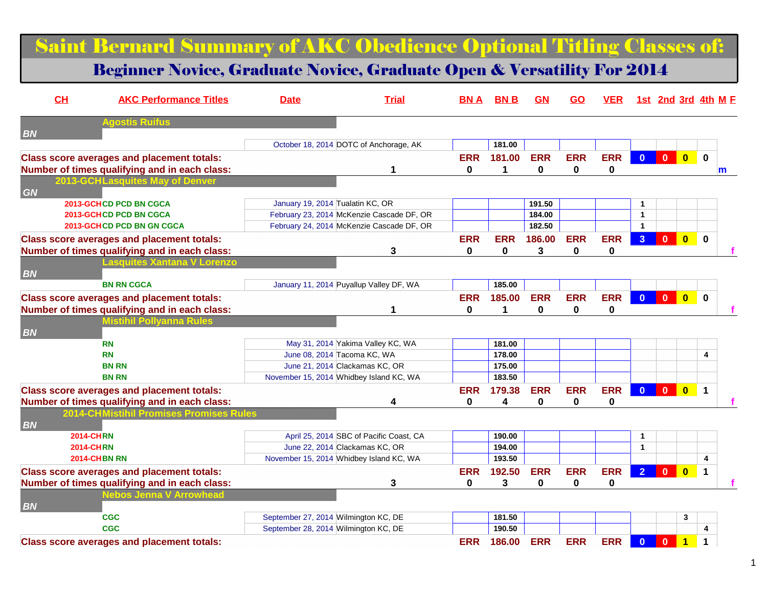# Saint Bernard Summary of AKC Obedience Optional Titling Classes of:

## Beginner Novice, Graduate Novice, Graduate Open & Versatility For 2014

| CH | AKC Performance Titles | Date | Trial | BN A | BN B | GN | GO | VER | 1st | 2nd | 3rd | 4th | M F |
|---|---|---|---|---|---|---|---|---|---|---|---|---|---|
| | **Agostis Ruifus** | | | | | | | | | | | | |
| *BN* | | | | | | | | | | | | | |
| | | October 18, 2014 | DOTC of Anchorage, AK | | 181.00 | | | | | | | | |
| **Class score averages and placement totals:** | | | | ERR | 181.00 | ERR | ERR | ERR | 0 | 0 | 0 | 0 | |
| **Number of times qualifying and in each class:** | | | 1 | 0 | 1 | 0 | 0 | 0 | | | | | m |
| 2013-GCH | **Lasquites May of Denver** | | | | | | | | | | | | |
| *GN* | | | | | | | | | | | | | |
| 2013-GCH | CD PCD BN CGCA | January 19, 2014 | Tualatin KC, OR | | | 191.50 | | | 1 | | | | |
| 2013-GCH | CD PCD BN CGCA | February 23, 2014 | McKenzie Cascade DF, OR | | | 184.00 | | | 1 | | | | |
| 2013-GCH | CD PCD BN GN CGCA | February 24, 2014 | McKenzie Cascade DF, OR | | | 182.50 | | | 1 | | | | |
| **Class score averages and placement totals:** | | | | ERR | ERR | 186.00 | ERR | ERR | 3 | 0 | 0 | 0 | |
| **Number of times qualifying and in each class:** | | | 3 | 0 | 0 | 3 | 0 | 0 | | | | | f |
| | **Lasquites Xantana V Lorenzo** | | | | | | | | | | | | |
| *BN* | | | | | | | | | | | | | |
| | BN RN CGCA | January 11, 2014 | Puyallup Valley DF, WA | | 185.00 | | | | | | | | |
| **Class score averages and placement totals:** | | | | ERR | 185.00 | ERR | ERR | ERR | 0 | 0 | 0 | 0 | |
| **Number of times qualifying and in each class:** | | | 1 | 0 | 1 | 0 | 0 | 0 | | | | | f |
| | **Mistihil Pollyanna Rules** | | | | | | | | | | | | |
| *BN* | | | | | | | | | | | | | |
| | RN | May 31, 2014 | Yakima Valley KC, WA | | 181.00 | | | | | | | | |
| | RN | June 08, 2014 | Tacoma KC, WA | | 178.00 | | | | | | | 4 | |
| | BN RN | June 21, 2014 | Clackamas KC, OR | | 175.00 | | | | | | | | |
| | BN RN | November 15, 2014 | Whidbey Island KC, WA | | 183.50 | | | | | | | | |
| **Class score averages and placement totals:** | | | | ERR | 179.38 | ERR | ERR | ERR | 0 | 0 | 0 | 1 | |
| **Number of times qualifying and in each class:** | | | 4 | 0 | 4 | 0 | 0 | 0 | | | | | f |
| 2014-CH | **Mistihil Promises Promises Rules** | | | | | | | | | | | | |
| *BN* | | | | | | | | | | | | | |
| 2014-CH | RN | April 25, 2014 | SBC of Pacific Coast, CA | | 190.00 | | | | 1 | | | | |
| 2014-CH | RN | June 22, 2014 | Clackamas KC, OR | | 194.00 | | | | 1 | | | | |
| 2014-CH | BN RN | November 15, 2014 | Whidbey Island KC, WA | | 193.50 | | | | | | | 4 | |
| **Class score averages and placement totals:** | | | | ERR | 192.50 | ERR | ERR | ERR | 2 | 0 | 0 | 1 | |
| **Number of times qualifying and in each class:** | | | 3 | 0 | 3 | 0 | 0 | 0 | | | | | f |
| | **Nebos Jenna V Arrowhead** | | | | | | | | | | | | |
| *BN* | | | | | | | | | | | | | |
| | CGC | September 27, 2014 | Wilmington KC, DE | | 181.50 | | | | | | 3 | | |
| | CGC | September 28, 2014 | Wilmington KC, DE | | 190.50 | | | | | | | 4 | |
| **Class score averages and placement totals:** | | | | ERR | 186.00 | ERR | ERR | ERR | 0 | 0 | 1 | 1 | |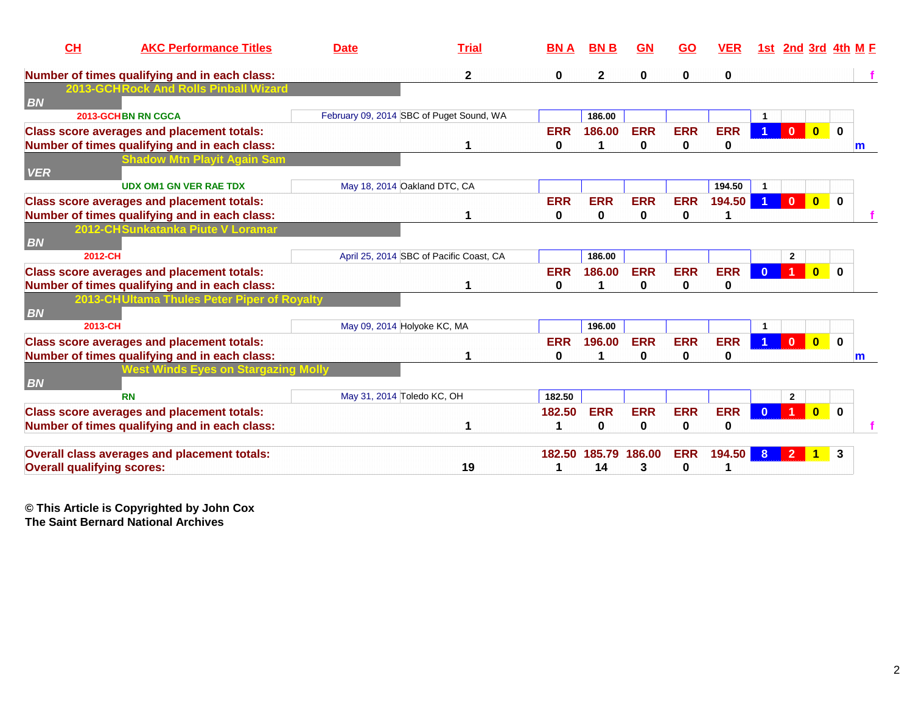| CH | AKC Performance Titles | Date | Trial | BN A | BN B | GN | GO | VER | 1st | 2nd | 3rd | 4th | M F |
|---|---|---|---|---|---|---|---|---|---|---|---|---|---|
| Number of times qualifying and in each class: | | | 2 | 0 | 2 | 0 | 0 | 0 | | | | | f |
| **2013-GCH** | **Rock And Rolls Pinball Wizard** | | | | | | | | | | | | |
| *BN* | | | | | | | | | | | | | |
| 2013-GCH | BN RN CGCA | February 09, 2014 | SBC of Puget Sound, WA | | 186.00 | | | | 1 | | | | |
| Class score averages and placement totals: | | | | ERR | 186.00 | ERR | ERR | ERR | 1 | 0 | 0 | 0 | |
| Number of times qualifying and in each class: | | | 1 | 0 | 1 | 0 | 0 | 0 | | | | | m |
| | **Shadow Mtn Playit Again Sam** | | | | | | | | | | | | |
| *VER* | | | | | | | | | | | | | |
| | UDX OM1 GN VER RAE TDX | May 18, 2014 | Oakland DTC, CA | | | | | 194.50 | 1 | | | | |
| Class score averages and placement totals: | | | | ERR | ERR | ERR | ERR | 194.50 | 1 | 0 | 0 | 0 | |
| Number of times qualifying and in each class: | | | 1 | 0 | 0 | 0 | 0 | 1 | | | | | f |
| **2012-CH** | **Sunkatanka Piute V Loramar** | | | | | | | | | | | | |
| *BN* | | | | | | | | | | | | | |
| 2012-CH | | April 25, 2014 | SBC of Pacific Coast, CA | | 186.00 | | | | | 2 | | | |
| Class score averages and placement totals: | | | | ERR | 186.00 | ERR | ERR | ERR | 0 | 1 | 0 | 0 | |
| Number of times qualifying and in each class: | | | 1 | 0 | 1 | 0 | 0 | 0 | | | | | |
| **2013-CH** | **Ultama Thules Peter Piper of Royalty** | | | | | | | | | | | | |
| *BN* | | | | | | | | | | | | | |
| 2013-CH | | May 09, 2014 | Holyoke KC, MA | | 196.00 | | | | 1 | | | | |
| Class score averages and placement totals: | | | | ERR | 196.00 | ERR | ERR | ERR | 1 | 0 | 0 | 0 | |
| Number of times qualifying and in each class: | | | 1 | 0 | 1 | 0 | 0 | 0 | | | | | m |
| | **West Winds Eyes on Stargazing Molly** | | | | | | | | | | | | |
| *BN* | | | | | | | | | | | | | |
| | RN | May 31, 2014 | Toledo KC, OH | 182.50 | | | | | | 2 | | | |
| Class score averages and placement totals: | | | | 182.50 | ERR | ERR | ERR | ERR | 0 | 1 | 0 | 0 | |
| Number of times qualifying and in each class: | | | 1 | 1 | 0 | 0 | 0 | 0 | | | | | f |
| Overall class averages and placement totals: | | | | 182.50 | 185.79 | 186.00 | ERR | 194.50 | 8 | 2 | 1 | 3 | |
| Overall qualifying scores: | | | 19 | 1 | 14 | 3 | 0 | 1 | | | | | |

**© This Article is Copyrighted by John Cox**
**The Saint Bernard National Archives**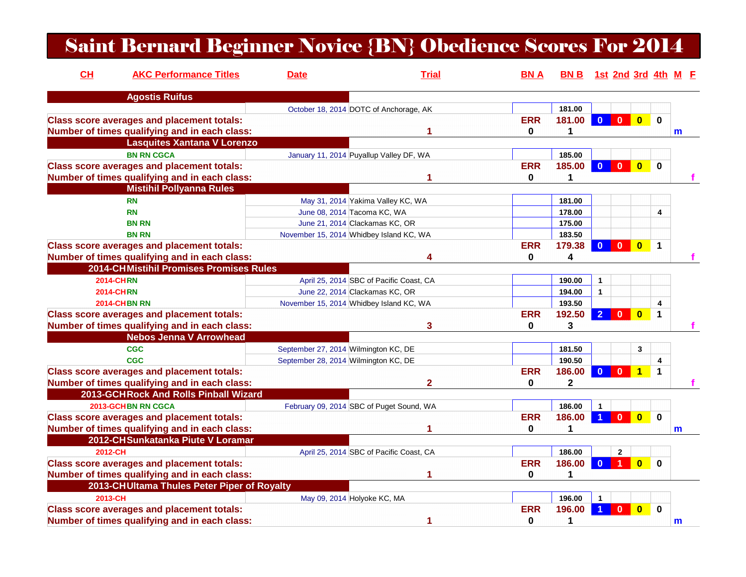# Saint Bernard Beginner Novice {BN} Obedience Scores For 2014

| CH | AKC Performance Titles | Date | Trial | BN A | BN B | 1st | 2nd | 3rd | 4th | M | F |
|---|---|---|---|---|---|---|---|---|---|---|---|
| | **Agostis Ruifus** | | | | | | | | | | |
| | | October 18, 2014 | DOTC of Anchorage, AK | | 181.00 | | | | | | |
| **Class score averages and placement totals:** | | | | ERR | 181.00 | 0 | 0 | 0 | 0 | | |
| **Number of times qualifying and in each class:** | | | 1 | 0 | 1 | | | | | m | |
| | **Lasquites Xantana V Lorenzo** | | | | | | | | | | |
| | BN RN CGCA | January 11, 2014 | Puyallup Valley DF, WA | | 185.00 | | | | | | |
| **Class score averages and placement totals:** | | | | ERR | 185.00 | 0 | 0 | 0 | 0 | | |
| **Number of times qualifying and in each class:** | | | 1 | 0 | 1 | | | | | | f |
| | **Mistihil Pollyanna Rules** | | | | | | | | | | |
| | RN | May 31, 2014 | Yakima Valley KC, WA | | 181.00 | | | | | | |
| | RN | June 08, 2014 | Tacoma KC, WA | | 178.00 | | | | 4 | | |
| | BN RN | June 21, 2014 | Clackamas KC, OR | | 175.00 | | | | | | |
| | BN RN | November 15, 2014 | Whidbey Island KC, WA | | 183.50 | | | | | | |
| **Class score averages and placement totals:** | | | | ERR | 179.38 | 0 | 0 | 0 | 1 | | |
| **Number of times qualifying and in each class:** | | | 4 | 0 | 4 | | | | | | f |
| 2014-CH | **Mistihil Promises Promises Rules** | | | | | | | | | | |
| 2014-CH | RN | April 25, 2014 | SBC of Pacific Coast, CA | | 190.00 | 1 | | | | | |
| 2014-CH | RN | June 22, 2014 | Clackamas KC, OR | | 194.00 | 1 | | | | | |
| 2014-CH | BN RN | November 15, 2014 | Whidbey Island KC, WA | | 193.50 | | | | 4 | | |
| **Class score averages and placement totals:** | | | | ERR | 192.50 | 2 | 0 | 0 | 1 | | |
| **Number of times qualifying and in each class:** | | | 3 | 0 | 3 | | | | | | f |
| | **Nebos Jenna V Arrowhead** | | | | | | | | | | |
| | CGC | September 27, 2014 | Wilmington KC, DE | | 181.50 | | | 3 | | | |
| | CGC | September 28, 2014 | Wilmington KC, DE | | 190.50 | | | | 4 | | |
| **Class score averages and placement totals:** | | | | ERR | 186.00 | 0 | 0 | 1 | 1 | | |
| **Number of times qualifying and in each class:** | | | 2 | 0 | 2 | | | | | | f |
| 2013-GCH | **Rock And Rolls Pinball Wizard** | | | | | | | | | | |
| 2013-GCH | BN RN CGCA | February 09, 2014 | SBC of Puget Sound, WA | | 186.00 | 1 | | | | | |
| **Class score averages and placement totals:** | | | | ERR | 186.00 | 1 | 0 | 0 | 0 | | |
| **Number of times qualifying and in each class:** | | | 1 | 0 | 1 | | | | | m | |
| 2012-CH | **Sunkatanka Piute V Loramar** | | | | | | | | | | |
| 2012-CH | | April 25, 2014 | SBC of Pacific Coast, CA | | 186.00 | | 2 | | | | |
| **Class score averages and placement totals:** | | | | ERR | 186.00 | 0 | 1 | 0 | 0 | | |
| **Number of times qualifying and in each class:** | | | 1 | 0 | 1 | | | | | | |
| 2013-CH | **Ultama Thules Peter Piper of Royalty** | | | | | | | | | | |
| 2013-CH | | May 09, 2014 | Holyoke KC, MA | | 196.00 | 1 | | | | | |
| **Class score averages and placement totals:** | | | | ERR | 196.00 | 1 | 0 | 0 | 0 | | |
| **Number of times qualifying and in each class:** | | | 1 | 0 | 1 | | | | | m | |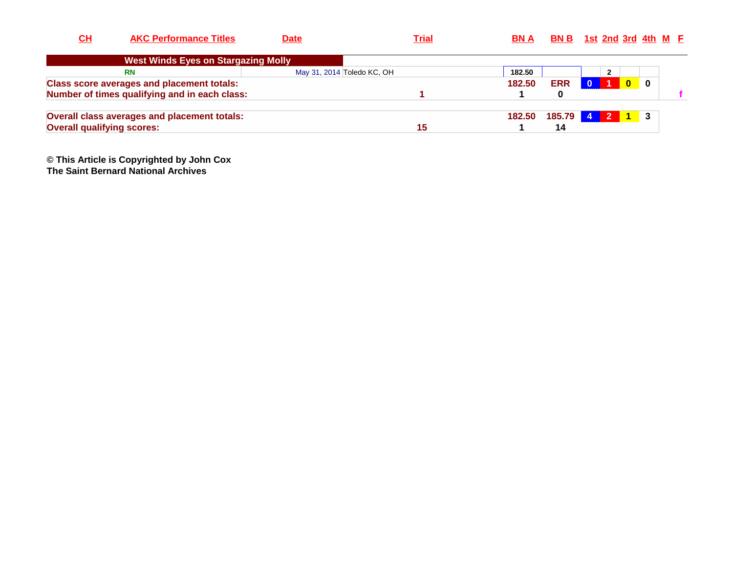| CH | AKC Performance Titles | Date | Trial | BN A | BN B | 1st | 2nd | 3rd | 4th | M | F |
|---|---|---|---|---|---|---|---|---|---|---|---|
| **West Winds Eyes on Stargazing Molly** | | | | | | | | | | | |
| | RN | May 31, 2014 | Toledo KC, OH | 182.50 | | | 2 | | | | |
| **Class score averages and placement totals:** | | | | 182.50 | ERR | 0 | 1 | 0 | 0 | | |
| **Number of times qualifying and in each class:** | | | 1 | 1 | 0 | | | | | | f |
| | | | | | | | | | | | |
| **Overall class averages and placement totals:** | | | | 182.50 | 185.79 | 4 | 2 | 1 | 3 | | |
| **Overall qualifying scores:** | | | 15 | 1 | 14 | | | | | | |

**© This Article is Copyrighted by John Cox**
**The Saint Bernard National Archives**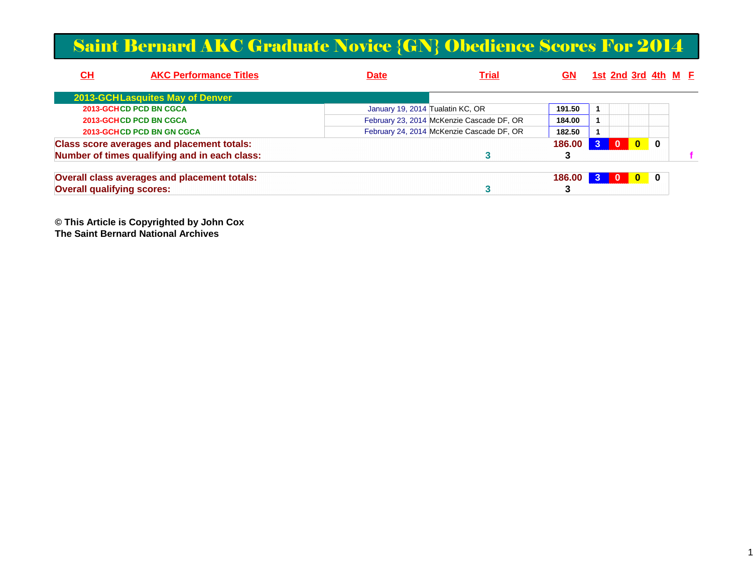# Saint Bernard AKC Graduate Novice {GN} Obedience Scores For 2014

| CH | AKC Performance Titles | Date | Trial | GN | 1st | 2nd | 3rd | 4th | M | F |
|---|---|---|---|---|---|---|---|---|---|---|
| **2013-GCH** | **Lasquites May of Denver** | | | | | | | | | |
| 2013-GCH | CD PCD BN CGCA | January 19, 2014 | Tualatin KC, OR | 191.50 | 1 | | | | | |
| 2013-GCH | CD PCD BN CGCA | February 23, 2014 | McKenzie Cascade DF, OR | 184.00 | 1 | | | | | |
| 2013-GCH | CD PCD BN GN CGCA | February 24, 2014 | McKenzie Cascade DF, OR | 182.50 | 1 | | | | | |
| **Class score averages and placement totals:** | | | | **186.00** | **3** | **0** | **0** | **0** | | |
| **Number of times qualifying and in each class:** | | | **3** | **3** | | | | | | **f** |
| **Overall class averages and placement totals:** | | | | **186.00** | **3** | **0** | **0** | **0** | | |
| **Overall qualifying scores:** | | | **3** | **3** | | | | | | |

**© This Article is Copyrighted by John Cox**
**The Saint Bernard National Archives**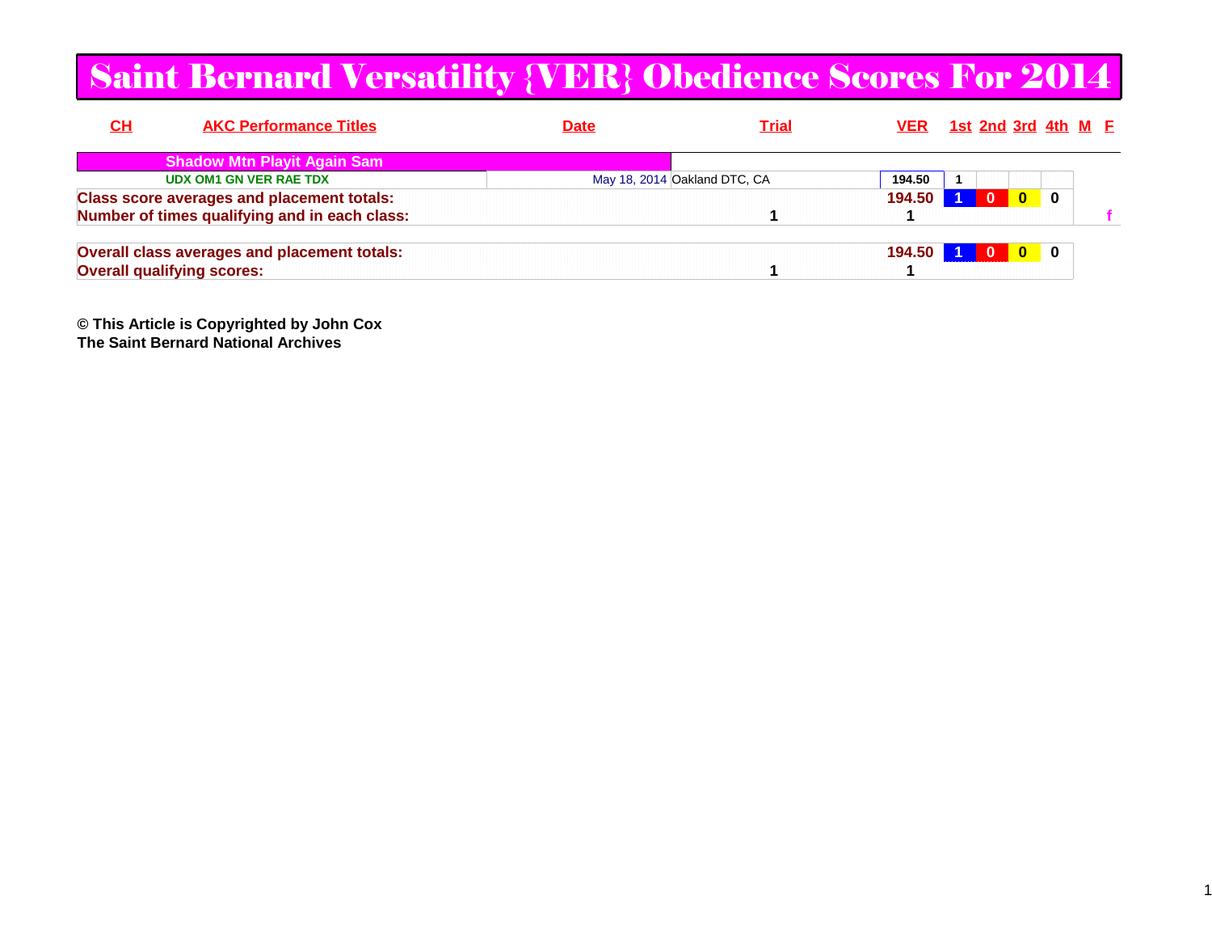# Saint Bernard Versatility {VER} Obedience Scores For 2014

| CH | AKC Performance Titles | Date | Trial | VER | 1st | 2nd | 3rd | 4th | M | F |
|---|---|---|---|---|---|---|---|---|---|---|
| | **Shadow Mtn Playit Again Sam** | | | | | | | | | |
| | UDX OM1 GN VER RAE TDX | May 18, 2014 | Oakland DTC, CA | 194.50 | 1 | | | | | |
| **Class score averages and placement totals:** | | | | **194.50** | **1** | **0** | **0** | **0** | | |
| **Number of times qualifying and in each class:** | | | **1** | **1** | | | | | | **f** |
| **Overall class averages and placement totals:** | | | | **194.50** | **1** | **0** | **0** | **0** | | |
| **Overall qualifying scores:** | | | **1** | **1** | | | | | | |

**© This Article is Copyrighted by John Cox**
**The Saint Bernard National Archives**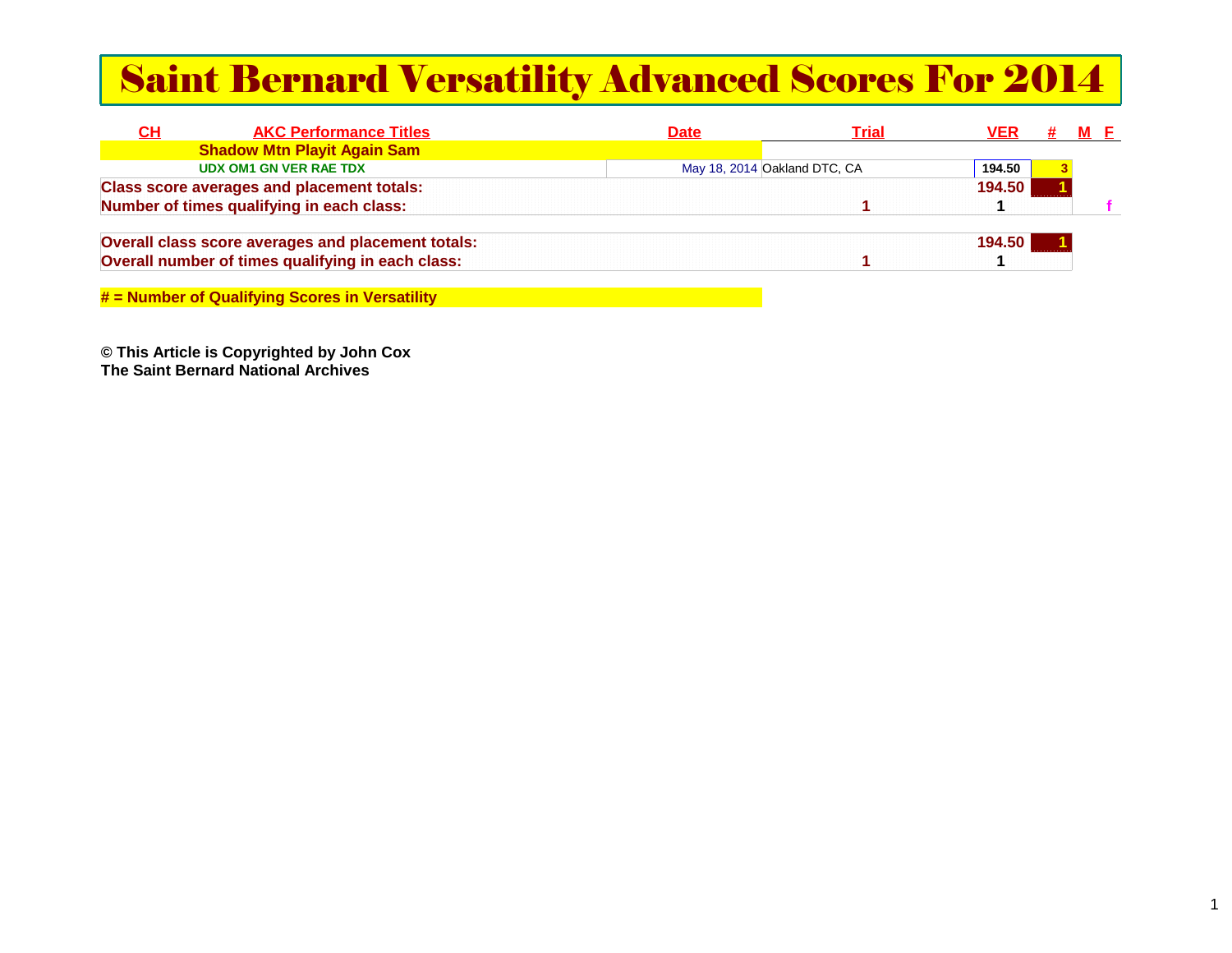# Saint Bernard Versatility Advanced Scores For 2014

| CH | AKC Performance Titles | Date | Trial | VER | # | M | F |
|---|---|---|---|---|---|---|---|
| | **Shadow Mtn Playit Again Sam** | | | | | | |
| | UDX OM1 GN VER RAE TDX | May 18, 2014 | Oakland DTC, CA | 194.50 | 3 | | |
| **Class score averages and placement totals:** | | | | 194.50 | 1 | | |
| **Number of times qualifying in each class:** | | | 1 | 1 | | | f |
| **Overall class score averages and placement totals:** | | | | 194.50 | 1 | | |
| **Overall number of times qualifying in each class:** | | | 1 | 1 | | | |

**# = Number of Qualifying Scores in Versatility**

**© This Article is Copyrighted by John Cox**
**The Saint Bernard National Archives**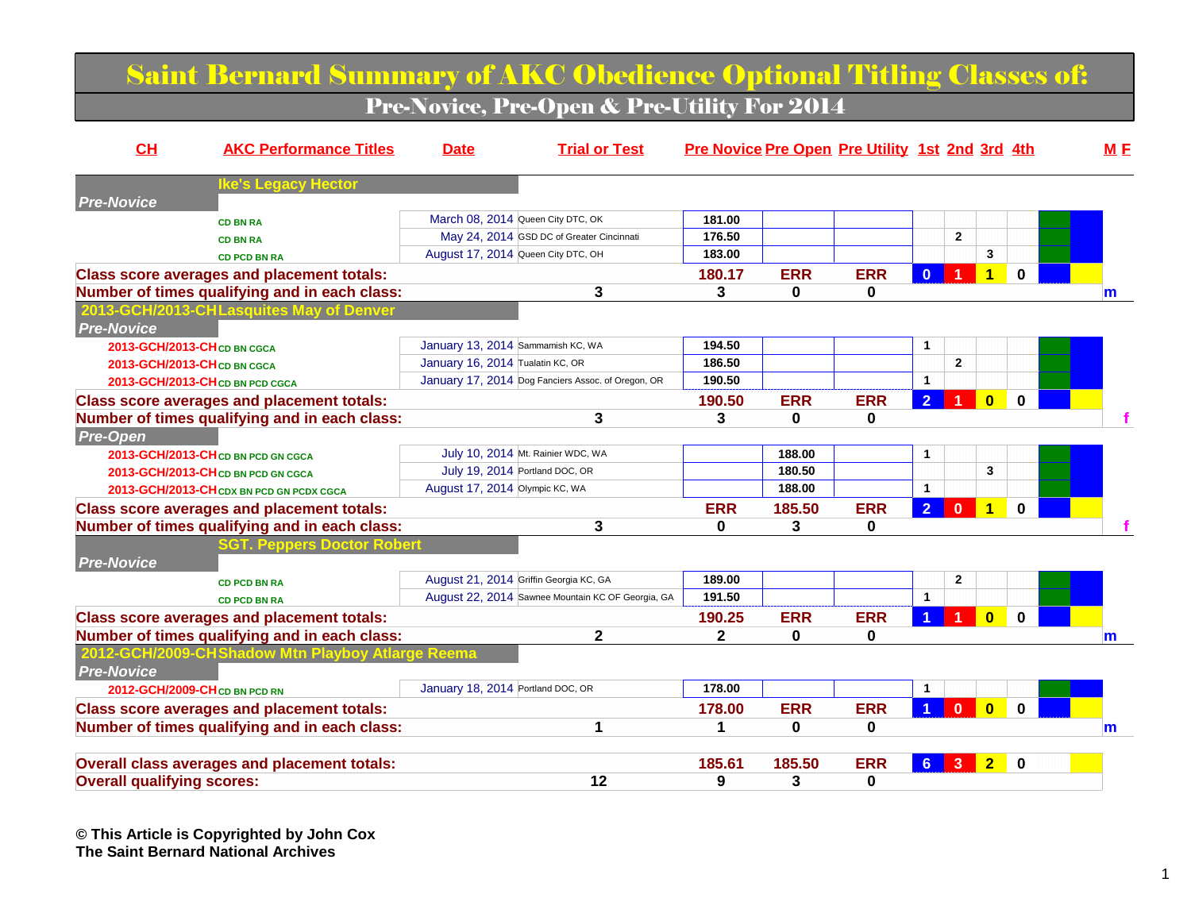# Saint Bernard Summary of AKC Obedience Optional Titling Classes of:

## Pre-Novice, Pre-Open & Pre-Utility For 2014

| CH | AKC Performance Titles | Date | Trial or Test | Pre Novice | Pre Open | Pre Utility | 1st | 2nd | 3rd | 4th | M F |
|---|---|---|---|---|---|---|---|---|---|---|---|
| | **Ike's Legacy Hector** | | | | | | | | | | |
| *Pre-Novice* | | | | | | | | | | | |
| | CD BN RA | March 08, 2014 | Queen City DTC, OK | 181.00 | | | | | | | |
| | CD BN RA | May 24, 2014 | GSD DC of Greater Cincinnati | 176.50 | | | | 2 | | | |
| | CD PCD BN RA | August 17, 2014 | Queen City DTC, OH | 183.00 | | | | | 3 | | |
| **Class score averages and placement totals:** | | | | 180.17 | ERR | ERR | 0 | 1 | 1 | 0 | |
| **Number of times qualifying and in each class:** | | | 3 | 3 | 0 | 0 | | | | | m |
| **2013-GCH/2013-CH** | **Lasquites May of Denver** | | | | | | | | | | |
| *Pre-Novice* | | | | | | | | | | | |
| 2013-GCH/2013-CH | CD BN CGCA | January 13, 2014 | Sammamish KC, WA | 194.50 | | | 1 | | | | |
| 2013-GCH/2013-CH | CD BN CGCA | January 16, 2014 | Tualatin KC, OR | 186.50 | | | | 2 | | | |
| 2013-GCH/2013-CH | CD BN PCD CGCA | January 17, 2014 | Dog Fanciers Assoc. of Oregon, OR | 190.50 | | | 1 | | | | |
| **Class score averages and placement totals:** | | | | 190.50 | ERR | ERR | 2 | 1 | 0 | 0 | |
| **Number of times qualifying and in each class:** | | | 3 | 3 | 0 | 0 | | | | | f |
| *Pre-Open* | | | | | | | | | | | |
| 2013-GCH/2013-CH | CD BN PCD GN CGCA | July 10, 2014 | Mt. Rainier WDC, WA | | 188.00 | | 1 | | | | |
| 2013-GCH/2013-CH | CD BN PCD GN CGCA | July 19, 2014 | Portland DOC, OR | | 180.50 | | | | 3 | | |
| 2013-GCH/2013-CH | CDX BN PCD GN PCDX CGCA | August 17, 2014 | Olympic KC, WA | | 188.00 | | 1 | | | | |
| **Class score averages and placement totals:** | | | | ERR | 185.50 | ERR | 2 | 0 | 1 | 0 | |
| **Number of times qualifying and in each class:** | | | 3 | 0 | 3 | 0 | | | | | f |
| | **SGT. Peppers Doctor Robert** | | | | | | | | | | |
| *Pre-Novice* | | | | | | | | | | | |
| | CD PCD BN RA | August 21, 2014 | Griffin Georgia KC, GA | 189.00 | | | | 2 | | | |
| | CD PCD BN RA | August 22, 2014 | Sawnee Mountain KC OF Georgia, GA | 191.50 | | | 1 | | | | |
| **Class score averages and placement totals:** | | | | 190.25 | ERR | ERR | 1 | 1 | 0 | 0 | |
| **Number of times qualifying and in each class:** | | | 2 | 2 | 0 | 0 | | | | | m |
| **2012-GCH/2009-CH** | **Shadow Mtn Playboy Atlarge Reema** | | | | | | | | | | |
| *Pre-Novice* | | | | | | | | | | | |
| 2012-GCH/2009-CH | CD BN PCD RN | January 18, 2014 | Portland DOC, OR | 178.00 | | | 1 | | | | |
| **Class score averages and placement totals:** | | | | 178.00 | ERR | ERR | 1 | 0 | 0 | 0 | |
| **Number of times qualifying and in each class:** | | | 1 | 1 | 0 | 0 | | | | | m |
| **Overall class averages and placement totals:** | | | | 185.61 | 185.50 | ERR | 6 | 3 | 2 | 0 | |
| **Overall qualifying scores:** | | | 12 | 9 | 3 | 0 | | | | | |

**© This Article is Copyrighted by John Cox**
**The Saint Bernard National Archives**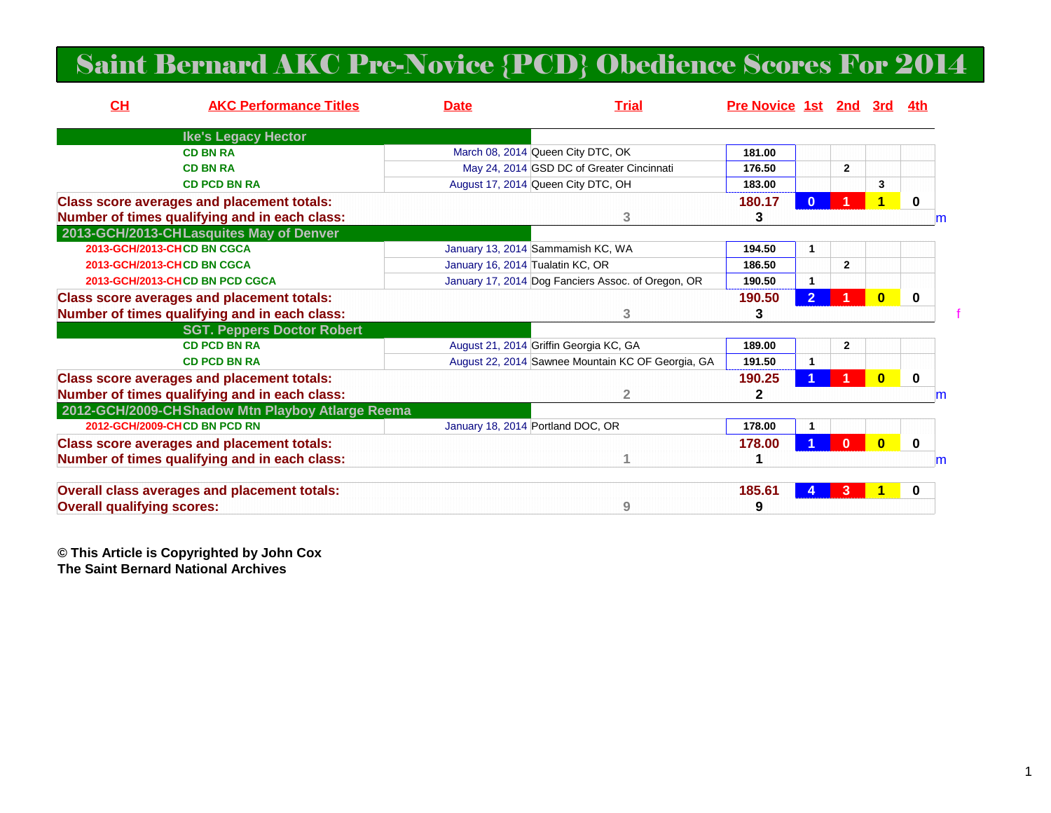# Saint Bernard AKC Pre-Novice {PCD} Obedience Scores For 2014

| CH | AKC Performance Titles | Date | Trial | Pre Novice | 1st | 2nd | 3rd | 4th |
|---|---|---|---|---|---|---|---|---|
| | **Ike's Legacy Hector** | | | | | | | |
| | CD BN RA | March 08, 2014 | Queen City DTC, OK | 181.00 | | | | |
| | CD BN RA | May 24, 2014 | GSD DC of Greater Cincinnati | 176.50 | | 2 | | |
| | CD PCD BN RA | August 17, 2014 | Queen City DTC, OH | 183.00 | | | 3 | |
| **Class score averages and placement totals:** | | | | 180.17 | 0 | 1 | 1 | 0 |
| **Number of times qualifying and in each class:** | | | 3 | 3 | | | | |
| 2013-GCH/2013-CH | **Lasquites May of Denver** | | | | | | | |
| 2013-GCH/2013-CH | CD BN CGCA | January 13, 2014 | Sammamish KC, WA | 194.50 | 1 | | | |
| 2013-GCH/2013-CH | CD BN CGCA | January 16, 2014 | Tualatin KC, OR | 186.50 | | 2 | | |
| 2013-GCH/2013-CH | CD BN PCD CGCA | January 17, 2014 | Dog Fanciers Assoc. of Oregon, OR | 190.50 | 1 | | | |
| **Class score averages and placement totals:** | | | | 190.50 | 2 | 1 | 0 | 0 |
| **Number of times qualifying and in each class:** | | | 3 | 3 | | | | |
| | **SGT. Peppers Doctor Robert** | | | | | | | |
| | CD PCD BN RA | August 21, 2014 | Griffin Georgia KC, GA | 189.00 | | 2 | | |
| | CD PCD BN RA | August 22, 2014 | Sawnee Mountain KC OF Georgia, GA | 191.50 | 1 | | | |
| **Class score averages and placement totals:** | | | | 190.25 | 1 | 1 | 0 | 0 |
| **Number of times qualifying and in each class:** | | | 2 | 2 | | | | |
| 2012-GCH/2009-CH | **Shadow Mtn Playboy Atlarge Reema** | | | | | | | |
| 2012-GCH/2009-CH | CD BN PCD RN | January 18, 2014 | Portland DOC, OR | 178.00 | 1 | | | |
| **Class score averages and placement totals:** | | | | 178.00 | 1 | 0 | 0 | 0 |
| **Number of times qualifying and in each class:** | | | 1 | 1 | | | | |
| **Overall class averages and placement totals:** | | | | 185.61 | 4 | 3 | 1 | 0 |
| **Overall qualifying scores:** | | | 9 | 9 | | | | |

**© This Article is Copyrighted by John Cox**
**The Saint Bernard National Archives**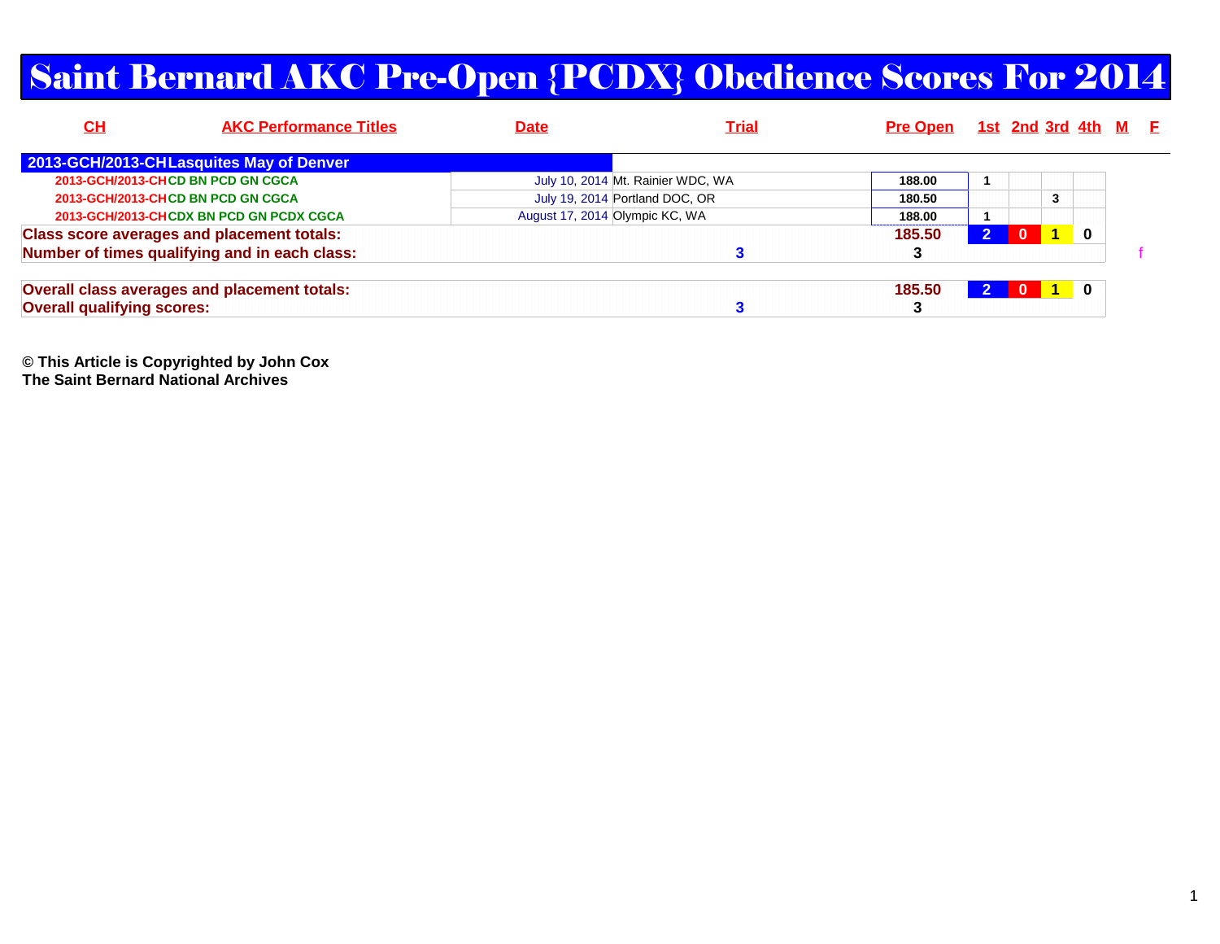# Saint Bernard AKC Pre-Open {PCDX} Obedience Scores For 2014

| CH | AKC Performance Titles | Date | Trial | Pre Open | 1st | 2nd | 3rd | 4th | M | F |
|---|---|---|---|---|---|---|---|---|---|---|
| **2013-GCH/2013-CH** | **Lasquites May of Denver** | | | | | | | | | |
| 2013-GCH/2013-CH | CD BN PCD GN CGCA | July 10, 2014 | Mt. Rainier WDC, WA | 188.00 | 1 | | | | | |
| 2013-GCH/2013-CH | CD BN PCD GN CGCA | July 19, 2014 | Portland DOC, OR | 180.50 | | | 3 | | | |
| 2013-GCH/2013-CH | CDX BN PCD GN PCDX CGCA | August 17, 2014 | Olympic KC, WA | 188.00 | 1 | | | | | |
| **Class score averages and placement totals:** | | | | 185.50 | 2 | 0 | 1 | 0 | | |
| **Number of times qualifying and in each class:** | | | 3 | 3 | | | | | | f |
| | | | | | | | | | | |
| **Overall class averages and placement totals:** | | | | 185.50 | 2 | 0 | 1 | 0 | | |
| **Overall qualifying scores:** | | | 3 | 3 | | | | | | |

**© This Article is Copyrighted by John Cox**
**The Saint Bernard National Archives**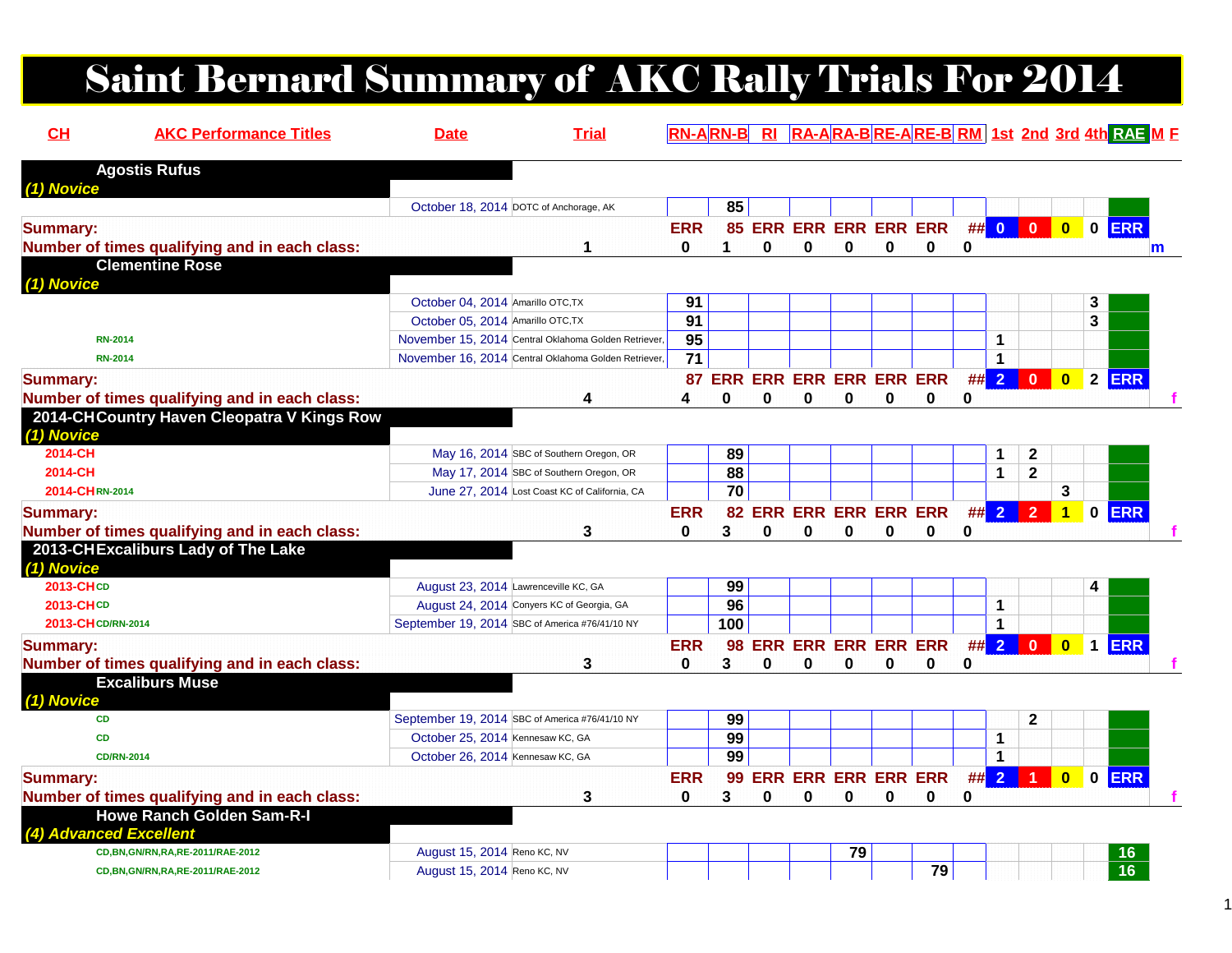# Saint Bernard Summary of AKC Rally Trials For 2014

| CH | AKC Performance Titles | Date | Trial | RN-A | RN-B | RI | RA-A | RA-B | RE-A | RE-B | RM | 1st | 2nd | 3rd | 4th | RAE | M | F |
|---|---|---|---|---|---|---|---|---|---|---|---|---|---|---|---|---|---|---|
| | **Agostis Rufus** | | | | | | | | | | | | | | | | | |
| *(1) Novice* | | | | | | | | | | | | | | | | | | |
| | | October 18, 2014 | DOTC of Anchorage, AK | | 85 | | | | | | | | | | | | | |
| **Summary:** | | | | ERR | 85 | ERR | ERR | ERR | ERR | ERR | ## | 0 | 0 | 0 | 0 | ERR | | |
| **Number of times qualifying and in each class:** | | | 1 | 0 | 1 | 0 | 0 | 0 | 0 | 0 | 0 | | | | | | m | |
| | **Clementine Rose** | | | | | | | | | | | | | | | | | |
| *(1) Novice* | | | | | | | | | | | | | | | | | | |
| | | October 04, 2014 | Amarillo OTC,TX | 91 | | | | | | | | | | | 3 | | | |
| | | October 05, 2014 | Amarillo OTC,TX | 91 | | | | | | | | | | | 3 | | | |
| | RN-2014 | November 15, 2014 | Central Oklahoma Golden Retriever, | 95 | | | | | | | | 1 | | | | | | |
| | RN-2014 | November 16, 2014 | Central Oklahoma Golden Retriever, | 71 | | | | | | | | 1 | | | | | | |
| **Summary:** | | | | 87 | ERR | ERR | ERR | ERR | ERR | ERR | ## | 2 | 0 | 0 | 2 | ERR | | |
| **Number of times qualifying and in each class:** | | | 4 | 4 | 0 | 0 | 0 | 0 | 0 | 0 | 0 | | | | | | | f |
| 2014-CH | **Country Haven Cleopatra V Kings Row** | | | | | | | | | | | | | | | | | |
| *(1) Novice* | | | | | | | | | | | | | | | | | | |
| 2014-CH | | May 16, 2014 | SBC of Southern Oregon, OR | | 89 | | | | | | | 1 | 2 | | | | | |
| 2014-CH | | May 17, 2014 | SBC of Southern Oregon, OR | | 88 | | | | | | | 1 | 2 | | | | | |
| 2014-CH | RN-2014 | June 27, 2014 | Lost Coast KC of California, CA | | 70 | | | | | | | | | 3 | | | | |
| **Summary:** | | | | ERR | 82 | ERR | ERR | ERR | ERR | ERR | ## | 2 | 2 | 1 | 0 | ERR | | |
| **Number of times qualifying and in each class:** | | | 3 | 0 | 3 | 0 | 0 | 0 | 0 | 0 | 0 | | | | | | | f |
| 2013-CH | **Excaliburs Lady of The Lake** | | | | | | | | | | | | | | | | | |
| *(1) Novice* | | | | | | | | | | | | | | | | | | |
| 2013-CH | CD | August 23, 2014 | Lawrenceville KC, GA | | 99 | | | | | | | | | | 4 | | | |
| 2013-CH | CD | August 24, 2014 | Conyers KC of Georgia, GA | | 96 | | | | | | | 1 | | | | | | |
| 2013-CH | CD/RN-2014 | September 19, 2014 | SBC of America #76/41/10 NY | | 100 | | | | | | | 1 | | | | | | |
| **Summary:** | | | | ERR | 98 | ERR | ERR | ERR | ERR | ERR | ## | 2 | 0 | 0 | 1 | ERR | | |
| **Number of times qualifying and in each class:** | | | 3 | 0 | 3 | 0 | 0 | 0 | 0 | 0 | 0 | | | | | | | f |
| | **Excaliburs Muse** | | | | | | | | | | | | | | | | | |
| *(1) Novice* | | | | | | | | | | | | | | | | | | |
| | CD | September 19, 2014 | SBC of America #76/41/10 NY | | 99 | | | | | | | | 2 | | | | | |
| | CD | October 25, 2014 | Kennesaw KC, GA | | 99 | | | | | | | 1 | | | | | | |
| | CD/RN-2014 | October 26, 2014 | Kennesaw KC, GA | | 99 | | | | | | | 1 | | | | | | |
| **Summary:** | | | | ERR | 99 | ERR | ERR | ERR | ERR | ERR | ## | 2 | 1 | 0 | 0 | ERR | | |
| **Number of times qualifying and in each class:** | | | 3 | 0 | 3 | 0 | 0 | 0 | 0 | 0 | 0 | | | | | | | f |
| | **Howe Ranch Golden Sam-R-I** | | | | | | | | | | | | | | | | | |
| *(4) Advanced Excellent* | | | | | | | | | | | | | | | | | | |
| | CD,BN,GN/RN,RA,RE-2011/RAE-2012 | August 15, 2014 | Reno KC, NV | | | | | 79 | | | | | | | | 16 | | |
| | CD,BN,GN/RN,RA,RE-2011/RAE-2012 | August 15, 2014 | Reno KC, NV | | | | | | | 79 | | | | | | 16 | | |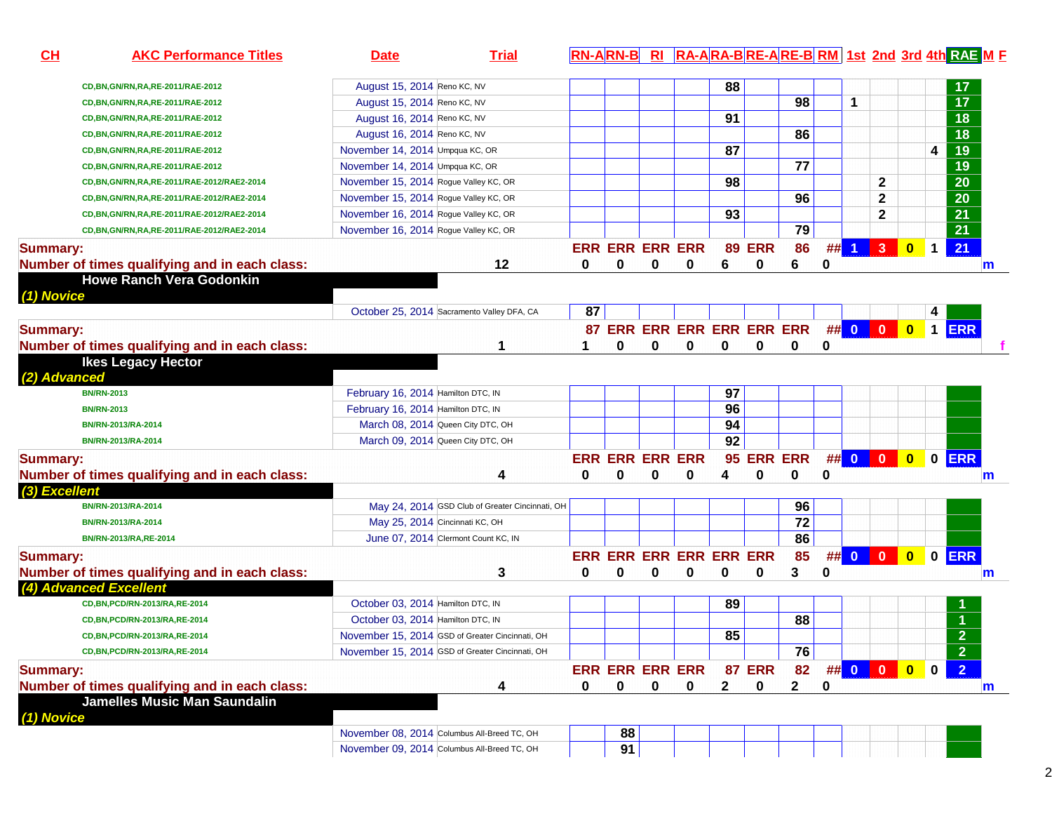| CH | AKC Performance Titles | Date | Trial | RN-A | RN-B | RI | RA-A | RA-B | RE-A | RE-B | RM | 1st | 2nd | 3rd | 4th | RAE | M | F |
|---|---|---|---|---|---|---|---|---|---|---|---|---|---|---|---|---|---|---|
| | CD,BN,GN/RN,RA,RE-2011/RAE-2012 | August 15, 2014 | Reno KC, NV | | | | | 88 | | | | | | | | 17 | | |
| | CD,BN,GN/RN,RA,RE-2011/RAE-2012 | August 15, 2014 | Reno KC, NV | | | | | | | 98 | | 1 | | | | 17 | | |
| | CD,BN,GN/RN,RA,RE-2011/RAE-2012 | August 16, 2014 | Reno KC, NV | | | | | 91 | | | | | | | | 18 | | |
| | CD,BN,GN/RN,RA,RE-2011/RAE-2012 | August 16, 2014 | Reno KC, NV | | | | | | | 86 | | | | | | 18 | | |
| | CD,BN,GN/RN,RA,RE-2011/RAE-2012 | November 14, 2014 | Umpqua KC, OR | | | | | 87 | | | | | | | 4 | 19 | | |
| | CD,BN,GN/RN,RA,RE-2011/RAE-2012 | November 14, 2014 | Umpqua KC, OR | | | | | | | 77 | | | | | | 19 | | |
| | CD,BN,GN/RN,RA,RE-2011/RAE-2012/RAE2-2014 | November 15, 2014 | Rogue Valley KC, OR | | | | | 98 | | | | | 2 | | | 20 | | |
| | CD,BN,GN/RN,RA,RE-2011/RAE-2012/RAE2-2014 | November 15, 2014 | Rogue Valley KC, OR | | | | | | | 96 | | | 2 | | | 20 | | |
| | CD,BN,GN/RN,RA,RE-2011/RAE-2012/RAE2-2014 | November 16, 2014 | Rogue Valley KC, OR | | | | | 93 | | | | | 2 | | | 21 | | |
| | CD,BN,GN/RN,RA,RE-2011/RAE-2012/RAE2-2014 | November 16, 2014 | Rogue Valley KC, OR | | | | | | | 79 | | | | | | 21 | | |
| Summary: | | | | ERR | ERR | ERR | ERR | 89 | ERR | 86 | ## | 1 | 3 | 0 | 1 | 21 | | |
| Number of times qualifying and in each class: | | | 12 | 0 | 0 | 0 | 0 | 6 | 0 | 6 | 0 | | | | | | m | |
| | **Howe Ranch Vera Godonkin** | | | | | | | | | | | | | | | | | |
| *(1) Novice* | | | | | | | | | | | | | | | | | | |
| | | October 25, 2014 | Sacramento Valley DFA, CA | 87 | | | | | | | | | | | 4 | | | |
| Summary: | | | | 87 | ERR | ERR | ERR | ERR | ERR | ERR | ## | 0 | 0 | 0 | 1 | ERR | | |
| Number of times qualifying and in each class: | | | 1 | 1 | 0 | 0 | 0 | 0 | 0 | 0 | 0 | | | | | | | f |
| | **Ikes Legacy Hector** | | | | | | | | | | | | | | | | | |
| *(2) Advanced* | | | | | | | | | | | | | | | | | | |
| | BN/RN-2013 | February 16, 2014 | Hamilton DTC, IN | | | | | 97 | | | | | | | | | | |
| | BN/RN-2013 | February 16, 2014 | Hamilton DTC, IN | | | | | 96 | | | | | | | | | | |
| | BN/RN-2013/RA-2014 | March 08, 2014 | Queen City DTC, OH | | | | | 94 | | | | | | | | | | |
| | BN/RN-2013/RA-2014 | March 09, 2014 | Queen City DTC, OH | | | | | 92 | | | | | | | | | | |
| Summary: | | | | ERR | ERR | ERR | ERR | 95 | ERR | ERR | ## | 0 | 0 | 0 | 0 | ERR | | |
| Number of times qualifying and in each class: | | | 4 | 0 | 0 | 0 | 0 | 4 | 0 | 0 | 0 | | | | | | m | |
| *(3) Excellent* | | | | | | | | | | | | | | | | | | |
| | BN/RN-2013/RA-2014 | May 24, 2014 | GSD Club of Greater Cincinnati, OH | | | | | | | 96 | | | | | | | | |
| | BN/RN-2013/RA-2014 | May 25, 2014 | Cincinnati KC, OH | | | | | | | 72 | | | | | | | | |
| | BN/RN-2013/RA,RE-2014 | June 07, 2014 | Clermont Count KC, IN | | | | | | | 86 | | | | | | | | |
| Summary: | | | | ERR | ERR | ERR | ERR | ERR | ERR | 85 | ## | 0 | 0 | 0 | 0 | ERR | | |
| Number of times qualifying and in each class: | | | 3 | 0 | 0 | 0 | 0 | 0 | 0 | 3 | 0 | | | | | | m | |
| *(4) Advanced Excellent* | | | | | | | | | | | | | | | | | | |
| | CD,BN,PCD/RN-2013/RA,RE-2014 | October 03, 2014 | Hamilton DTC, IN | | | | | 89 | | | | | | | | 1 | | |
| | CD,BN,PCD/RN-2013/RA,RE-2014 | October 03, 2014 | Hamilton DTC, IN | | | | | | | 88 | | | | | | 1 | | |
| | CD,BN,PCD/RN-2013/RA,RE-2014 | November 15, 2014 | GSD of Greater Cincinnati, OH | | | | | 85 | | | | | | | | 2 | | |
| | CD,BN,PCD/RN-2013/RA,RE-2014 | November 15, 2014 | GSD of Greater Cincinnati, OH | | | | | | | 76 | | | | | | 2 | | |
| Summary: | | | | ERR | ERR | ERR | ERR | 87 | ERR | 82 | ## | 0 | 0 | 0 | 0 | 2 | | |
| Number of times qualifying and in each class: | | | 4 | 0 | 0 | 0 | 0 | 2 | 0 | 2 | 0 | | | | | | m | |
| | **Jamelles Music Man Saundalin** | | | | | | | | | | | | | | | | | |
| *(1) Novice* | | | | | | | | | | | | | | | | | | |
| | | November 08, 2014 | Columbus All-Breed TC, OH | | 88 | | | | | | | | | | | | | |
| | | November 09, 2014 | Columbus All-Breed TC, OH | | 91 | | | | | | | | | | | | | |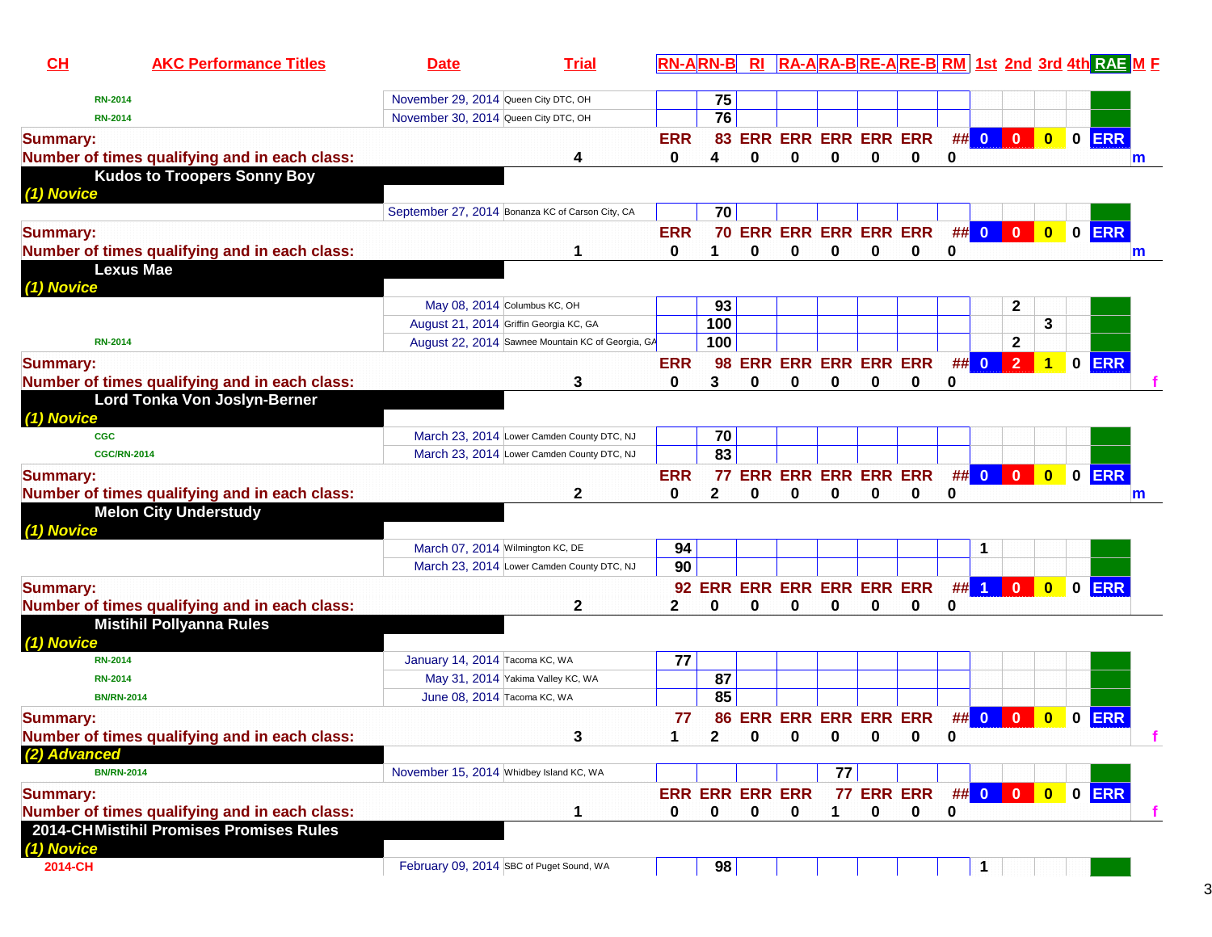| CH | AKC Performance Titles | Date | Trial | RN-A | RN-B | RI | RA-A | RA-B | RE-A | RE-B | RM | 1st | 2nd | 3rd | 4th | RAE | M F |
|---|---|---|---|---|---|---|---|---|---|---|---|---|---|---|---|---|---|
| | RN-2014 | November 29, 2014 | Queen City DTC, OH | | 75 | | | | | | | | | | | | |
| | RN-2014 | November 30, 2014 | Queen City DTC, OH | | 76 | | | | | | | | | | | | |
| **Summary:** | | | | ERR | 83 | ERR | ERR | ERR | ERR | ERR | ## | 0 | 0 | 0 | 0 | ERR | |
| **Number of times qualifying and in each class:** | | | 4 | 0 | 4 | 0 | 0 | 0 | 0 | 0 | 0 | | | | | | m |
| | **Kudos to Troopers Sonny Boy** | | | | | | | | | | | | | | | | |
| ***(1) Novice*** | | | | | | | | | | | | | | | | | |
| | | September 27, 2014 | Bonanza KC of Carson City, CA | | 70 | | | | | | | | | | | | |
| **Summary:** | | | | ERR | 70 | ERR | ERR | ERR | ERR | ERR | ## | 0 | 0 | 0 | 0 | ERR | |
| **Number of times qualifying and in each class:** | | | 1 | 0 | 1 | 0 | 0 | 0 | 0 | 0 | 0 | | | | | | m |
| | **Lexus Mae** | | | | | | | | | | | | | | | | |
| ***(1) Novice*** | | | | | | | | | | | | | | | | | |
| | | May 08, 2014 | Columbus KC, OH | | 93 | | | | | | | | 2 | | | | |
| | | August 21, 2014 | Griffin Georgia KC, GA | | 100 | | | | | | | | | 3 | | | |
| | RN-2014 | August 22, 2014 | Sawnee Mountain KC of Georgia, GA | | 100 | | | | | | | | 2 | | | | |
| **Summary:** | | | | ERR | 98 | ERR | ERR | ERR | ERR | ERR | ## | 0 | 2 | 1 | 0 | ERR | |
| **Number of times qualifying and in each class:** | | | 3 | 0 | 3 | 0 | 0 | 0 | 0 | 0 | 0 | | | | | | f |
| | **Lord Tonka Von Joslyn-Berner** | | | | | | | | | | | | | | | | |
| ***(1) Novice*** | | | | | | | | | | | | | | | | | |
| | CGC | March 23, 2014 | Lower Camden County DTC, NJ | | 70 | | | | | | | | | | | | |
| | CGC/RN-2014 | March 23, 2014 | Lower Camden County DTC, NJ | | 83 | | | | | | | | | | | | |
| **Summary:** | | | | ERR | 77 | ERR | ERR | ERR | ERR | ERR | ## | 0 | 0 | 0 | 0 | ERR | |
| **Number of times qualifying and in each class:** | | | 2 | 0 | 2 | 0 | 0 | 0 | 0 | 0 | 0 | | | | | | m |
| | **Melon City Understudy** | | | | | | | | | | | | | | | | |
| ***(1) Novice*** | | | | | | | | | | | | | | | | | |
| | | March 07, 2014 | Wilmington KC, DE | 94 | | | | | | | | 1 | | | | | |
| | | March 23, 2014 | Lower Camden County DTC, NJ | 90 | | | | | | | | | | | | | |
| **Summary:** | | | | 92 | ERR | ERR | ERR | ERR | ERR | ERR | ## | 1 | 0 | 0 | 0 | ERR | |
| **Number of times qualifying and in each class:** | | | 2 | 2 | 0 | 0 | 0 | 0 | 0 | 0 | 0 | | | | | | |
| | **Mistihil Pollyanna Rules** | | | | | | | | | | | | | | | | |
| ***(1) Novice*** | | | | | | | | | | | | | | | | | |
| | RN-2014 | January 14, 2014 | Tacoma KC, WA | 77 | | | | | | | | | | | | | |
| | RN-2014 | May 31, 2014 | Yakima Valley KC, WA | | 87 | | | | | | | | | | | | |
| | BN/RN-2014 | June 08, 2014 | Tacoma KC, WA | | 85 | | | | | | | | | | | | |
| **Summary:** | | | | 77 | 86 | ERR | ERR | ERR | ERR | ERR | ## | 0 | 0 | 0 | 0 | ERR | |
| **Number of times qualifying and in each class:** | | | 3 | 1 | 2 | 0 | 0 | 0 | 0 | 0 | 0 | | | | | | f |
| ***(2) Advanced*** | | | | | | | | | | | | | | | | | |
| | BN/RN-2014 | November 15, 2014 | Whidbey Island KC, WA | | | | | 77 | | | | | | | | | |
| **Summary:** | | | | ERR | ERR | ERR | ERR | 77 | ERR | ERR | ## | 0 | 0 | 0 | 0 | ERR | |
| **Number of times qualifying and in each class:** | | | 1 | 0 | 0 | 0 | 0 | 1 | 0 | 0 | 0 | | | | | | f |
| 2014-CH | **Mistihil Promises Promises Rules** | | | | | | | | | | | | | | | | |
| ***(1) Novice*** | | | | | | | | | | | | | | | | | |
| | 2014-CH | February 09, 2014 | SBC of Puget Sound, WA | | 98 | | | | | | | 1 | | | | | |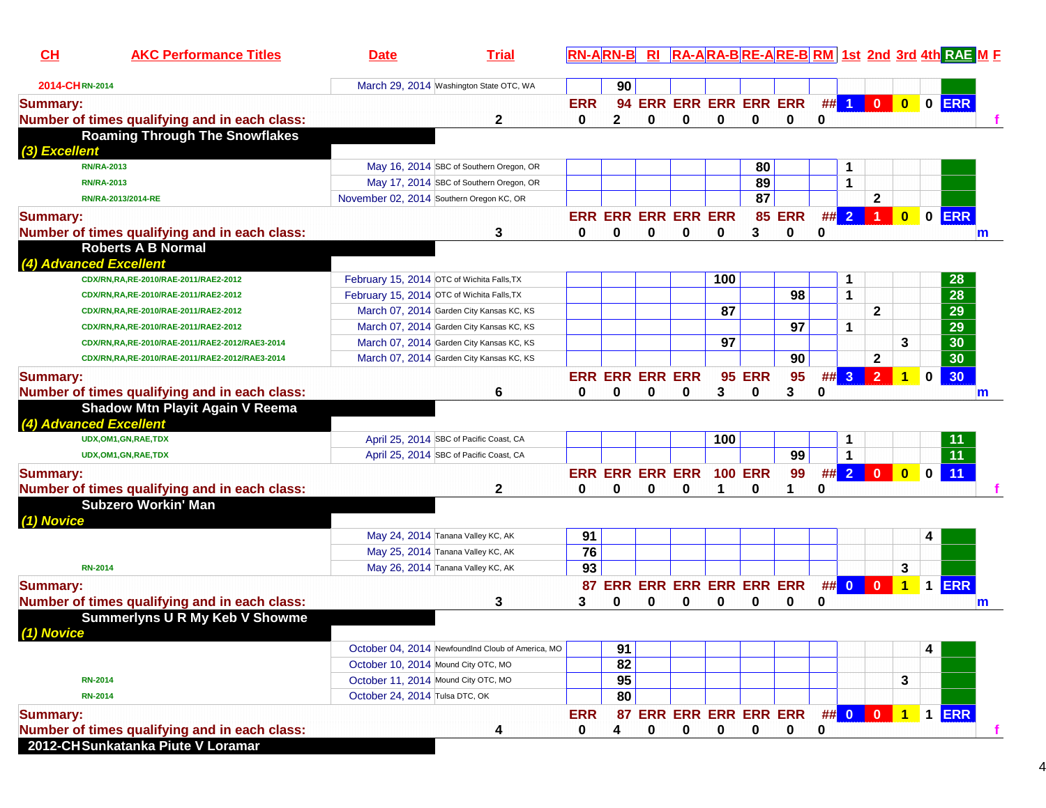| CH | AKC Performance Titles | Date | Trial | RN-A | RN-B | RI | RA-A | RA-B | RE-A | RE-B | RM | 1st | 2nd | 3rd | 4th | RAE | M | F |
|---|---|---|---|---|---|---|---|---|---|---|---|---|---|---|---|---|---|---|
| 2014-CH | RN-2014 | March 29, 2014 | Washington State OTC, WA | | 90 | | | | | | | | | | | | | |
| Summary: | | | | ERR | 94 | ERR | ERR | ERR | ERR | ERR | ## | 1 | 0 | 0 | 0 | ERR | | |
| Number of times qualifying and in each class: | | 2 | | 0 | 2 | 0 | 0 | 0 | 0 | 0 | 0 | | | | | | | f |
| **Roaming Through The Snowflakes** | | | | | | | | | | | | | | | | | | |
| *(3) Excellent* | | | | | | | | | | | | | | | | | | |
| | RN/RA-2013 | May 16, 2014 | SBC of Southern Oregon, OR | | | | | | 80 | | | 1 | | | | | | |
| | RN/RA-2013 | May 17, 2014 | SBC of Southern Oregon, OR | | | | | | 89 | | | 1 | | | | | | |
| | RN/RA-2013/2014-RE | November 02, 2014 | Southern Oregon KC, OR | | | | | | 87 | | | | 2 | | | | | |
| Summary: | | | | ERR | ERR | ERR | ERR | ERR | 85 | ERR | ## | 2 | 1 | 0 | 0 | ERR | | |
| Number of times qualifying and in each class: | | 3 | | 0 | 0 | 0 | 0 | 0 | 3 | 0 | 0 | | | | | | m | |
| **Roberts A B Normal** | | | | | | | | | | | | | | | | | | |
| *(4) Advanced Excellent* | | | | | | | | | | | | | | | | | | |
| | CDX/RN,RA,RE-2010/RAE-2011/RAE2-2012 | February 15, 2014 | OTC of Wichita Falls,TX | | | | | 100 | | | | 1 | | | | 28 | | |
| | CDX/RN,RA,RE-2010/RAE-2011/RAE2-2012 | February 15, 2014 | OTC of Wichita Falls,TX | | | | | | | 98 | | 1 | | | | 28 | | |
| | CDX/RN,RA,RE-2010/RAE-2011/RAE2-2012 | March 07, 2014 | Garden City Kansas KC, KS | | | | | 87 | | | | | 2 | | | 29 | | |
| | CDX/RN,RA,RE-2010/RAE-2011/RAE2-2012 | March 07, 2014 | Garden City Kansas KC, KS | | | | | | | 97 | | 1 | | | | 29 | | |
| | CDX/RN,RA,RE-2010/RAE-2011/RAE2-2012/RAE3-2014 | March 07, 2014 | Garden City Kansas KC, KS | | | | | 97 | | | | | | 3 | | 30 | | |
| | CDX/RN,RA,RE-2010/RAE-2011/RAE2-2012/RAE3-2014 | March 07, 2014 | Garden City Kansas KC, KS | | | | | | | 90 | | | 2 | | | 30 | | |
| Summary: | | | | ERR | ERR | ERR | ERR | 95 | ERR | 95 | ## | 3 | 2 | 1 | 0 | 30 | | |
| Number of times qualifying and in each class: | | 6 | | 0 | 0 | 0 | 0 | 3 | 0 | 3 | 0 | | | | | | m | |
| **Shadow Mtn Playit Again V Reema** | | | | | | | | | | | | | | | | | | |
| *(4) Advanced Excellent* | | | | | | | | | | | | | | | | | | |
| | UDX,OM1,GN,RAE,TDX | April 25, 2014 | SBC of Pacific Coast, CA | | | | | 100 | | | | 1 | | | | 11 | | |
| | UDX,OM1,GN,RAE,TDX | April 25, 2014 | SBC of Pacific Coast, CA | | | | | | | 99 | | 1 | | | | 11 | | |
| Summary: | | | | ERR | ERR | ERR | ERR | 100 | ERR | 99 | ## | 2 | 0 | 0 | 0 | 11 | | |
| Number of times qualifying and in each class: | | 2 | | 0 | 0 | 0 | 0 | 1 | 0 | 1 | 0 | | | | | | | f |
| **Subzero Workin' Man** | | | | | | | | | | | | | | | | | | |
| *(1) Novice* | | | | | | | | | | | | | | | | | | |
| | | May 24, 2014 | Tanana Valley KC, AK | 91 | | | | | | | | | | | 4 | | | |
| | | May 25, 2014 | Tanana Valley KC, AK | 76 | | | | | | | | | | | | | | |
| | RN-2014 | May 26, 2014 | Tanana Valley KC, AK | 93 | | | | | | | | | | 3 | | | | |
| Summary: | | | | 87 | ERR | ERR | ERR | ERR | ERR | ERR | ## | 0 | 0 | 1 | 1 | ERR | | |
| Number of times qualifying and in each class: | | 3 | | 3 | 0 | 0 | 0 | 0 | 0 | 0 | 0 | | | | | | m | |
| **Summerlyns U R My Keb V Showme** | | | | | | | | | | | | | | | | | | |
| *(1) Novice* | | | | | | | | | | | | | | | | | | |
| | | October 04, 2014 | Newfoundlnd Cloub of America, MO | | 91 | | | | | | | | | | 4 | | | |
| | | October 10, 2014 | Mound City OTC, MO | | 82 | | | | | | | | | | | | | |
| | RN-2014 | October 11, 2014 | Mound City OTC, MO | | 95 | | | | | | | | | 3 | | | | |
| | RN-2014 | October 24, 2014 | Tulsa DTC, OK | | 80 | | | | | | | | | | | | | |
| Summary: | | | | ERR | 87 | ERR | ERR | ERR | ERR | ERR | ## | 0 | 0 | 1 | 1 | ERR | | |
| Number of times qualifying and in each class: | | 4 | | 0 | 4 | 0 | 0 | 0 | 0 | 0 | 0 | | | | | | | f |
| 2012-CH | **Sunkatanka Piute V Loramar** | | | | | | | | | | | | | | | | | |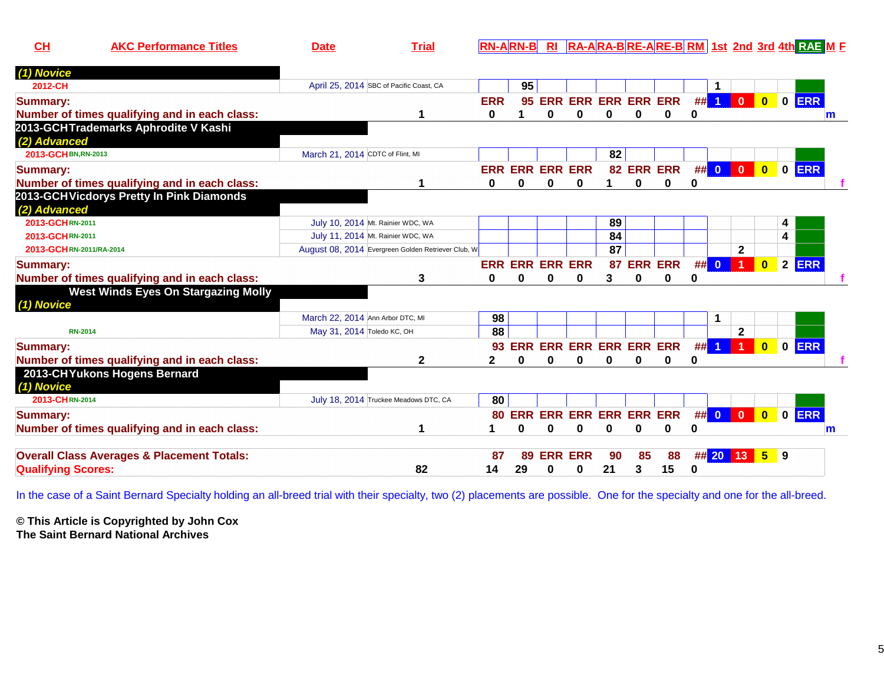| CH | AKC Performance Titles | Date | Trial | RN-A | RN-B | RI | RA-A | RA-B | RE-A | RE-B | RM | 1st | 2nd | 3rd | 4th | RAE | M | F |
|---|---|---|---|---|---|---|---|---|---|---|---|---|---|---|---|---|---|---|
| *(1) Novice* | | | | | | | | | | | | | | | | | | |
| 2012-CH | | April 25, 2014 | SBC of Pacific Coast, CA | | 95 | | | | | | | 1 | | | | | | |
| **Summary:** | | | | ERR | 95 | ERR | ERR | ERR | ERR | ERR | ## | 1 | 0 | 0 | 0 | ERR | | |
| **Number of times qualifying and in each class:** | | | 1 | 0 | 1 | 0 | 0 | 0 | 0 | 0 | 0 | | | | | | m | |
| **2013-GCH Trademarks Aphrodite V Kashi** | | | | | | | | | | | | | | | | | | |
| *(2) Advanced* | | | | | | | | | | | | | | | | | | |
| 2013-GCH | BN,RN-2013 | March 21, 2014 | CDTC of Flint, MI | | | | | 82 | | | | | | | | | | |
| **Summary:** | | | | ERR | ERR | ERR | ERR | 82 | ERR | ERR | ## | 0 | 0 | 0 | 0 | ERR | | |
| **Number of times qualifying and in each class:** | | | 1 | 0 | 0 | 0 | 0 | 1 | 0 | 0 | 0 | | | | | | | f |
| **2013-GCH Vicdorys Pretty In Pink Diamonds** | | | | | | | | | | | | | | | | | | |
| *(2) Advanced* | | | | | | | | | | | | | | | | | | |
| 2013-GCH | RN-2011 | July 10, 2014 | Mt. Rainier WDC, WA | | | | | 89 | | | | | | | 4 | | | |
| 2013-GCH | RN-2011 | July 11, 2014 | Mt. Rainier WDC, WA | | | | | 84 | | | | | | | 4 | | | |
| 2013-GCH | RN-2011/RA-2014 | August 08, 2014 | Evergreen Golden Retriever Club, W | | | | | 87 | | | | | 2 | | | | | |
| **Summary:** | | | | ERR | ERR | ERR | ERR | 87 | ERR | ERR | ## | 0 | 1 | 0 | 2 | ERR | | |
| **Number of times qualifying and in each class:** | | | 3 | 0 | 0 | 0 | 0 | 3 | 0 | 0 | 0 | | | | | | | f |
| **West Winds Eyes On Stargazing Molly** | | | | | | | | | | | | | | | | | | |
| *(1) Novice* | | | | | | | | | | | | | | | | | | |
| | | March 22, 2014 | Ann Arbor DTC, MI | 98 | | | | | | | | 1 | | | | | | |
| | RN-2014 | May 31, 2014 | Toledo KC, OH | 88 | | | | | | | | | 2 | | | | | |
| **Summary:** | | | | 93 | ERR | ERR | ERR | ERR | ERR | ERR | ## | 1 | 1 | 0 | 0 | ERR | | |
| **Number of times qualifying and in each class:** | | | 2 | 2 | 0 | 0 | 0 | 0 | 0 | 0 | 0 | | | | | | | f |
| **2013-CH Yukons Hogens Bernard** | | | | | | | | | | | | | | | | | | |
| *(1) Novice* | | | | | | | | | | | | | | | | | | |
| 2013-CH | RN-2014 | July 18, 2014 | Truckee Meadows DTC, CA | 80 | | | | | | | | | | | | | | |
| **Summary:** | | | | 80 | ERR | ERR | ERR | ERR | ERR | ERR | ## | 0 | 0 | 0 | 0 | ERR | | |
| **Number of times qualifying and in each class:** | | | 1 | 1 | 0 | 0 | 0 | 0 | 0 | 0 | 0 | | | | | | m | |
| **Overall Class Averages & Placement Totals:** | | | | 87 | 89 | ERR | ERR | 90 | 85 | 88 | ## | 20 | 13 | 5 | 9 | | | |
| **Qualifying Scores:** | | | 82 | 14 | 29 | 0 | 0 | 21 | 3 | 15 | 0 | | | | | | | |

In the case of a Saint Bernard Specialty holding an all-breed trial with their specialty, two (2) placements are possible. One for the specialty and one for the all-breed.

**© This Article is Copyrighted by John Cox**
**The Saint Bernard National Archives**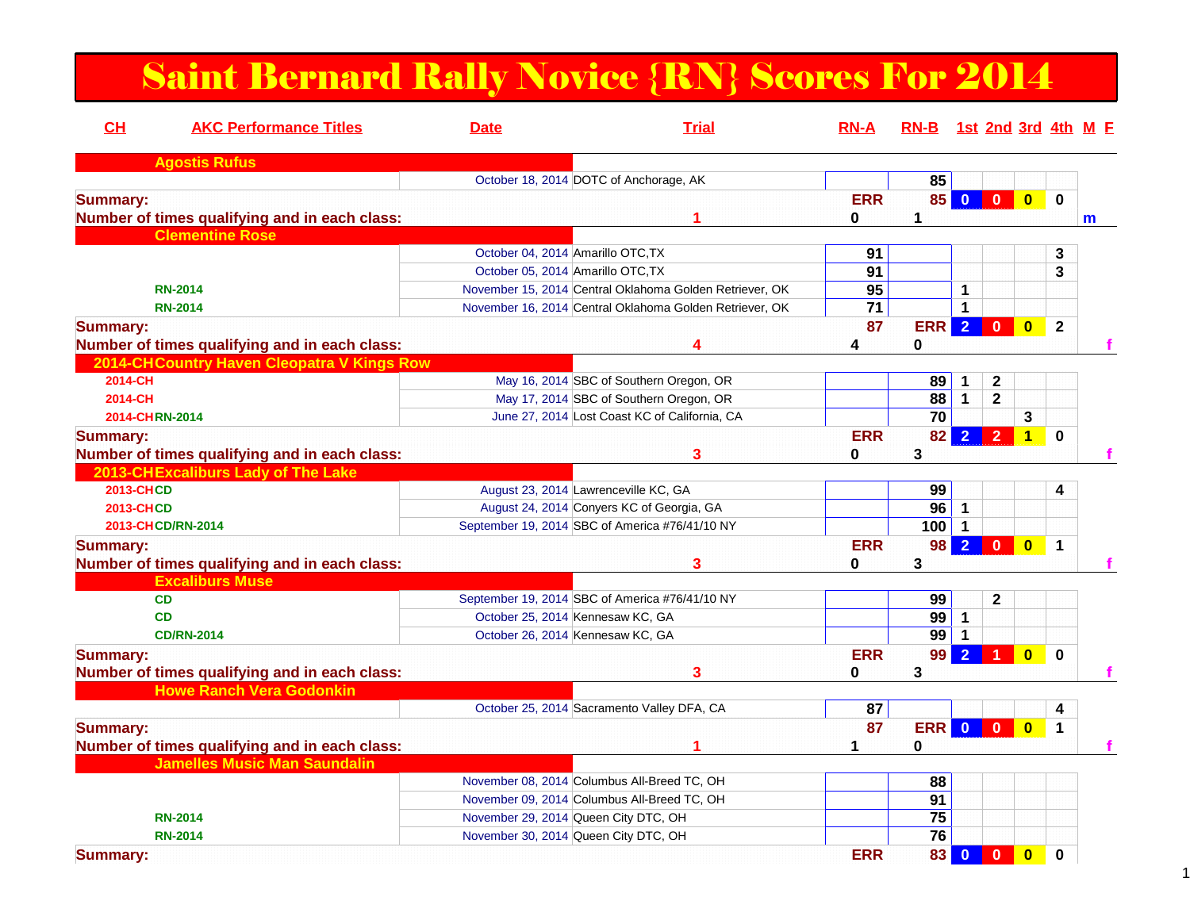# Saint Bernard Rally Novice {RN} Scores For 2014

| CH | AKC Performance Titles | Date | Trial | RN-A | RN-B | 1st | 2nd | 3rd | 4th | M | F |
|---|---|---|---|---|---|---|---|---|---|---|---|
| **Agostis Rufus** | | | | | | | | | | | |
| | | October 18, 2014 | DOTC of Anchorage, AK | | 85 | | | | | | |
| **Summary:** | | | | ERR | 85 | 0 | 0 | 0 | 0 | | |
| **Number of times qualifying and in each class:** | | | 1 | 0 | 1 | | | | | m | |
| **Clementine Rose** | | | | | | | | | | | |
| | | October 04, 2014 | Amarillo OTC,TX | 91 | | | | | 3 | | |
| | | October 05, 2014 | Amarillo OTC,TX | 91 | | | | | 3 | | |
| | RN-2014 | November 15, 2014 | Central Oklahoma Golden Retriever, OK | 95 | | 1 | | | | | |
| | RN-2014 | November 16, 2014 | Central Oklahoma Golden Retriever, OK | 71 | | 1 | | | | | |
| **Summary:** | | | | 87 | ERR | 2 | 0 | 0 | 2 | | |
| **Number of times qualifying and in each class:** | | | 4 | 4 | 0 | | | | | | f |
| **2014-CH Country Haven Cleopatra V Kings Row** | | | | | | | | | | | |
| 2014-CH | | May 16, 2014 | SBC of Southern Oregon, OR | | 89 | 1 | 2 | | | | |
| 2014-CH | | May 17, 2014 | SBC of Southern Oregon, OR | | 88 | 1 | 2 | | | | |
| 2014-CH | RN-2014 | June 27, 2014 | Lost Coast KC of California, CA | | 70 | | | 3 | | | |
| **Summary:** | | | | ERR | 82 | 2 | 2 | 1 | 0 | | |
| **Number of times qualifying and in each class:** | | | 3 | 0 | 3 | | | | | | f |
| **2013-CH Excaliburs Lady of The Lake** | | | | | | | | | | | |
| 2013-CH | CD | August 23, 2014 | Lawrenceville KC, GA | | 99 | | | | 4 | | |
| 2013-CH | CD | August 24, 2014 | Conyers KC of Georgia, GA | | 96 | 1 | | | | | |
| 2013-CH | CD/RN-2014 | September 19, 2014 | SBC of America #76/41/10 NY | | 100 | 1 | | | | | |
| **Summary:** | | | | ERR | 98 | 2 | 0 | 0 | 1 | | |
| **Number of times qualifying and in each class:** | | | 3 | 0 | 3 | | | | | | f |
| **Excaliburs Muse** | | | | | | | | | | | |
| | CD | September 19, 2014 | SBC of America #76/41/10 NY | | 99 | | 2 | | | | |
| | CD | October 25, 2014 | Kennesaw KC, GA | | 99 | 1 | | | | | |
| | CD/RN-2014 | October 26, 2014 | Kennesaw KC, GA | | 99 | 1 | | | | | |
| **Summary:** | | | | ERR | 99 | 2 | 1 | 0 | 0 | | |
| **Number of times qualifying and in each class:** | | | 3 | 0 | 3 | | | | | | f |
| **Howe Ranch Vera Godonkin** | | | | | | | | | | | |
| | | October 25, 2014 | Sacramento Valley DFA, CA | 87 | | | | | 4 | | |
| **Summary:** | | | | 87 | ERR | 0 | 0 | 0 | 1 | | |
| **Number of times qualifying and in each class:** | | | 1 | 1 | 0 | | | | | | f |
| **Jamelles Music Man Saundalin** | | | | | | | | | | | |
| | | November 08, 2014 | Columbus All-Breed TC, OH | | 88 | | | | | | |
| | | November 09, 2014 | Columbus All-Breed TC, OH | | 91 | | | | | | |
| | RN-2014 | November 29, 2014 | Queen City DTC, OH | | 75 | | | | | | |
| | RN-2014 | November 30, 2014 | Queen City DTC, OH | | 76 | | | | | | |
| **Summary:** | | | | ERR | 83 | 0 | 0 | 0 | 0 | | |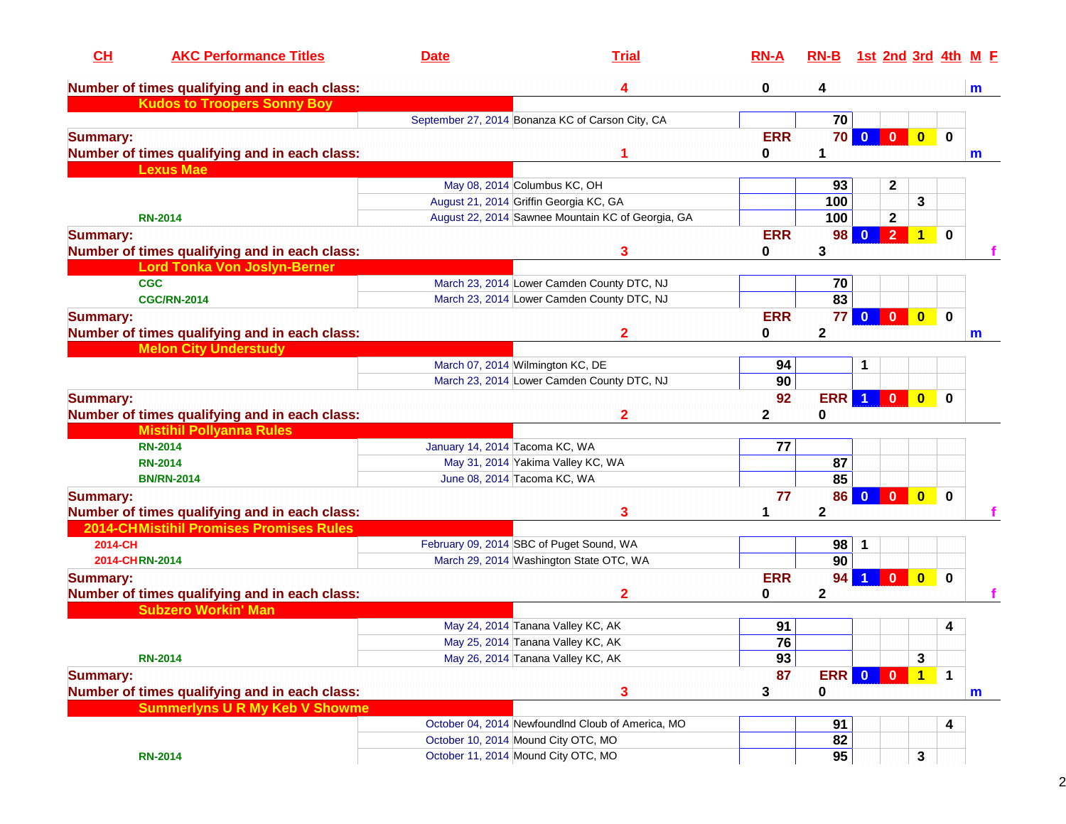| CH | AKC Performance Titles | Date | Trial | RN-A | RN-B | 1st | 2nd | 3rd | 4th | M | F |
|---|---|---|---|---|---|---|---|---|---|---|---|
| **Number of times qualifying and in each class:** | | | **4** | **0** | **4** | | | | | **m** | |
| **Kudos to Troopers Sonny Boy** | | | | | | | | | | | |
| | | September 27, 2014 | Bonanza KC of Carson City, CA | | 70 | | | | | | |
| **Summary:** | | | | **ERR** | **70** | **0** | **0** | **0** | **0** | | |
| **Number of times qualifying and in each class:** | | | **1** | **0** | **1** | | | | | **m** | |
| **Lexus Mae** | | | | | | | | | | | |
| | | May 08, 2014 | Columbus KC, OH | | 93 | | 2 | | | | |
| | | August 21, 2014 | Griffin Georgia KC, GA | | 100 | | | 3 | | | |
| | RN-2014 | August 22, 2014 | Sawnee Mountain KC of Georgia, GA | | 100 | | 2 | | | | |
| **Summary:** | | | | **ERR** | **98** | **0** | **2** | **1** | **0** | | |
| **Number of times qualifying and in each class:** | | | **3** | **0** | **3** | | | | | | **f** |
| **Lord Tonka Von Joslyn-Berner** | | | | | | | | | | | |
| | CGC | March 23, 2014 | Lower Camden County DTC, NJ | | 70 | | | | | | |
| | CGC/RN-2014 | March 23, 2014 | Lower Camden County DTC, NJ | | 83 | | | | | | |
| **Summary:** | | | | **ERR** | **77** | **0** | **0** | **0** | **0** | | |
| **Number of times qualifying and in each class:** | | | **2** | **0** | **2** | | | | | **m** | |
| **Melon City Understudy** | | | | | | | | | | | |
| | | March 07, 2014 | Wilmington KC, DE | 94 | | 1 | | | | | |
| | | March 23, 2014 | Lower Camden County DTC, NJ | 90 | | | | | | | |
| **Summary:** | | | | **92** | **ERR** | **1** | **0** | **0** | **0** | | |
| **Number of times qualifying and in each class:** | | | **2** | **2** | **0** | | | | | | |
| **Mistihil Pollyanna Rules** | | | | | | | | | | | |
| | RN-2014 | January 14, 2014 | Tacoma KC, WA | 77 | | | | | | | |
| | RN-2014 | May 31, 2014 | Yakima Valley KC, WA | | 87 | | | | | | |
| | BN/RN-2014 | June 08, 2014 | Tacoma KC, WA | | 85 | | | | | | |
| **Summary:** | | | | **77** | **86** | **0** | **0** | **0** | **0** | | |
| **Number of times qualifying and in each class:** | | | **3** | **1** | **2** | | | | | | **f** |
| **2014-CH Mistihil Promises Promises Rules** | | | | | | | | | | | |
| 2014-CH | | February 09, 2014 | SBC of Puget Sound, WA | | 98 | 1 | | | | | |
| 2014-CH | RN-2014 | March 29, 2014 | Washington State OTC, WA | | 90 | | | | | | |
| **Summary:** | | | | **ERR** | **94** | **1** | **0** | **0** | **0** | | |
| **Number of times qualifying and in each class:** | | | **2** | **0** | **2** | | | | | | **f** |
| **Subzero Workin' Man** | | | | | | | | | | | |
| | | May 24, 2014 | Tanana Valley KC, AK | 91 | | | | | 4 | | |
| | | May 25, 2014 | Tanana Valley KC, AK | 76 | | | | | | | |
| | RN-2014 | May 26, 2014 | Tanana Valley KC, AK | 93 | | | | 3 | | | |
| **Summary:** | | | | **87** | **ERR** | **0** | **0** | **1** | **1** | | |
| **Number of times qualifying and in each class:** | | | **3** | **3** | **0** | | | | | **m** | |
| **Summerlyns U R My Keb V Showme** | | | | | | | | | | | |
| | | October 04, 2014 | Newfoundlnd Cloub of America, MO | | 91 | | | | 4 | | |
| | | October 10, 2014 | Mound City OTC, MO | | 82 | | | | | | |
| | RN-2014 | October 11, 2014 | Mound City OTC, MO | | 95 | | | 3 | | | |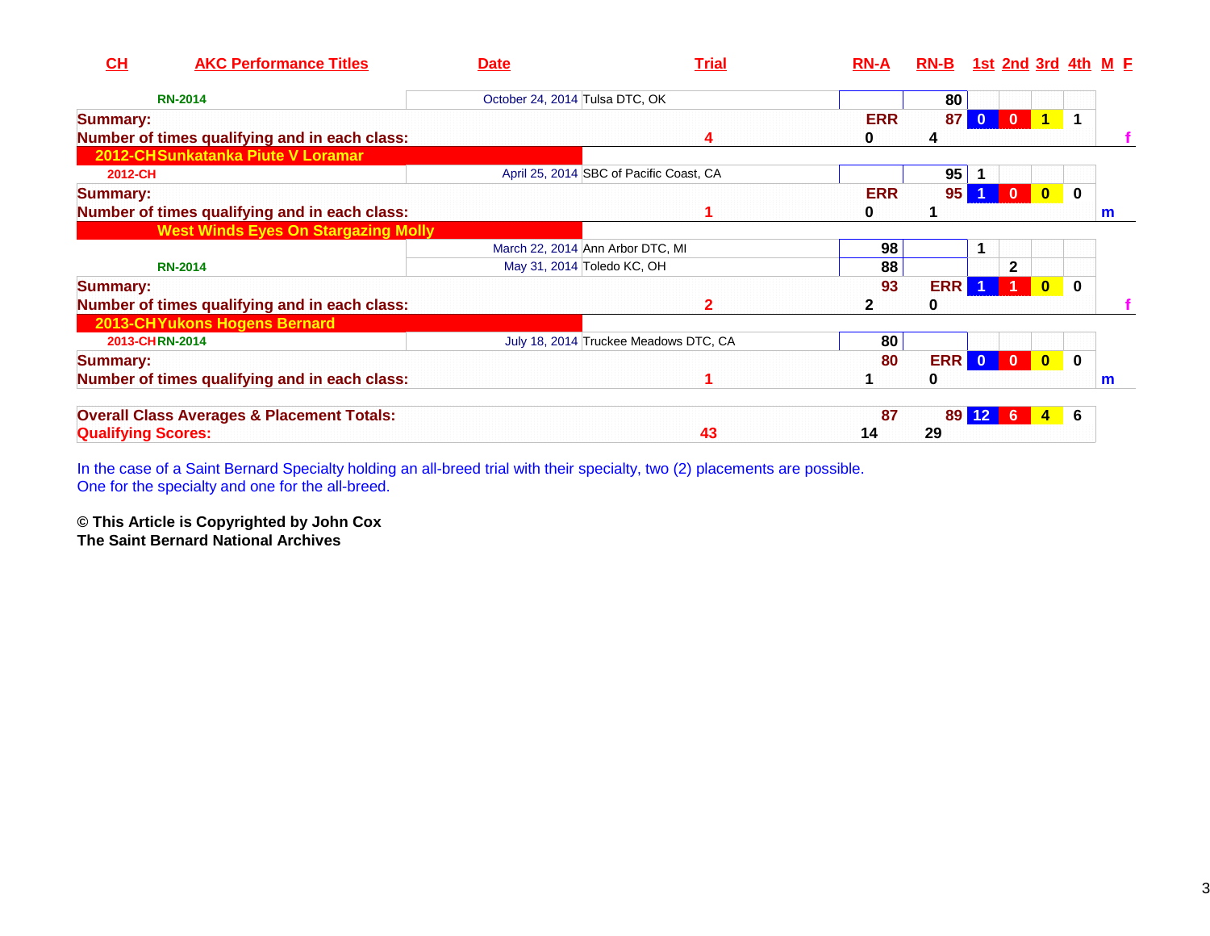| CH | AKC Performance Titles | Date | Trial | RN-A | RN-B | 1st | 2nd | 3rd | 4th | M | F |
|---|---|---|---|---|---|---|---|---|---|---|---|
| | RN-2014 | October 24, 2014 | Tulsa DTC, OK | | 80 | | | | | | |
| **Summary:** | | | | **ERR** | **87** | **0** | **0** | **1** | **1** | | |
| **Number of times qualifying and in each class:** | | | **4** | **0** | **4** | | | | | | **f** |
| **2012-CH** | **Sunkatanka Piute V Loramar** | | | | | | | | | | |
| 2012-CH | | April 25, 2014 | SBC of Pacific Coast, CA | | 95 | 1 | | | | | |
| **Summary:** | | | | **ERR** | **95** | **1** | **0** | **0** | **0** | | |
| **Number of times qualifying and in each class:** | | | **1** | **0** | **1** | | | | | **m** | |
| | **West Winds Eyes On Stargazing Molly** | | | | | | | | | | |
| | | March 22, 2014 | Ann Arbor DTC, MI | 98 | | 1 | | | | | |
| | RN-2014 | May 31, 2014 | Toledo KC, OH | 88 | | | 2 | | | | |
| **Summary:** | | | | **93** | **ERR** | **1** | **1** | **0** | **0** | | |
| **Number of times qualifying and in each class:** | | | **2** | **2** | **0** | | | | | | **f** |
| **2013-CH** | **Yukons Hogens Bernard** | | | | | | | | | | |
| 2013-CH | RN-2014 | July 18, 2014 | Truckee Meadows DTC, CA | 80 | | | | | | | |
| **Summary:** | | | | **80** | **ERR** | **0** | **0** | **0** | **0** | | |
| **Number of times qualifying and in each class:** | | | **1** | **1** | **0** | | | | | **m** | |
| **Overall Class Averages & Placement Totals:** | | | | **87** | **89** | **12** | **6** | **4** | **6** | | |
| **Qualifying Scores:** | | | **43** | **14** | **29** | | | | | | |

In the case of a Saint Bernard Specialty holding an all-breed trial with their specialty, two (2) placements are possible. One for the specialty and one for the all-breed.

**© This Article is Copyrighted by John Cox**
**The Saint Bernard National Archives**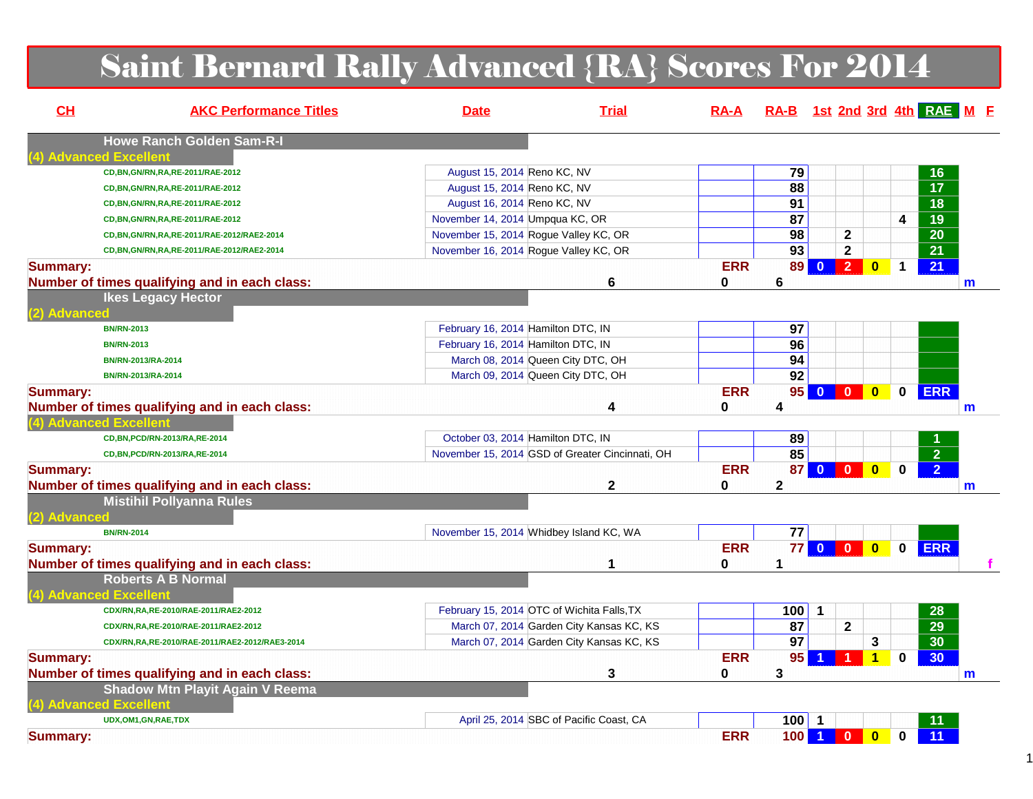# Saint Bernard Rally Advanced {RA} Scores For 2014

| CH | AKC Performance Titles | Date | Trial | RA-A | RA-B | 1st | 2nd | 3rd | 4th | RAE | M | F |
|---|---|---|---|---|---|---|---|---|---|---|---|---|
| | **Howe Ranch Golden Sam-R-I** | | | | | | | | | | | |
| **(4) Advanced Excellent** | | | | | | | | | | | | |
| | CD,BN,GN/RN,RA,RE-2011/RAE-2012 | August 15, 2014 | Reno KC, NV | | 79 | | | | | 16 | | |
| | CD,BN,GN/RN,RA,RE-2011/RAE-2012 | August 15, 2014 | Reno KC, NV | | 88 | | | | | 17 | | |
| | CD,BN,GN/RN,RA,RE-2011/RAE-2012 | August 16, 2014 | Reno KC, NV | | 91 | | | | | 18 | | |
| | CD,BN,GN/RN,RA,RE-2011/RAE-2012 | November 14, 2014 | Umpqua KC, OR | | 87 | | | | 4 | 19 | | |
| | CD,BN,GN/RN,RA,RE-2011/RAE-2012/RAE2-2014 | November 15, 2014 | Rogue Valley KC, OR | | 98 | | 2 | | | 20 | | |
| | CD,BN,GN/RN,RA,RE-2011/RAE-2012/RAE2-2014 | November 16, 2014 | Rogue Valley KC, OR | | 93 | | 2 | | | 21 | | |
| **Summary:** | | | | ERR | 89 | 0 | 2 | 0 | 1 | 21 | | |
| **Number of times qualifying and in each class:** | | | 6 | 0 | 6 | | | | | | m | |
| | **Ikes Legacy Hector** | | | | | | | | | | | |
| **(2) Advanced** | | | | | | | | | | | | |
| | BN/RN-2013 | February 16, 2014 | Hamilton DTC, IN | | 97 | | | | | | | |
| | BN/RN-2013 | February 16, 2014 | Hamilton DTC, IN | | 96 | | | | | | | |
| | BN/RN-2013/RA-2014 | March 08, 2014 | Queen City DTC, OH | | 94 | | | | | | | |
| | BN/RN-2013/RA-2014 | March 09, 2014 | Queen City DTC, OH | | 92 | | | | | | | |
| **Summary:** | | | | ERR | 95 | 0 | 0 | 0 | 0 | ERR | | |
| **Number of times qualifying and in each class:** | | | 4 | 0 | 4 | | | | | | m | |
| **(4) Advanced Excellent** | | | | | | | | | | | | |
| | CD,BN,PCD/RN-2013/RA,RE-2014 | October 03, 2014 | Hamilton DTC, IN | | 89 | | | | | 1 | | |
| | CD,BN,PCD/RN-2013/RA,RE-2014 | November 15, 2014 | GSD of Greater Cincinnati, OH | | 85 | | | | | 2 | | |
| **Summary:** | | | | ERR | 87 | 0 | 0 | 0 | 0 | 2 | | |
| **Number of times qualifying and in each class:** | | | 2 | 0 | 2 | | | | | | m | |
| | **Mistihil Pollyanna Rules** | | | | | | | | | | | |
| **(2) Advanced** | | | | | | | | | | | | |
| | BN/RN-2014 | November 15, 2014 | Whidbey Island KC, WA | | 77 | | | | | | | |
| **Summary:** | | | | ERR | 77 | 0 | 0 | 0 | 0 | ERR | | |
| **Number of times qualifying and in each class:** | | | 1 | 0 | 1 | | | | | | | f |
| | **Roberts A B Normal** | | | | | | | | | | | |
| **(4) Advanced Excellent** | | | | | | | | | | | | |
| | CDX/RN,RA,RE-2010/RAE-2011/RAE2-2012 | February 15, 2014 | OTC of Wichita Falls,TX | | 100 | 1 | | | | 28 | | |
| | CDX/RN,RA,RE-2010/RAE-2011/RAE2-2012 | March 07, 2014 | Garden City Kansas KC, KS | | 87 | | 2 | | | 29 | | |
| | CDX/RN,RA,RE-2010/RAE-2011/RAE2-2012/RAE3-2014 | March 07, 2014 | Garden City Kansas KC, KS | | 97 | | | 3 | | 30 | | |
| **Summary:** | | | | ERR | 95 | 1 | 1 | 1 | 0 | 30 | | |
| **Number of times qualifying and in each class:** | | | 3 | 0 | 3 | | | | | | m | |
| | **Shadow Mtn Playit Again V Reema** | | | | | | | | | | | |
| **(4) Advanced Excellent** | | | | | | | | | | | | |
| | UDX,OM1,GN,RAE,TDX | April 25, 2014 | SBC of Pacific Coast, CA | | 100 | 1 | | | | 11 | | |
| **Summary:** | | | | ERR | 100 | 1 | 0 | 0 | 0 | 11 | | |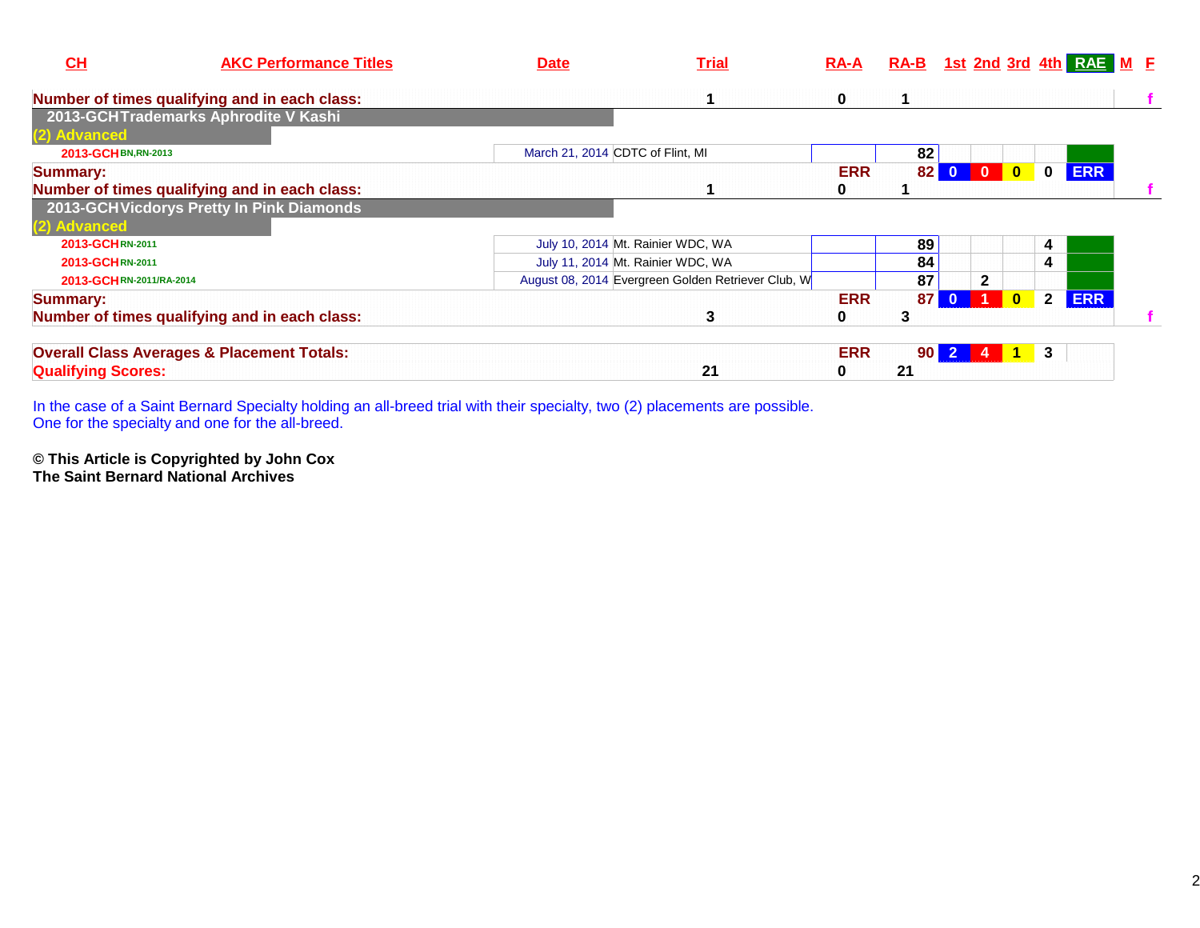| CH | AKC Performance Titles | Date | Trial | RA-A | RA-B | 1st | 2nd | 3rd | 4th | RAE | M | F |
|---|---|---|---|---|---|---|---|---|---|---|---|---|
| Number of times qualifying and in each class: | | | 1 | 0 | 1 | | | | | | | f |
| 2013-GCH Trademarks Aphrodite V Kashi | | | | | | | | | | | | |
| (2) Advanced | | | | | | | | | | | | |
| 2013-GCH | BN,RN-2013 | March 21, 2014 | CDTC of Flint, MI | | 82 | | | | | | | |
| Summary: | | | | ERR | 82 | 0 | 0 | 0 | 0 | ERR | | |
| Number of times qualifying and in each class: | | | 1 | 0 | 1 | | | | | | | f |
| 2013-GCH Vicdorys Pretty In Pink Diamonds | | | | | | | | | | | | |
| (2) Advanced | | | | | | | | | | | | |
| 2013-GCH | RN-2011 | July 10, 2014 | Mt. Rainier WDC, WA | | 89 | | | | 4 | | | |
| 2013-GCH | RN-2011 | July 11, 2014 | Mt. Rainier WDC, WA | | 84 | | | | 4 | | | |
| 2013-GCH | RN-2011/RA-2014 | August 08, 2014 | Evergreen Golden Retriever Club, W | | 87 | | 2 | | | | | |
| Summary: | | | | ERR | 87 | 0 | 1 | 0 | 2 | ERR | | |
| Number of times qualifying and in each class: | | | 3 | 0 | 3 | | | | | | | f |
| Overall Class Averages & Placement Totals: | | | | ERR | 90 | 2 | 4 | 1 | 3 | | | |
| Qualifying Scores: | | | 21 | 0 | 21 | | | | | | | |

In the case of a Saint Bernard Specialty holding an all-breed trial with their specialty, two (2) placements are possible.
One for the specialty and one for the all-breed.

**© This Article is Copyrighted by John Cox**
**The Saint Bernard National Archives**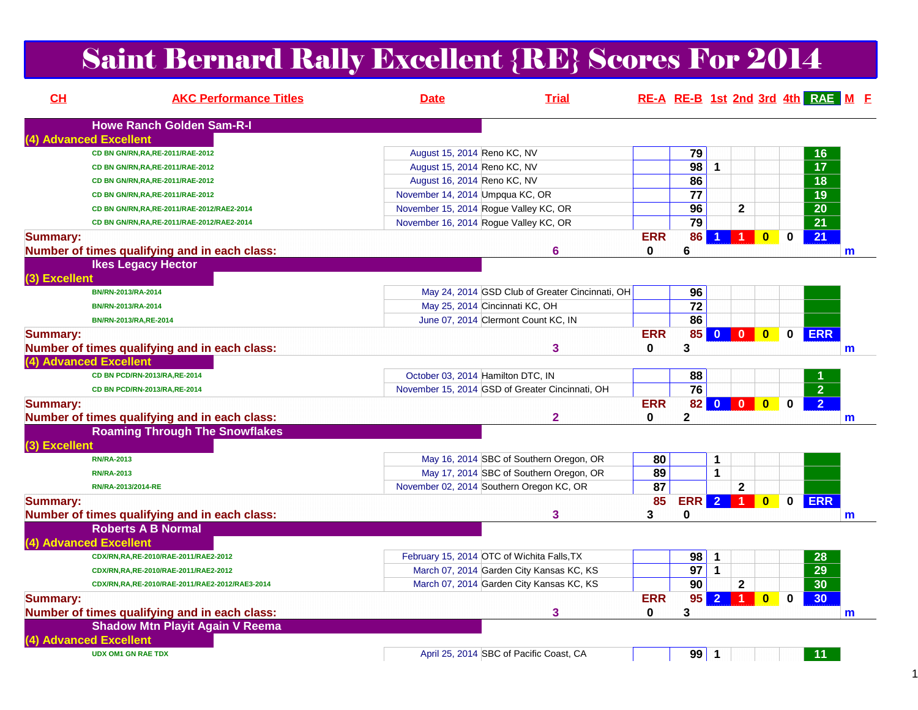# Saint Bernard Rally Excellent {RE} Scores For 2014

| CH | AKC Performance Titles | Date | Trial | RE-A | RE-B | 1st | 2nd | 3rd | 4th | RAE | M | F |
|---|---|---|---|---|---|---|---|---|---|---|---|---|
| | **Howe Ranch Golden Sam-R-I** | | | | | | | | | | | |
| **(4) Advanced Excellent** | | | | | | | | | | | | |
| | CD BN GN/RN,RA,RE-2011/RAE-2012 | August 15, 2014 | Reno KC, NV | | 79 | | | | | 16 | | |
| | CD BN GN/RN,RA,RE-2011/RAE-2012 | August 15, 2014 | Reno KC, NV | | 98 | 1 | | | | 17 | | |
| | CD BN GN/RN,RA,RE-2011/RAE-2012 | August 16, 2014 | Reno KC, NV | | 86 | | | | | 18 | | |
| | CD BN GN/RN,RA,RE-2011/RAE-2012 | November 14, 2014 | Umpqua KC, OR | | 77 | | | | | 19 | | |
| | CD BN GN/RN,RA,RE-2011/RAE-2012/RAE2-2014 | November 15, 2014 | Rogue Valley KC, OR | | 96 | | 2 | | | 20 | | |
| | CD BN GN/RN,RA,RE-2011/RAE-2012/RAE2-2014 | November 16, 2014 | Rogue Valley KC, OR | | 79 | | | | | 21 | | |
| **Summary:** | | | | ERR | 86 | 1 | 1 | 0 | 0 | 21 | | |
| **Number of times qualifying and in each class:** | | | 6 | 0 | 6 | | | | | | m | |
| | **Ikes Legacy Hector** | | | | | | | | | | | |
| **(3) Excellent** | | | | | | | | | | | | |
| | BN/RN-2013/RA-2014 | May 24, 2014 | GSD Club of Greater Cincinnati, OH | | 96 | | | | | | | |
| | BN/RN-2013/RA-2014 | May 25, 2014 | Cincinnati KC, OH | | 72 | | | | | | | |
| | BN/RN-2013/RA,RE-2014 | June 07, 2014 | Clermont Count KC, IN | | 86 | | | | | | | |
| **Summary:** | | | | ERR | 85 | 0 | 0 | 0 | 0 | ERR | | |
| **Number of times qualifying and in each class:** | | | 3 | 0 | 3 | | | | | | m | |
| **(4) Advanced Excellent** | | | | | | | | | | | | |
| | CD BN PCD/RN-2013/RA,RE-2014 | October 03, 2014 | Hamilton DTC, IN | | 88 | | | | | 1 | | |
| | CD BN PCD/RN-2013/RA,RE-2014 | November 15, 2014 | GSD of Greater Cincinnati, OH | | 76 | | | | | 2 | | |
| **Summary:** | | | | ERR | 82 | 0 | 0 | 0 | 0 | 2 | | |
| **Number of times qualifying and in each class:** | | | 2 | 0 | 2 | | | | | | m | |
| | **Roaming Through The Snowflakes** | | | | | | | | | | | |
| **(3) Excellent** | | | | | | | | | | | | |
| | RN/RA-2013 | May 16, 2014 | SBC of Southern Oregon, OR | 80 | | 1 | | | | | | |
| | RN/RA-2013 | May 17, 2014 | SBC of Southern Oregon, OR | 89 | | 1 | | | | | | |
| | RN/RA-2013/2014-RE | November 02, 2014 | Southern Oregon KC, OR | 87 | | | 2 | | | | | |
| **Summary:** | | | | 85 | ERR | 2 | 1 | 0 | 0 | ERR | | |
| **Number of times qualifying and in each class:** | | | 3 | 3 | 0 | | | | | | m | |
| | **Roberts A B Normal** | | | | | | | | | | | |
| **(4) Advanced Excellent** | | | | | | | | | | | | |
| | CDX/RN,RA,RE-2010/RAE-2011/RAE2-2012 | February 15, 2014 | OTC of Wichita Falls,TX | | 98 | 1 | | | | 28 | | |
| | CDX/RN,RA,RE-2010/RAE-2011/RAE2-2012 | March 07, 2014 | Garden City Kansas KC, KS | | 97 | 1 | | | | 29 | | |
| | CDX/RN,RA,RE-2010/RAE-2011/RAE2-2012/RAE3-2014 | March 07, 2014 | Garden City Kansas KC, KS | | 90 | | 2 | | | 30 | | |
| **Summary:** | | | | ERR | 95 | 2 | 1 | 0 | 0 | 30 | | |
| **Number of times qualifying and in each class:** | | | 3 | 0 | 3 | | | | | | m | |
| | **Shadow Mtn Playit Again V Reema** | | | | | | | | | | | |
| **(4) Advanced Excellent** | | | | | | | | | | | | |
| | UDX OM1 GN RAE TDX | April 25, 2014 | SBC of Pacific Coast, CA | | 99 | 1 | | | | 11 | | |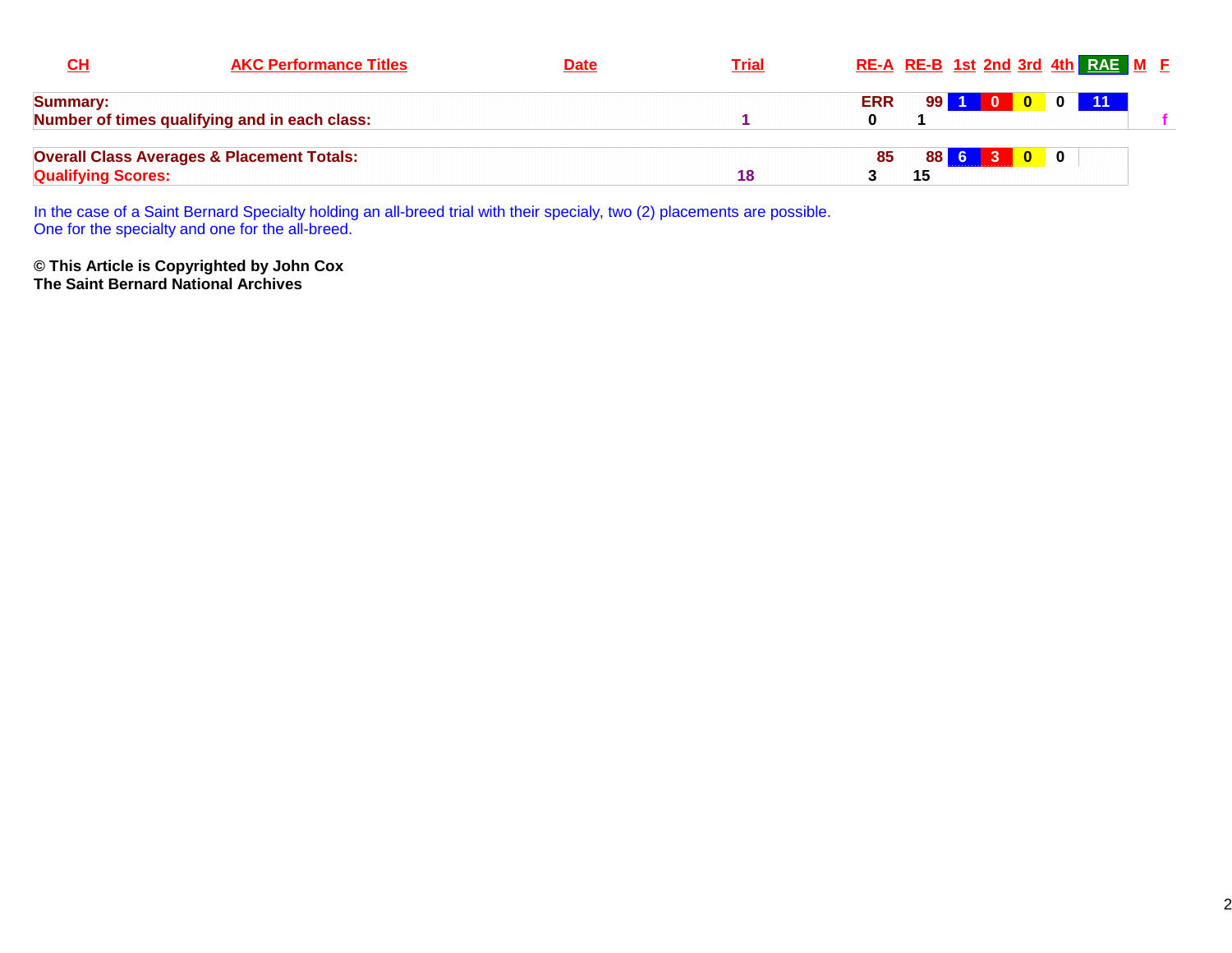| CH | AKC Performance Titles | Date | Trial | RE-A | RE-B | 1st | 2nd | 3rd | 4th | RAE | M | F |
|---|---|---|---|---|---|---|---|---|---|---|---|---|
| **Summary:** | | | | ERR | 99 | 1 | 0 | 0 | 0 | 11 | | |
| **Number of times qualifying and in each class:** | | | 1 | 0 | 1 | | | | | | | f |
| **Overall Class Averages & Placement Totals:** | | | | 85 | 88 | 6 | 3 | 0 | 0 | | | |
| **Qualifying Scores:** | | | 18 | 3 | 15 | | | | | | | |

In the case of a Saint Bernard Specialty holding an all-breed trial with their specialy, two (2) placements are possible.
One for the specialty and one for the all-breed.

**© This Article is Copyrighted by John Cox**
**The Saint Bernard National Archives**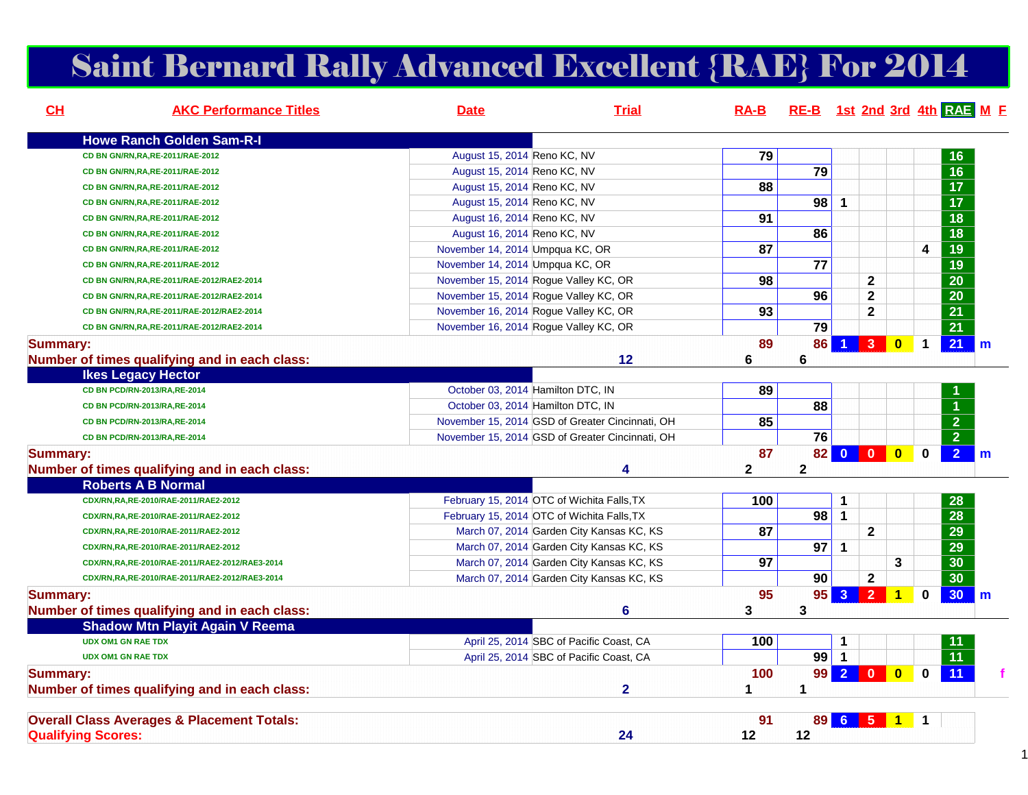# Saint Bernard Rally Advanced Excellent {RAE} For 2014

| CH | AKC Performance Titles | Date | Trial | RA-B | RE-B | 1st | 2nd | 3rd | 4th | RAE | M | F |
|---|---|---|---|---|---|---|---|---|---|---|---|---|
| **Howe Ranch Golden Sam-R-I** | | | | | | | | | | | | |
| | CD BN GN/RN,RA,RE-2011/RAE-2012 | August 15, 2014 | Reno KC, NV | 79 | | | | | | 16 | | |
| | CD BN GN/RN,RA,RE-2011/RAE-2012 | August 15, 2014 | Reno KC, NV | | 79 | | | | | 16 | | |
| | CD BN GN/RN,RA,RE-2011/RAE-2012 | August 15, 2014 | Reno KC, NV | 88 | | | | | | 17 | | |
| | CD BN GN/RN,RA,RE-2011/RAE-2012 | August 15, 2014 | Reno KC, NV | | 98 | 1 | | | | 17 | | |
| | CD BN GN/RN,RA,RE-2011/RAE-2012 | August 16, 2014 | Reno KC, NV | 91 | | | | | | 18 | | |
| | CD BN GN/RN,RA,RE-2011/RAE-2012 | August 16, 2014 | Reno KC, NV | | 86 | | | | | 18 | | |
| | CD BN GN/RN,RA,RE-2011/RAE-2012 | November 14, 2014 | Umpqua KC, OR | 87 | | | | | 4 | 19 | | |
| | CD BN GN/RN,RA,RE-2011/RAE-2012 | November 14, 2014 | Umpqua KC, OR | | 77 | | | | | 19 | | |
| | CD BN GN/RN,RA,RE-2011/RAE-2012/RAE2-2014 | November 15, 2014 | Rogue Valley KC, OR | 98 | | | 2 | | | 20 | | |
| | CD BN GN/RN,RA,RE-2011/RAE-2012/RAE2-2014 | November 15, 2014 | Rogue Valley KC, OR | | 96 | | 2 | | | 20 | | |
| | CD BN GN/RN,RA,RE-2011/RAE-2012/RAE2-2014 | November 16, 2014 | Rogue Valley KC, OR | 93 | | | 2 | | | 21 | | |
| | CD BN GN/RN,RA,RE-2011/RAE-2012/RAE2-2014 | November 16, 2014 | Rogue Valley KC, OR | | 79 | | | | | 21 | | |
| **Summary:** | | | | 89 | 86 | 1 | 3 | 0 | 1 | 21 | m | |
| **Number of times qualifying and in each class:** | | | 12 | 6 | 6 | | | | | | | |
| **Ikes Legacy Hector** | | | | | | | | | | | | |
| | CD BN PCD/RN-2013/RA,RE-2014 | October 03, 2014 | Hamilton DTC, IN | 89 | | | | | | 1 | | |
| | CD BN PCD/RN-2013/RA,RE-2014 | October 03, 2014 | Hamilton DTC, IN | | 88 | | | | | 1 | | |
| | CD BN PCD/RN-2013/RA,RE-2014 | November 15, 2014 | GSD of Greater Cincinnati, OH | 85 | | | | | | 2 | | |
| | CD BN PCD/RN-2013/RA,RE-2014 | November 15, 2014 | GSD of Greater Cincinnati, OH | | 76 | | | | | 2 | | |
| **Summary:** | | | | 87 | 82 | 0 | 0 | 0 | 0 | 2 | m | |
| **Number of times qualifying and in each class:** | | | 4 | 2 | 2 | | | | | | | |
| **Roberts A B Normal** | | | | | | | | | | | | |
| | CDX/RN,RA,RE-2010/RAE-2011/RAE2-2012 | February 15, 2014 | OTC of Wichita Falls,TX | 100 | | 1 | | | | 28 | | |
| | CDX/RN,RA,RE-2010/RAE-2011/RAE2-2012 | February 15, 2014 | OTC of Wichita Falls,TX | | 98 | 1 | | | | 28 | | |
| | CDX/RN,RA,RE-2010/RAE-2011/RAE2-2012 | March 07, 2014 | Garden City Kansas KC, KS | 87 | | | 2 | | | 29 | | |
| | CDX/RN,RA,RE-2010/RAE-2011/RAE2-2012 | March 07, 2014 | Garden City Kansas KC, KS | | 97 | 1 | | | | 29 | | |
| | CDX/RN,RA,RE-2010/RAE-2011/RAE2-2012/RAE3-2014 | March 07, 2014 | Garden City Kansas KC, KS | 97 | | | | 3 | | 30 | | |
| | CDX/RN,RA,RE-2010/RAE-2011/RAE2-2012/RAE3-2014 | March 07, 2014 | Garden City Kansas KC, KS | | 90 | | 2 | | | 30 | | |
| **Summary:** | | | | 95 | 95 | 3 | 2 | 1 | 0 | 30 | m | |
| **Number of times qualifying and in each class:** | | | 6 | 3 | 3 | | | | | | | |
| **Shadow Mtn Playit Again V Reema** | | | | | | | | | | | | |
| | UDX OM1 GN RAE TDX | April 25, 2014 | SBC of Pacific Coast, CA | 100 | | 1 | | | | 11 | | |
| | UDX OM1 GN RAE TDX | April 25, 2014 | SBC of Pacific Coast, CA | | 99 | 1 | | | | 11 | | |
| **Summary:** | | | | 100 | 99 | 2 | 0 | 0 | 0 | 11 | | f |
| **Number of times qualifying and in each class:** | | | 2 | 1 | 1 | | | | | | | |
| **Overall Class Averages & Placement Totals:** | | | | 91 | 89 | 6 | 5 | 1 | 1 | | | |
| **Qualifying Scores:** | | | 24 | 12 | 12 | | | | | | | |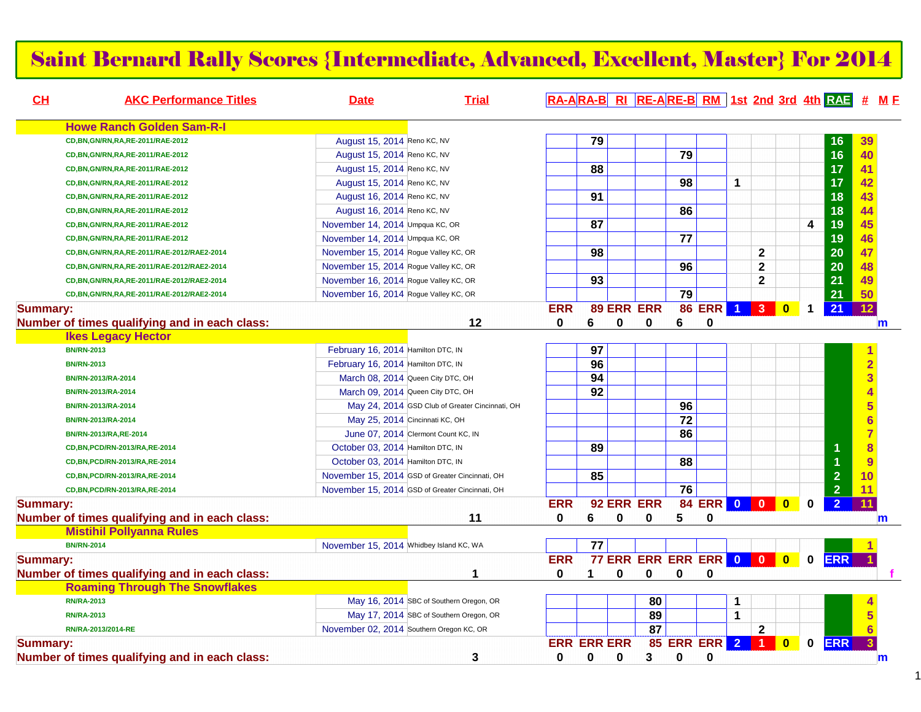# Saint Bernard Rally Scores {Intermediate, Advanced, Excellent, Master} For 2014

| CH | AKC Performance Titles | Date | Trial | RA-A | RA-B | RI | RE-A | RE-B | RM | 1st | 2nd | 3rd | 4th | RAE | # | M F |
|---|---|---|---|---|---|---|---|---|---|---|---|---|---|---|---|---|
| | **Howe Ranch Golden Sam-R-I** | | | | | | | | | | | | | | | |
| | CD,BN,GN/RN,RA,RE-2011/RAE-2012 | August 15, 2014 | Reno KC, NV | | 79 | | | | | | | | | 16 | 39 | |
| | CD,BN,GN/RN,RA,RE-2011/RAE-2012 | August 15, 2014 | Reno KC, NV | | | | | 79 | | | | | | 16 | 40 | |
| | CD,BN,GN/RN,RA,RE-2011/RAE-2012 | August 15, 2014 | Reno KC, NV | | 88 | | | | | | | | | 17 | 41 | |
| | CD,BN,GN/RN,RA,RE-2011/RAE-2012 | August 15, 2014 | Reno KC, NV | | | | | 98 | | 1 | | | | 17 | 42 | |
| | CD,BN,GN/RN,RA,RE-2011/RAE-2012 | August 16, 2014 | Reno KC, NV | | 91 | | | | | | | | | 18 | 43 | |
| | CD,BN,GN/RN,RA,RE-2011/RAE-2012 | August 16, 2014 | Reno KC, NV | | | | | 86 | | | | | | 18 | 44 | |
| | CD,BN,GN/RN,RA,RE-2011/RAE-2012 | November 14, 2014 | Umpqua KC, OR | | 87 | | | | | | | | 4 | 19 | 45 | |
| | CD,BN,GN/RN,RA,RE-2011/RAE-2012 | November 14, 2014 | Umpqua KC, OR | | | | | 77 | | | | | | 19 | 46 | |
| | CD,BN,GN/RN,RA,RE-2011/RAE-2012/RAE2-2014 | November 15, 2014 | Rogue Valley KC, OR | | 98 | | | | | | 2 | | | 20 | 47 | |
| | CD,BN,GN/RN,RA,RE-2011/RAE-2012/RAE2-2014 | November 15, 2014 | Rogue Valley KC, OR | | | | | 96 | | | 2 | | | 20 | 48 | |
| | CD,BN,GN/RN,RA,RE-2011/RAE-2012/RAE2-2014 | November 16, 2014 | Rogue Valley KC, OR | | 93 | | | | | | 2 | | | 21 | 49 | |
| | CD,BN,GN/RN,RA,RE-2011/RAE-2012/RAE2-2014 | November 16, 2014 | Rogue Valley KC, OR | | | | | 79 | | | | | | 21 | 50 | |
| **Summary:** | | | | ERR | 89 | ERR | ERR | 86 | ERR | 1 | 3 | 0 | 1 | 21 | 12 | |
| **Number of times qualifying and in each class:** | | | 12 | 0 | 6 | 0 | 0 | 6 | 0 | | | | | | | m |
| | **Ikes Legacy Hector** | | | | | | | | | | | | | | | |
| | BN/RN-2013 | February 16, 2014 | Hamilton DTC, IN | | 97 | | | | | | | | | | 1 | |
| | BN/RN-2013 | February 16, 2014 | Hamilton DTC, IN | | 96 | | | | | | | | | | 2 | |
| | BN/RN-2013/RA-2014 | March 08, 2014 | Queen City DTC, OH | | 94 | | | | | | | | | | 3 | |
| | BN/RN-2013/RA-2014 | March 09, 2014 | Queen City DTC, OH | | 92 | | | | | | | | | | 4 | |
| | BN/RN-2013/RA-2014 | May 24, 2014 | GSD Club of Greater Cincinnati, OH | | | | | 96 | | | | | | | 5 | |
| | BN/RN-2013/RA-2014 | May 25, 2014 | Cincinnati KC, OH | | | | | 72 | | | | | | | 6 | |
| | BN/RN-2013/RA,RE-2014 | June 07, 2014 | Clermont Count KC, IN | | | | | 86 | | | | | | | 7 | |
| | CD,BN,PCD/RN-2013/RA,RE-2014 | October 03, 2014 | Hamilton DTC, IN | | 89 | | | | | | | | | 1 | 8 | |
| | CD,BN,PCD/RN-2013/RA,RE-2014 | October 03, 2014 | Hamilton DTC, IN | | | | | 88 | | | | | | 1 | 9 | |
| | CD,BN,PCD/RN-2013/RA,RE-2014 | November 15, 2014 | GSD of Greater Cincinnati, OH | | 85 | | | | | | | | | 2 | 10 | |
| | CD,BN,PCD/RN-2013/RA,RE-2014 | November 15, 2014 | GSD of Greater Cincinnati, OH | | | | | 76 | | | | | | 2 | 11 | |
| **Summary:** | | | | ERR | 92 | ERR | ERR | 84 | ERR | 0 | 0 | 0 | 0 | 2 | 11 | |
| **Number of times qualifying and in each class:** | | | 11 | 0 | 6 | 0 | 0 | 5 | 0 | | | | | | | m |
| | **Mistihil Pollyanna Rules** | | | | | | | | | | | | | | | |
| | BN/RN-2014 | November 15, 2014 | Whidbey Island KC, WA | | 77 | | | | | | | | | | 1 | |
| **Summary:** | | | | ERR | 77 | ERR | ERR | ERR | ERR | 0 | 0 | 0 | 0 | ERR | 1 | |
| **Number of times qualifying and in each class:** | | | 1 | 0 | 1 | 0 | 0 | 0 | 0 | | | | | | | f |
| | **Roaming Through The Snowflakes** | | | | | | | | | | | | | | | |
| | RN/RA-2013 | May 16, 2014 | SBC of Southern Oregon, OR | | | | 80 | | | 1 | | | | | 4 | |
| | RN/RA-2013 | May 17, 2014 | SBC of Southern Oregon, OR | | | | 89 | | | 1 | | | | | 5 | |
| | RN/RA-2013/2014-RE | November 02, 2014 | Southern Oregon KC, OR | | | | 87 | | | | 2 | | | | 6 | |
| **Summary:** | | | | ERR | ERR | ERR | 85 | ERR | ERR | 2 | 1 | 0 | 0 | ERR | 3 | |
| **Number of times qualifying and in each class:** | | | 3 | 0 | 0 | 0 | 3 | 0 | 0 | | | | | | | m |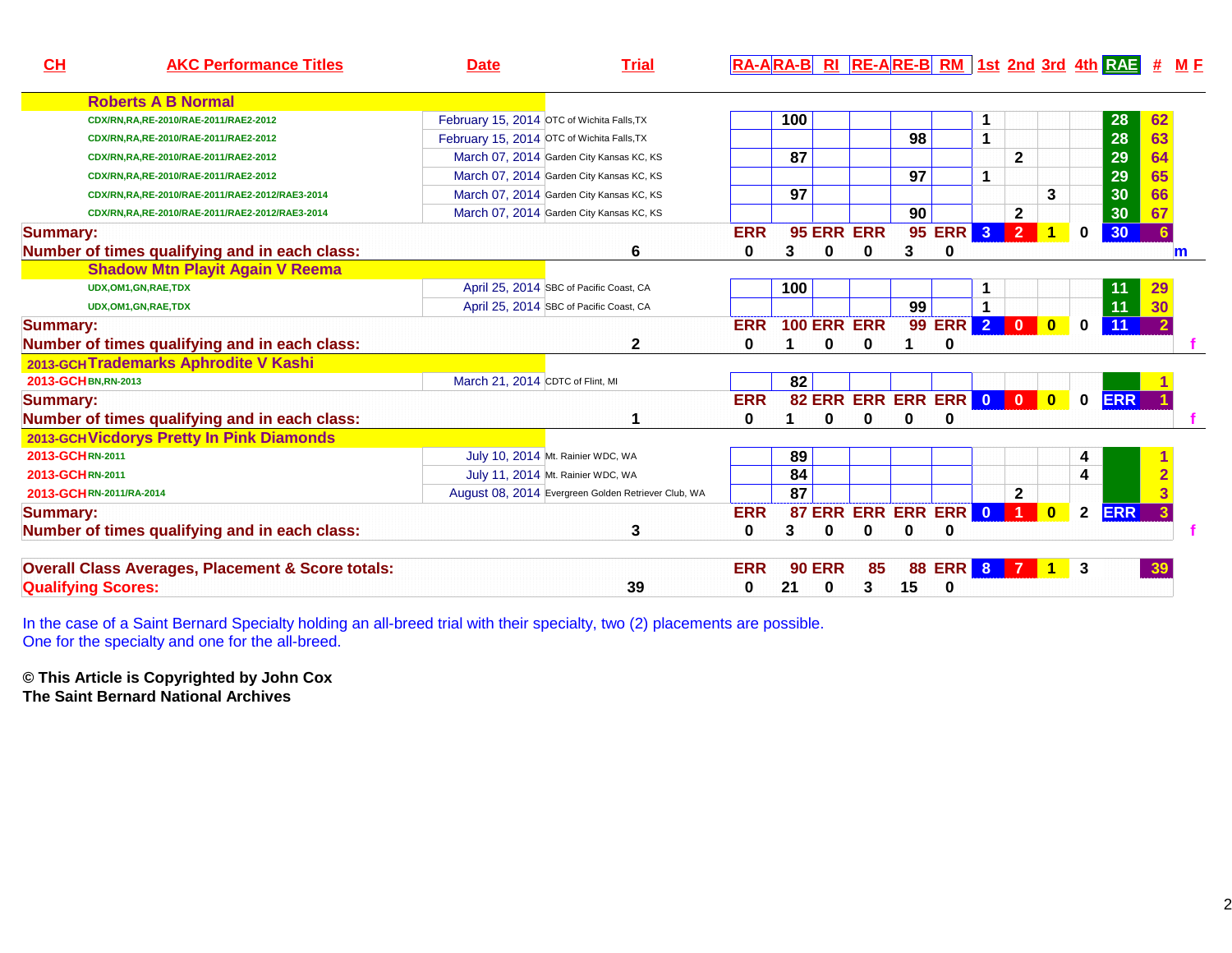| CH | AKC Performance Titles | Date | Trial | RA-A | RA-B | RI | RE-A | RE-B | RM | 1st | 2nd | 3rd | 4th | RAE | # | M F |
|---|---|---|---|---|---|---|---|---|---|---|---|---|---|---|---|---|
| | **Roberts A B Normal** | | | | | | | | | | | | | | | |
| | CDX/RN,RA,RE-2010/RAE-2011/RAE2-2012 | February 15, 2014 | OTC of Wichita Falls,TX | | 100 | | | | | 1 | | | | 28 | 62 | |
| | CDX/RN,RA,RE-2010/RAE-2011/RAE2-2012 | February 15, 2014 | OTC of Wichita Falls,TX | | | | | 98 | | 1 | | | | 28 | 63 | |
| | CDX/RN,RA,RE-2010/RAE-2011/RAE2-2012 | March 07, 2014 | Garden City Kansas KC, KS | | 87 | | | | | | 2 | | | 29 | 64 | |
| | CDX/RN,RA,RE-2010/RAE-2011/RAE2-2012 | March 07, 2014 | Garden City Kansas KC, KS | | | | | 97 | | 1 | | | | 29 | 65 | |
| | CDX/RN,RA,RE-2010/RAE-2011/RAE2-2012/RAE3-2014 | March 07, 2014 | Garden City Kansas KC, KS | | 97 | | | | | | | 3 | | 30 | 66 | |
| | CDX/RN,RA,RE-2010/RAE-2011/RAE2-2012/RAE3-2014 | March 07, 2014 | Garden City Kansas KC, KS | | | | | 90 | | | 2 | | | 30 | 67 | |
| **Summary:** | | | | ERR | 95 | ERR | ERR | 95 | ERR | 3 | 2 | 1 | 0 | 30 | 6 | |
| **Number of times qualifying and in each class:** | | | 6 | 0 | 3 | 0 | 0 | 3 | 0 | | | | | | | m |
| | **Shadow Mtn Playit Again V Reema** | | | | | | | | | | | | | | | |
| | UDX,OM1,GN,RAE,TDX | April 25, 2014 | SBC of Pacific Coast, CA | | 100 | | | | | 1 | | | | 11 | 29 | |
| | UDX,OM1,GN,RAE,TDX | April 25, 2014 | SBC of Pacific Coast, CA | | | | | 99 | | 1 | | | | 11 | 30 | |
| **Summary:** | | | | ERR | 100 | ERR | ERR | 99 | ERR | 2 | 0 | 0 | 0 | 11 | 2 | |
| **Number of times qualifying and in each class:** | | | 2 | 0 | 1 | 0 | 0 | 1 | 0 | | | | | | | f |
| 2013-GCH | **Trademarks Aphrodite V Kashi** | | | | | | | | | | | | | | | |
| 2013-GCH | BN,RN-2013 | March 21, 2014 | CDTC of Flint, MI | | 82 | | | | | | | | | | 1 | |
| **Summary:** | | | | ERR | 82 | ERR | ERR | ERR | ERR | 0 | 0 | 0 | 0 | ERR | 1 | |
| **Number of times qualifying and in each class:** | | | 1 | 0 | 1 | 0 | 0 | 0 | 0 | | | | | | | f |
| 2013-GCH | **Vicdorys Pretty In Pink Diamonds** | | | | | | | | | | | | | | | |
| 2013-GCH | RN-2011 | July 10, 2014 | Mt. Rainier WDC, WA | | 89 | | | | | | | | 4 | | 1 | |
| 2013-GCH | RN-2011 | July 11, 2014 | Mt. Rainier WDC, WA | | 84 | | | | | | | | 4 | | 2 | |
| 2013-GCH | RN-2011/RA-2014 | August 08, 2014 | Evergreen Golden Retriever Club, WA | | 87 | | | | | | 2 | | | | 3 | |
| **Summary:** | | | | ERR | 87 | ERR | ERR | ERR | ERR | 0 | 1 | 0 | 2 | ERR | 3 | |
| **Number of times qualifying and in each class:** | | | 3 | 0 | 3 | 0 | 0 | 0 | 0 | | | | | | | f |
| **Overall Class Averages, Placement & Score totals:** | | | | ERR | 90 | ERR | 85 | 88 | ERR | 8 | 7 | 1 | 3 | | 39 | |
| **Qualifying Scores:** | | | 39 | 0 | 21 | 0 | 3 | 15 | 0 | | | | | | | |

In the case of a Saint Bernard Specialty holding an all-breed trial with their specialty, two (2) placements are possible.
One for the specialty and one for the all-breed.

**© This Article is Copyrighted by John Cox**
**The Saint Bernard National Archives**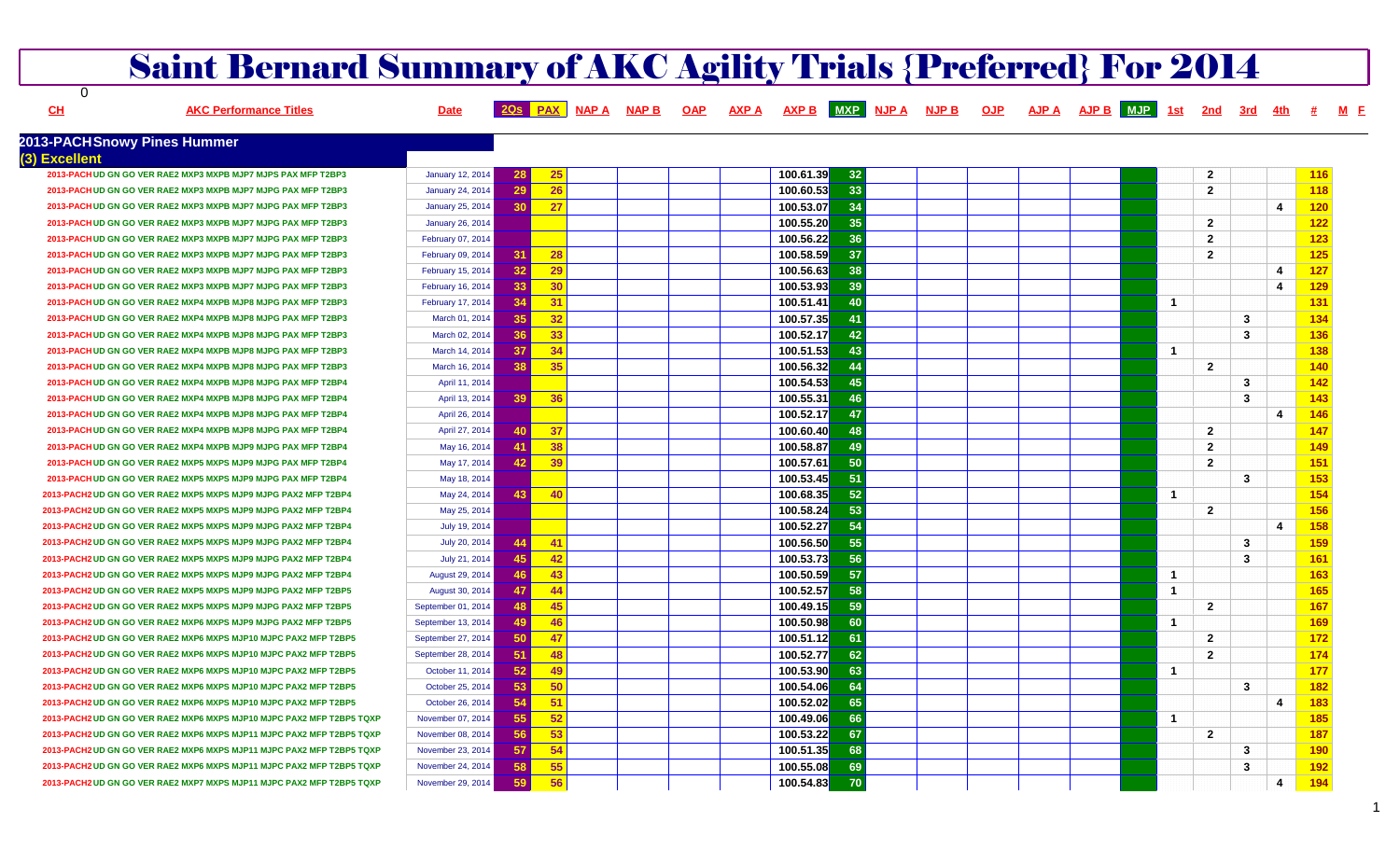# Saint Bernard Summary of AKC Agility Trials {Preferred} For 2014

0

| CH | AKC Performance Titles | Date | 2Qs | PAX | NAP A | NAP B | OAP | AXP A | AXP B | MXP | NJP A | NJP B | OJP | AJP A | AJP B | MJP | 1st | 2nd | 3rd | 4th | # | M | F |
|---|---|---|---|---|---|---|---|---|---|---|---|---|---|---|---|---|---|---|---|---|---|---|---|
| **2013-PACH Snowy Pines Hummer** | | | | | | | | | | | | | | | | | | | | | | | |
| **(3) Excellent** | | | | | | | | | | | | | | | | | | | | | | | |
| 2013-PACH | UD GN GO VER RAE2 MXP3 MXPB MJP7 MJPS PAX MFP T2BP3 | January 12, 2014 | 28 | 25 | | | | | 100.61.39 | 32 | | | | | | | | 2 | | | 116 | | |
| 2013-PACH | UD GN GO VER RAE2 MXP3 MXPB MJP7 MJPG PAX MFP T2BP3 | January 24, 2014 | 29 | 26 | | | | | 100.60.53 | 33 | | | | | | | | 2 | | | 118 | | |
| 2013-PACH | UD GN GO VER RAE2 MXP3 MXPB MJP7 MJPG PAX MFP T2BP3 | January 25, 2014 | 30 | 27 | | | | | 100.53.07 | 34 | | | | | | | | | | 4 | 120 | | |
| 2013-PACH | UD GN GO VER RAE2 MXP3 MXPB MJP7 MJPG PAX MFP T2BP3 | January 26, 2014 | | | | | | | 100.55.20 | 35 | | | | | | | | 2 | | | 122 | | |
| 2013-PACH | UD GN GO VER RAE2 MXP3 MXPB MJP7 MJPG PAX MFP T2BP3 | February 07, 2014 | | | | | | | 100.56.22 | 36 | | | | | | | | 2 | | | 123 | | |
| 2013-PACH | UD GN GO VER RAE2 MXP3 MXPB MJP7 MJPG PAX MFP T2BP3 | February 09, 2014 | 31 | 28 | | | | | 100.58.59 | 37 | | | | | | | | 2 | | | 125 | | |
| 2013-PACH | UD GN GO VER RAE2 MXP3 MXPB MJP7 MJPG PAX MFP T2BP3 | February 15, 2014 | 32 | 29 | | | | | 100.56.63 | 38 | | | | | | | | | | 4 | 127 | | |
| 2013-PACH | UD GN GO VER RAE2 MXP3 MXPB MJP7 MJPG PAX MFP T2BP3 | February 16, 2014 | 33 | 30 | | | | | 100.53.93 | 39 | | | | | | | | | | 4 | 129 | | |
| 2013-PACH | UD GN GO VER RAE2 MXP4 MXPB MJP8 MJPG PAX MFP T2BP3 | February 17, 2014 | 34 | 31 | | | | | 100.51.41 | 40 | | | | | | | 1 | | | | 131 | | |
| 2013-PACH | UD GN GO VER RAE2 MXP4 MXPB MJP8 MJPG PAX MFP T2BP3 | March 01, 2014 | 35 | 32 | | | | | 100.57.35 | 41 | | | | | | | | | 3 | | 134 | | |
| 2013-PACH | UD GN GO VER RAE2 MXP4 MXPB MJP8 MJPG PAX MFP T2BP3 | March 02, 2014 | 36 | 33 | | | | | 100.52.17 | 42 | | | | | | | | | 3 | | 136 | | |
| 2013-PACH | UD GN GO VER RAE2 MXP4 MXPB MJP8 MJPG PAX MFP T2BP3 | March 14, 2014 | 37 | 34 | | | | | 100.51.53 | 43 | | | | | | | 1 | | | | 138 | | |
| 2013-PACH | UD GN GO VER RAE2 MXP4 MXPB MJP8 MJPG PAX MFP T2BP3 | March 16, 2014 | 38 | 35 | | | | | 100.56.32 | 44 | | | | | | | | 2 | | | 140 | | |
| 2013-PACH | UD GN GO VER RAE2 MXP4 MXPB MJP8 MJPG PAX MFP T2BP4 | April 11, 2014 | | | | | | | 100.54.53 | 45 | | | | | | | | | 3 | | 142 | | |
| 2013-PACH | UD GN GO VER RAE2 MXP4 MXPB MJP8 MJPG PAX MFP T2BP4 | April 13, 2014 | 39 | 36 | | | | | 100.55.31 | 46 | | | | | | | | | 3 | | 143 | | |
| 2013-PACH | UD GN GO VER RAE2 MXP4 MXPB MJP8 MJPG PAX MFP T2BP4 | April 26, 2014 | | | | | | | 100.52.17 | 47 | | | | | | | | | | 4 | 146 | | |
| 2013-PACH | UD GN GO VER RAE2 MXP4 MXPB MJP8 MJPG PAX MFP T2BP4 | April 27, 2014 | 40 | 37 | | | | | 100.60.40 | 48 | | | | | | | | 2 | | | 147 | | |
| 2013-PACH | UD GN GO VER RAE2 MXP4 MXPB MJP9 MJPG PAX MFP T2BP4 | May 16, 2014 | 41 | 38 | | | | | 100.58.87 | 49 | | | | | | | | 2 | | | 149 | | |
| 2013-PACH | UD GN GO VER RAE2 MXP5 MXPB MJP9 MJPG PAX MFP T2BP4 | May 17, 2014 | 42 | 39 | | | | | 100.57.61 | 50 | | | | | | | | 2 | | | 151 | | |
| 2013-PACH | UD GN GO VER RAE2 MXP5 MXPB MJP9 MJPG PAX MFP T2BP4 | May 18, 2014 | | | | | | | 100.53.45 | 51 | | | | | | | | | 3 | | 153 | | |
| 2013-PACH2 | UD GN GO VER RAE2 MXP5 MXPS MJP9 MJPG PAX2 MFP T2BP4 | May 24, 2014 | 43 | 40 | | | | | 100.68.35 | 52 | | | | | | | 1 | | | | 154 | | |
| 2013-PACH2 | UD GN GO VER RAE2 MXP5 MXPS MJP9 MJPG PAX2 MFP T2BP4 | May 25, 2014 | | | | | | | 100.58.24 | 53 | | | | | | | | 2 | | | 156 | | |
| 2013-PACH2 | UD GN GO VER RAE2 MXP5 MXPS MJP9 MJPG PAX2 MFP T2BP4 | July 19, 2014 | | | | | | | 100.52.27 | 54 | | | | | | | | | | 4 | 158 | | |
| 2013-PACH2 | UD GN GO VER RAE2 MXP5 MXPS MJP9 MJPG PAX2 MFP T2BP4 | July 20, 2014 | 44 | 41 | | | | | 100.56.50 | 55 | | | | | | | | | 3 | | 159 | | |
| 2013-PACH2 | UD GN GO VER RAE2 MXP5 MXPS MJP9 MJPG PAX2 MFP T2BP4 | July 21, 2014 | 45 | 42 | | | | | 100.53.73 | 56 | | | | | | | | | 3 | | 161 | | |
| 2013-PACH2 | UD GN GO VER RAE2 MXP5 MXPS MJP9 MJPG PAX2 MFP T2BP4 | August 29, 2014 | 46 | 43 | | | | | 100.50.59 | 57 | | | | | | | 1 | | | | 163 | | |
| 2013-PACH2 | UD GN GO VER RAE2 MXP5 MXPS MJP9 MJPG PAX2 MFP T2BP5 | August 30, 2014 | 47 | 44 | | | | | 100.52.57 | 58 | | | | | | | 1 | | | | 165 | | |
| 2013-PACH2 | UD GN GO VER RAE2 MXP5 MXPS MJP9 MJPG PAX2 MFP T2BP5 | September 01, 2014 | 48 | 45 | | | | | 100.49.15 | 59 | | | | | | | | 2 | | | 167 | | |
| 2013-PACH2 | UD GN GO VER RAE2 MXP6 MXPS MJP9 MJPG PAX2 MFP T2BP5 | September 13, 2014 | 49 | 46 | | | | | 100.50.98 | 60 | | | | | | | 1 | | | | 169 | | |
| 2013-PACH2 | UD GN GO VER RAE2 MXP6 MXPS MJP10 MJPC PAX2 MFP T2BP5 | September 27, 2014 | 50 | 47 | | | | | 100.51.12 | 61 | | | | | | | | 2 | | | 172 | | |
| 2013-PACH2 | UD GN GO VER RAE2 MXP6 MXPS MJP10 MJPC PAX2 MFP T2BP5 | September 28, 2014 | 51 | 48 | | | | | 100.52.77 | 62 | | | | | | | | 2 | | | 174 | | |
| 2013-PACH2 | UD GN GO VER RAE2 MXP6 MXPS MJP10 MJPC PAX2 MFP T2BP5 | October 11, 2014 | 52 | 49 | | | | | 100.53.90 | 63 | | | | | | | 1 | | | | 177 | | |
| 2013-PACH2 | UD GN GO VER RAE2 MXP6 MXPS MJP10 MJPC PAX2 MFP T2BP5 | October 25, 2014 | 53 | 50 | | | | | 100.54.06 | 64 | | | | | | | | | 3 | | 182 | | |
| 2013-PACH2 | UD GN GO VER RAE2 MXP6 MXPS MJP10 MJPC PAX2 MFP T2BP5 | October 26, 2014 | 54 | 51 | | | | | 100.52.02 | 65 | | | | | | | | | | 4 | 183 | | |
| 2013-PACH2 | UD GN GO VER RAE2 MXP6 MXPS MJP10 MJPC PAX2 MFP T2BP5 TQXP | November 07, 2014 | 55 | 52 | | | | | 100.49.06 | 66 | | | | | | | 1 | | | | 185 | | |
| 2013-PACH2 | UD GN GO VER RAE2 MXP6 MXPS MJP11 MJPC PAX2 MFP T2BP5 TQXP | November 08, 2014 | 56 | 53 | | | | | 100.53.22 | 67 | | | | | | | | 2 | | | 187 | | |
| 2013-PACH2 | UD GN GO VER RAE2 MXP6 MXPS MJP11 MJPC PAX2 MFP T2BP5 TQXP | November 23, 2014 | 57 | 54 | | | | | 100.51.35 | 68 | | | | | | | | | 3 | | 190 | | |
| 2013-PACH2 | UD GN GO VER RAE2 MXP6 MXPS MJP11 MJPC PAX2 MFP T2BP5 TQXP | November 24, 2014 | 58 | 55 | | | | | 100.55.08 | 69 | | | | | | | | | 3 | | 192 | | |
| 2013-PACH2 | UD GN GO VER RAE2 MXP7 MXPS MJP11 MJPC PAX2 MFP T2BP5 TQXP | November 29, 2014 | 59 | 56 | | | | | 100.54.83 | 70 | | | | | | | | | | 4 | 194 | | |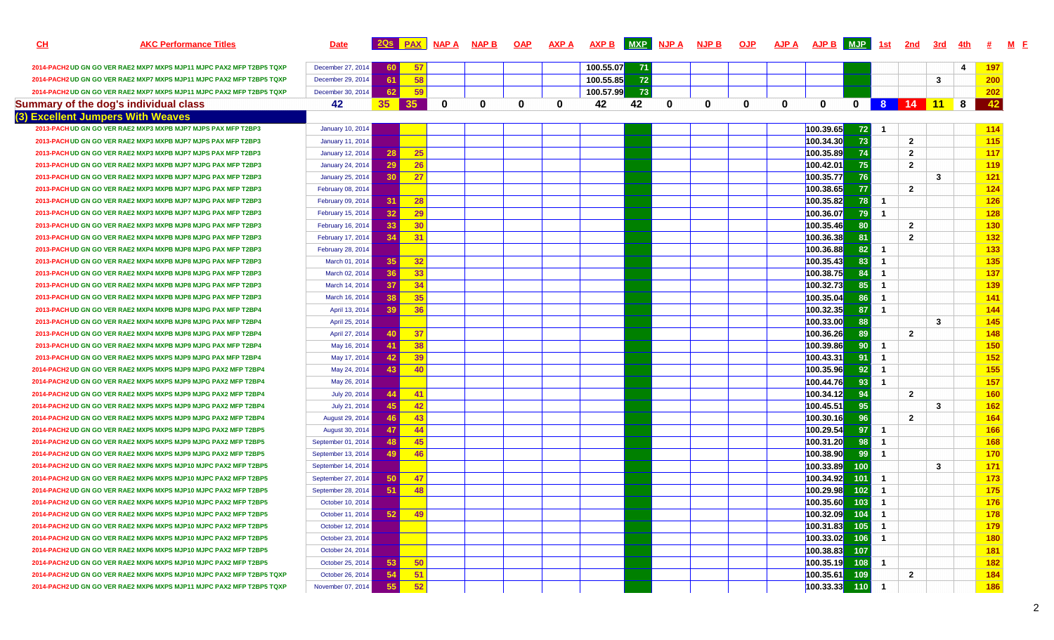| CH | AKC Performance Titles | Date | 2Qs | PAX | NAP A | NAP B | OAP | AXP A | AXP B | MXP | NJP A | NJP B | OJP | AJP A | AJP B | MJP | 1st | 2nd | 3rd | 4th | # | M | F |
|---|---|---|---|---|---|---|---|---|---|---|---|---|---|---|---|---|---|---|---|---|---|---|---|
| 2014-PACH2 | UD GN GO VER RAE2 MXP7 MXPS MJP11 MJPC PAX2 MFP T2BP5 TQXP | December 27, 2014 | 60 | 57 | | | | | 100.55.07 | 71 | | | | | | | | | | 4 | 197 | | |
| 2014-PACH2 | UD GN GO VER RAE2 MXP7 MXPS MJP11 MJPC PAX2 MFP T2BP5 TQXP | December 29, 2014 | 61 | 58 | | | | | 100.55.85 | 72 | | | | | | | | | 3 | | 200 | | |
| 2014-PACH2 | UD GN GO VER RAE2 MXP7 MXPS MJP11 MJPC PAX2 MFP T2BP5 TQXP | December 30, 2014 | 62 | 59 | | | | | 100.57.99 | 73 | | | | | | | | | | | 202 | | |
| **Summary of the dog's individual class** | | 42 | 35 | 35 | 0 | 0 | 0 | 0 | 42 | 42 | 0 | 0 | 0 | 0 | 0 | 0 | 8 | 14 | 11 | 8 | 42 | | |
| **(3) Excellent Jumpers With Weaves** | | | | | | | | | | | | | | | | | | | | | | | |
| 2013-PACH | UD GN GO VER RAE2 MXP3 MXPB MJP7 MJPS PAX MFP T2BP3 | January 10, 2014 | | | | | | | | | | | | | 100.39.65 | 72 | 1 | | | | 114 | | |
| 2013-PACH | UD GN GO VER RAE2 MXP3 MXPB MJP7 MJPS PAX MFP T2BP3 | January 11, 2014 | | | | | | | | | | | | | 100.34.30 | 73 | | 2 | | | 115 | | |
| 2013-PACH | UD GN GO VER RAE2 MXP3 MXPB MJP7 MJPS PAX MFP T2BP3 | January 12, 2014 | 28 | 25 | | | | | | | | | | | 100.35.89 | 74 | | 2 | | | 117 | | |
| 2013-PACH | UD GN GO VER RAE2 MXP3 MXPB MJP7 MJPG PAX MFP T2BP3 | January 24, 2014 | 29 | 26 | | | | | | | | | | | 100.42.01 | 75 | | 2 | | | 119 | | |
| 2013-PACH | UD GN GO VER RAE2 MXP3 MXPB MJP7 MJPG PAX MFP T2BP3 | January 25, 2014 | 30 | 27 | | | | | | | | | | | 100.35.77 | 76 | | | 3 | | 121 | | |
| 2013-PACH | UD GN GO VER RAE2 MXP3 MXPB MJP7 MJPG PAX MFP T2BP3 | February 08, 2014 | | | | | | | | | | | | | 100.38.65 | 77 | | 2 | | | 124 | | |
| 2013-PACH | UD GN GO VER RAE2 MXP3 MXPB MJP7 MJPG PAX MFP T2BP3 | February 09, 2014 | 31 | 28 | | | | | | | | | | | 100.35.82 | 78 | 1 | | | | 126 | | |
| 2013-PACH | UD GN GO VER RAE2 MXP3 MXPB MJP7 MJPG PAX MFP T2BP3 | February 15, 2014 | 32 | 29 | | | | | | | | | | | 100.36.07 | 79 | 1 | | | | 128 | | |
| 2013-PACH | UD GN GO VER RAE2 MXP3 MXPB MJP8 MJPG PAX MFP T2BP3 | February 16, 2014 | 33 | 30 | | | | | | | | | | | 100.35.46 | 80 | | 2 | | | 130 | | |
| 2013-PACH | UD GN GO VER RAE2 MXP4 MXPB MJP8 MJPG PAX MFP T2BP3 | February 17, 2014 | 34 | 31 | | | | | | | | | | | 100.36.38 | 81 | | 2 | | | 132 | | |
| 2013-PACH | UD GN GO VER RAE2 MXP4 MXPB MJP8 MJPG PAX MFP T2BP3 | February 28, 2014 | | | | | | | | | | | | | 100.36.88 | 82 | 1 | | | | 133 | | |
| 2013-PACH | UD GN GO VER RAE2 MXP4 MXPB MJP8 MJPG PAX MFP T2BP3 | March 01, 2014 | 35 | 32 | | | | | | | | | | | 100.35.43 | 83 | 1 | | | | 135 | | |
| 2013-PACH | UD GN GO VER RAE2 MXP4 MXPB MJP8 MJPG PAX MFP T2BP3 | March 02, 2014 | 36 | 33 | | | | | | | | | | | 100.38.75 | 84 | 1 | | | | 137 | | |
| 2013-PACH | UD GN GO VER RAE2 MXP4 MXPB MJP8 MJPG PAX MFP T2BP3 | March 14, 2014 | 37 | 34 | | | | | | | | | | | 100.32.73 | 85 | 1 | | | | 139 | | |
| 2013-PACH | UD GN GO VER RAE2 MXP4 MXPB MJP8 MJPG PAX MFP T2BP3 | March 16, 2014 | 38 | 35 | | | | | | | | | | | 100.35.04 | 86 | 1 | | | | 141 | | |
| 2013-PACH | UD GN GO VER RAE2 MXP4 MXPB MJP8 MJPG PAX MFP T2BP4 | April 13, 2014 | 39 | 36 | | | | | | | | | | | 100.32.35 | 87 | 1 | | | | 144 | | |
| 2013-PACH | UD GN GO VER RAE2 MXP4 MXPB MJP8 MJPG PAX MFP T2BP4 | April 25, 2014 | | | | | | | | | | | | | 100.33.00 | 88 | | | 3 | | 145 | | |
| 2013-PACH | UD GN GO VER RAE2 MXP4 MXPB MJP8 MJPG PAX MFP T2BP4 | April 27, 2014 | 40 | 37 | | | | | | | | | | | 100.36.26 | 89 | | 2 | | | 148 | | |
| 2013-PACH | UD GN GO VER RAE2 MXP4 MXPB MJP9 MJPG PAX MFP T2BP4 | May 16, 2014 | 41 | 38 | | | | | | | | | | | 100.39.86 | 90 | 1 | | | | 150 | | |
| 2013-PACH | UD GN GO VER RAE2 MXP5 MXPS MJP9 MJPG PAX MFP T2BP4 | May 17, 2014 | 42 | 39 | | | | | | | | | | | 100.43.31 | 91 | 1 | | | | 152 | | |
| 2014-PACH2 | UD GN GO VER RAE2 MXP5 MXPS MJP9 MJPG PAX2 MFP T2BP4 | May 24, 2014 | 43 | 40 | | | | | | | | | | | 100.35.96 | 92 | 1 | | | | 155 | | |
| 2014-PACH2 | UD GN GO VER RAE2 MXP5 MXPS MJP9 MJPG PAX2 MFP T2BP4 | May 26, 2014 | | | | | | | | | | | | | 100.44.76 | 93 | 1 | | | | 157 | | |
| 2014-PACH2 | UD GN GO VER RAE2 MXP5 MXPS MJP9 MJPG PAX2 MFP T2BP4 | July 20, 2014 | 44 | 41 | | | | | | | | | | | 100.34.12 | 94 | | 2 | | | 160 | | |
| 2014-PACH2 | UD GN GO VER RAE2 MXP5 MXPS MJP9 MJPG PAX2 MFP T2BP4 | July 21, 2014 | 45 | 42 | | | | | | | | | | | 100.45.51 | 95 | | | 3 | | 162 | | |
| 2014-PACH2 | UD GN GO VER RAE2 MXP5 MXPS MJP9 MJPG PAX2 MFP T2BP4 | August 29, 2014 | 46 | 43 | | | | | | | | | | | 100.30.16 | 96 | | 2 | | | 164 | | |
| 2014-PACH2 | UD GN GO VER RAE2 MXP5 MXPS MJP9 MJPG PAX2 MFP T2BP5 | August 30, 2014 | 47 | 44 | | | | | | | | | | | 100.29.54 | 97 | 1 | | | | 166 | | |
| 2014-PACH2 | UD GN GO VER RAE2 MXP5 MXPS MJP9 MJPG PAX2 MFP T2BP5 | September 01, 2014 | 48 | 45 | | | | | | | | | | | 100.31.20 | 98 | 1 | | | | 168 | | |
| 2014-PACH2 | UD GN GO VER RAE2 MXP6 MXPS MJP9 MJPG PAX2 MFP T2BP5 | September 13, 2014 | 49 | 46 | | | | | | | | | | | 100.38.90 | 99 | 1 | | | | 170 | | |
| 2014-PACH2 | UD GN GO VER RAE2 MXP6 MXPS MJP10 MJPC PAX2 MFP T2BP5 | September 14, 2014 | | | | | | | | | | | | | 100.33.89 | 100 | | | 3 | | 171 | | |
| 2014-PACH2 | UD GN GO VER RAE2 MXP6 MXPS MJP10 MJPC PAX2 MFP T2BP5 | September 27, 2014 | 50 | 47 | | | | | | | | | | | 100.34.92 | 101 | 1 | | | | 173 | | |
| 2014-PACH2 | UD GN GO VER RAE2 MXP6 MXPS MJP10 MJPC PAX2 MFP T2BP5 | September 28, 2014 | 51 | 48 | | | | | | | | | | | 100.29.98 | 102 | 1 | | | | 175 | | |
| 2014-PACH2 | UD GN GO VER RAE2 MXP6 MXPS MJP10 MJPC PAX2 MFP T2BP5 | October 10, 2014 | | | | | | | | | | | | | 100.35.60 | 103 | 1 | | | | 176 | | |
| 2014-PACH2 | UD GN GO VER RAE2 MXP6 MXPS MJP10 MJPC PAX2 MFP T2BP5 | October 11, 2014 | 52 | 49 | | | | | | | | | | | 100.32.09 | 104 | 1 | | | | 178 | | |
| 2014-PACH2 | UD GN GO VER RAE2 MXP6 MXPS MJP10 MJPC PAX2 MFP T2BP5 | October 12, 2014 | | | | | | | | | | | | | 100.31.83 | 105 | 1 | | | | 179 | | |
| 2014-PACH2 | UD GN GO VER RAE2 MXP6 MXPS MJP10 MJPC PAX2 MFP T2BP5 | October 23, 2014 | | | | | | | | | | | | | 100.33.02 | 106 | 1 | | | | 180 | | |
| 2014-PACH2 | UD GN GO VER RAE2 MXP6 MXPS MJP10 MJPC PAX2 MFP T2BP5 | October 24, 2014 | | | | | | | | | | | | | 100.38.83 | 107 | | | | | 181 | | |
| 2014-PACH2 | UD GN GO VER RAE2 MXP6 MXPS MJP10 MJPC PAX2 MFP T2BP5 | October 25, 2014 | 53 | 50 | | | | | | | | | | | 100.35.19 | 108 | 1 | | | | 182 | | |
| 2014-PACH2 | UD GN GO VER RAE2 MXP6 MXPS MJP10 MJPC PAX2 MFP T2BP5 TQXP | October 26, 2014 | 54 | 51 | | | | | | | | | | | 100.35.61 | 109 | | 2 | | | 184 | | |
| 2014-PACH2 | UD GN GO VER RAE2 MXP6 MXPS MJP11 MJPC PAX2 MFP T2BP5 TQXP | November 07, 2014 | 55 | 52 | | | | | | | | | | | 100.33.33 | 110 | 1 | | | | 186 | | |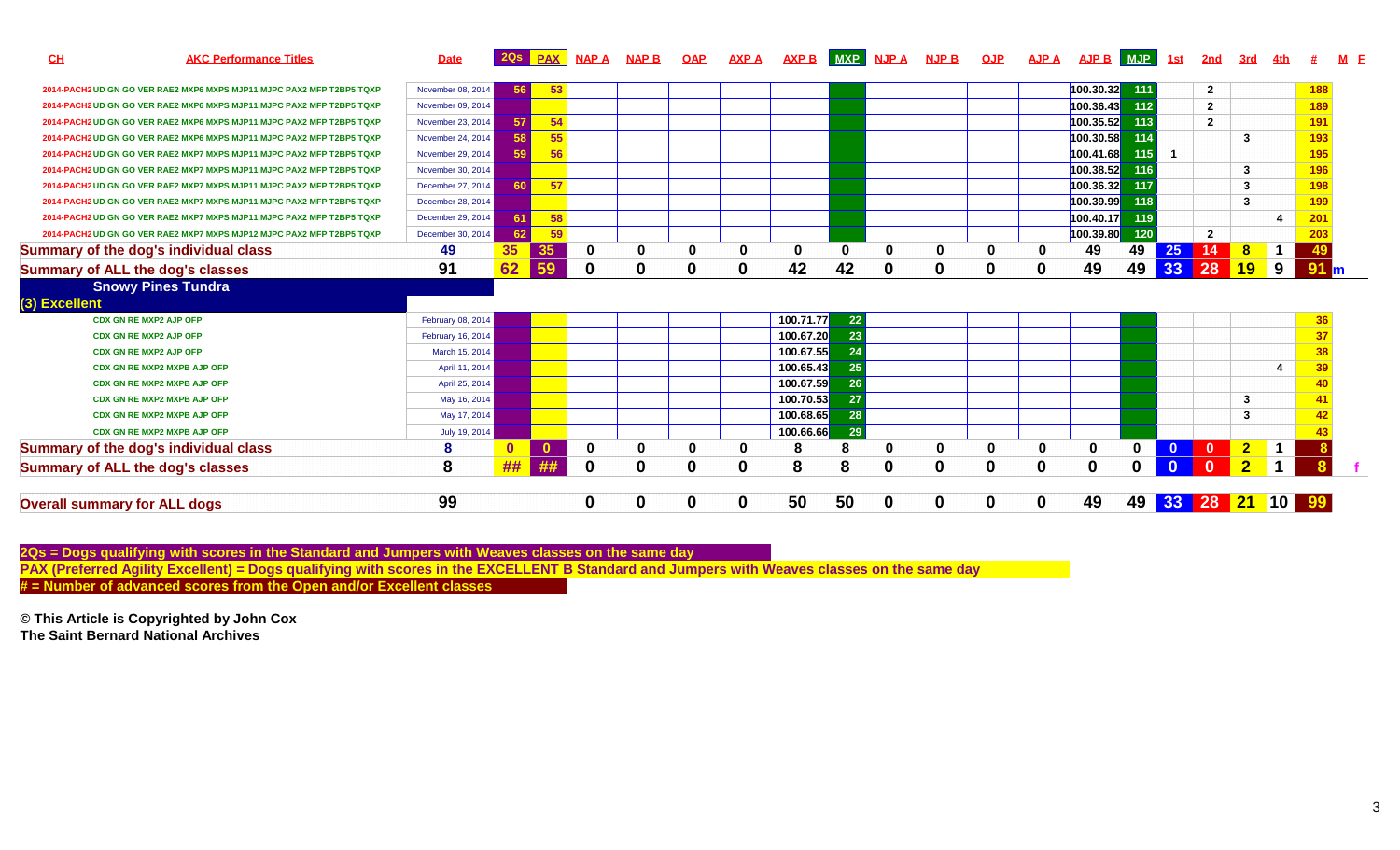| CH | AKC Performance Titles | Date | 2Qs | PAX | NAP A | NAP B | OAP | AXP A | AXP B | MXP | NJP A | NJP B | OJP | AJP A | AJP B | MJP | 1st | 2nd | 3rd | 4th | # | M | F |
|---|---|---|---|---|---|---|---|---|---|---|---|---|---|---|---|---|---|---|---|---|---|---|---|
| 2014-PACH2 | UD GN GO VER RAE2 MXP6 MXPS MJP11 MJPC PAX2 MFP T2BP5 TQXP | November 08, 2014 | 56 | 53 | | | | | | | | | | | 100.30.32 | 111 | | 2 | | | 188 | | |
| 2014-PACH2 | UD GN GO VER RAE2 MXP6 MXPS MJP11 MJPC PAX2 MFP T2BP5 TQXP | November 09, 2014 | | | | | | | | | | | | | 100.36.43 | 112 | | 2 | | | 189 | | |
| 2014-PACH2 | UD GN GO VER RAE2 MXP6 MXPS MJP11 MJPC PAX2 MFP T2BP5 TQXP | November 23, 2014 | 57 | 54 | | | | | | | | | | | 100.35.52 | 113 | | 2 | | | 191 | | |
| 2014-PACH2 | UD GN GO VER RAE2 MXP6 MXPS MJP11 MJPC PAX2 MFP T2BP5 TQXP | November 24, 2014 | 58 | 55 | | | | | | | | | | | 100.30.58 | 114 | | | 3 | | 193 | | |
| 2014-PACH2 | UD GN GO VER RAE2 MXP7 MXPS MJP11 MJPC PAX2 MFP T2BP5 TQXP | November 29, 2014 | 59 | 56 | | | | | | | | | | | 100.41.68 | 115 | 1 | | | | 195 | | |
| 2014-PACH2 | UD GN GO VER RAE2 MXP7 MXPS MJP11 MJPC PAX2 MFP T2BP5 TQXP | November 30, 2014 | | | | | | | | | | | | | 100.38.52 | 116 | | | 3 | | 196 | | |
| 2014-PACH2 | UD GN GO VER RAE2 MXP7 MXPS MJP11 MJPC PAX2 MFP T2BP5 TQXP | December 27, 2014 | 60 | 57 | | | | | | | | | | | 100.36.32 | 117 | | | 3 | | 198 | | |
| 2014-PACH2 | UD GN GO VER RAE2 MXP7 MXPS MJP11 MJPC PAX2 MFP T2BP5 TQXP | December 28, 2014 | | | | | | | | | | | | | 100.39.99 | 118 | | | 3 | | 199 | | |
| 2014-PACH2 | UD GN GO VER RAE2 MXP7 MXPS MJP11 MJPC PAX2 MFP T2BP5 TQXP | December 29, 2014 | 61 | 58 | | | | | | | | | | | 100.40.17 | 119 | | | | 4 | 201 | | |
| 2014-PACH2 | UD GN GO VER RAE2 MXP7 MXPS MJP12 MJPC PAX2 MFP T2BP5 TQXP | December 30, 2014 | 62 | 59 | | | | | | | | | | | 100.39.80 | 120 | | 2 | | | 203 | | |
| **Summary of the dog's individual class** | | 49 | 35 | 35 | 0 | 0 | 0 | 0 | 0 | 0 | 0 | 0 | 0 | 0 | 49 | 49 | 25 | 14 | 8 | 1 | 49 | | |
| **Summary of ALL the dog's classes** | | 91 | 62 | 59 | 0 | 0 | 0 | 0 | 42 | 42 | 0 | 0 | 0 | 0 | 49 | 49 | 33 | 28 | 19 | 9 | 91 | m | |
| **Snowy Pines Tundra** | | | | | | | | | | | | | | | | | | | | | | | |
| **(3) Excellent** | | | | | | | | | | | | | | | | | | | | | | | |
| | CDX GN RE MXP2 AJP OFP | February 08, 2014 | | | | | | | 100.71.77 | 22 | | | | | | | | | | | 36 | | |
| | CDX GN RE MXP2 AJP OFP | February 16, 2014 | | | | | | | 100.67.20 | 23 | | | | | | | | | | | 37 | | |
| | CDX GN RE MXP2 AJP OFP | March 15, 2014 | | | | | | | 100.67.55 | 24 | | | | | | | | | | | 38 | | |
| | CDX GN RE MXP2 MXPB AJP OFP | April 11, 2014 | | | | | | | 100.65.43 | 25 | | | | | | | | | | 4 | 39 | | |
| | CDX GN RE MXP2 MXPB AJP OFP | April 25, 2014 | | | | | | | 100.67.59 | 26 | | | | | | | | | | | 40 | | |
| | CDX GN RE MXP2 MXPB AJP OFP | May 16, 2014 | | | | | | | 100.70.53 | 27 | | | | | | | | | 3 | | 41 | | |
| | CDX GN RE MXP2 MXPB AJP OFP | May 17, 2014 | | | | | | | 100.68.65 | 28 | | | | | | | | | 3 | | 42 | | |
| | CDX GN RE MXP2 MXPB AJP OFP | July 19, 2014 | | | | | | | 100.66.66 | 29 | | | | | | | | | | | 43 | | |
| **Summary of the dog's individual class** | | 8 | 0 | 0 | 0 | 0 | 0 | 0 | 8 | 8 | 0 | 0 | 0 | 0 | 0 | 0 | 0 | 0 | 2 | 1 | 8 | | |
| **Summary of ALL the dog's classes** | | 8 | ## | ## | 0 | 0 | 0 | 0 | 8 | 8 | 0 | 0 | 0 | 0 | 0 | 0 | 0 | 0 | 2 | 1 | 8 | | f |
| **Overall summary for ALL dogs** | | 99 | | | 0 | 0 | 0 | 0 | 50 | 50 | 0 | 0 | 0 | 0 | 49 | 49 | 33 | 28 | 21 | 10 | 99 | | |

**2Qs = Dogs qualifying with scores in the Standard and Jumpers with Weaves classes on the same day**

**PAX (Preferred Agility Excellent) = Dogs qualifying with scores in the EXCELLENT B Standard and Jumpers with Weaves classes on the same day**

**# = Number of advanced scores from the Open and/or Excellent classes**

**© This Article is Copyrighted by John Cox**
**The Saint Bernard National Archives**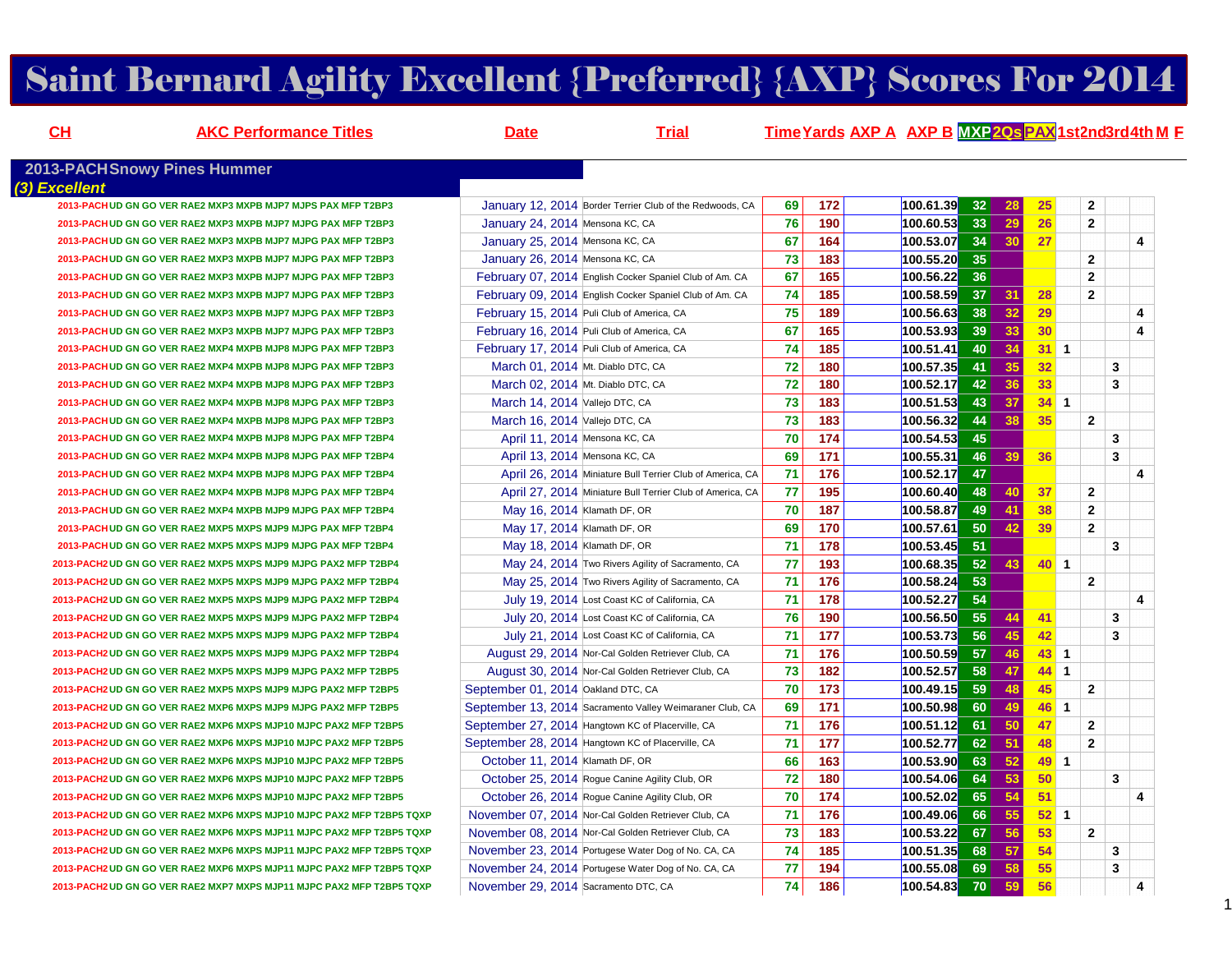# Saint Bernard Agility Excellent {Preferred} {AXP} Scores For 2014

## 2013-PACH Snowy Pines Hummer

*(3) Excellent*

| CH | AKC Performance Titles | Date | Trial | Time | Yards | AXP A | AXP B | MXP | 2Qs | PAX | 1st | 2nd | 3rd | 4th | M | F |
|---|---|---|---|---|---|---|---|---|---|---|---|---|---|---|---|---|
| 2013-PACH | UD GN GO VER RAE2 MXP3 MXPB MJP7 MJPS PAX MFP T2BP3 | January 12, 2014 | Border Terrier Club of the Redwoods, CA | 69 | 172 | | 100.61.39 | 32 | 28 | 25 | | 2 | | | | |
| 2013-PACH | UD GN GO VER RAE2 MXP3 MXPB MJP7 MJPG PAX MFP T2BP3 | January 24, 2014 | Mensona KC, CA | 76 | 190 | | 100.60.53 | 33 | 29 | 26 | | 2 | | | | |
| 2013-PACH | UD GN GO VER RAE2 MXP3 MXPB MJP7 MJPG PAX MFP T2BP3 | January 25, 2014 | Mensona KC, CA | 67 | 164 | | 100.53.07 | 34 | 30 | 27 | | | | 4 | | |
| 2013-PACH | UD GN GO VER RAE2 MXP3 MXPB MJP7 MJPG PAX MFP T2BP3 | January 26, 2014 | Mensona KC, CA | 73 | 183 | | 100.55.20 | 35 | | | | 2 | | | | |
| 2013-PACH | UD GN GO VER RAE2 MXP3 MXPB MJP7 MJPG PAX MFP T2BP3 | February 07, 2014 | English Cocker Spaniel Club of Am. CA | 67 | 165 | | 100.56.22 | 36 | | | | 2 | | | | |
| 2013-PACH | UD GN GO VER RAE2 MXP3 MXPB MJP7 MJPG PAX MFP T2BP3 | February 09, 2014 | English Cocker Spaniel Club of Am. CA | 74 | 185 | | 100.58.59 | 37 | 31 | 28 | | 2 | | | | |
| 2013-PACH | UD GN GO VER RAE2 MXP3 MXPB MJP7 MJPG PAX MFP T2BP3 | February 15, 2014 | Puli Club of America, CA | 75 | 189 | | 100.56.63 | 38 | 32 | 29 | | | | 4 | | |
| 2013-PACH | UD GN GO VER RAE2 MXP3 MXPB MJP7 MJPG PAX MFP T2BP3 | February 16, 2014 | Puli Club of America, CA | 67 | 165 | | 100.53.93 | 39 | 33 | 30 | | | | 4 | | |
| 2013-PACH | UD GN GO VER RAE2 MXP4 MXPB MJP8 MJPG PAX MFP T2BP3 | February 17, 2014 | Puli Club of America, CA | 74 | 185 | | 100.51.41 | 40 | 34 | 31 | 1 | | | | | |
| 2013-PACH | UD GN GO VER RAE2 MXP4 MXPB MJP8 MJPG PAX MFP T2BP3 | March 01, 2014 | Mt. Diablo DTC, CA | 72 | 180 | | 100.57.35 | 41 | 35 | 32 | | | 3 | | | |
| 2013-PACH | UD GN GO VER RAE2 MXP4 MXPB MJP8 MJPG PAX MFP T2BP3 | March 02, 2014 | Mt. Diablo DTC, CA | 72 | 180 | | 100.52.17 | 42 | 36 | 33 | | | 3 | | | |
| 2013-PACH | UD GN GO VER RAE2 MXP4 MXPB MJP8 MJPG PAX MFP T2BP3 | March 14, 2014 | Vallejo DTC, CA | 73 | 183 | | 100.51.53 | 43 | 37 | 34 | 1 | | | | | |
| 2013-PACH | UD GN GO VER RAE2 MXP4 MXPB MJP8 MJPG PAX MFP T2BP3 | March 16, 2014 | Vallejo DTC, CA | 73 | 183 | | 100.56.32 | 44 | 38 | 35 | | 2 | | | | |
| 2013-PACH | UD GN GO VER RAE2 MXP4 MXPB MJP8 MJPG PAX MFP T2BP4 | April 11, 2014 | Mensona KC, CA | 70 | 174 | | 100.54.53 | 45 | | | | | 3 | | | |
| 2013-PACH | UD GN GO VER RAE2 MXP4 MXPB MJP8 MJPG PAX MFP T2BP4 | April 13, 2014 | Mensona KC, CA | 69 | 171 | | 100.55.31 | 46 | 39 | 36 | | | 3 | | | |
| 2013-PACH | UD GN GO VER RAE2 MXP4 MXPB MJP8 MJPG PAX MFP T2BP4 | April 26, 2014 | Miniature Bull Terrier Club of America, CA | 71 | 176 | | 100.52.17 | 47 | | | | | | 4 | | |
| 2013-PACH | UD GN GO VER RAE2 MXP4 MXPB MJP8 MJPG PAX MFP T2BP4 | April 27, 2014 | Miniature Bull Terrier Club of America, CA | 77 | 195 | | 100.60.40 | 48 | 40 | 37 | | 2 | | | | |
| 2013-PACH | UD GN GO VER RAE2 MXP4 MXPB MJP9 MJPG PAX MFP T2BP4 | May 16, 2014 | Klamath DF, OR | 70 | 187 | | 100.58.87 | 49 | 41 | 38 | | 2 | | | | |
| 2013-PACH | UD GN GO VER RAE2 MXP5 MXPS MJP9 MJPG PAX MFP T2BP4 | May 17, 2014 | Klamath DF, OR | 69 | 170 | | 100.57.61 | 50 | 42 | 39 | | 2 | | | | |
| 2013-PACH | UD GN GO VER RAE2 MXP5 MXPS MJP9 MJPG PAX MFP T2BP4 | May 18, 2014 | Klamath DF, OR | 71 | 178 | | 100.53.45 | 51 | | | | | 3 | | | |
| 2013-PACH2 | UD GN GO VER RAE2 MXP5 MXPS MJP9 MJPG PAX2 MFP T2BP4 | May 24, 2014 | Two Rivers Agility of Sacramento, CA | 77 | 193 | | 100.68.35 | 52 | 43 | 40 | 1 | | | | | |
| 2013-PACH2 | UD GN GO VER RAE2 MXP5 MXPS MJP9 MJPG PAX2 MFP T2BP4 | May 25, 2014 | Two Rivers Agility of Sacramento, CA | 71 | 176 | | 100.58.24 | 53 | | | | 2 | | | | |
| 2013-PACH2 | UD GN GO VER RAE2 MXP5 MXPS MJP9 MJPG PAX2 MFP T2BP4 | July 19, 2014 | Lost Coast KC of California, CA | 71 | 178 | | 100.52.27 | 54 | | | | | | 4 | | |
| 2013-PACH2 | UD GN GO VER RAE2 MXP5 MXPS MJP9 MJPG PAX2 MFP T2BP4 | July 20, 2014 | Lost Coast KC of California, CA | 76 | 190 | | 100.56.50 | 55 | 44 | 41 | | | 3 | | | |
| 2013-PACH2 | UD GN GO VER RAE2 MXP5 MXPS MJP9 MJPG PAX2 MFP T2BP4 | July 21, 2014 | Lost Coast KC of California, CA | 71 | 177 | | 100.53.73 | 56 | 45 | 42 | | | 3 | | | |
| 2013-PACH2 | UD GN GO VER RAE2 MXP5 MXPS MJP9 MJPG PAX2 MFP T2BP4 | August 29, 2014 | Nor-Cal Golden Retriever Club, CA | 71 | 176 | | 100.50.59 | 57 | 46 | 43 | 1 | | | | | |
| 2013-PACH2 | UD GN GO VER RAE2 MXP5 MXPS MJP9 MJPG PAX2 MFP T2BP5 | August 30, 2014 | Nor-Cal Golden Retriever Club, CA | 73 | 182 | | 100.52.57 | 58 | 47 | 44 | 1 | | | | | |
| 2013-PACH2 | UD GN GO VER RAE2 MXP5 MXPS MJP9 MJPG PAX2 MFP T2BP5 | September 01, 2014 | Oakland DTC, CA | 70 | 173 | | 100.49.15 | 59 | 48 | 45 | | 2 | | | | |
| 2013-PACH2 | UD GN GO VER RAE2 MXP6 MXPS MJP9 MJPG PAX2 MFP T2BP5 | September 13, 2014 | Sacramento Valley Weimaraner Club, CA | 69 | 171 | | 100.50.98 | 60 | 49 | 46 | 1 | | | | | |
| 2013-PACH2 | UD GN GO VER RAE2 MXP6 MXPS MJP10 MJPC PAX2 MFP T2BP5 | September 27, 2014 | Hangtown KC of Placerville, CA | 71 | 176 | | 100.51.12 | 61 | 50 | 47 | | 2 | | | | |
| 2013-PACH2 | UD GN GO VER RAE2 MXP6 MXPS MJP10 MJPC PAX2 MFP T2BP5 | September 28, 2014 | Hangtown KC of Placerville, CA | 71 | 177 | | 100.52.77 | 62 | 51 | 48 | | 2 | | | | |
| 2013-PACH2 | UD GN GO VER RAE2 MXP6 MXPS MJP10 MJPC PAX2 MFP T2BP5 | October 11, 2014 | Klamath DF, OR | 66 | 163 | | 100.53.90 | 63 | 52 | 49 | 1 | | | | | |
| 2013-PACH2 | UD GN GO VER RAE2 MXP6 MXPS MJP10 MJPC PAX2 MFP T2BP5 | October 25, 2014 | Rogue Canine Agility Club, OR | 72 | 180 | | 100.54.06 | 64 | 53 | 50 | | | 3 | | | |
| 2013-PACH2 | UD GN GO VER RAE2 MXP6 MXPS MJP10 MJPC PAX2 MFP T2BP5 | October 26, 2014 | Rogue Canine Agility Club, OR | 70 | 174 | | 100.52.02 | 65 | 54 | 51 | | | | 4 | | |
| 2013-PACH2 | UD GN GO VER RAE2 MXP6 MXPS MJP10 MJPC PAX2 MFP T2BP5 TQXP | November 07, 2014 | Nor-Cal Golden Retriever Club, CA | 71 | 176 | | 100.49.06 | 66 | 55 | 52 | 1 | | | | | |
| 2013-PACH2 | UD GN GO VER RAE2 MXP6 MXPS MJP11 MJPC PAX2 MFP T2BP5 TQXP | November 08, 2014 | Nor-Cal Golden Retriever Club, CA | 73 | 183 | | 100.53.22 | 67 | 56 | 53 | | 2 | | | | |
| 2013-PACH2 | UD GN GO VER RAE2 MXP6 MXPS MJP11 MJPC PAX2 MFP T2BP5 TQXP | November 23, 2014 | Portugese Water Dog of No. CA, CA | 74 | 185 | | 100.51.35 | 68 | 57 | 54 | | | 3 | | | |
| 2013-PACH2 | UD GN GO VER RAE2 MXP6 MXPS MJP11 MJPC PAX2 MFP T2BP5 TQXP | November 24, 2014 | Portugese Water Dog of No. CA, CA | 77 | 194 | | 100.55.08 | 69 | 58 | 55 | | | 3 | | | |
| 2013-PACH2 | UD GN GO VER RAE2 MXP7 MXPS MJP11 MJPC PAX2 MFP T2BP5 TQXP | November 29, 2014 | Sacramento DTC, CA | 74 | 186 | | 100.54.83 | 70 | 59 | 56 | | | | 4 | | |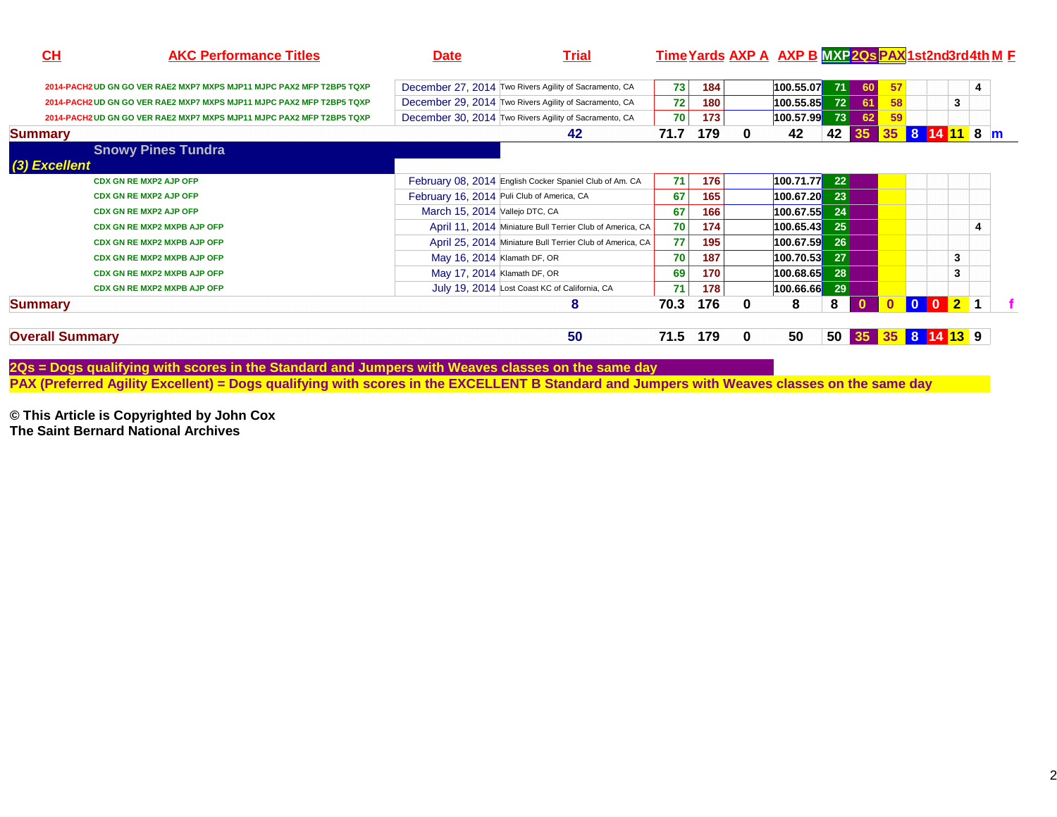| CH | AKC Performance Titles | Date | Trial | Time | Yards | AXP A | AXP B | MXP | 2Qs | PAX | 1st | 2nd | 3rd | 4th | M | F |
|---|---|---|---|---|---|---|---|---|---|---|---|---|---|---|---|---|
| 2014-PACH2 | UD GN GO VER RAE2 MXP7 MXPS MJP11 MJPC PAX2 MFP T2BP5 TQXP | December 27, 2014 | Two Rivers Agility of Sacramento, CA | 73 | 184 | | 100.55.07 | 71 | 60 | 57 | | | | 4 | | |
| 2014-PACH2 | UD GN GO VER RAE2 MXP7 MXPS MJP11 MJPC PAX2 MFP T2BP5 TQXP | December 29, 2014 | Two Rivers Agility of Sacramento, CA | 72 | 180 | | 100.55.85 | 72 | 61 | 58 | | | 3 | | | |
| 2014-PACH2 | UD GN GO VER RAE2 MXP7 MXPS MJP11 MJPC PAX2 MFP T2BP5 TQXP | December 30, 2014 | Two Rivers Agility of Sacramento, CA | 70 | 173 | | 100.57.99 | 73 | 62 | 59 | | | | | | |
| **Summary** | | | 42 | 71.7 | 179 | 0 | 42 | 42 | 35 | 35 | 8 | 14 | 11 | 8 | m | |
| **Snowy Pines Tundra** | | | | | | | | | | | | | | | | |
| ***(3) Excellent*** | | | | | | | | | | | | | | | | |
| | CDX GN RE MXP2 AJP OFP | February 08, 2014 | English Cocker Spaniel Club of Am. CA | 71 | 176 | | 100.71.77 | 22 | | | | | | | | |
| | CDX GN RE MXP2 AJP OFP | February 16, 2014 | Puli Club of America, CA | 67 | 165 | | 100.67.20 | 23 | | | | | | | | |
| | CDX GN RE MXP2 AJP OFP | March 15, 2014 | Vallejo DTC, CA | 67 | 166 | | 100.67.55 | 24 | | | | | | | | |
| | CDX GN RE MXP2 MXPB AJP OFP | April 11, 2014 | Miniature Bull Terrier Club of America, CA | 70 | 174 | | 100.65.43 | 25 | | | | | | 4 | | |
| | CDX GN RE MXP2 MXPB AJP OFP | April 25, 2014 | Miniature Bull Terrier Club of America, CA | 77 | 195 | | 100.67.59 | 26 | | | | | | | | |
| | CDX GN RE MXP2 MXPB AJP OFP | May 16, 2014 | Klamath DF, OR | 70 | 187 | | 100.70.53 | 27 | | | | | 3 | | | |
| | CDX GN RE MXP2 MXPB AJP OFP | May 17, 2014 | Klamath DF, OR | 69 | 170 | | 100.68.65 | 28 | | | | | 3 | | | |
| | CDX GN RE MXP2 MXPB AJP OFP | July 19, 2014 | Lost Coast KC of California, CA | 71 | 178 | | 100.66.66 | 29 | | | | | | | | |
| **Summary** | | | 8 | 70.3 | 176 | 0 | 8 | 8 | 0 | 0 | 0 | 0 | 2 | 1 | | f |
| **Overall Summary** | | | 50 | 71.5 | 179 | 0 | 50 | 50 | 35 | 35 | 8 | 14 | 13 | 9 | | |

**2Qs = Dogs qualifying with scores in the Standard and Jumpers with Weaves classes on the same day**

**PAX (Preferred Agility Excellent) = Dogs qualifying with scores in the EXCELLENT B Standard and Jumpers with Weaves classes on the same day**

**© This Article is Copyrighted by John Cox**
**The Saint Bernard National Archives**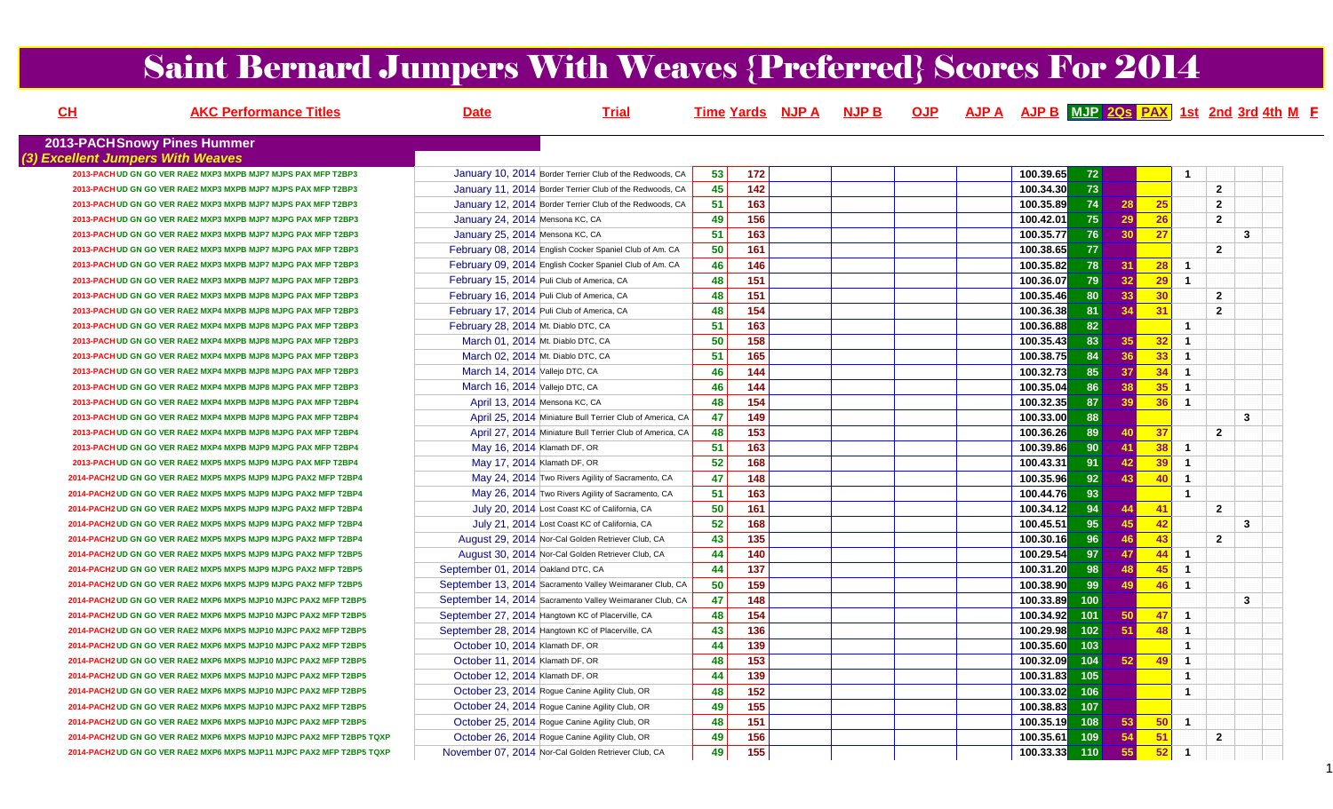# Saint Bernard Jumpers With Weaves {Preferred} Scores For 2014

| CH | AKC Performance Titles | Date | Trial | Time | Yards | NJP A | NJP B | OJP | AJP A | AJP B | MJP | 2Qs | PAX | 1st | 2nd | 3rd | 4th | M | F |
|---|---|---|---|---|---|---|---|---|---|---|---|---|---|---|---|---|---|---|---|
| **2013-PACH** | **Snowy Pines Hummer** | | | | | | | | | | | | | | | | | | |
| *(3) Excellent Jumpers With Weaves* | | | | | | | | | | | | | | | | | | | |
| 2013-PACH | UD GN GO VER RAE2 MXP3 MXPB MJP7 MJPS PAX MFP T2BP3 | January 10, 2014 | Border Terrier Club of the Redwoods, CA | 53 | 172 | | | | | 100.39.65 | 72 | | | 1 | | | | | |
| 2013-PACH | UD GN GO VER RAE2 MXP3 MXPB MJP7 MJPS PAX MFP T2BP3 | January 11, 2014 | Border Terrier Club of the Redwoods, CA | 45 | 142 | | | | | 100.34.30 | 73 | | | | 2 | | | | |
| 2013-PACH | UD GN GO VER RAE2 MXP3 MXPB MJP7 MJPS PAX MFP T2BP3 | January 12, 2014 | Border Terrier Club of the Redwoods, CA | 51 | 163 | | | | | 100.35.89 | 74 | 28 | 25 | | 2 | | | | |
| 2013-PACH | UD GN GO VER RAE2 MXP3 MXPB MJP7 MJPG PAX MFP T2BP3 | January 24, 2014 | Mensona KC, CA | 49 | 156 | | | | | 100.42.01 | 75 | 29 | 26 | | 2 | | | | |
| 2013-PACH | UD GN GO VER RAE2 MXP3 MXPB MJP7 MJPG PAX MFP T2BP3 | January 25, 2014 | Mensona KC, CA | 51 | 163 | | | | | 100.35.77 | 76 | 30 | 27 | | | 3 | | | |
| 2013-PACH | UD GN GO VER RAE2 MXP3 MXPB MJP7 MJPG PAX MFP T2BP3 | February 08, 2014 | English Cocker Spaniel Club of Am. CA | 50 | 161 | | | | | 100.38.65 | 77 | | | | 2 | | | | |
| 2013-PACH | UD GN GO VER RAE2 MXP3 MXPB MJP7 MJPG PAX MFP T2BP3 | February 09, 2014 | English Cocker Spaniel Club of Am. CA | 46 | 146 | | | | | 100.35.82 | 78 | 31 | 28 | 1 | | | | | |
| 2013-PACH | UD GN GO VER RAE2 MXP3 MXPB MJP7 MJPG PAX MFP T2BP3 | February 15, 2014 | Puli Club of America, CA | 48 | 151 | | | | | 100.36.07 | 79 | 32 | 29 | 1 | | | | | |
| 2013-PACH | UD GN GO VER RAE2 MXP3 MXPB MJP8 MJPG PAX MFP T2BP3 | February 16, 2014 | Puli Club of America, CA | 48 | 151 | | | | | 100.35.46 | 80 | 33 | 30 | | 2 | | | | |
| 2013-PACH | UD GN GO VER RAE2 MXP4 MXPB MJP8 MJPG PAX MFP T2BP3 | February 17, 2014 | Puli Club of America, CA | 48 | 154 | | | | | 100.36.38 | 81 | 34 | 31 | | 2 | | | | |
| 2013-PACH | UD GN GO VER RAE2 MXP4 MXPB MJP8 MJPG PAX MFP T2BP3 | February 28, 2014 | Mt. Diablo DTC, CA | 51 | 163 | | | | | 100.36.88 | 82 | | | 1 | | | | | |
| 2013-PACH | UD GN GO VER RAE2 MXP4 MXPB MJP8 MJPG PAX MFP T2BP3 | March 01, 2014 | Mt. Diablo DTC, CA | 50 | 158 | | | | | 100.35.43 | 83 | 35 | 32 | 1 | | | | | |
| 2013-PACH | UD GN GO VER RAE2 MXP4 MXPB MJP8 MJPG PAX MFP T2BP3 | March 02, 2014 | Mt. Diablo DTC, CA | 51 | 165 | | | | | 100.38.75 | 84 | 36 | 33 | 1 | | | | | |
| 2013-PACH | UD GN GO VER RAE2 MXP4 MXPB MJP8 MJPG PAX MFP T2BP3 | March 14, 2014 | Vallejo DTC, CA | 46 | 144 | | | | | 100.32.73 | 85 | 37 | 34 | 1 | | | | | |
| 2013-PACH | UD GN GO VER RAE2 MXP4 MXPB MJP8 MJPG PAX MFP T2BP3 | March 16, 2014 | Vallejo DTC, CA | 46 | 144 | | | | | 100.35.04 | 86 | 38 | 35 | 1 | | | | | |
| 2013-PACH | UD GN GO VER RAE2 MXP4 MXPB MJP8 MJPG PAX MFP T2BP4 | April 13, 2014 | Mensona KC, CA | 48 | 154 | | | | | 100.32.35 | 87 | 39 | 36 | 1 | | | | | |
| 2013-PACH | UD GN GO VER RAE2 MXP4 MXPB MJP8 MJPG PAX MFP T2BP4 | April 25, 2014 | Miniature Bull Terrier Club of America, CA | 47 | 149 | | | | | 100.33.00 | 88 | | | | | 3 | | | |
| 2013-PACH | UD GN GO VER RAE2 MXP4 MXPB MJP8 MJPG PAX MFP T2BP4 | April 27, 2014 | Miniature Bull Terrier Club of America, CA | 48 | 153 | | | | | 100.36.26 | 89 | 40 | 37 | | 2 | | | | |
| 2013-PACH | UD GN GO VER RAE2 MXP4 MXPB MJP9 MJPG PAX MFP T2BP4 | May 16, 2014 | Klamath DF, OR | 51 | 163 | | | | | 100.39.86 | 90 | 41 | 38 | 1 | | | | | |
| 2013-PACH | UD GN GO VER RAE2 MXP5 MXPB MJP9 MJPG PAX MFP T2BP4 | May 17, 2014 | Klamath DF, OR | 52 | 168 | | | | | 100.43.31 | 91 | 42 | 39 | 1 | | | | | |
| 2014-PACH2 | UD GN GO VER RAE2 MXP5 MXPS MJP9 MJPG PAX2 MFP T2BP4 | May 24, 2014 | Two Rivers Agility of Sacramento, CA | 47 | 148 | | | | | 100.35.96 | 92 | 43 | 40 | 1 | | | | | |
| 2014-PACH2 | UD GN GO VER RAE2 MXP5 MXPS MJP9 MJPG PAX2 MFP T2BP4 | May 26, 2014 | Two Rivers Agility of Sacramento, CA | 51 | 163 | | | | | 100.44.76 | 93 | | | 1 | | | | | |
| 2014-PACH2 | UD GN GO VER RAE2 MXP5 MXPS MJP9 MJPG PAX2 MFP T2BP4 | July 20, 2014 | Lost Coast KC of California, CA | 50 | 161 | | | | | 100.34.12 | 94 | 44 | 41 | | 2 | | | | |
| 2014-PACH2 | UD GN GO VER RAE2 MXP5 MXPS MJP9 MJPG PAX2 MFP T2BP4 | July 21, 2014 | Lost Coast KC of California, CA | 52 | 168 | | | | | 100.45.51 | 95 | 45 | 42 | | | 3 | | | |
| 2014-PACH2 | UD GN GO VER RAE2 MXP5 MXPS MJP9 MJPG PAX2 MFP T2BP4 | August 29, 2014 | Nor-Cal Golden Retriever Club, CA | 43 | 135 | | | | | 100.30.16 | 96 | 46 | 43 | | 2 | | | | |
| 2014-PACH2 | UD GN GO VER RAE2 MXP5 MXPS MJP9 MJPG PAX2 MFP T2BP5 | August 30, 2014 | Nor-Cal Golden Retriever Club, CA | 44 | 140 | | | | | 100.29.54 | 97 | 47 | 44 | 1 | | | | | |
| 2014-PACH2 | UD GN GO VER RAE2 MXP5 MXPS MJP9 MJPG PAX2 MFP T2BP5 | September 01, 2014 | Oakland DTC, CA | 44 | 137 | | | | | 100.31.20 | 98 | 48 | 45 | 1 | | | | | |
| 2014-PACH2 | UD GN GO VER RAE2 MXP6 MXPS MJP9 MJPG PAX2 MFP T2BP5 | September 13, 2014 | Sacramento Valley Weimaraner Club, CA | 50 | 159 | | | | | 100.38.90 | 99 | 49 | 46 | 1 | | | | | |
| 2014-PACH2 | UD GN GO VER RAE2 MXP6 MXPS MJP10 MJPC PAX2 MFP T2BP5 | September 14, 2014 | Sacramento Valley Weimaraner Club, CA | 47 | 148 | | | | | 100.33.89 | 100 | | | | | 3 | | | |
| 2014-PACH2 | UD GN GO VER RAE2 MXP6 MXPS MJP10 MJPC PAX2 MFP T2BP5 | September 27, 2014 | Hangtown KC of Placerville, CA | 48 | 154 | | | | | 100.34.92 | 101 | 50 | 47 | 1 | | | | | |
| 2014-PACH2 | UD GN GO VER RAE2 MXP6 MXPS MJP10 MJPC PAX2 MFP T2BP5 | September 28, 2014 | Hangtown KC of Placerville, CA | 43 | 136 | | | | | 100.29.98 | 102 | 51 | 48 | 1 | | | | | |
| 2014-PACH2 | UD GN GO VER RAE2 MXP6 MXPS MJP10 MJPC PAX2 MFP T2BP5 | October 10, 2014 | Klamath DF, OR | 44 | 139 | | | | | 100.35.60 | 103 | | | 1 | | | | | |
| 2014-PACH2 | UD GN GO VER RAE2 MXP6 MXPS MJP10 MJPC PAX2 MFP T2BP5 | October 11, 2014 | Klamath DF, OR | 48 | 153 | | | | | 100.32.09 | 104 | 52 | 49 | 1 | | | | | |
| 2014-PACH2 | UD GN GO VER RAE2 MXP6 MXPS MJP10 MJPC PAX2 MFP T2BP5 | October 12, 2014 | Klamath DF, OR | 44 | 139 | | | | | 100.31.83 | 105 | | | 1 | | | | | |
| 2014-PACH2 | UD GN GO VER RAE2 MXP6 MXPS MJP10 MJPC PAX2 MFP T2BP5 | October 23, 2014 | Rogue Canine Agility Club, OR | 48 | 152 | | | | | 100.33.02 | 106 | | | 1 | | | | | |
| 2014-PACH2 | UD GN GO VER RAE2 MXP6 MXPS MJP10 MJPC PAX2 MFP T2BP5 | October 24, 2014 | Rogue Canine Agility Club, OR | 49 | 155 | | | | | 100.38.83 | 107 | | | | | | | | |
| 2014-PACH2 | UD GN GO VER RAE2 MXP6 MXPS MJP10 MJPC PAX2 MFP T2BP5 | October 25, 2014 | Rogue Canine Agility Club, OR | 48 | 151 | | | | | 100.35.19 | 108 | 53 | 50 | 1 | | | | | |
| 2014-PACH2 | UD GN GO VER RAE2 MXP6 MXPS MJP10 MJPC PAX2 MFP T2BP5 TQXP | October 26, 2014 | Rogue Canine Agility Club, OR | 49 | 156 | | | | | 100.35.61 | 109 | 54 | 51 | | 2 | | | | |
| 2014-PACH2 | UD GN GO VER RAE2 MXP6 MXPS MJP11 MJPC PAX2 MFP T2BP5 TQXP | November 07, 2014 | Nor-Cal Golden Retriever Club, CA | 49 | 155 | | | | | 100.33.33 | 110 | 55 | 52 | 1 | | | | | |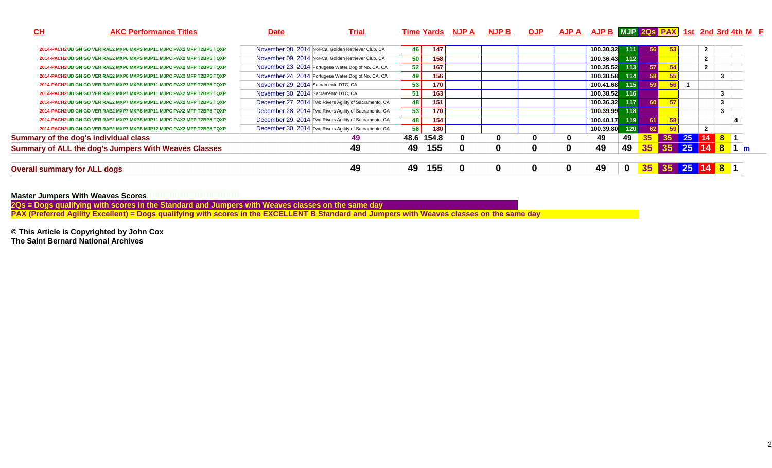| CH | AKC Performance Titles | Date | Trial | Time | Yards | NJP A | NJP B | OJP | AJP A | AJP B | MJP | 2Qs | PAX | 1st | 2nd | 3rd | 4th | M | F |
|---|---|---|---|---|---|---|---|---|---|---|---|---|---|---|---|---|---|---|---|
| 2014-PACH2 | UD GN GO VER RAE2 MXP6 MXPS MJP11 MJPC PAX2 MFP T2BP5 TQXP | November 08, 2014 | Nor-Cal Golden Retriever Club, CA | 46 | 147 | | | | | 100.30.32 | 111 | 56 | 53 | | 2 | | | | |
| 2014-PACH2 | UD GN GO VER RAE2 MXP6 MXPS MJP11 MJPC PAX2 MFP T2BP5 TQXP | November 09, 2014 | Nor-Cal Golden Retriever Club, CA | 50 | 158 | | | | | 100.36.43 | 112 | | | | 2 | | | | |
| 2014-PACH2 | UD GN GO VER RAE2 MXP6 MXPS MJP11 MJPC PAX2 MFP T2BP5 TQXP | November 23, 2014 | Portugese Water Dog of No. CA, CA | 52 | 167 | | | | | 100.35.52 | 113 | 57 | 54 | | 2 | | | | |
| 2014-PACH2 | UD GN GO VER RAE2 MXP6 MXPS MJP11 MJPC PAX2 MFP T2BP5 TQXP | November 24, 2014 | Portugese Water Dog of No. CA, CA | 49 | 156 | | | | | 100.30.58 | 114 | 58 | 55 | | | 3 | | | |
| 2014-PACH2 | UD GN GO VER RAE2 MXP7 MXPS MJP11 MJPC PAX2 MFP T2BP5 TQXP | November 29, 2014 | Sacramento DTC, CA | 53 | 170 | | | | | 100.41.68 | 115 | 59 | 56 | 1 | | | | | |
| 2014-PACH2 | UD GN GO VER RAE2 MXP7 MXPS MJP11 MJPC PAX2 MFP T2BP5 TQXP | November 30, 2014 | Sacramento DTC, CA | 51 | 163 | | | | | 100.38.52 | 116 | | | | | 3 | | | |
| 2014-PACH2 | UD GN GO VER RAE2 MXP7 MXPS MJP11 MJPC PAX2 MFP T2BP5 TQXP | December 27, 2014 | Two Rivers Agility of Sacramento, CA | 48 | 151 | | | | | 100.36.32 | 117 | 60 | 57 | | | 3 | | | |
| 2014-PACH2 | UD GN GO VER RAE2 MXP7 MXPS MJP11 MJPC PAX2 MFP T2BP5 TQXP | December 28, 2014 | Two Rivers Agility of Sacramento, CA | 53 | 170 | | | | | 100.39.99 | 118 | | | | | 3 | | | |
| 2014-PACH2 | UD GN GO VER RAE2 MXP7 MXPS MJP11 MJPC PAX2 MFP T2BP5 TQXP | December 29, 2014 | Two Rivers Agility of Sacramento, CA | 48 | 154 | | | | | 100.40.17 | 119 | 61 | 58 | | | | 4 | | |
| 2014-PACH2 | UD GN GO VER RAE2 MXP7 MXPS MJP12 MJPC PAX2 MFP T2BP5 TQXP | December 30, 2014 | Two Rivers Agility of Sacramento, CA | 56 | 180 | | | | | 100.39.80 | 120 | 62 | 59 | | 2 | | | | |
| **Summary of the dog's individual class** | | | 49 | 48.6 | 154.8 | 0 | 0 | 0 | 0 | 49 | 49 | 35 | 35 | 25 | 14 | 8 | 1 | | |
| **Summary of ALL the dog's Jumpers With Weaves Classes** | | | 49 | 49 | 155 | 0 | 0 | 0 | 0 | 49 | 49 | 35 | 35 | 25 | 14 | 8 | 1 | m | |
| **Overall summary for ALL dogs** | | | 49 | 49 | 155 | 0 | 0 | 0 | 0 | 49 | 0 | 35 | 35 | 25 | 14 | 8 | 1 | | |

**Master Jumpers With Weaves Scores**

**2Qs = Dogs qualifying with scores in the Standard and Jumpers with Weaves classes on the same day**

**PAX (Preferred Agility Excellent) = Dogs qualifying with scores in the EXCELLENT B Standard and Jumpers with Weaves classes on the same day**

**© This Article is Copyrighted by John Cox**
**The Saint Bernard National Archives**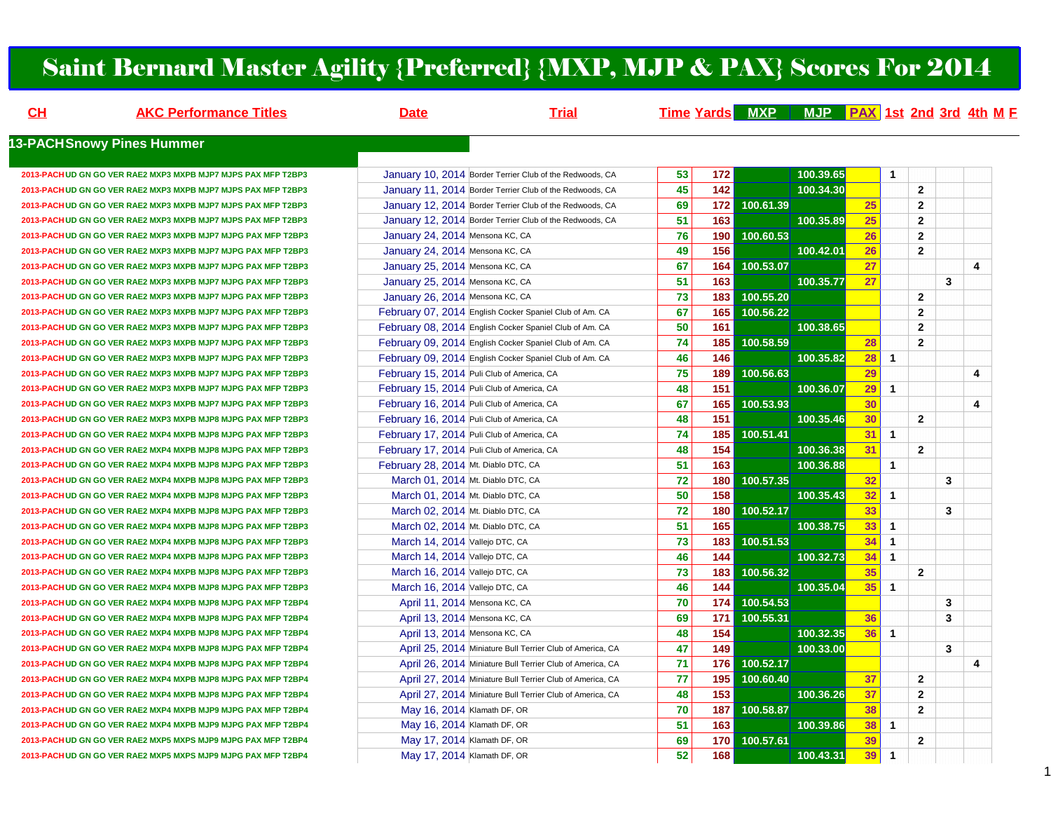# Saint Bernard Master Agility {Preferred} {MXP, MJP & PAX} Scores For 2014

| CH | AKC Performance Titles | Date | Trial | Time | Yards | MXP | MJP | PAX | 1st | 2nd | 3rd | 4th | M | F |
|---|---|---|---|---|---|---|---|---|---|---|---|---|---|---|
| **13-PACH** | **Snowy Pines Hummer** | | | | | | | | | | | | | |
| 2013-PACH | UD GN GO VER RAE2 MXP3 MXPB MJP7 MJPS PAX MFP T2BP3 | January 10, 2014 | Border Terrier Club of the Redwoods, CA | 53 | 172 | | 100.39.65 | | 1 | | | | | |
| 2013-PACH | UD GN GO VER RAE2 MXP3 MXPB MJP7 MJPS PAX MFP T2BP3 | January 11, 2014 | Border Terrier Club of the Redwoods, CA | 45 | 142 | | 100.34.30 | | | 2 | | | | |
| 2013-PACH | UD GN GO VER RAE2 MXP3 MXPB MJP7 MJPS PAX MFP T2BP3 | January 12, 2014 | Border Terrier Club of the Redwoods, CA | 69 | 172 | 100.61.39 | | 25 | | 2 | | | | |
| 2013-PACH | UD GN GO VER RAE2 MXP3 MXPB MJP7 MJPS PAX MFP T2BP3 | January 12, 2014 | Border Terrier Club of the Redwoods, CA | 51 | 163 | | 100.35.89 | 25 | | 2 | | | | |
| 2013-PACH | UD GN GO VER RAE2 MXP3 MXPB MJP7 MJPG PAX MFP T2BP3 | January 24, 2014 | Mensona KC, CA | 76 | 190 | 100.60.53 | | 26 | | 2 | | | | |
| 2013-PACH | UD GN GO VER RAE2 MXP3 MXPB MJP7 MJPG PAX MFP T2BP3 | January 24, 2014 | Mensona KC, CA | 49 | 156 | | 100.42.01 | 26 | | 2 | | | | |
| 2013-PACH | UD GN GO VER RAE2 MXP3 MXPB MJP7 MJPG PAX MFP T2BP3 | January 25, 2014 | Mensona KC, CA | 67 | 164 | 100.53.07 | | 27 | | | | 4 | | |
| 2013-PACH | UD GN GO VER RAE2 MXP3 MXPB MJP7 MJPG PAX MFP T2BP3 | January 25, 2014 | Mensona KC, CA | 51 | 163 | | 100.35.77 | 27 | | | 3 | | | |
| 2013-PACH | UD GN GO VER RAE2 MXP3 MXPB MJP7 MJPG PAX MFP T2BP3 | January 26, 2014 | Mensona KC, CA | 73 | 183 | 100.55.20 | | | | 2 | | | | |
| 2013-PACH | UD GN GO VER RAE2 MXP3 MXPB MJP7 MJPG PAX MFP T2BP3 | February 07, 2014 | English Cocker Spaniel Club of Am. CA | 67 | 165 | 100.56.22 | | | | 2 | | | | |
| 2013-PACH | UD GN GO VER RAE2 MXP3 MXPB MJP7 MJPG PAX MFP T2BP3 | February 08, 2014 | English Cocker Spaniel Club of Am. CA | 50 | 161 | | 100.38.65 | | | 2 | | | | |
| 2013-PACH | UD GN GO VER RAE2 MXP3 MXPB MJP7 MJPG PAX MFP T2BP3 | February 09, 2014 | English Cocker Spaniel Club of Am. CA | 74 | 185 | 100.58.59 | | 28 | | 2 | | | | |
| 2013-PACH | UD GN GO VER RAE2 MXP3 MXPB MJP7 MJPG PAX MFP T2BP3 | February 09, 2014 | English Cocker Spaniel Club of Am. CA | 46 | 146 | | 100.35.82 | 28 | 1 | | | | | |
| 2013-PACH | UD GN GO VER RAE2 MXP3 MXPB MJP7 MJPG PAX MFP T2BP3 | February 15, 2014 | Puli Club of America, CA | 75 | 189 | 100.56.63 | | 29 | | | | 4 | | |
| 2013-PACH | UD GN GO VER RAE2 MXP3 MXPB MJP7 MJPG PAX MFP T2BP3 | February 15, 2014 | Puli Club of America, CA | 48 | 151 | | 100.36.07 | 29 | 1 | | | | | |
| 2013-PACH | UD GN GO VER RAE2 MXP3 MXPB MJP7 MJPG PAX MFP T2BP3 | February 16, 2014 | Puli Club of America, CA | 67 | 165 | 100.53.93 | | 30 | | | | 4 | | |
| 2013-PACH | UD GN GO VER RAE2 MXP3 MXPB MJP8 MJPG PAX MFP T2BP3 | February 16, 2014 | Puli Club of America, CA | 48 | 151 | | 100.35.46 | 30 | | 2 | | | | |
| 2013-PACH | UD GN GO VER RAE2 MXP4 MXPB MJP8 MJPG PAX MFP T2BP3 | February 17, 2014 | Puli Club of America, CA | 74 | 185 | 100.51.41 | | 31 | 1 | | | | | |
| 2013-PACH | UD GN GO VER RAE2 MXP4 MXPB MJP8 MJPG PAX MFP T2BP3 | February 17, 2014 | Puli Club of America, CA | 48 | 154 | | 100.36.38 | 31 | | 2 | | | | |
| 2013-PACH | UD GN GO VER RAE2 MXP4 MXPB MJP8 MJPG PAX MFP T2BP3 | February 28, 2014 | Mt. Diablo DTC, CA | 51 | 163 | | 100.36.88 | | 1 | | | | | |
| 2013-PACH | UD GN GO VER RAE2 MXP4 MXPB MJP8 MJPG PAX MFP T2BP3 | March 01, 2014 | Mt. Diablo DTC, CA | 72 | 180 | 100.57.35 | | 32 | | | 3 | | | |
| 2013-PACH | UD GN GO VER RAE2 MXP4 MXPB MJP8 MJPG PAX MFP T2BP3 | March 01, 2014 | Mt. Diablo DTC, CA | 50 | 158 | | 100.35.43 | 32 | 1 | | | | | |
| 2013-PACH | UD GN GO VER RAE2 MXP4 MXPB MJP8 MJPG PAX MFP T2BP3 | March 02, 2014 | Mt. Diablo DTC, CA | 72 | 180 | 100.52.17 | | 33 | | | 3 | | | |
| 2013-PACH | UD GN GO VER RAE2 MXP4 MXPB MJP8 MJPG PAX MFP T2BP3 | March 02, 2014 | Mt. Diablo DTC, CA | 51 | 165 | | 100.38.75 | 33 | 1 | | | | | |
| 2013-PACH | UD GN GO VER RAE2 MXP4 MXPB MJP8 MJPG PAX MFP T2BP3 | March 14, 2014 | Vallejo DTC, CA | 73 | 183 | 100.51.53 | | 34 | 1 | | | | | |
| 2013-PACH | UD GN GO VER RAE2 MXP4 MXPB MJP8 MJPG PAX MFP T2BP3 | March 14, 2014 | Vallejo DTC, CA | 46 | 144 | | 100.32.73 | 34 | 1 | | | | | |
| 2013-PACH | UD GN GO VER RAE2 MXP4 MXPB MJP8 MJPG PAX MFP T2BP3 | March 16, 2014 | Vallejo DTC, CA | 73 | 183 | 100.56.32 | | 35 | | 2 | | | | |
| 2013-PACH | UD GN GO VER RAE2 MXP4 MXPB MJP8 MJPG PAX MFP T2BP3 | March 16, 2014 | Vallejo DTC, CA | 46 | 144 | | 100.35.04 | 35 | 1 | | | | | |
| 2013-PACH | UD GN GO VER RAE2 MXP4 MXPB MJP8 MJPG PAX MFP T2BP4 | April 11, 2014 | Mensona KC, CA | 70 | 174 | 100.54.53 | | | | | 3 | | | |
| 2013-PACH | UD GN GO VER RAE2 MXP4 MXPB MJP8 MJPG PAX MFP T2BP4 | April 13, 2014 | Mensona KC, CA | 69 | 171 | 100.55.31 | | 36 | | | 3 | | | |
| 2013-PACH | UD GN GO VER RAE2 MXP4 MXPB MJP8 MJPG PAX MFP T2BP4 | April 13, 2014 | Mensona KC, CA | 48 | 154 | | 100.32.35 | 36 | 1 | | | | | |
| 2013-PACH | UD GN GO VER RAE2 MXP4 MXPB MJP8 MJPG PAX MFP T2BP4 | April 25, 2014 | Miniature Bull Terrier Club of America, CA | 47 | 149 | | 100.33.00 | | | | 3 | | | |
| 2013-PACH | UD GN GO VER RAE2 MXP4 MXPB MJP8 MJPG PAX MFP T2BP4 | April 26, 2014 | Miniature Bull Terrier Club of America, CA | 71 | 176 | 100.52.17 | | | | | | 4 | | |
| 2013-PACH | UD GN GO VER RAE2 MXP4 MXPB MJP8 MJPG PAX MFP T2BP4 | April 27, 2014 | Miniature Bull Terrier Club of America, CA | 77 | 195 | 100.60.40 | | 37 | | 2 | | | | |
| 2013-PACH | UD GN GO VER RAE2 MXP4 MXPB MJP8 MJPG PAX MFP T2BP4 | April 27, 2014 | Miniature Bull Terrier Club of America, CA | 48 | 153 | | 100.36.26 | 37 | | 2 | | | | |
| 2013-PACH | UD GN GO VER RAE2 MXP4 MXPB MJP9 MJPG PAX MFP T2BP4 | May 16, 2014 | Klamath DF, OR | 70 | 187 | 100.58.87 | | 38 | | 2 | | | | |
| 2013-PACH | UD GN GO VER RAE2 MXP4 MXPB MJP9 MJPG PAX MFP T2BP4 | May 16, 2014 | Klamath DF, OR | 51 | 163 | | 100.39.86 | 38 | 1 | | | | | |
| 2013-PACH | UD GN GO VER RAE2 MXP5 MXPS MJP9 MJPG PAX MFP T2BP4 | May 17, 2014 | Klamath DF, OR | 69 | 170 | 100.57.61 | | 39 | | 2 | | | | |
| 2013-PACH | UD GN GO VER RAE2 MXP5 MXPS MJP9 MJPG PAX MFP T2BP4 | May 17, 2014 | Klamath DF, OR | 52 | 168 | | 100.43.31 | 39 | 1 | | | | | |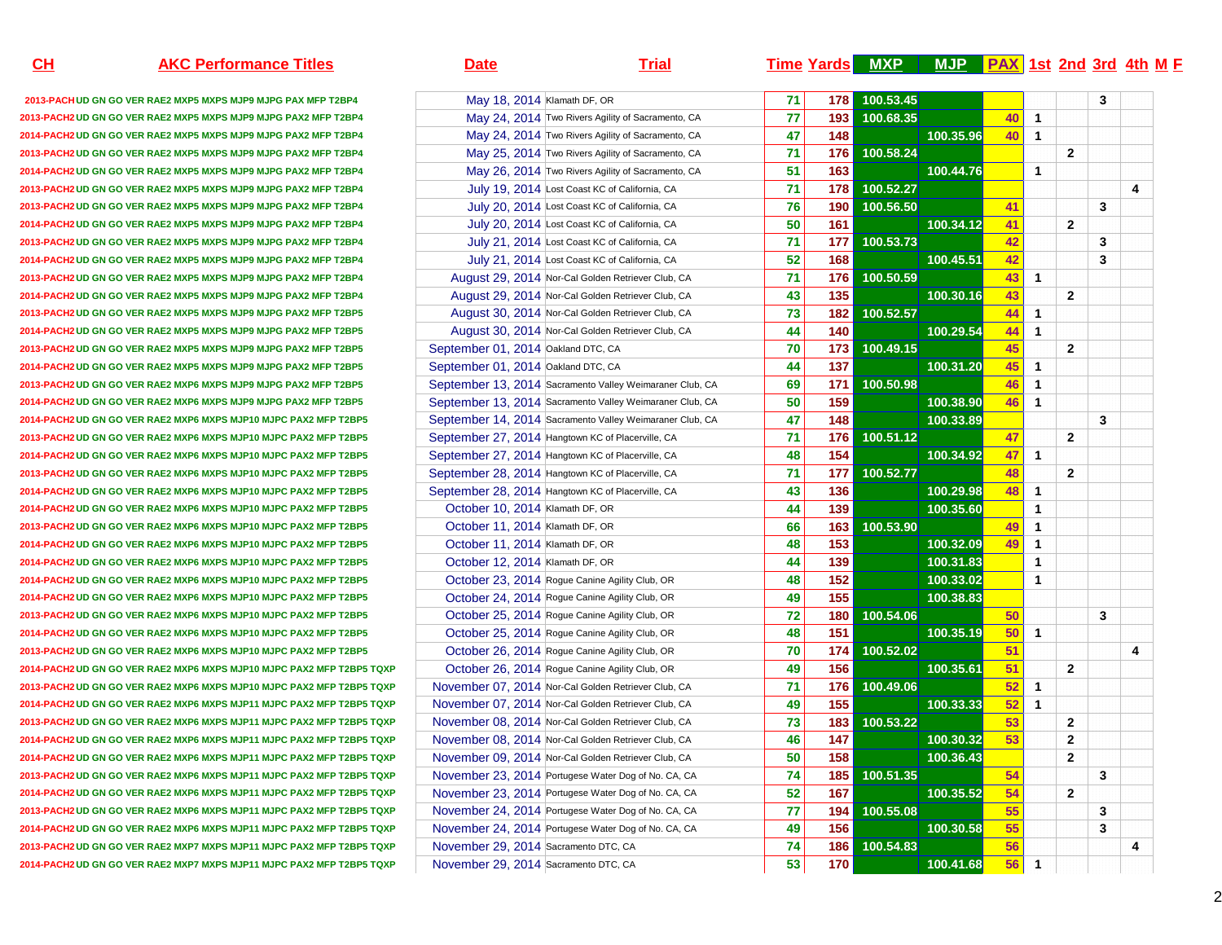| CH | AKC Performance Titles | Date | Trial | Time | Yards | MXP | MJP | PAX | 1st | 2nd | 3rd | 4th | M | F |
|---|---|---|---|---|---|---|---|---|---|---|---|---|---|---|
| 2013-PACH | UD GN GO VER RAE2 MXP5 MXPS MJP9 MJPG PAX MFP T2BP4 | May 18, 2014 | Klamath DF, OR | 71 | 178 | 100.53.45 | | | | | 3 | | | |
| 2013-PACH2 | UD GN GO VER RAE2 MXP5 MXPS MJP9 MJPG PAX2 MFP T2BP4 | May 24, 2014 | Two Rivers Agility of Sacramento, CA | 77 | 193 | 100.68.35 | | 40 | 1 | | | | | |
| 2014-PACH2 | UD GN GO VER RAE2 MXP5 MXPS MJP9 MJPG PAX2 MFP T2BP4 | May 24, 2014 | Two Rivers Agility of Sacramento, CA | 47 | 148 | | 100.35.96 | 40 | 1 | | | | | |
| 2013-PACH2 | UD GN GO VER RAE2 MXP5 MXPS MJP9 MJPG PAX2 MFP T2BP4 | May 25, 2014 | Two Rivers Agility of Sacramento, CA | 71 | 176 | 100.58.24 | | | | 2 | | | | |
| 2014-PACH2 | UD GN GO VER RAE2 MXP5 MXPS MJP9 MJPG PAX2 MFP T2BP4 | May 26, 2014 | Two Rivers Agility of Sacramento, CA | 51 | 163 | | 100.44.76 | | 1 | | | | | |
| 2013-PACH2 | UD GN GO VER RAE2 MXP5 MXPS MJP9 MJPG PAX2 MFP T2BP4 | July 19, 2014 | Lost Coast KC of California, CA | 71 | 178 | 100.52.27 | | | | | | 4 | | |
| 2013-PACH2 | UD GN GO VER RAE2 MXP5 MXPS MJP9 MJPG PAX2 MFP T2BP4 | July 20, 2014 | Lost Coast KC of California, CA | 76 | 190 | 100.56.50 | | 41 | | | 3 | | | |
| 2014-PACH2 | UD GN GO VER RAE2 MXP5 MXPS MJP9 MJPG PAX2 MFP T2BP4 | July 20, 2014 | Lost Coast KC of California, CA | 50 | 161 | | 100.34.12 | 41 | | 2 | | | | |
| 2013-PACH2 | UD GN GO VER RAE2 MXP5 MXPS MJP9 MJPG PAX2 MFP T2BP4 | July 21, 2014 | Lost Coast KC of California, CA | 71 | 177 | 100.53.73 | | 42 | | | 3 | | | |
| 2014-PACH2 | UD GN GO VER RAE2 MXP5 MXPS MJP9 MJPG PAX2 MFP T2BP4 | July 21, 2014 | Lost Coast KC of California, CA | 52 | 168 | | 100.45.51 | 42 | | | 3 | | | |
| 2013-PACH2 | UD GN GO VER RAE2 MXP5 MXPS MJP9 MJPG PAX2 MFP T2BP4 | August 29, 2014 | Nor-Cal Golden Retriever Club, CA | 71 | 176 | 100.50.59 | | 43 | 1 | | | | | |
| 2014-PACH2 | UD GN GO VER RAE2 MXP5 MXPS MJP9 MJPG PAX2 MFP T2BP4 | August 29, 2014 | Nor-Cal Golden Retriever Club, CA | 43 | 135 | | 100.30.16 | 43 | | 2 | | | | |
| 2013-PACH2 | UD GN GO VER RAE2 MXP5 MXPS MJP9 MJPG PAX2 MFP T2BP5 | August 30, 2014 | Nor-Cal Golden Retriever Club, CA | 73 | 182 | 100.52.57 | | 44 | 1 | | | | | |
| 2014-PACH2 | UD GN GO VER RAE2 MXP5 MXPS MJP9 MJPG PAX2 MFP T2BP5 | August 30, 2014 | Nor-Cal Golden Retriever Club, CA | 44 | 140 | | 100.29.54 | 44 | 1 | | | | | |
| 2013-PACH2 | UD GN GO VER RAE2 MXP5 MXPS MJP9 MJPG PAX2 MFP T2BP5 | September 01, 2014 | Oakland DTC, CA | 70 | 173 | 100.49.15 | | 45 | | 2 | | | | |
| 2014-PACH2 | UD GN GO VER RAE2 MXP5 MXPS MJP9 MJPG PAX2 MFP T2BP5 | September 01, 2014 | Oakland DTC, CA | 44 | 137 | | 100.31.20 | 45 | 1 | | | | | |
| 2013-PACH2 | UD GN GO VER RAE2 MXP6 MXPS MJP9 MJPG PAX2 MFP T2BP5 | September 13, 2014 | Sacramento Valley Weimaraner Club, CA | 69 | 171 | 100.50.98 | | 46 | 1 | | | | | |
| 2014-PACH2 | UD GN GO VER RAE2 MXP6 MXPS MJP9 MJPG PAX2 MFP T2BP5 | September 13, 2014 | Sacramento Valley Weimaraner Club, CA | 50 | 159 | | 100.38.90 | 46 | 1 | | | | | |
| 2014-PACH2 | UD GN GO VER RAE2 MXP6 MXPS MJP10 MJPC PAX2 MFP T2BP5 | September 14, 2014 | Sacramento Valley Weimaraner Club, CA | 47 | 148 | | 100.33.89 | | | | 3 | | | |
| 2013-PACH2 | UD GN GO VER RAE2 MXP6 MXPS MJP10 MJPC PAX2 MFP T2BP5 | September 27, 2014 | Hangtown KC of Placerville, CA | 71 | 176 | 100.51.12 | | 47 | | 2 | | | | |
| 2014-PACH2 | UD GN GO VER RAE2 MXP6 MXPS MJP10 MJPC PAX2 MFP T2BP5 | September 27, 2014 | Hangtown KC of Placerville, CA | 48 | 154 | | 100.34.92 | 47 | 1 | | | | | |
| 2013-PACH2 | UD GN GO VER RAE2 MXP6 MXPS MJP10 MJPC PAX2 MFP T2BP5 | September 28, 2014 | Hangtown KC of Placerville, CA | 71 | 177 | 100.52.77 | | 48 | | 2 | | | | |
| 2014-PACH2 | UD GN GO VER RAE2 MXP6 MXPS MJP10 MJPC PAX2 MFP T2BP5 | September 28, 2014 | Hangtown KC of Placerville, CA | 43 | 136 | | 100.29.98 | 48 | 1 | | | | | |
| 2014-PACH2 | UD GN GO VER RAE2 MXP6 MXPS MJP10 MJPC PAX2 MFP T2BP5 | October 10, 2014 | Klamath DF, OR | 44 | 139 | | 100.35.60 | | 1 | | | | | |
| 2013-PACH2 | UD GN GO VER RAE2 MXP6 MXPS MJP10 MJPC PAX2 MFP T2BP5 | October 11, 2014 | Klamath DF, OR | 66 | 163 | 100.53.90 | | 49 | 1 | | | | | |
| 2014-PACH2 | UD GN GO VER RAE2 MXP6 MXPS MJP10 MJPC PAX2 MFP T2BP5 | October 11, 2014 | Klamath DF, OR | 48 | 153 | | 100.32.09 | 49 | 1 | | | | | |
| 2014-PACH2 | UD GN GO VER RAE2 MXP6 MXPS MJP10 MJPC PAX2 MFP T2BP5 | October 12, 2014 | Klamath DF, OR | 44 | 139 | | 100.31.83 | | 1 | | | | | |
| 2014-PACH2 | UD GN GO VER RAE2 MXP6 MXPS MJP10 MJPC PAX2 MFP T2BP5 | October 23, 2014 | Rogue Canine Agility Club, OR | 48 | 152 | | 100.33.02 | | 1 | | | | | |
| 2014-PACH2 | UD GN GO VER RAE2 MXP6 MXPS MJP10 MJPC PAX2 MFP T2BP5 | October 24, 2014 | Rogue Canine Agility Club, OR | 49 | 155 | | 100.38.83 | | | | | | | |
| 2013-PACH2 | UD GN GO VER RAE2 MXP6 MXPS MJP10 MJPC PAX2 MFP T2BP5 | October 25, 2014 | Rogue Canine Agility Club, OR | 72 | 180 | 100.54.06 | | 50 | | | 3 | | | |
| 2014-PACH2 | UD GN GO VER RAE2 MXP6 MXPS MJP10 MJPC PAX2 MFP T2BP5 | October 25, 2014 | Rogue Canine Agility Club, OR | 48 | 151 | | 100.35.19 | 50 | 1 | | | | | |
| 2013-PACH2 | UD GN GO VER RAE2 MXP6 MXPS MJP10 MJPC PAX2 MFP T2BP5 | October 26, 2014 | Rogue Canine Agility Club, OR | 70 | 174 | 100.52.02 | | 51 | | | | 4 | | |
| 2014-PACH2 | UD GN GO VER RAE2 MXP6 MXPS MJP10 MJPC PAX2 MFP T2BP5 TQXP | October 26, 2014 | Rogue Canine Agility Club, OR | 49 | 156 | | 100.35.61 | 51 | | 2 | | | | |
| 2013-PACH2 | UD GN GO VER RAE2 MXP6 MXPS MJP10 MJPC PAX2 MFP T2BP5 TQXP | November 07, 2014 | Nor-Cal Golden Retriever Club, CA | 71 | 176 | 100.49.06 | | 52 | 1 | | | | | |
| 2014-PACH2 | UD GN GO VER RAE2 MXP6 MXPS MJP11 MJPC PAX2 MFP T2BP5 TQXP | November 07, 2014 | Nor-Cal Golden Retriever Club, CA | 49 | 155 | | 100.33.33 | 52 | 1 | | | | | |
| 2013-PACH2 | UD GN GO VER RAE2 MXP6 MXPS MJP11 MJPC PAX2 MFP T2BP5 TQXP | November 08, 2014 | Nor-Cal Golden Retriever Club, CA | 73 | 183 | 100.53.22 | | 53 | | 2 | | | | |
| 2014-PACH2 | UD GN GO VER RAE2 MXP6 MXPS MJP11 MJPC PAX2 MFP T2BP5 TQXP | November 08, 2014 | Nor-Cal Golden Retriever Club, CA | 46 | 147 | | 100.30.32 | 53 | | 2 | | | | |
| 2014-PACH2 | UD GN GO VER RAE2 MXP6 MXPS MJP11 MJPC PAX2 MFP T2BP5 TQXP | November 09, 2014 | Nor-Cal Golden Retriever Club, CA | 50 | 158 | | 100.36.43 | | | 2 | | | | |
| 2013-PACH2 | UD GN GO VER RAE2 MXP6 MXPS MJP11 MJPC PAX2 MFP T2BP5 TQXP | November 23, 2014 | Portugese Water Dog of No. CA, CA | 74 | 185 | 100.51.35 | | 54 | | | 3 | | | |
| 2014-PACH2 | UD GN GO VER RAE2 MXP6 MXPS MJP11 MJPC PAX2 MFP T2BP5 TQXP | November 23, 2014 | Portugese Water Dog of No. CA, CA | 52 | 167 | | 100.35.52 | 54 | | 2 | | | | |
| 2013-PACH2 | UD GN GO VER RAE2 MXP6 MXPS MJP11 MJPC PAX2 MFP T2BP5 TQXP | November 24, 2014 | Portugese Water Dog of No. CA, CA | 77 | 194 | 100.55.08 | | 55 | | | 3 | | | |
| 2014-PACH2 | UD GN GO VER RAE2 MXP6 MXPS MJP11 MJPC PAX2 MFP T2BP5 TQXP | November 24, 2014 | Portugese Water Dog of No. CA, CA | 49 | 156 | | 100.30.58 | 55 | | | 3 | | | |
| 2013-PACH2 | UD GN GO VER RAE2 MXP7 MXPS MJP11 MJPC PAX2 MFP T2BP5 TQXP | November 29, 2014 | Sacramento DTC, CA | 74 | 186 | 100.54.83 | | 56 | | | | 4 | | |
| 2014-PACH2 | UD GN GO VER RAE2 MXP7 MXPS MJP11 MJPC PAX2 MFP T2BP5 TQXP | November 29, 2014 | Sacramento DTC, CA | 53 | 170 | | 100.41.68 | 56 | 1 | | | | | |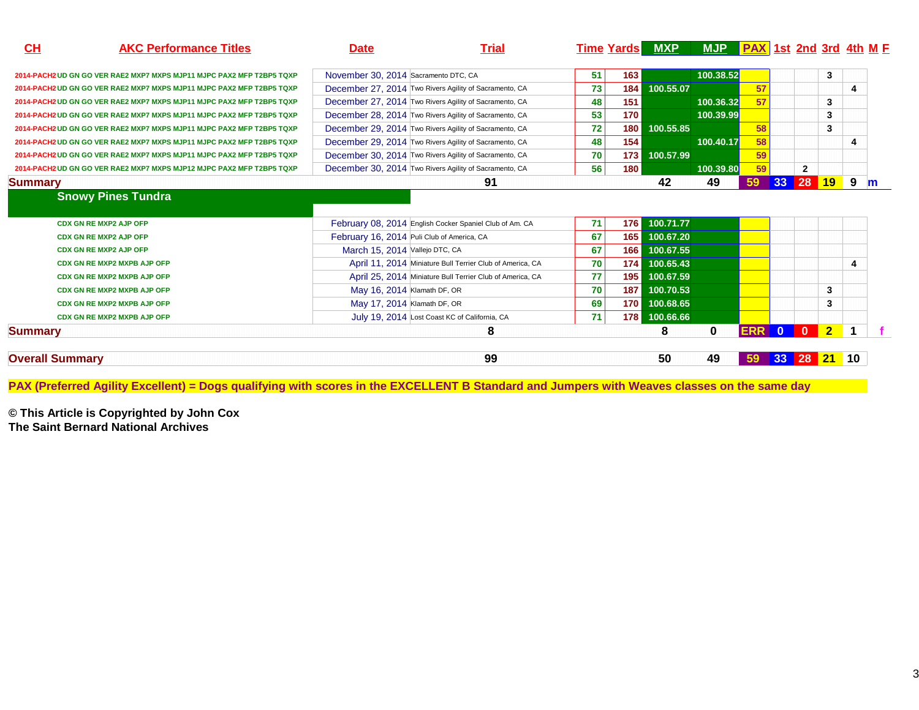| CH | AKC Performance Titles | Date | Trial | Time | Yards | MXP | MJP | PAX | 1st | 2nd | 3rd | 4th | M | F |
|---|---|---|---|---|---|---|---|---|---|---|---|---|---|---|
| 2014-PACH2 | UD GN GO VER RAE2 MXP7 MXPS MJP11 MJPC PAX2 MFP T2BP5 TQXP | November 30, 2014 | Sacramento DTC, CA | 51 | 163 | | 100.38.52 | | | | 3 | | | |
| 2014-PACH2 | UD GN GO VER RAE2 MXP7 MXPS MJP11 MJPC PAX2 MFP T2BP5 TQXP | December 27, 2014 | Two Rivers Agility of Sacramento, CA | 73 | 184 | 100.55.07 | | 57 | | | | 4 | | |
| 2014-PACH2 | UD GN GO VER RAE2 MXP7 MXPS MJP11 MJPC PAX2 MFP T2BP5 TQXP | December 27, 2014 | Two Rivers Agility of Sacramento, CA | 48 | 151 | | 100.36.32 | 57 | | | 3 | | | |
| 2014-PACH2 | UD GN GO VER RAE2 MXP7 MXPS MJP11 MJPC PAX2 MFP T2BP5 TQXP | December 28, 2014 | Two Rivers Agility of Sacramento, CA | 53 | 170 | | 100.39.99 | | | | 3 | | | |
| 2014-PACH2 | UD GN GO VER RAE2 MXP7 MXPS MJP11 MJPC PAX2 MFP T2BP5 TQXP | December 29, 2014 | Two Rivers Agility of Sacramento, CA | 72 | 180 | 100.55.85 | | 58 | | | 3 | | | |
| 2014-PACH2 | UD GN GO VER RAE2 MXP7 MXPS MJP11 MJPC PAX2 MFP T2BP5 TQXP | December 29, 2014 | Two Rivers Agility of Sacramento, CA | 48 | 154 | | 100.40.17 | 58 | | | | 4 | | |
| 2014-PACH2 | UD GN GO VER RAE2 MXP7 MXPS MJP11 MJPC PAX2 MFP T2BP5 TQXP | December 30, 2014 | Two Rivers Agility of Sacramento, CA | 70 | 173 | 100.57.99 | | 59 | | | | | | |
| 2014-PACH2 | UD GN GO VER RAE2 MXP7 MXPS MJP12 MJPC PAX2 MFP T2BP5 TQXP | December 30, 2014 | Two Rivers Agility of Sacramento, CA | 56 | 180 | | 100.39.80 | 59 | | 2 | | | | |
| **Summary** | | | 91 | | | 42 | 49 | 59 | 33 | 28 | 19 | 9 | m | |
| **Snowy Pines Tundra** | | | | | | | | | | | | | | |
| | CDX GN RE MXP2 AJP OFP | February 08, 2014 | English Cocker Spaniel Club of Am. CA | 71 | 176 | 100.71.77 | | | | | | | | |
| | CDX GN RE MXP2 AJP OFP | February 16, 2014 | Puli Club of America, CA | 67 | 165 | 100.67.20 | | | | | | | | |
| | CDX GN RE MXP2 AJP OFP | March 15, 2014 | Vallejo DTC, CA | 67 | 166 | 100.67.55 | | | | | | | | |
| | CDX GN RE MXP2 MXPB AJP OFP | April 11, 2014 | Miniature Bull Terrier Club of America, CA | 70 | 174 | 100.65.43 | | | | | | 4 | | |
| | CDX GN RE MXP2 MXPB AJP OFP | April 25, 2014 | Miniature Bull Terrier Club of America, CA | 77 | 195 | 100.67.59 | | | | | | | | |
| | CDX GN RE MXP2 MXPB AJP OFP | May 16, 2014 | Klamath DF, OR | 70 | 187 | 100.70.53 | | | | | 3 | | | |
| | CDX GN RE MXP2 MXPB AJP OFP | May 17, 2014 | Klamath DF, OR | 69 | 170 | 100.68.65 | | | | | 3 | | | |
| | CDX GN RE MXP2 MXPB AJP OFP | July 19, 2014 | Lost Coast KC of California, CA | 71 | 178 | 100.66.66 | | | | | | | | |
| **Summary** | | | 8 | | | 8 | 0 | ERR | 0 | 0 | 2 | 1 | | f |
| **Overall Summary** | | | 99 | | | 50 | 49 | 59 | 33 | 28 | 21 | 10 | | |

**PAX (Preferred Agility Excellent) = Dogs qualifying with scores in the EXCELLENT B Standard and Jumpers with Weaves classes on the same day**

**© This Article is Copyrighted by John Cox**
**The Saint Bernard National Archives**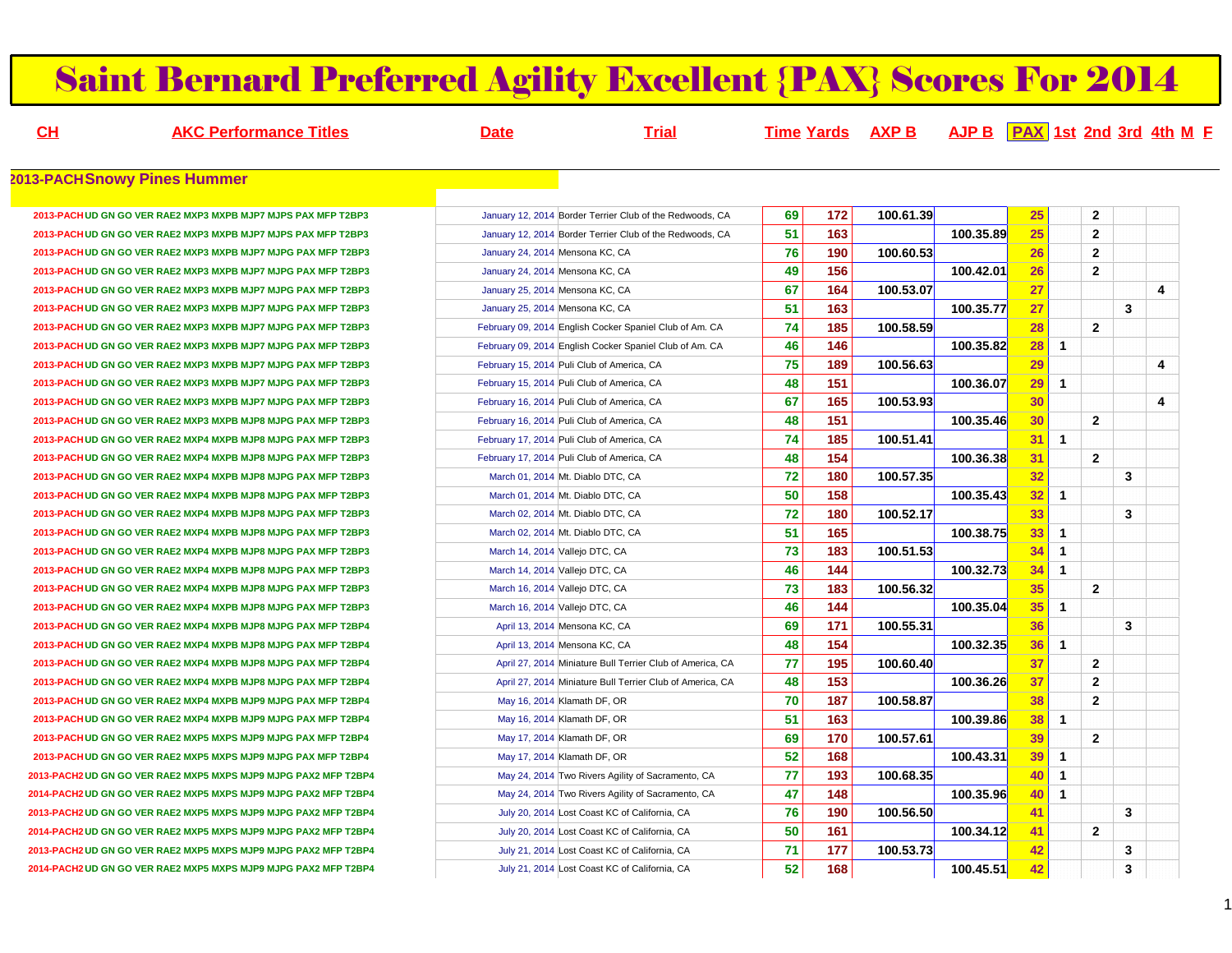# Saint Bernard Preferred Agility Excellent {PAX} Scores For 2014

| CH | AKC Performance Titles | Date | Trial | Time | Yards | AXP B | AJP B | PAX | 1st | 2nd | 3rd | 4th | M | F |
|---|---|---|---|---|---|---|---|---|---|---|---|---|---|---|
| **2013-PACH** | **Snowy Pines Hummer** | | | | | | | | | | | | | |
| 2013-PACH | UD GN GO VER RAE2 MXP3 MXPB MJP7 MJPS PAX MFP T2BP3 | January 12, 2014 | Border Terrier Club of the Redwoods, CA | 69 | 172 | 100.61.39 | | 25 | | 2 | | | | |
| 2013-PACH | UD GN GO VER RAE2 MXP3 MXPB MJP7 MJPS PAX MFP T2BP3 | January 12, 2014 | Border Terrier Club of the Redwoods, CA | 51 | 163 | | 100.35.89 | 25 | | 2 | | | | |
| 2013-PACH | UD GN GO VER RAE2 MXP3 MXPB MJP7 MJPG PAX MFP T2BP3 | January 24, 2014 | Mensona KC, CA | 76 | 190 | 100.60.53 | | 26 | | 2 | | | | |
| 2013-PACH | UD GN GO VER RAE2 MXP3 MXPB MJP7 MJPG PAX MFP T2BP3 | January 24, 2014 | Mensona KC, CA | 49 | 156 | | 100.42.01 | 26 | | 2 | | | | |
| 2013-PACH | UD GN GO VER RAE2 MXP3 MXPB MJP7 MJPG PAX MFP T2BP3 | January 25, 2014 | Mensona KC, CA | 67 | 164 | 100.53.07 | | 27 | | | | 4 | | |
| 2013-PACH | UD GN GO VER RAE2 MXP3 MXPB MJP7 MJPG PAX MFP T2BP3 | January 25, 2014 | Mensona KC, CA | 51 | 163 | | 100.35.77 | 27 | | | 3 | | | |
| 2013-PACH | UD GN GO VER RAE2 MXP3 MXPB MJP7 MJPG PAX MFP T2BP3 | February 09, 2014 | English Cocker Spaniel Club of Am. CA | 74 | 185 | 100.58.59 | | 28 | | 2 | | | | |
| 2013-PACH | UD GN GO VER RAE2 MXP3 MXPB MJP7 MJPG PAX MFP T2BP3 | February 09, 2014 | English Cocker Spaniel Club of Am. CA | 46 | 146 | | 100.35.82 | 28 | 1 | | | | | |
| 2013-PACH | UD GN GO VER RAE2 MXP3 MXPB MJP7 MJPG PAX MFP T2BP3 | February 15, 2014 | Puli Club of America, CA | 75 | 189 | 100.56.63 | | 29 | | | | 4 | | |
| 2013-PACH | UD GN GO VER RAE2 MXP3 MXPB MJP7 MJPG PAX MFP T2BP3 | February 15, 2014 | Puli Club of America, CA | 48 | 151 | | 100.36.07 | 29 | 1 | | | | | |
| 2013-PACH | UD GN GO VER RAE2 MXP3 MXPB MJP7 MJPG PAX MFP T2BP3 | February 16, 2014 | Puli Club of America, CA | 67 | 165 | 100.53.93 | | 30 | | | | 4 | | |
| 2013-PACH | UD GN GO VER RAE2 MXP3 MXPB MJP8 MJPG PAX MFP T2BP3 | February 16, 2014 | Puli Club of America, CA | 48 | 151 | | 100.35.46 | 30 | | 2 | | | | |
| 2013-PACH | UD GN GO VER RAE2 MXP4 MXPB MJP8 MJPG PAX MFP T2BP3 | February 17, 2014 | Puli Club of America, CA | 74 | 185 | 100.51.41 | | 31 | 1 | | | | | |
| 2013-PACH | UD GN GO VER RAE2 MXP4 MXPB MJP8 MJPG PAX MFP T2BP3 | February 17, 2014 | Puli Club of America, CA | 48 | 154 | | 100.36.38 | 31 | | 2 | | | | |
| 2013-PACH | UD GN GO VER RAE2 MXP4 MXPB MJP8 MJPG PAX MFP T2BP3 | March 01, 2014 | Mt. Diablo DTC, CA | 72 | 180 | 100.57.35 | | 32 | | | 3 | | | |
| 2013-PACH | UD GN GO VER RAE2 MXP4 MXPB MJP8 MJPG PAX MFP T2BP3 | March 01, 2014 | Mt. Diablo DTC, CA | 50 | 158 | | 100.35.43 | 32 | 1 | | | | | |
| 2013-PACH | UD GN GO VER RAE2 MXP4 MXPB MJP8 MJPG PAX MFP T2BP3 | March 02, 2014 | Mt. Diablo DTC, CA | 72 | 180 | 100.52.17 | | 33 | | | 3 | | | |
| 2013-PACH | UD GN GO VER RAE2 MXP4 MXPB MJP8 MJPG PAX MFP T2BP3 | March 02, 2014 | Mt. Diablo DTC, CA | 51 | 165 | | 100.38.75 | 33 | 1 | | | | | |
| 2013-PACH | UD GN GO VER RAE2 MXP4 MXPB MJP8 MJPG PAX MFP T2BP3 | March 14, 2014 | Vallejo DTC, CA | 73 | 183 | 100.51.53 | | 34 | 1 | | | | | |
| 2013-PACH | UD GN GO VER RAE2 MXP4 MXPB MJP8 MJPG PAX MFP T2BP3 | March 14, 2014 | Vallejo DTC, CA | 46 | 144 | | 100.32.73 | 34 | 1 | | | | | |
| 2013-PACH | UD GN GO VER RAE2 MXP4 MXPB MJP8 MJPG PAX MFP T2BP3 | March 16, 2014 | Vallejo DTC, CA | 73 | 183 | 100.56.32 | | 35 | | 2 | | | | |
| 2013-PACH | UD GN GO VER RAE2 MXP4 MXPB MJP8 MJPG PAX MFP T2BP3 | March 16, 2014 | Vallejo DTC, CA | 46 | 144 | | 100.35.04 | 35 | 1 | | | | | |
| 2013-PACH | UD GN GO VER RAE2 MXP4 MXPB MJP8 MJPG PAX MFP T2BP4 | April 13, 2014 | Mensona KC, CA | 69 | 171 | 100.55.31 | | 36 | | | 3 | | | |
| 2013-PACH | UD GN GO VER RAE2 MXP4 MXPB MJP8 MJPG PAX MFP T2BP4 | April 13, 2014 | Mensona KC, CA | 48 | 154 | | 100.32.35 | 36 | 1 | | | | | |
| 2013-PACH | UD GN GO VER RAE2 MXP4 MXPB MJP8 MJPG PAX MFP T2BP4 | April 27, 2014 | Miniature Bull Terrier Club of America, CA | 77 | 195 | 100.60.40 | | 37 | | 2 | | | | |
| 2013-PACH | UD GN GO VER RAE2 MXP4 MXPB MJP8 MJPG PAX MFP T2BP4 | April 27, 2014 | Miniature Bull Terrier Club of America, CA | 48 | 153 | | 100.36.26 | 37 | | 2 | | | | |
| 2013-PACH | UD GN GO VER RAE2 MXP4 MXPB MJP9 MJPG PAX MFP T2BP4 | May 16, 2014 | Klamath DF, OR | 70 | 187 | 100.58.87 | | 38 | | 2 | | | | |
| 2013-PACH | UD GN GO VER RAE2 MXP4 MXPB MJP9 MJPG PAX MFP T2BP4 | May 16, 2014 | Klamath DF, OR | 51 | 163 | | 100.39.86 | 38 | 1 | | | | | |
| 2013-PACH | UD GN GO VER RAE2 MXP5 MXPS MJP9 MJPG PAX MFP T2BP4 | May 17, 2014 | Klamath DF, OR | 69 | 170 | 100.57.61 | | 39 | | 2 | | | | |
| 2013-PACH | UD GN GO VER RAE2 MXP5 MXPS MJP9 MJPG PAX MFP T2BP4 | May 17, 2014 | Klamath DF, OR | 52 | 168 | | 100.43.31 | 39 | 1 | | | | | |
| 2013-PACH2 | UD GN GO VER RAE2 MXP5 MXPS MJP9 MJPG PAX2 MFP T2BP4 | May 24, 2014 | Two Rivers Agility of Sacramento, CA | 77 | 193 | 100.68.35 | | 40 | 1 | | | | | |
| 2014-PACH2 | UD GN GO VER RAE2 MXP5 MXPS MJP9 MJPG PAX2 MFP T2BP4 | May 24, 2014 | Two Rivers Agility of Sacramento, CA | 47 | 148 | | 100.35.96 | 40 | 1 | | | | | |
| 2013-PACH2 | UD GN GO VER RAE2 MXP5 MXPS MJP9 MJPG PAX2 MFP T2BP4 | July 20, 2014 | Lost Coast KC of California, CA | 76 | 190 | 100.56.50 | | 41 | | | 3 | | | |
| 2014-PACH2 | UD GN GO VER RAE2 MXP5 MXPS MJP9 MJPG PAX2 MFP T2BP4 | July 20, 2014 | Lost Coast KC of California, CA | 50 | 161 | | 100.34.12 | 41 | | 2 | | | | |
| 2013-PACH2 | UD GN GO VER RAE2 MXP5 MXPS MJP9 MJPG PAX2 MFP T2BP4 | July 21, 2014 | Lost Coast KC of California, CA | 71 | 177 | 100.53.73 | | 42 | | | 3 | | | |
| 2014-PACH2 | UD GN GO VER RAE2 MXP5 MXPS MJP9 MJPG PAX2 MFP T2BP4 | July 21, 2014 | Lost Coast KC of California, CA | 52 | 168 | | 100.45.51 | 42 | | | 3 | | | |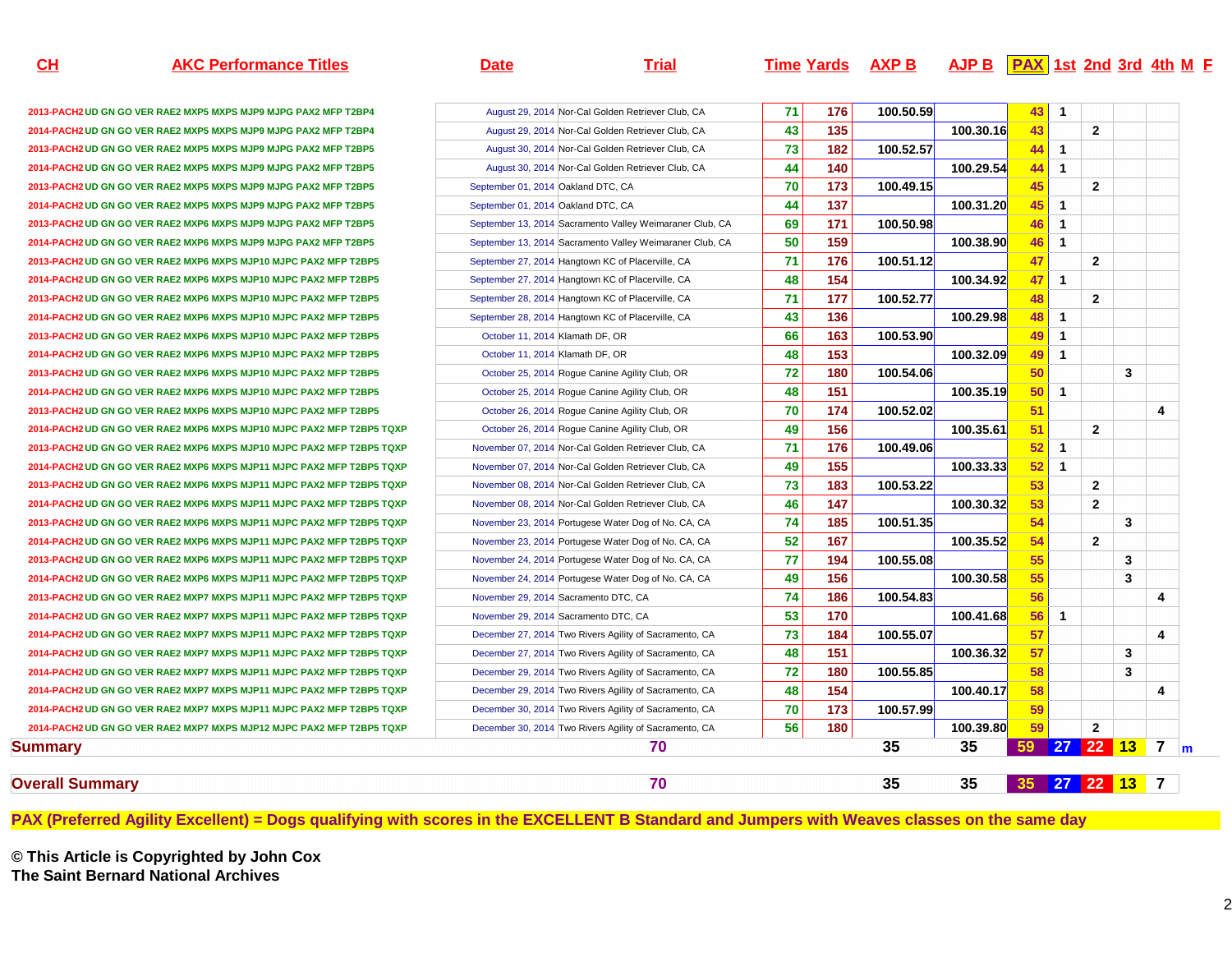| CH | AKC Performance Titles | Date | Trial | Time | Yards | AXP B | AJP B | PAX | 1st | 2nd | 3rd | 4th | M | F |
|---|---|---|---|---|---|---|---|---|---|---|---|---|---|---|
| 2013-PACH2 | UD GN GO VER RAE2 MXP5 MXPS MJP9 MJPG PAX2 MFP T2BP4 | August 29, 2014 | Nor-Cal Golden Retriever Club, CA | 71 | 176 | 100.50.59 | | 43 | 1 | | | | | |
| 2014-PACH2 | UD GN GO VER RAE2 MXP5 MXPS MJP9 MJPG PAX2 MFP T2BP4 | August 29, 2014 | Nor-Cal Golden Retriever Club, CA | 43 | 135 | | 100.30.16 | 43 | | 2 | | | | |
| 2013-PACH2 | UD GN GO VER RAE2 MXP5 MXPS MJP9 MJPG PAX2 MFP T2BP5 | August 30, 2014 | Nor-Cal Golden Retriever Club, CA | 73 | 182 | 100.52.57 | | 44 | 1 | | | | | |
| 2014-PACH2 | UD GN GO VER RAE2 MXP5 MXPS MJP9 MJPG PAX2 MFP T2BP5 | August 30, 2014 | Nor-Cal Golden Retriever Club, CA | 44 | 140 | | 100.29.54 | 44 | 1 | | | | | |
| 2013-PACH2 | UD GN GO VER RAE2 MXP5 MXPS MJP9 MJPG PAX2 MFP T2BP5 | September 01, 2014 | Oakland DTC, CA | 70 | 173 | 100.49.15 | | 45 | | 2 | | | | |
| 2014-PACH2 | UD GN GO VER RAE2 MXP5 MXPS MJP9 MJPG PAX2 MFP T2BP5 | September 01, 2014 | Oakland DTC, CA | 44 | 137 | | 100.31.20 | 45 | 1 | | | | | |
| 2013-PACH2 | UD GN GO VER RAE2 MXP6 MXPS MJP9 MJPG PAX2 MFP T2BP5 | September 13, 2014 | Sacramento Valley Weimaraner Club, CA | 69 | 171 | 100.50.98 | | 46 | 1 | | | | | |
| 2014-PACH2 | UD GN GO VER RAE2 MXP6 MXPS MJP9 MJPG PAX2 MFP T2BP5 | September 13, 2014 | Sacramento Valley Weimaraner Club, CA | 50 | 159 | | 100.38.90 | 46 | 1 | | | | | |
| 2013-PACH2 | UD GN GO VER RAE2 MXP6 MXPS MJP10 MJPC PAX2 MFP T2BP5 | September 27, 2014 | Hangtown KC of Placerville, CA | 71 | 176 | 100.51.12 | | 47 | | 2 | | | | |
| 2014-PACH2 | UD GN GO VER RAE2 MXP6 MXPS MJP10 MJPC PAX2 MFP T2BP5 | September 27, 2014 | Hangtown KC of Placerville, CA | 48 | 154 | | 100.34.92 | 47 | 1 | | | | | |
| 2013-PACH2 | UD GN GO VER RAE2 MXP6 MXPS MJP10 MJPC PAX2 MFP T2BP5 | September 28, 2014 | Hangtown KC of Placerville, CA | 71 | 177 | 100.52.77 | | 48 | | 2 | | | | |
| 2014-PACH2 | UD GN GO VER RAE2 MXP6 MXPS MJP10 MJPC PAX2 MFP T2BP5 | September 28, 2014 | Hangtown KC of Placerville, CA | 43 | 136 | | 100.29.98 | 48 | 1 | | | | | |
| 2013-PACH2 | UD GN GO VER RAE2 MXP6 MXPS MJP10 MJPC PAX2 MFP T2BP5 | October 11, 2014 | Klamath DF, OR | 66 | 163 | 100.53.90 | | 49 | 1 | | | | | |
| 2014-PACH2 | UD GN GO VER RAE2 MXP6 MXPS MJP10 MJPC PAX2 MFP T2BP5 | October 11, 2014 | Klamath DF, OR | 48 | 153 | | 100.32.09 | 49 | 1 | | | | | |
| 2013-PACH2 | UD GN GO VER RAE2 MXP6 MXPS MJP10 MJPC PAX2 MFP T2BP5 | October 25, 2014 | Rogue Canine Agility Club, OR | 72 | 180 | 100.54.06 | | 50 | | | 3 | | | |
| 2014-PACH2 | UD GN GO VER RAE2 MXP6 MXPS MJP10 MJPC PAX2 MFP T2BP5 | October 25, 2014 | Rogue Canine Agility Club, OR | 48 | 151 | | 100.35.19 | 50 | 1 | | | | | |
| 2013-PACH2 | UD GN GO VER RAE2 MXP6 MXPS MJP10 MJPC PAX2 MFP T2BP5 | October 26, 2014 | Rogue Canine Agility Club, OR | 70 | 174 | 100.52.02 | | 51 | | | | 4 | | |
| 2014-PACH2 | UD GN GO VER RAE2 MXP6 MXPS MJP10 MJPC PAX2 MFP T2BP5 TQXP | October 26, 2014 | Rogue Canine Agility Club, OR | 49 | 156 | | 100.35.61 | 51 | | 2 | | | | |
| 2013-PACH2 | UD GN GO VER RAE2 MXP6 MXPS MJP10 MJPC PAX2 MFP T2BP5 TQXP | November 07, 2014 | Nor-Cal Golden Retriever Club, CA | 71 | 176 | 100.49.06 | | 52 | 1 | | | | | |
| 2014-PACH2 | UD GN GO VER RAE2 MXP6 MXPS MJP11 MJPC PAX2 MFP T2BP5 TQXP | November 07, 2014 | Nor-Cal Golden Retriever Club, CA | 49 | 155 | | 100.33.33 | 52 | 1 | | | | | |
| 2013-PACH2 | UD GN GO VER RAE2 MXP6 MXPS MJP11 MJPC PAX2 MFP T2BP5 TQXP | November 08, 2014 | Nor-Cal Golden Retriever Club, CA | 73 | 183 | 100.53.22 | | 53 | | 2 | | | | |
| 2014-PACH2 | UD GN GO VER RAE2 MXP6 MXPS MJP11 MJPC PAX2 MFP T2BP5 TQXP | November 08, 2014 | Nor-Cal Golden Retriever Club, CA | 46 | 147 | | 100.30.32 | 53 | | 2 | | | | |
| 2013-PACH2 | UD GN GO VER RAE2 MXP6 MXPS MJP11 MJPC PAX2 MFP T2BP5 TQXP | November 23, 2014 | Portugese Water Dog of No. CA, CA | 74 | 185 | 100.51.35 | | 54 | | | 3 | | | |
| 2014-PACH2 | UD GN GO VER RAE2 MXP6 MXPS MJP11 MJPC PAX2 MFP T2BP5 TQXP | November 23, 2014 | Portugese Water Dog of No. CA, CA | 52 | 167 | | 100.35.52 | 54 | | 2 | | | | |
| 2013-PACH2 | UD GN GO VER RAE2 MXP6 MXPS MJP11 MJPC PAX2 MFP T2BP5 TQXP | November 24, 2014 | Portugese Water Dog of No. CA, CA | 77 | 194 | 100.55.08 | | 55 | | | 3 | | | |
| 2014-PACH2 | UD GN GO VER RAE2 MXP6 MXPS MJP11 MJPC PAX2 MFP T2BP5 TQXP | November 24, 2014 | Portugese Water Dog of No. CA, CA | 49 | 156 | | 100.30.58 | 55 | | | 3 | | | |
| 2013-PACH2 | UD GN GO VER RAE2 MXP7 MXPS MJP11 MJPC PAX2 MFP T2BP5 TQXP | November 29, 2014 | Sacramento DTC, CA | 74 | 186 | 100.54.83 | | 56 | | | | 4 | | |
| 2014-PACH2 | UD GN GO VER RAE2 MXP7 MXPS MJP11 MJPC PAX2 MFP T2BP5 TQXP | November 29, 2014 | Sacramento DTC, CA | 53 | 170 | | 100.41.68 | 56 | 1 | | | | | |
| 2014-PACH2 | UD GN GO VER RAE2 MXP7 MXPS MJP11 MJPC PAX2 MFP T2BP5 TQXP | December 27, 2014 | Two Rivers Agility of Sacramento, CA | 73 | 184 | 100.55.07 | | 57 | | | | 4 | | |
| 2014-PACH2 | UD GN GO VER RAE2 MXP7 MXPS MJP11 MJPC PAX2 MFP T2BP5 TQXP | December 27, 2014 | Two Rivers Agility of Sacramento, CA | 48 | 151 | | 100.36.32 | 57 | | | 3 | | | |
| 2014-PACH2 | UD GN GO VER RAE2 MXP7 MXPS MJP11 MJPC PAX2 MFP T2BP5 TQXP | December 29, 2014 | Two Rivers Agility of Sacramento, CA | 72 | 180 | 100.55.85 | | 58 | | | 3 | | | |
| 2014-PACH2 | UD GN GO VER RAE2 MXP7 MXPS MJP11 MJPC PAX2 MFP T2BP5 TQXP | December 29, 2014 | Two Rivers Agility of Sacramento, CA | 48 | 154 | | 100.40.17 | 58 | | | | 4 | | |
| 2014-PACH2 | UD GN GO VER RAE2 MXP7 MXPS MJP11 MJPC PAX2 MFP T2BP5 TQXP | December 30, 2014 | Two Rivers Agility of Sacramento, CA | 70 | 173 | 100.57.99 | | 59 | | | | | | |
| 2014-PACH2 | UD GN GO VER RAE2 MXP7 MXPS MJP12 MJPC PAX2 MFP T2BP5 TQXP | December 30, 2014 | Two Rivers Agility of Sacramento, CA | 56 | 180 | | 100.39.80 | 59 | | 2 | | | | |
| **Summary** | | | **70** | | | **35** | **35** | **59** | **27** | **22** | **13** | **7** | m | |
| **Overall Summary** | | | **70** | | | **35** | **35** | **35** | **27** | **22** | **13** | **7** | | |

**PAX (Preferred Agility Excellent) = Dogs qualifying with scores in the EXCELLENT B Standard and Jumpers with Weaves classes on the same day**

**© This Article is Copyrighted by John Cox**
**The Saint Bernard National Archives**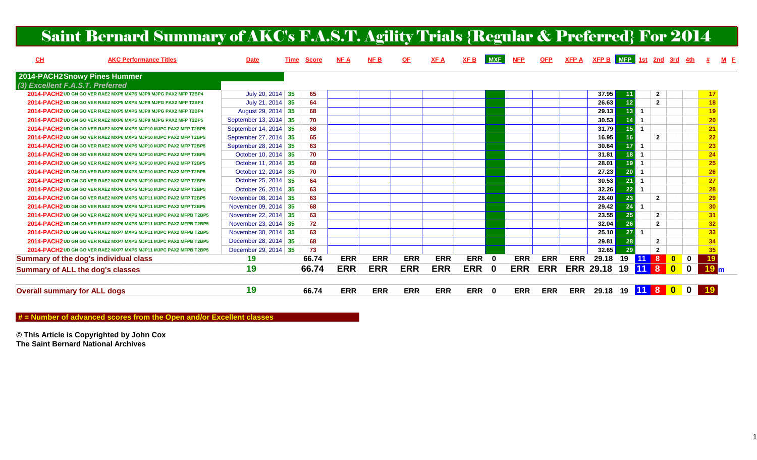# Saint Bernard Summary of AKC's F.A.S.T. Agility Trials {Regular & Preferred} For 2014

| CH | AKC Performance Titles | Date | Time | Score | NF A | NF B | OF | XF A | XF B | MXF | NFP | OFP | XFP A | XFP B | MFP | 1st | 2nd | 3rd | 4th | # | M | F |
|---|---|---|---|---|---|---|---|---|---|---|---|---|---|---|---|---|---|---|---|---|---|---|
| **2014-PACH2 Snowy Pines Hummer** | | | | | | | | | | | | | | | | | | | | | | |
| *(3) Excellent F.A.S.T. Preferred* | | | | | | | | | | | | | | | | | | | | | | |
| 2014-PACH2 | UD GN GO VER RAE2 MXP5 MXPS MJP9 MJPG PAX2 MFP T2BP4 | July 20, 2014 | 35 | 65 | | | | | | | | | | 37.95 | 11 | | 2 | | | 17 | | |
| 2014-PACH2 | UD GN GO VER RAE2 MXP5 MXPS MJP9 MJPG PAX2 MFP T2BP4 | July 21, 2014 | 35 | 64 | | | | | | | | | | 26.63 | 12 | | 2 | | | 18 | | |
| 2014-PACH2 | UD GN GO VER RAE2 MXP5 MXPS MJP9 MJPG PAX2 MFP T2BP4 | August 29, 2014 | 35 | 68 | | | | | | | | | | 29.13 | 13 | 1 | | | | 19 | | |
| 2014-PACH2 | UD GN GO VER RAE2 MXP6 MXPS MJP9 MJPG PAX2 MFP T2BP5 | September 13, 2014 | 35 | 70 | | | | | | | | | | 30.53 | 14 | 1 | | | | 20 | | |
| 2014-PACH2 | UD GN GO VER RAE2 MXP6 MXPS MJP10 MJPC PAX2 MFP T2BP5 | September 14, 2014 | 35 | 68 | | | | | | | | | | 31.79 | 15 | 1 | | | | 21 | | |
| 2014-PACH2 | UD GN GO VER RAE2 MXP6 MXPS MJP10 MJPC PAX2 MFP T2BP5 | September 27, 2014 | 35 | 65 | | | | | | | | | | 16.95 | 16 | | 2 | | | 22 | | |
| 2014-PACH2 | UD GN GO VER RAE2 MXP6 MXPS MJP10 MJPC PAX2 MFP T2BP5 | September 28, 2014 | 35 | 63 | | | | | | | | | | 30.64 | 17 | 1 | | | | 23 | | |
| 2014-PACH2 | UD GN GO VER RAE2 MXP6 MXPS MJP10 MJPC PAX2 MFP T2BP5 | October 10, 2014 | 35 | 70 | | | | | | | | | | 31.81 | 18 | 1 | | | | 24 | | |
| 2014-PACH2 | UD GN GO VER RAE2 MXP6 MXPS MJP10 MJPC PAX2 MFP T2BP5 | October 11, 2014 | 35 | 68 | | | | | | | | | | 28.01 | 19 | 1 | | | | 25 | | |
| 2014-PACH2 | UD GN GO VER RAE2 MXP6 MXPS MJP10 MJPC PAX2 MFP T2BP5 | October 12, 2014 | 35 | 70 | | | | | | | | | | 27.23 | 20 | 1 | | | | 26 | | |
| 2014-PACH2 | UD GN GO VER RAE2 MXP6 MXPS MJP10 MJPC PAX2 MFP T2BP5 | October 25, 2014 | 35 | 64 | | | | | | | | | | 30.53 | 21 | 1 | | | | 27 | | |
| 2014-PACH2 | UD GN GO VER RAE2 MXP6 MXPS MJP10 MJPC PAX2 MFP T2BP5 | October 26, 2014 | 35 | 63 | | | | | | | | | | 32.26 | 22 | 1 | | | | 28 | | |
| 2014-PACH2 | UD GN GO VER RAE2 MXP6 MXPS MJP11 MJPC PAX2 MFP T2BP5 | November 08, 2014 | 35 | 63 | | | | | | | | | | 28.40 | 23 | | 2 | | | 29 | | |
| 2014-PACH2 | UD GN GO VER RAE2 MXP6 MXPS MJP11 MJPC PAX2 MFP T2BP5 | November 09, 2014 | 35 | 68 | | | | | | | | | | 29.42 | 24 | 1 | | | | 30 | | |
| 2014-PACH2 | UD GN GO VER RAE2 MXP6 MXPS MJP11 MJPC PAX2 MFPB T2BP5 | November 22, 2014 | 35 | 63 | | | | | | | | | | 23.55 | 25 | | 2 | | | 31 | | |
| 2014-PACH2 | UD GN GO VER RAE2 MXP6 MXPS MJP11 MJPC PAX2 MFPB T2BP5 | November 23, 2014 | 35 | 72 | | | | | | | | | | 32.04 | 26 | | 2 | | | 32 | | |
| 2014-PACH2 | UD GN GO VER RAE2 MXP7 MXPS MJP11 MJPC PAX2 MFPB T2BP5 | November 30, 2014 | 35 | 63 | | | | | | | | | | 25.10 | 27 | 1 | | | | 33 | | |
| 2014-PACH2 | UD GN GO VER RAE2 MXP7 MXPS MJP11 MJPC PAX2 MFPB T2BP5 | December 28, 2014 | 35 | 68 | | | | | | | | | | 29.81 | 28 | | 2 | | | 34 | | |
| 2014-PACH2 | UD GN GO VER RAE2 MXP7 MXPS MJP11 MJPC PAX2 MFPB T2BP5 | December 29, 2014 | 35 | 73 | | | | | | | | | | 32.65 | 29 | | 2 | | | 35 | | |
| **Summary of the dog's individual class** | | 19 | | 66.74 | ERR | ERR | ERR | ERR | ERR | 0 | ERR | ERR | ERR | 29.18 | 19 | 11 | 8 | 0 | 0 | 19 | | |
| **Summary of ALL the dog's classes** | | 19 | | 66.74 | ERR | ERR | ERR | ERR | ERR | 0 | ERR | ERR | ERR | 29.18 | 19 | 11 | 8 | 0 | 0 | 19 | m | |
| **Overall summary for ALL dogs** | | 19 | | 66.74 | ERR | ERR | ERR | ERR | ERR | 0 | ERR | ERR | ERR | 29.18 | 19 | 11 | 8 | 0 | 0 | 19 | | |

**# = Number of advanced scores from the Open and/or Excellent classes**

**© This Article is Copyrighted by John Cox**
**The Saint Bernard National Archives**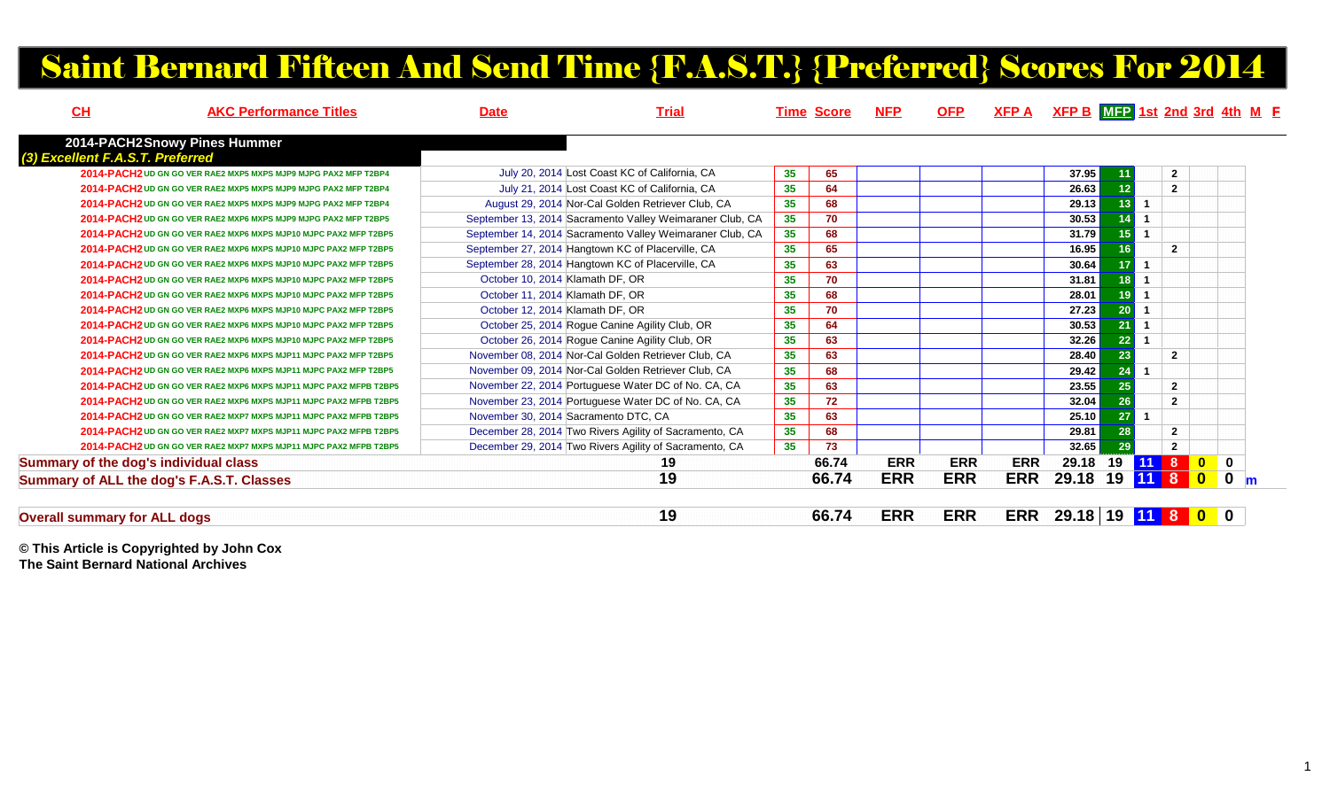# Saint Bernard Fifteen And Send Time {F.A.S.T.} {Preferred} Scores For 2014

| CH | AKC Performance Titles | Date | Trial | Time | Score | NFP | OFP | XFP A | XFP B | MFP | 1st | 2nd | 3rd | 4th | M | F |
|---|---|---|---|---|---|---|---|---|---|---|---|---|---|---|---|---|
| **2014-PACH2 Snowy Pines Hummer** | | | | | | | | | | | | | | | | |
| *(3) Excellent F.A.S.T. Preferred* | | | | | | | | | | | | | | | | |
| 2014-PACH2 | UD GN GO VER RAE2 MXP5 MXPS MJP9 MJPG PAX2 MFP T2BP4 | July 20, 2014 | Lost Coast KC of California, CA | 35 | 65 | | | | 37.95 | 11 | | 2 | | | | |
| 2014-PACH2 | UD GN GO VER RAE2 MXP5 MXPS MJP9 MJPG PAX2 MFP T2BP4 | July 21, 2014 | Lost Coast KC of California, CA | 35 | 64 | | | | 26.63 | 12 | | 2 | | | | |
| 2014-PACH2 | UD GN GO VER RAE2 MXP5 MXPS MJP9 MJPG PAX2 MFP T2BP4 | August 29, 2014 | Nor-Cal Golden Retriever Club, CA | 35 | 68 | | | | 29.13 | 13 | 1 | | | | | |
| 2014-PACH2 | UD GN GO VER RAE2 MXP6 MXPS MJP9 MJPG PAX2 MFP T2BP5 | September 13, 2014 | Sacramento Valley Weimaraner Club, CA | 35 | 70 | | | | 30.53 | 14 | 1 | | | | | |
| 2014-PACH2 | UD GN GO VER RAE2 MXP6 MXPS MJP10 MJPC PAX2 MFP T2BP5 | September 14, 2014 | Sacramento Valley Weimaraner Club, CA | 35 | 68 | | | | 31.79 | 15 | 1 | | | | | |
| 2014-PACH2 | UD GN GO VER RAE2 MXP6 MXPS MJP10 MJPC PAX2 MFP T2BP5 | September 27, 2014 | Hangtown KC of Placerville, CA | 35 | 65 | | | | 16.95 | 16 | | 2 | | | | |
| 2014-PACH2 | UD GN GO VER RAE2 MXP6 MXPS MJP10 MJPC PAX2 MFP T2BP5 | September 28, 2014 | Hangtown KC of Placerville, CA | 35 | 63 | | | | 30.64 | 17 | 1 | | | | | |
| 2014-PACH2 | UD GN GO VER RAE2 MXP6 MXPS MJP10 MJPC PAX2 MFP T2BP5 | October 10, 2014 | Klamath DF, OR | 35 | 70 | | | | 31.81 | 18 | 1 | | | | | |
| 2014-PACH2 | UD GN GO VER RAE2 MXP6 MXPS MJP10 MJPC PAX2 MFP T2BP5 | October 11, 2014 | Klamath DF, OR | 35 | 68 | | | | 28.01 | 19 | 1 | | | | | |
| 2014-PACH2 | UD GN GO VER RAE2 MXP6 MXPS MJP10 MJPC PAX2 MFP T2BP5 | October 12, 2014 | Klamath DF, OR | 35 | 70 | | | | 27.23 | 20 | 1 | | | | | |
| 2014-PACH2 | UD GN GO VER RAE2 MXP6 MXPS MJP10 MJPC PAX2 MFP T2BP5 | October 25, 2014 | Rogue Canine Agility Club, OR | 35 | 64 | | | | 30.53 | 21 | 1 | | | | | |
| 2014-PACH2 | UD GN GO VER RAE2 MXP6 MXPS MJP10 MJPC PAX2 MFP T2BP5 | October 26, 2014 | Rogue Canine Agility Club, OR | 35 | 63 | | | | 32.26 | 22 | 1 | | | | | |
| 2014-PACH2 | UD GN GO VER RAE2 MXP6 MXPS MJP11 MJPC PAX2 MFP T2BP5 | November 08, 2014 | Nor-Cal Golden Retriever Club, CA | 35 | 63 | | | | 28.40 | 23 | | 2 | | | | |
| 2014-PACH2 | UD GN GO VER RAE2 MXP6 MXPS MJP11 MJPC PAX2 MFP T2BP5 | November 09, 2014 | Nor-Cal Golden Retriever Club, CA | 35 | 68 | | | | 29.42 | 24 | 1 | | | | | |
| 2014-PACH2 | UD GN GO VER RAE2 MXP6 MXPS MJP11 MJPC PAX2 MFPB T2BP5 | November 22, 2014 | Portuguese Water DC of No. CA, CA | 35 | 63 | | | | 23.55 | 25 | | 2 | | | | |
| 2014-PACH2 | UD GN GO VER RAE2 MXP6 MXPS MJP11 MJPC PAX2 MFPB T2BP5 | November 23, 2014 | Portuguese Water DC of No. CA, CA | 35 | 72 | | | | 32.04 | 26 | | 2 | | | | |
| 2014-PACH2 | UD GN GO VER RAE2 MXP7 MXPS MJP11 MJPC PAX2 MFPB T2BP5 | November 30, 2014 | Sacramento DTC, CA | 35 | 63 | | | | 25.10 | 27 | 1 | | | | | |
| 2014-PACH2 | UD GN GO VER RAE2 MXP7 MXPS MJP11 MJPC PAX2 MFPB T2BP5 | December 28, 2014 | Two Rivers Agility of Sacramento, CA | 35 | 68 | | | | 29.81 | 28 | | 2 | | | | |
| 2014-PACH2 | UD GN GO VER RAE2 MXP7 MXPS MJP11 MJPC PAX2 MFPB T2BP5 | December 29, 2014 | Two Rivers Agility of Sacramento, CA | 35 | 73 | | | | 32.65 | 29 | | 2 | | | | |
| **Summary of the dog's individual class** | | | **19** | | **66.74** | **ERR** | **ERR** | **ERR** | **29.18** | **19** | **11** | **8** | **0** | **0** | | |
| **Summary of ALL the dog's F.A.S.T. Classes** | | | **19** | | **66.74** | **ERR** | **ERR** | **ERR** | **29.18** | **19** | **11** | **8** | **0** | **0** | **m** | |
| **Overall summary for ALL dogs** | | | **19** | | **66.74** | **ERR** | **ERR** | **ERR** | **29.18** | **19** | **11** | **8** | **0** | **0** | | |

**© This Article is Copyrighted by John Cox**
**The Saint Bernard National Archives**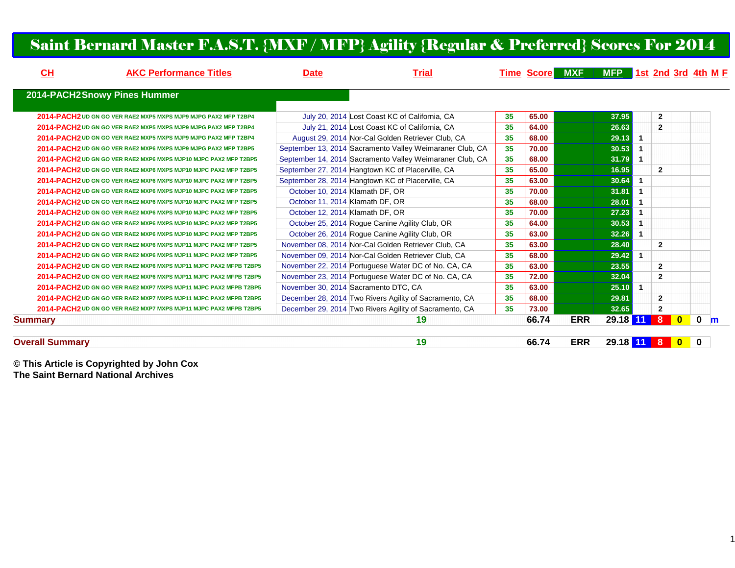# Saint Bernard Master F.A.S.T. {MXF / MFP} Agility {Regular & Preferred} Scores For 2014

| CH | AKC Performance Titles | Date | Trial | Time | Score | MXF | MFP | 1st | 2nd | 3rd | 4th | M F |
|---|---|---|---|---|---|---|---|---|---|---|---|---|
| **2014-PACH2 Snowy Pines Hummer** | | | | | | | | | | | | |
| 2014-PACH2 | UD GN GO VER RAE2 MXP5 MXPS MJP9 MJPG PAX2 MFP T2BP4 | July 20, 2014 | Lost Coast KC of California, CA | 35 | 65.00 | | 37.95 | | 2 | | | |
| 2014-PACH2 | UD GN GO VER RAE2 MXP5 MXPS MJP9 MJPG PAX2 MFP T2BP4 | July 21, 2014 | Lost Coast KC of California, CA | 35 | 64.00 | | 26.63 | | 2 | | | |
| 2014-PACH2 | UD GN GO VER RAE2 MXP5 MXPS MJP9 MJPG PAX2 MFP T2BP4 | August 29, 2014 | Nor-Cal Golden Retriever Club, CA | 35 | 68.00 | | 29.13 | 1 | | | | |
| 2014-PACH2 | UD GN GO VER RAE2 MXP6 MXPS MJP9 MJPG PAX2 MFP T2BP5 | September 13, 2014 | Sacramento Valley Weimaraner Club, CA | 35 | 70.00 | | 30.53 | 1 | | | | |
| 2014-PACH2 | UD GN GO VER RAE2 MXP6 MXPS MJP10 MJPC PAX2 MFP T2BP5 | September 14, 2014 | Sacramento Valley Weimaraner Club, CA | 35 | 68.00 | | 31.79 | 1 | | | | |
| 2014-PACH2 | UD GN GO VER RAE2 MXP6 MXPS MJP10 MJPC PAX2 MFP T2BP5 | September 27, 2014 | Hangtown KC of Placerville, CA | 35 | 65.00 | | 16.95 | | 2 | | | |
| 2014-PACH2 | UD GN GO VER RAE2 MXP6 MXPS MJP10 MJPC PAX2 MFP T2BP5 | September 28, 2014 | Hangtown KC of Placerville, CA | 35 | 63.00 | | 30.64 | 1 | | | | |
| 2014-PACH2 | UD GN GO VER RAE2 MXP6 MXPS MJP10 MJPC PAX2 MFP T2BP5 | October 10, 2014 | Klamath DF, OR | 35 | 70.00 | | 31.81 | 1 | | | | |
| 2014-PACH2 | UD GN GO VER RAE2 MXP6 MXPS MJP10 MJPC PAX2 MFP T2BP5 | October 11, 2014 | Klamath DF, OR | 35 | 68.00 | | 28.01 | 1 | | | | |
| 2014-PACH2 | UD GN GO VER RAE2 MXP6 MXPS MJP10 MJPC PAX2 MFP T2BP5 | October 12, 2014 | Klamath DF, OR | 35 | 70.00 | | 27.23 | 1 | | | | |
| 2014-PACH2 | UD GN GO VER RAE2 MXP6 MXPS MJP10 MJPC PAX2 MFP T2BP5 | October 25, 2014 | Rogue Canine Agility Club, OR | 35 | 64.00 | | 30.53 | 1 | | | | |
| 2014-PACH2 | UD GN GO VER RAE2 MXP6 MXPS MJP10 MJPC PAX2 MFP T2BP5 | October 26, 2014 | Rogue Canine Agility Club, OR | 35 | 63.00 | | 32.26 | 1 | | | | |
| 2014-PACH2 | UD GN GO VER RAE2 MXP6 MXPS MJP11 MJPC PAX2 MFP T2BP5 | November 08, 2014 | Nor-Cal Golden Retriever Club, CA | 35 | 63.00 | | 28.40 | | 2 | | | |
| 2014-PACH2 | UD GN GO VER RAE2 MXP6 MXPS MJP11 MJPC PAX2 MFP T2BP5 | November 09, 2014 | Nor-Cal Golden Retriever Club, CA | 35 | 68.00 | | 29.42 | 1 | | | | |
| 2014-PACH2 | UD GN GO VER RAE2 MXP6 MXPS MJP11 MJPC PAX2 MFPB T2BP5 | November 22, 2014 | Portuguese Water DC of No. CA, CA | 35 | 63.00 | | 23.55 | | 2 | | | |
| 2014-PACH2 | UD GN GO VER RAE2 MXP6 MXPS MJP11 MJPC PAX2 MFPB T2BP5 | November 23, 2014 | Portuguese Water DC of No. CA, CA | 35 | 72.00 | | 32.04 | | 2 | | | |
| 2014-PACH2 | UD GN GO VER RAE2 MXP7 MXPS MJP11 MJPC PAX2 MFPB T2BP5 | November 30, 2014 | Sacramento DTC, CA | 35 | 63.00 | | 25.10 | 1 | | | | |
| 2014-PACH2 | UD GN GO VER RAE2 MXP7 MXPS MJP11 MJPC PAX2 MFPB T2BP5 | December 28, 2014 | Two Rivers Agility of Sacramento, CA | 35 | 68.00 | | 29.81 | | 2 | | | |
| 2014-PACH2 | UD GN GO VER RAE2 MXP7 MXPS MJP11 MJPC PAX2 MFPB T2BP5 | December 29, 2014 | Two Rivers Agility of Sacramento, CA | 35 | 73.00 | | 32.65 | | 2 | | | |
| **Summary** | | | 19 | | 66.74 | ERR | 29.18 | 11 | 8 | 0 | 0 | m |
| **Overall Summary** | | | 19 | | 66.74 | ERR | 29.18 | 11 | 8 | 0 | 0 | |

**© This Article is Copyrighted by John Cox**
**The Saint Bernard National Archives**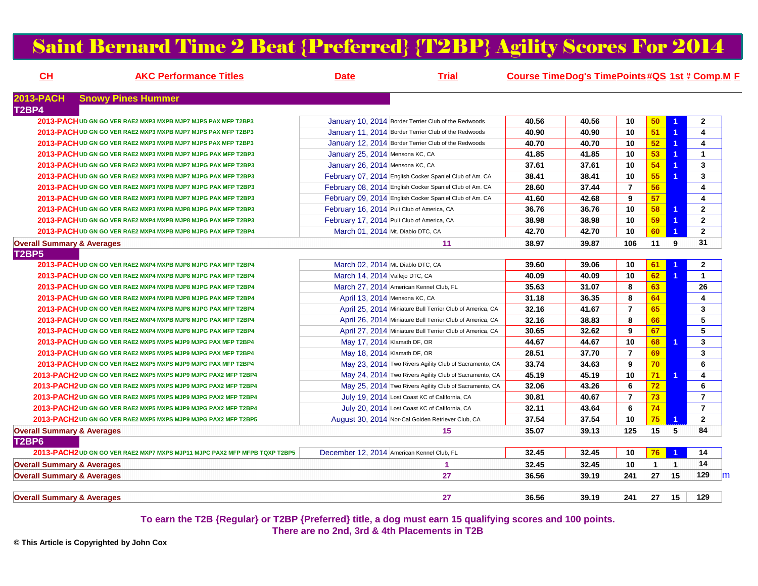# Saint Bernard Time 2 Beat {Preferred} {T2BP} Agility Scores For 2014

| CH | AKC Performance Titles | Date | Trial | Course Time | Dog's Time | Points | #QS | 1st | # Comp | M | F |
|---|---|---|---|---|---|---|---|---|---|---|---|
| **2013-PACH** | **Snowy Pines Hummer** | | | | | | | | | | |
| **T2BP4** | | | | | | | | | | | |
| 2013-PACH | UD GN GO VER RAE2 MXP3 MXPB MJP7 MJPS PAX MFP T2BP3 | January 10, 2014 | Border Terrier Club of the Redwoods | 40.56 | 40.56 | 10 | 50 | 1 | 2 | | |
| 2013-PACH | UD GN GO VER RAE2 MXP3 MXPB MJP7 MJPS PAX MFP T2BP3 | January 11, 2014 | Border Terrier Club of the Redwoods | 40.90 | 40.90 | 10 | 51 | 1 | 4 | | |
| 2013-PACH | UD GN GO VER RAE2 MXP3 MXPB MJP7 MJPS PAX MFP T2BP3 | January 12, 2014 | Border Terrier Club of the Redwoods | 40.70 | 40.70 | 10 | 52 | 1 | 4 | | |
| 2013-PACH | UD GN GO VER RAE2 MXP3 MXPB MJP7 MJPG PAX MFP T2BP3 | January 25, 2014 | Mensona KC, CA | 41.85 | 41.85 | 10 | 53 | 1 | 1 | | |
| 2013-PACH | UD GN GO VER RAE2 MXP3 MXPB MJP7 MJPG PAX MFP T2BP3 | January 26, 2014 | Mensona KC, CA | 37.61 | 37.61 | 10 | 54 | 1 | 3 | | |
| 2013-PACH | UD GN GO VER RAE2 MXP3 MXPB MJP7 MJPG PAX MFP T2BP3 | February 07, 2014 | English Cocker Spaniel Club of Am. CA | 38.41 | 38.41 | 10 | 55 | 1 | 3 | | |
| 2013-PACH | UD GN GO VER RAE2 MXP3 MXPB MJP7 MJPG PAX MFP T2BP3 | February 08, 2014 | English Cocker Spaniel Club of Am. CA | 28.60 | 37.44 | 7 | 56 | | 4 | | |
| 2013-PACH | UD GN GO VER RAE2 MXP3 MXPB MJP7 MJPG PAX MFP T2BP3 | February 09, 2014 | English Cocker Spaniel Club of Am. CA | 41.60 | 42.68 | 9 | 57 | | 4 | | |
| 2013-PACH | UD GN GO VER RAE2 MXP3 MXPB MJP8 MJPG PAX MFP T2BP3 | February 16, 2014 | Puli Club of America, CA | 36.76 | 36.76 | 10 | 58 | 1 | 2 | | |
| 2013-PACH | UD GN GO VER RAE2 MXP4 MXPB MJP8 MJPG PAX MFP T2BP3 | February 17, 2014 | Puli Club of America, CA | 38.98 | 38.98 | 10 | 59 | 1 | 2 | | |
| 2013-PACH | UD GN GO VER RAE2 MXP4 MXPB MJP8 MJPG PAX MFP T2BP4 | March 01, 2014 | Mt. Diablo DTC, CA | 42.70 | 42.70 | 10 | 60 | 1 | 2 | | |
| **Overall Summary & Averages** | | | 11 | 38.97 | 39.87 | 106 | 11 | 9 | 31 | | |
| **T2BP5** | | | | | | | | | | | |
| 2013-PACH | UD GN GO VER RAE2 MXP4 MXPB MJP8 MJPG PAX MFP T2BP4 | March 02, 2014 | Mt. Diablo DTC, CA | 39.60 | 39.06 | 10 | 61 | 1 | 2 | | |
| 2013-PACH | UD GN GO VER RAE2 MXP4 MXPB MJP8 MJPG PAX MFP T2BP4 | March 14, 2014 | Vallejo DTC, CA | 40.09 | 40.09 | 10 | 62 | 1 | 1 | | |
| 2013-PACH | UD GN GO VER RAE2 MXP4 MXPB MJP8 MJPG PAX MFP T2BP4 | March 27, 2014 | American Kennel Club, FL | 35.63 | 31.07 | 8 | 63 | | 26 | | |
| 2013-PACH | UD GN GO VER RAE2 MXP4 MXPB MJP8 MJPG PAX MFP T2BP4 | April 13, 2014 | Mensona KC, CA | 31.18 | 36.35 | 8 | 64 | | 4 | | |
| 2013-PACH | UD GN GO VER RAE2 MXP4 MXPB MJP8 MJPG PAX MFP T2BP4 | April 25, 2014 | Miniature Bull Terrier Club of America, CA | 32.16 | 41.67 | 7 | 65 | | 3 | | |
| 2013-PACH | UD GN GO VER RAE2 MXP4 MXPB MJP8 MJPG PAX MFP T2BP4 | April 26, 2014 | Miniature Bull Terrier Club of America, CA | 32.16 | 38.83 | 8 | 66 | | 5 | | |
| 2013-PACH | UD GN GO VER RAE2 MXP4 MXPB MJP8 MJPG PAX MFP T2BP4 | April 27, 2014 | Miniature Bull Terrier Club of America, CA | 30.65 | 32.62 | 9 | 67 | | 5 | | |
| 2013-PACH | UD GN GO VER RAE2 MXP5 MXPS MJP9 MJPG PAX MFP T2BP4 | May 17, 2014 | Klamath DF, OR | 44.67 | 44.67 | 10 | 68 | 1 | 3 | | |
| 2013-PACH | UD GN GO VER RAE2 MXP5 MXPS MJP9 MJPG PAX MFP T2BP4 | May 18, 2014 | Klamath DF, OR | 28.51 | 37.70 | 7 | 69 | | 3 | | |
| 2013-PACH | UD GN GO VER RAE2 MXP5 MXPS MJP9 MJPG PAX MFP T2BP4 | May 23, 2014 | Two Rivers Agility Club of Sacramento, CA | 33.74 | 34.63 | 9 | 70 | | 6 | | |
| 2013-PACH2 | UD GN GO VER RAE2 MXP5 MXPS MJP9 MJPG PAX2 MFP T2BP4 | May 24, 2014 | Two Rivers Agility Club of Sacramento, CA | 45.19 | 45.19 | 10 | 71 | 1 | 4 | | |
| 2013-PACH2 | UD GN GO VER RAE2 MXP5 MXPS MJP9 MJPG PAX2 MFP T2BP4 | May 25, 2014 | Two Rivers Agility Club of Sacramento, CA | 32.06 | 43.26 | 6 | 72 | | 6 | | |
| 2013-PACH2 | UD GN GO VER RAE2 MXP5 MXPS MJP9 MJPG PAX2 MFP T2BP4 | July 19, 2014 | Lost Coast KC of California, CA | 30.81 | 40.67 | 7 | 73 | | 7 | | |
| 2013-PACH2 | UD GN GO VER RAE2 MXP5 MXPS MJP9 MJPG PAX2 MFP T2BP4 | July 20, 2014 | Lost Coast KC of California, CA | 32.11 | 43.64 | 6 | 74 | | 7 | | |
| 2013-PACH2 | UD GN GO VER RAE2 MXP5 MXPS MJP9 MJPG PAX2 MFP T2BP5 | August 30, 2014 | Nor-Cal Golden Retriever Club, CA | 37.54 | 37.54 | 10 | 75 | 1 | 2 | | |
| **Overall Summary & Averages** | | | 15 | 35.07 | 39.13 | 125 | 15 | 5 | 84 | | |
| **T2BP6** | | | | | | | | | | | |
| 2013-PACH2 | UD GN GO VER RAE2 MXP7 MXPS MJP11 MJPC PAX2 MFP MFPB TQXP T2BP5 | December 12, 2014 | American Kennel Club, FL | 32.45 | 32.45 | 10 | 76 | 1 | 14 | | |
| **Overall Summary & Averages** | | | 1 | 32.45 | 32.45 | 10 | 1 | 1 | 14 | | |
| **Overall Summary & Averages** | | | 27 | 36.56 | 39.19 | 241 | 27 | 15 | 129 | m | |
| **Overall Summary & Averages** | | | 27 | 36.56 | 39.19 | 241 | 27 | 15 | 129 | | |

**To earn the T2B {Regular} or T2BP {Preferred} title, a dog must earn 15 qualifying scores and 100 points.**
**There are no 2nd, 3rd & 4th Placements in T2B**

© This Article is Copyrighted by John Cox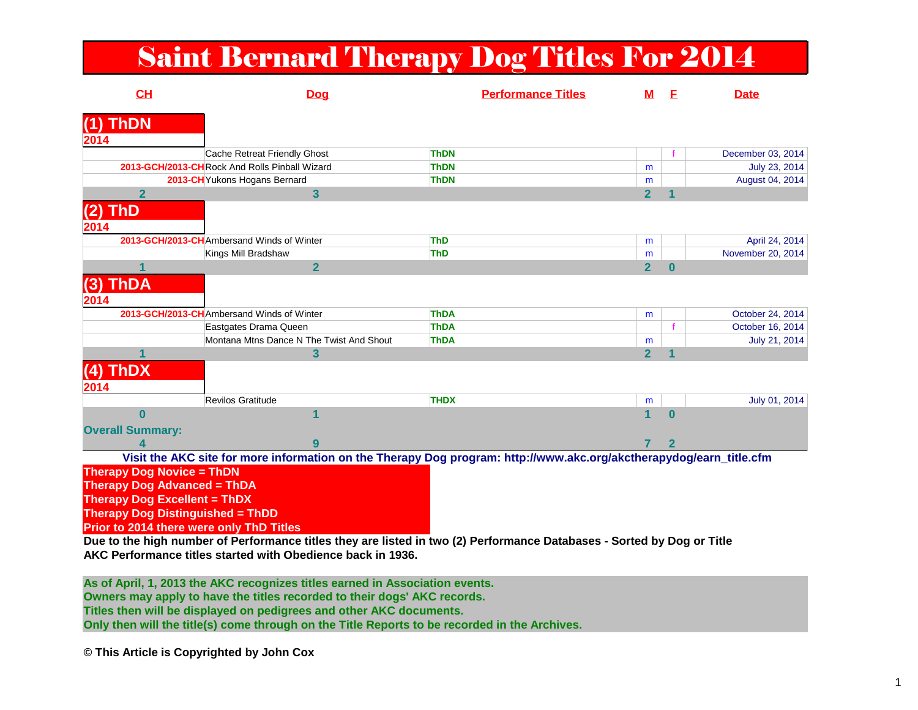# Saint Bernard Therapy Dog Titles For 2014

| CH | Dog | Performance Titles | M | F | Date |
|---|---|---|---|---|---|
| **(1) ThDN** | | | | | |
| **2014** | | | | | |
| | Cache Retreat Friendly Ghost | ThDN | | f | December 03, 2014 |
| 2013-GCH/2013-CH | Rock And Rolls Pinball Wizard | ThDN | m | | July 23, 2014 |
| 2013-CH | Yukons Hogans Bernard | ThDN | m | | August 04, 2014 |
| 2 | 3 | | 2 | 1 | |
| **(2) ThD** | | | | | |
| **2014** | | | | | |
| 2013-GCH/2013-CH | Ambersand Winds of Winter | ThD | m | | April 24, 2014 |
| | Kings Mill Bradshaw | ThD | m | | November 20, 2014 |
| 1 | 2 | | 2 | 0 | |
| **(3) ThDA** | | | | | |
| **2014** | | | | | |
| 2013-GCH/2013-CH | Ambersand Winds of Winter | ThDA | m | | October 24, 2014 |
| | Eastgates Drama Queen | ThDA | | f | October 16, 2014 |
| | Montana Mtns Dance N The Twist And Shout | ThDA | m | | July 21, 2014 |
| 1 | 3 | | 2 | 1 | |
| **(4) ThDX** | | | | | |
| **2014** | | | | | |
| | Revilos Gratitude | THDX | m | | July 01, 2014 |
| 0 | 1 | | 1 | 0 | |
| **Overall Summary:** | | | | | |
| 4 | 9 | | 7 | 2 | |

**Visit the AKC site for more information on the Therapy Dog program: http://www.akc.org/akctherapydog/earn_title.cfm**

**Therapy Dog Novice = ThDN**
**Therapy Dog Advanced = ThDA**
**Therapy Dog Excellent = ThDX**
**Therapy Dog Distinguished = ThDD**
**Prior to 2014 there were only ThD Titles**

**Due to the high number of Performance titles they are listed in two (2) Performance Databases - Sorted by Dog or Title**
**AKC Performance titles started with Obedience back in 1936.**

**As of April, 1, 2013 the AKC recognizes titles earned in Association events.**
**Owners may apply to have the titles recorded to their dogs' AKC records.**
**Titles then will be displayed on pedigrees and other AKC documents.**
**Only then will the title(s) come through on the Title Reports to be recorded in the Archives.**

**© This Article is Copyrighted by John Cox**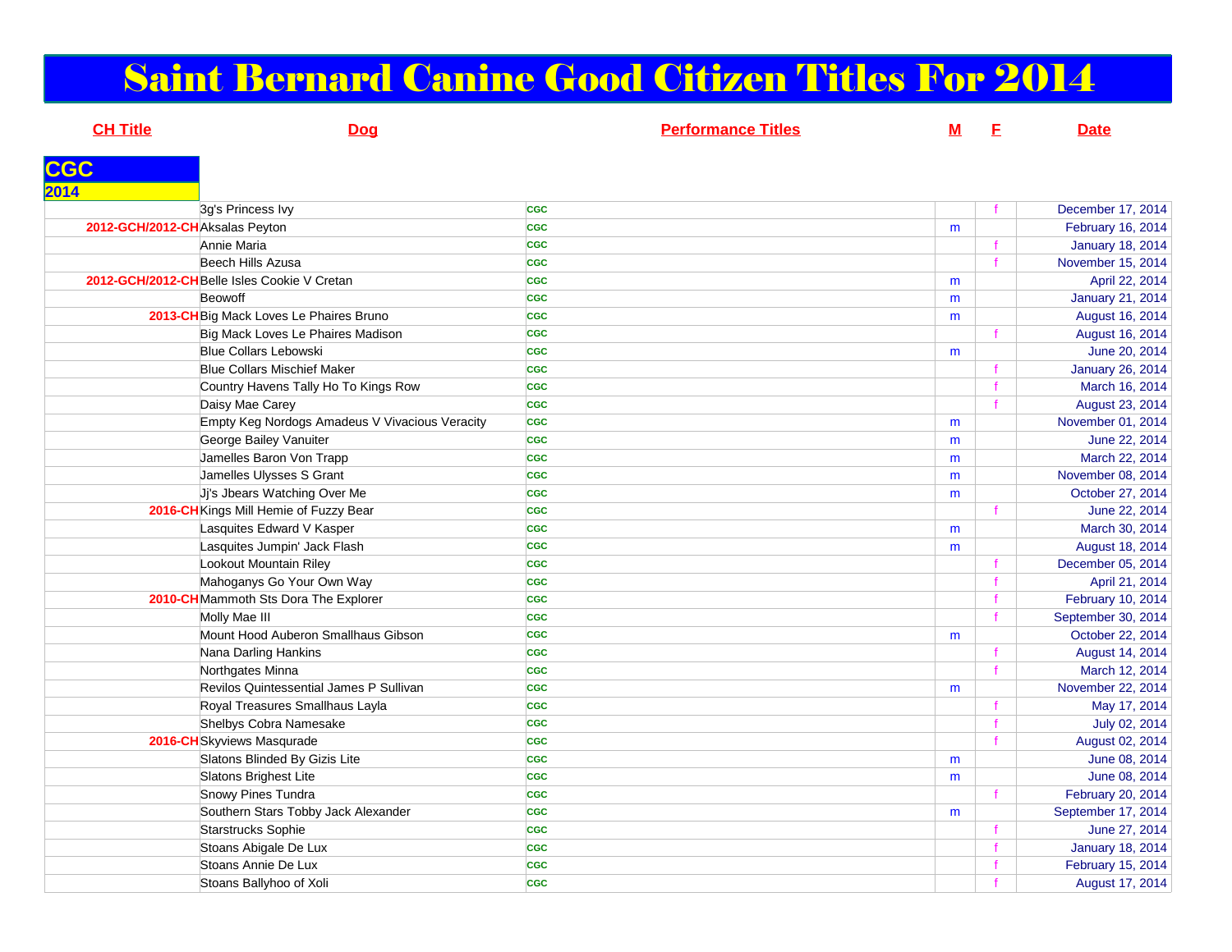# Saint Bernard Canine Good Citizen Titles For 2014

## CGC

### 2014

| CH Title | Dog | Performance Titles | M | F | Date |
|---|---|---|---|---|---|
| | 3g's Princess Ivy | CGC | | f | December 17, 2014 |
| 2012-GCH/2012-CH | Aksalas Peyton | CGC | m | | February 16, 2014 |
| | Annie Maria | CGC | | f | January 18, 2014 |
| | Beech Hills Azusa | CGC | | f | November 15, 2014 |
| 2012-GCH/2012-CH | Belle Isles Cookie V Cretan | CGC | m | | April 22, 2014 |
| | Beowoff | CGC | m | | January 21, 2014 |
| 2013-CH | Big Mack Loves Le Phaires Bruno | CGC | m | | August 16, 2014 |
| | Big Mack Loves Le Phaires Madison | CGC | | f | August 16, 2014 |
| | Blue Collars Lebowski | CGC | m | | June 20, 2014 |
| | Blue Collars Mischief Maker | CGC | | f | January 26, 2014 |
| | Country Havens Tally Ho To Kings Row | CGC | | f | March 16, 2014 |
| | Daisy Mae Carey | CGC | | f | August 23, 2014 |
| | Empty Keg Nordogs Amadeus V Vivacious Veracity | CGC | m | | November 01, 2014 |
| | George Bailey Vanuiter | CGC | m | | June 22, 2014 |
| | Jamelles Baron Von Trapp | CGC | m | | March 22, 2014 |
| | Jamelles Ulysses S Grant | CGC | m | | November 08, 2014 |
| | Jj's Jbears Watching Over Me | CGC | m | | October 27, 2014 |
| 2016-CH | Kings Mill Hemie of Fuzzy Bear | CGC | | f | June 22, 2014 |
| | Lasquites Edward V Kasper | CGC | m | | March 30, 2014 |
| | Lasquites Jumpin' Jack Flash | CGC | m | | August 18, 2014 |
| | Lookout Mountain Riley | CGC | | f | December 05, 2014 |
| | Mahoganys Go Your Own Way | CGC | | f | April 21, 2014 |
| 2010-CH | Mammoth Sts Dora The Explorer | CGC | | f | February 10, 2014 |
| | Molly Mae III | CGC | | f | September 30, 2014 |
| | Mount Hood Auberon Smallhaus Gibson | CGC | m | | October 22, 2014 |
| | Nana Darling Hankins | CGC | | f | August 14, 2014 |
| | Northgates Minna | CGC | | f | March 12, 2014 |
| | Revilos Quintessential James P Sullivan | CGC | m | | November 22, 2014 |
| | Royal Treasures Smallhaus Layla | CGC | | f | May 17, 2014 |
| | Shelbys Cobra Namesake | CGC | | f | July 02, 2014 |
| 2016-CH | Skyviews Masqurade | CGC | | f | August 02, 2014 |
| | Slatons Blinded By Gizis Lite | CGC | m | | June 08, 2014 |
| | Slatons Brighest Lite | CGC | m | | June 08, 2014 |
| | Snowy Pines Tundra | CGC | | f | February 20, 2014 |
| | Southern Stars Tobby Jack Alexander | CGC | m | | September 17, 2014 |
| | Starstrucks Sophie | CGC | | f | June 27, 2014 |
| | Stoans Abigale De Lux | CGC | | f | January 18, 2014 |
| | Stoans Annie De Lux | CGC | | f | February 15, 2014 |
| | Stoans Ballyhoo of Xoli | CGC | | f | August 17, 2014 |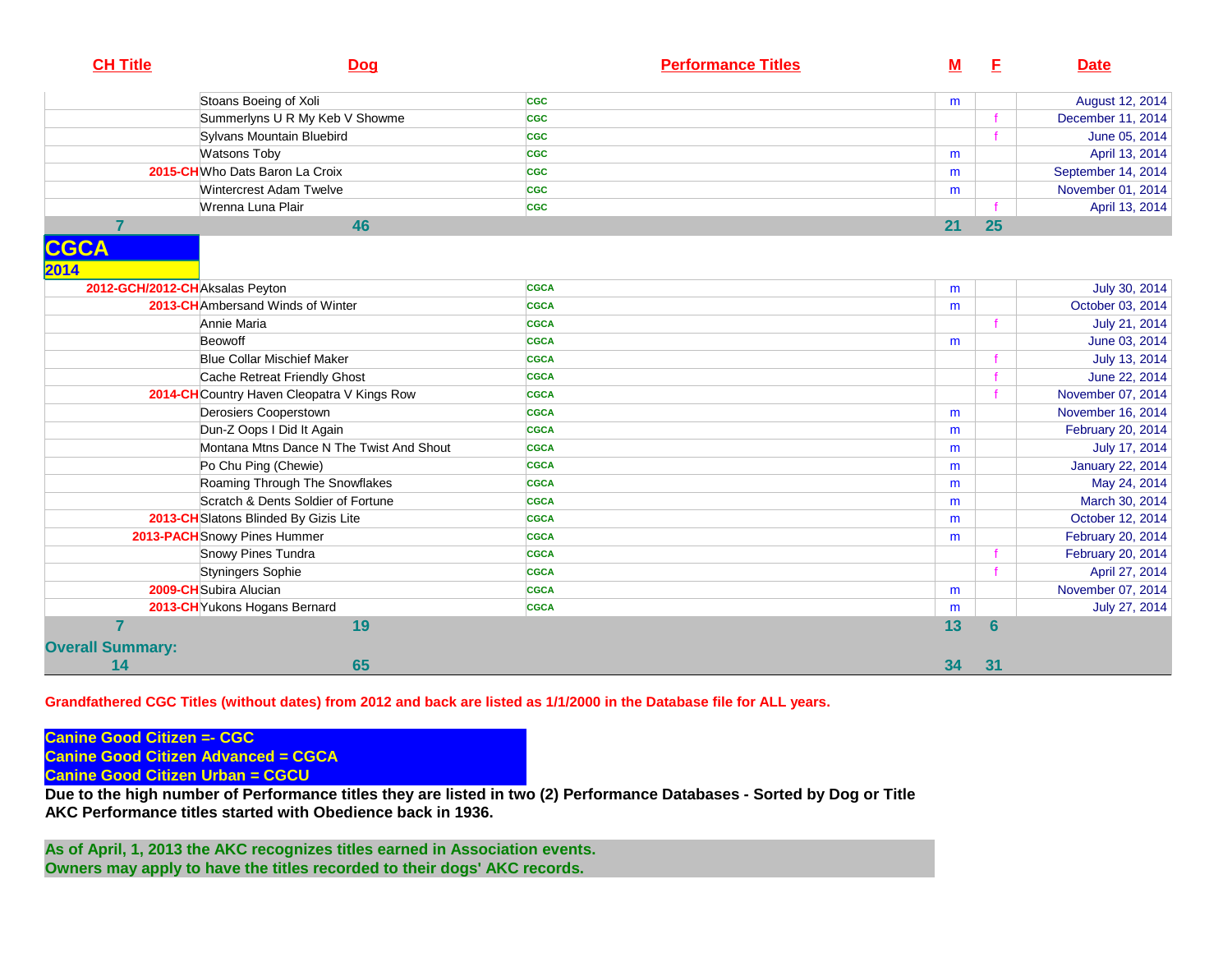| CH Title | Dog | Performance Titles | M | F | Date |
|---|---|---|---|---|---|
| | Stoans Boeing of Xoli | CGC | m | | August 12, 2014 |
| | Summerlyns U R My Keb V Showme | CGC | | f | December 11, 2014 |
| | Sylvans Mountain Bluebird | CGC | | f | June 05, 2014 |
| | Watsons Toby | CGC | m | | April 13, 2014 |
| 2015-CH | Who Dats Baron La Croix | CGC | m | | September 14, 2014 |
| | Wintercrest Adam Twelve | CGC | m | | November 01, 2014 |
| | Wrenna Luna Plair | CGC | | f | April 13, 2014 |
| 7 | 46 | | 21 | 25 | |

**CGCA**
**2014**

| CH Title | Dog | Performance Titles | M | F | Date |
|---|---|---|---|---|---|
| 2012-GCH/2012-CH | Aksalas Peyton | CGCA | m | | July 30, 2014 |
| 2013-CH | Ambersand Winds of Winter | CGCA | m | | October 03, 2014 |
| | Annie Maria | CGCA | | f | July 21, 2014 |
| | Beowoff | CGCA | m | | June 03, 2014 |
| | Blue Collar Mischief Maker | CGCA | | f | July 13, 2014 |
| | Cache Retreat Friendly Ghost | CGCA | | f | June 22, 2014 |
| 2014-CH | Country Haven Cleopatra V Kings Row | CGCA | | f | November 07, 2014 |
| | Derosiers Cooperstown | CGCA | m | | November 16, 2014 |
| | Dun-Z Oops I Did It Again | CGCA | m | | February 20, 2014 |
| | Montana Mtns Dance N The Twist And Shout | CGCA | m | | July 17, 2014 |
| | Po Chu Ping (Chewie) | CGCA | m | | January 22, 2014 |
| | Roaming Through The Snowflakes | CGCA | m | | May 24, 2014 |
| | Scratch & Dents Soldier of Fortune | CGCA | m | | March 30, 2014 |
| 2013-CH | Slatons Blinded By Gizis Lite | CGCA | m | | October 12, 2014 |
| 2013-PACH | Snowy Pines Hummer | CGCA | m | | February 20, 2014 |
| | Snowy Pines Tundra | CGCA | | f | February 20, 2014 |
| | Styningers Sophie | CGCA | | f | April 27, 2014 |
| 2009-CH | Subira Alucian | CGCA | m | | November 07, 2014 |
| 2013-CH | Yukons Hogans Bernard | CGCA | m | | July 27, 2014 |
| 7 | 19 | | 13 | 6 | |

| Overall Summary: | | | | | |
|---|---|---|---|---|---|
| 14 | 65 | | 34 | 31 | |

**Grandfathered CGC Titles (without dates) from 2012 and back are listed as 1/1/2000 in the Database file for ALL years.**

**Canine Good Citizen =- CGC**
**Canine Good Citizen Advanced = CGCA**
**Canine Good Citizen Urban = CGCU**

**Due to the high number of Performance titles they are listed in two (2) Performance Databases - Sorted by Dog or Title**
**AKC Performance titles started with Obedience back in 1936.**

**As of April, 1, 2013 the AKC recognizes titles earned in Association events.**
**Owners may apply to have the titles recorded to their dogs' AKC records.**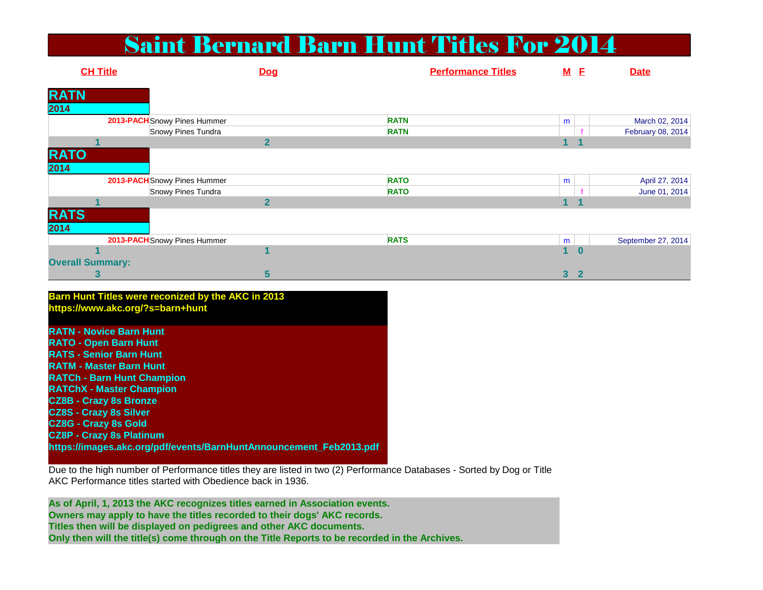# Saint Bernard Barn Hunt Titles For 2014

| CH Title | Dog | Performance Titles | M | F | Date |
|---|---|---|---|---|---|
| **RATN** | | | | | |
| **2014** | | | | | |
| 2013-PACH | Snowy Pines Hummer | RATN | m | | March 02, 2014 |
| | Snowy Pines Tundra | RATN | | f | February 08, 2014 |
| 1 | 2 | | 1 | 1 | |
| **RATO** | | | | | |
| **2014** | | | | | |
| 2013-PACH | Snowy Pines Hummer | RATO | m | | April 27, 2014 |
| | Snowy Pines Tundra | RATO | | f | June 01, 2014 |
| 1 | 2 | | 1 | 1 | |
| **RATS** | | | | | |
| **2014** | | | | | |
| 2013-PACH | Snowy Pines Hummer | RATS | m | | September 27, 2014 |
| 1 | 1 | | 1 | 0 | |
| **Overall Summary:** | | | | | |
| 3 | 5 | | 3 | 2 | |

**Barn Hunt Titles were reconized by the AKC in 2013**
**https://www.akc.org/?s=barn+hunt**

**RATN - Novice Barn Hunt**
**RATO - Open Barn Hunt**
**RATS - Senior Barn Hunt**
**RATM - Master Barn Hunt**
**RATCh - Barn Hunt Champion**
**RATChX - Master Champion**
**CZ8B - Crazy 8s Bronze**
**CZ8S - Crazy 8s Silver**
**CZ8G - Crazy 8s Gold**
**CZ8P - Crazy 8s Platinum**
**https://images.akc.org/pdf/events/BarnHuntAnnouncement_Feb2013.pdf**

Due to the high number of Performance titles they are listed in two (2) Performance Databases - Sorted by Dog or Title
AKC Performance titles started with Obedience back in 1936.

**As of April, 1, 2013 the AKC recognizes titles earned in Association events.**
**Owners may apply to have the titles recorded to their dogs' AKC records.**
**Titles then will be displayed on pedigrees and other AKC documents.**
**Only then will the title(s) come through on the Title Reports to be recorded in the Archives.**